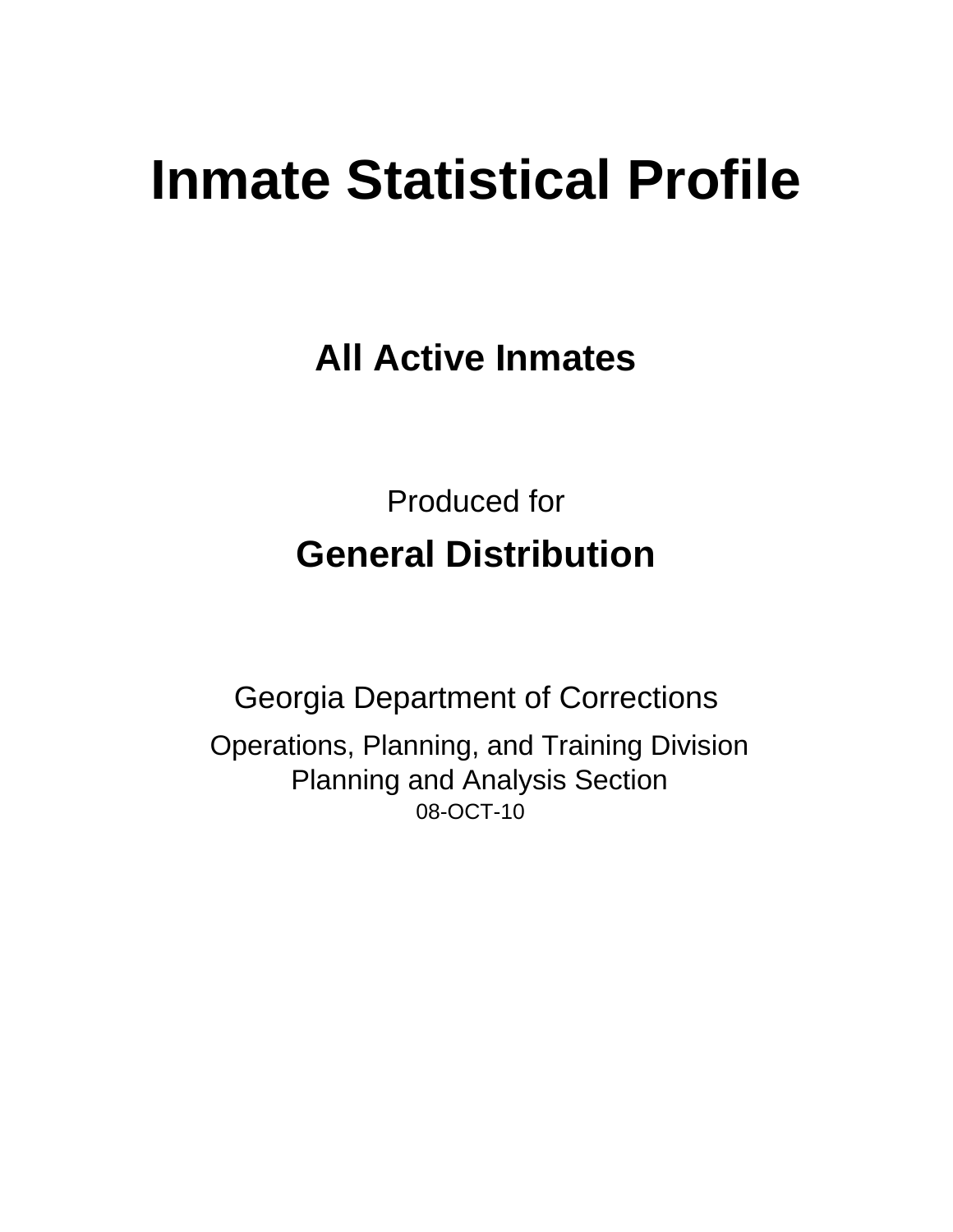# Inmate Statistical Profile

## All Active Inmates

Produced for

## General Distribution

Georgia Department of Corrections

Operations, Planning, and Training Division
Planning and Analysis Section
08-OCT-10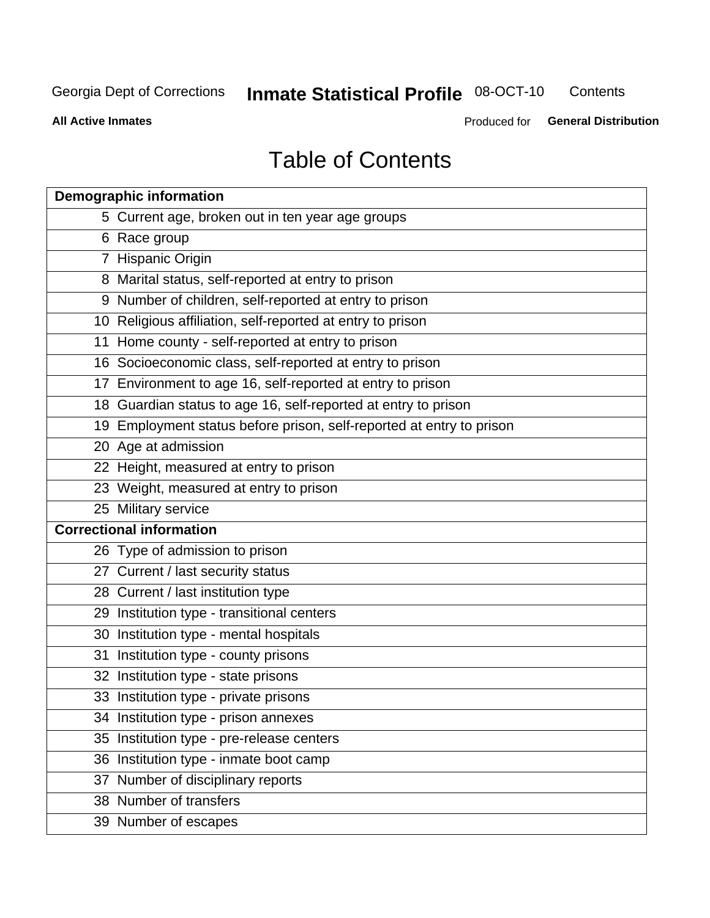Georgia Dept of Corrections **Inmate Statistical Profile** 08-OCT-10 Contents

**All Active Inmates** Produced for **General Distribution**

# Table of Contents

| **Demographic information** | |
|---|---|
| 5 | Current age, broken out in ten year age groups |
| 6 | Race group |
| 7 | Hispanic Origin |
| 8 | Marital status, self-reported at entry to prison |
| 9 | Number of children, self-reported at entry to prison |
| 10 | Religious affiliation, self-reported at entry to prison |
| 11 | Home county - self-reported at entry to prison |
| 16 | Socioeconomic class, self-reported at entry to prison |
| 17 | Environment to age 16, self-reported at entry to prison |
| 18 | Guardian status to age 16, self-reported at entry to prison |
| 19 | Employment status before prison, self-reported at entry to prison |
| 20 | Age at admission |
| 22 | Height, measured at entry to prison |
| 23 | Weight, measured at entry to prison |
| 25 | Military service |
| **Correctional information** | |
| 26 | Type of admission to prison |
| 27 | Current / last security status |
| 28 | Current / last institution type |
| 29 | Institution type - transitional centers |
| 30 | Institution type - mental hospitals |
| 31 | Institution type - county prisons |
| 32 | Institution type - state prisons |
| 33 | Institution type - private prisons |
| 34 | Institution type - prison annexes |
| 35 | Institution type - pre-release centers |
| 36 | Institution type - inmate boot camp |
| 37 | Number of disciplinary reports |
| 38 | Number of transfers |
| 39 | Number of escapes |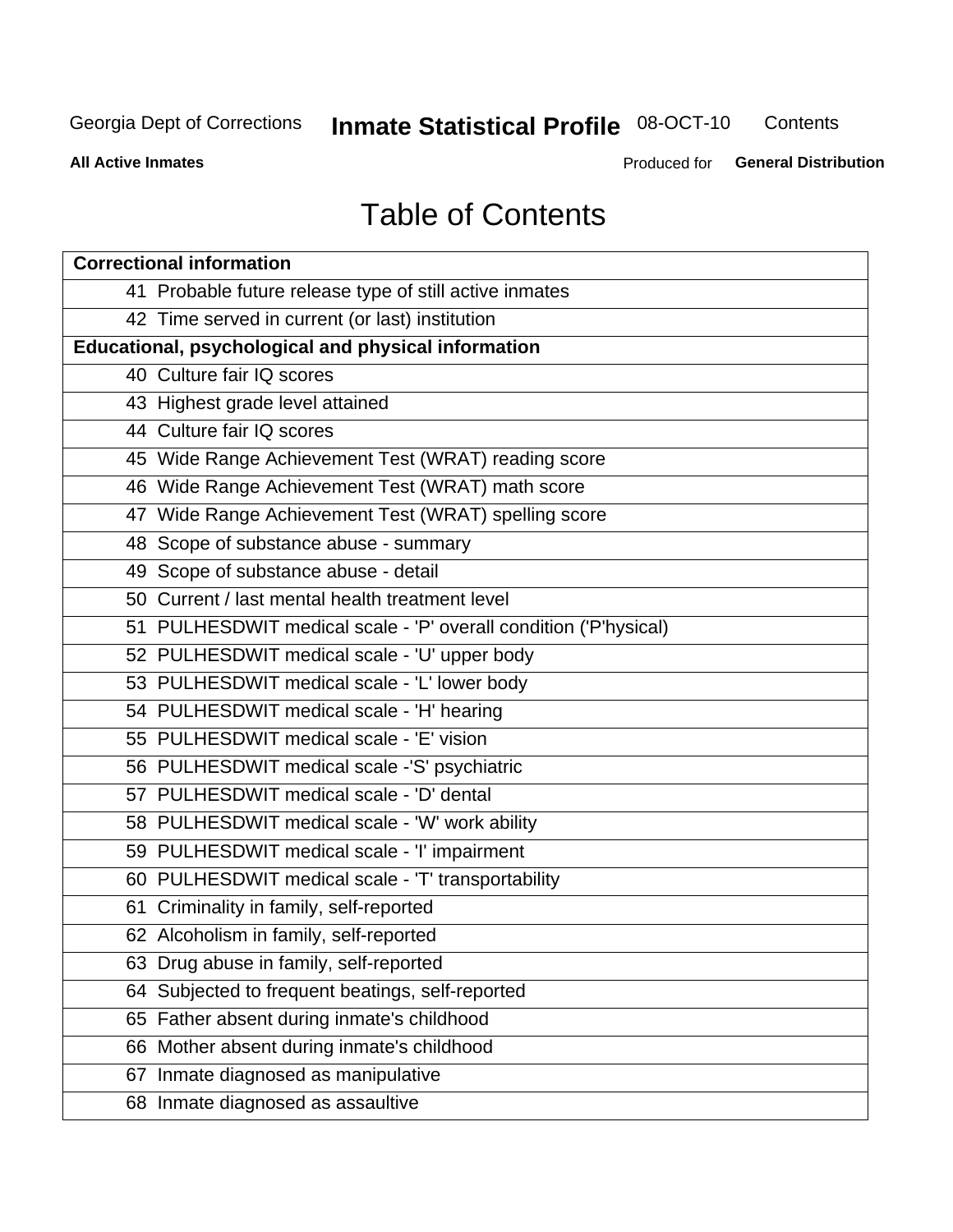# Table of Contents

| Correctional information | |
|---|---|
| 41 | Probable future release type of still active inmates |
| 42 | Time served in current (or last) institution |
| **Educational, psychological and physical information** | |
| 40 | Culture fair IQ scores |
| 43 | Highest grade level attained |
| 44 | Culture fair IQ scores |
| 45 | Wide Range Achievement Test (WRAT) reading score |
| 46 | Wide Range Achievement Test (WRAT) math score |
| 47 | Wide Range Achievement Test (WRAT) spelling score |
| 48 | Scope of substance abuse - summary |
| 49 | Scope of substance abuse - detail |
| 50 | Current / last mental health treatment level |
| 51 | PULHESDWIT medical scale - 'P' overall condition ('P'hysical) |
| 52 | PULHESDWIT medical scale - 'U' upper body |
| 53 | PULHESDWIT medical scale - 'L' lower body |
| 54 | PULHESDWIT medical scale - 'H' hearing |
| 55 | PULHESDWIT medical scale - 'E' vision |
| 56 | PULHESDWIT medical scale -'S' psychiatric |
| 57 | PULHESDWIT medical scale - 'D' dental |
| 58 | PULHESDWIT medical scale - 'W' work ability |
| 59 | PULHESDWIT medical scale - 'I' impairment |
| 60 | PULHESDWIT medical scale - 'T' transportability |
| 61 | Criminality in family, self-reported |
| 62 | Alcoholism in family, self-reported |
| 63 | Drug abuse in family, self-reported |
| 64 | Subjected to frequent beatings, self-reported |
| 65 | Father absent during inmate's childhood |
| 66 | Mother absent during inmate's childhood |
| 67 | Inmate diagnosed as manipulative |
| 68 | Inmate diagnosed as assaultive |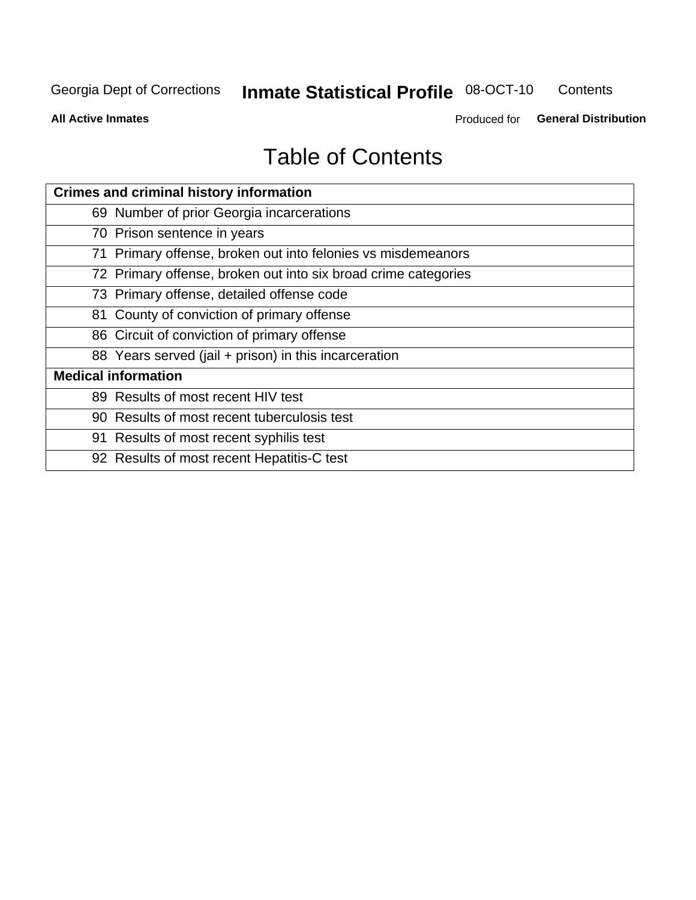# Table of Contents

| Crimes and criminal history information | |
|---|---|
| 69 | Number of prior Georgia incarcerations |
| 70 | Prison sentence in years |
| 71 | Primary offense, broken out into felonies vs misdemeanors |
| 72 | Primary offense, broken out into six broad crime categories |
| 73 | Primary offense, detailed offense code |
| 81 | County of conviction of primary offense |
| 86 | Circuit of conviction of primary offense |
| 88 | Years served (jail + prison) in this incarceration |
| **Medical information** | |
| 89 | Results of most recent HIV test |
| 90 | Results of most recent tuberculosis test |
| 91 | Results of most recent syphilis test |
| 92 | Results of most recent Hepatitis-C test |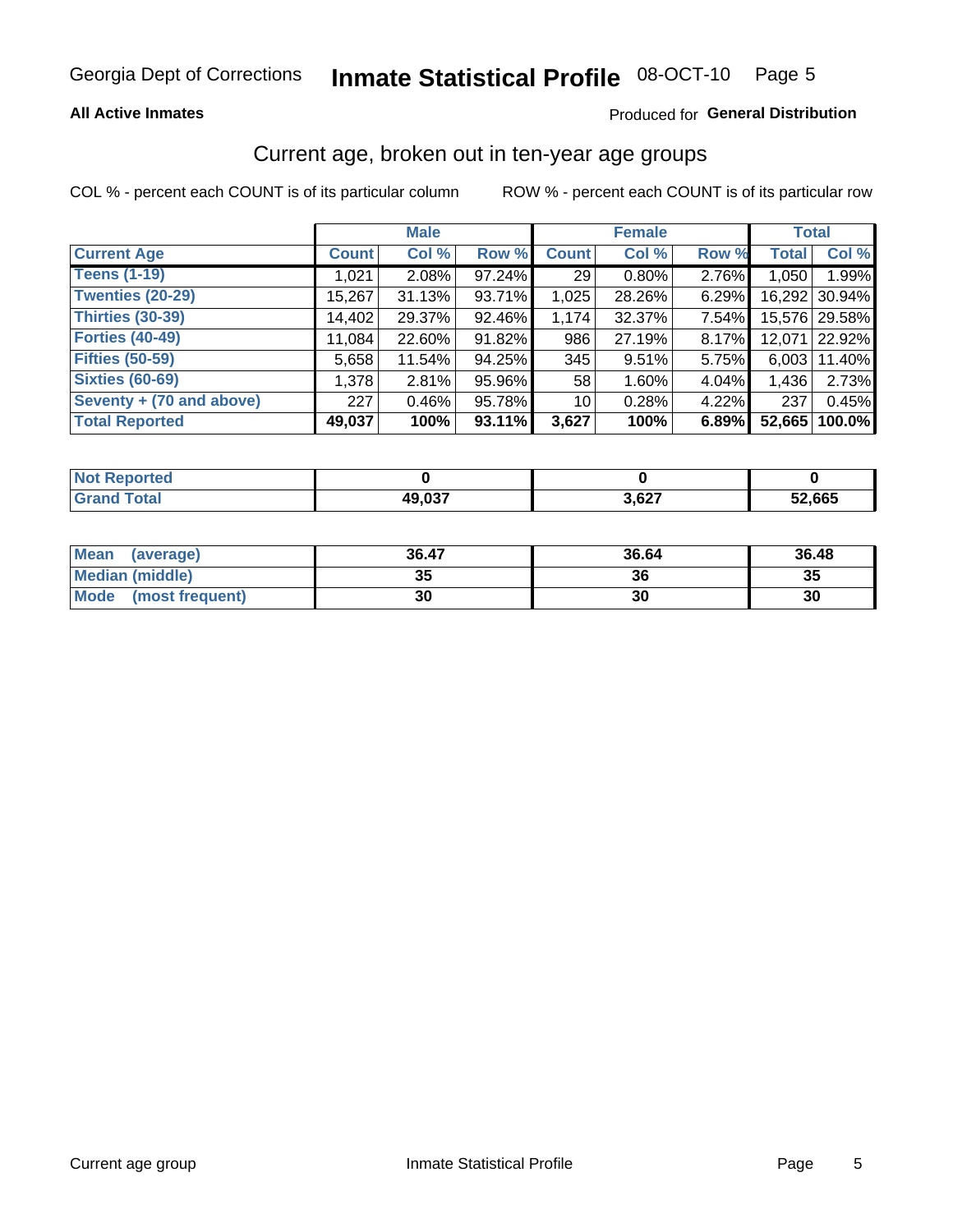Georgia Dept of Corrections **Inmate Statistical Profile** 08-OCT-10

**All Active Inmates**

Produced for **General Distribution**

## Current age, broken out in ten-year age groups

COL % - percent each COUNT is of its particular column

ROW % - percent each COUNT is of its particular row

| | Male | | | Female | | | Total | |
|---|---|---|---|---|---|---|---|---|
| **Current Age** | **Count** | **Col %** | **Row %** | **Count** | **Col %** | **Row %** | **Total** | **Col %** |
| **Teens (1-19)** | 1,021 | 2.08% | 97.24% | 29 | 0.80% | 2.76% | 1,050 | 1.99% |
| **Twenties (20-29)** | 15,267 | 31.13% | 93.71% | 1,025 | 28.26% | 6.29% | 16,292 | 30.94% |
| **Thirties (30-39)** | 14,402 | 29.37% | 92.46% | 1,174 | 32.37% | 7.54% | 15,576 | 29.58% |
| **Forties (40-49)** | 11,084 | 22.60% | 91.82% | 986 | 27.19% | 8.17% | 12,071 | 22.92% |
| **Fifties (50-59)** | 5,658 | 11.54% | 94.25% | 345 | 9.51% | 5.75% | 6,003 | 11.40% |
| **Sixties (60-69)** | 1,378 | 2.81% | 95.96% | 58 | 1.60% | 4.04% | 1,436 | 2.73% |
| **Seventy + (70 and above)** | 227 | 0.46% | 95.78% | 10 | 0.28% | 4.22% | 237 | 0.45% |
| **Total Reported** | **49,037** | **100%** | **93.11%** | **3,627** | **100%** | **6.89%** | **52,665** | **100.0%** |

| | Male | Female | Total |
|---|---|---|---|
| **Not Reported** | **0** | **0** | **0** |
| **Grand Total** | **49,037** | **3,627** | **52,665** |

| | Male | Female | Total |
|---|---|---|---|
| **Mean (average)** | **36.47** | **36.64** | **36.48** |
| **Median (middle)** | **35** | **36** | **35** |
| **Mode (most frequent)** | **30** | **30** | **30** |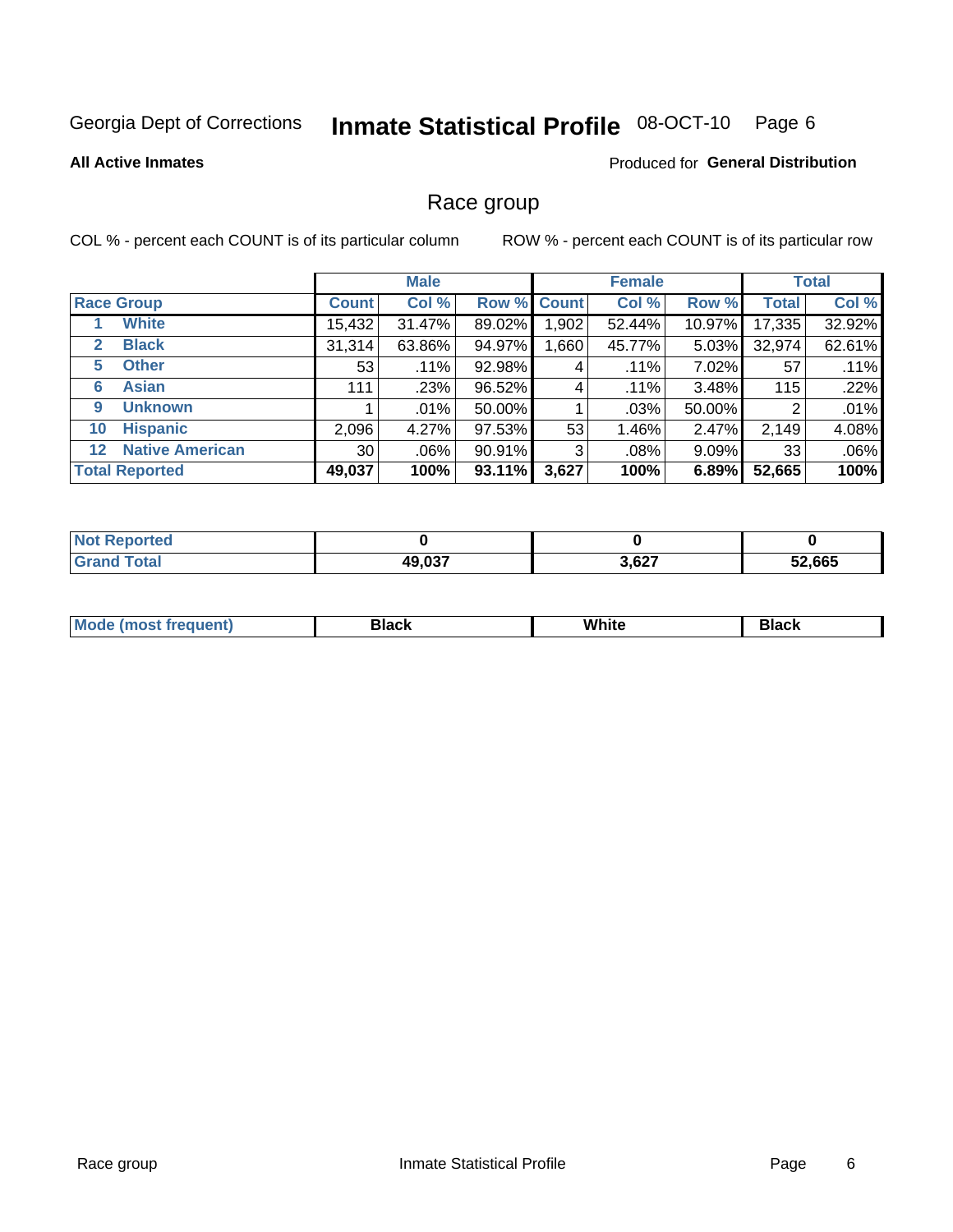Georgia Dept of Corrections **Inmate Statistical Profile** 08-OCT-10

**All Active Inmates**

Produced for **General Distribution**

## Race group

COL % - percent each COUNT is of its particular column

ROW % - percent each COUNT is of its particular row

| | | Male | | | Female | | | Total | |
|---|---|---|---|---|---|---|---|---|---|
| Race Group | | Count | Col % | Row % | Count | Col % | Row % | Total | Col % |
| 1 | White | 15,432 | 31.47% | 89.02% | 1,902 | 52.44% | 10.97% | 17,335 | 32.92% |
| 2 | Black | 31,314 | 63.86% | 94.97% | 1,660 | 45.77% | 5.03% | 32,974 | 62.61% |
| 5 | Other | 53 | .11% | 92.98% | 4 | .11% | 7.02% | 57 | .11% |
| 6 | Asian | 111 | .23% | 96.52% | 4 | .11% | 3.48% | 115 | .22% |
| 9 | Unknown | 1 | .01% | 50.00% | 1 | .03% | 50.00% | 2 | .01% |
| 10 | Hispanic | 2,096 | 4.27% | 97.53% | 53 | 1.46% | 2.47% | 2,149 | 4.08% |
| 12 | Native American | 30 | .06% | 90.91% | 3 | .08% | 9.09% | 33 | .06% |
| **Total Reported** | | **49,037** | **100%** | **93.11%** | **3,627** | **100%** | **6.89%** | **52,665** | **100%** |

| | Male | Female | Total |
|---|---|---|---|
| Not Reported | 0 | 0 | 0 |
| Grand Total | 49,037 | 3,627 | 52,665 |

| | Male | Female | Total |
|---|---|---|---|
| Mode (most frequent) | Black | White | Black |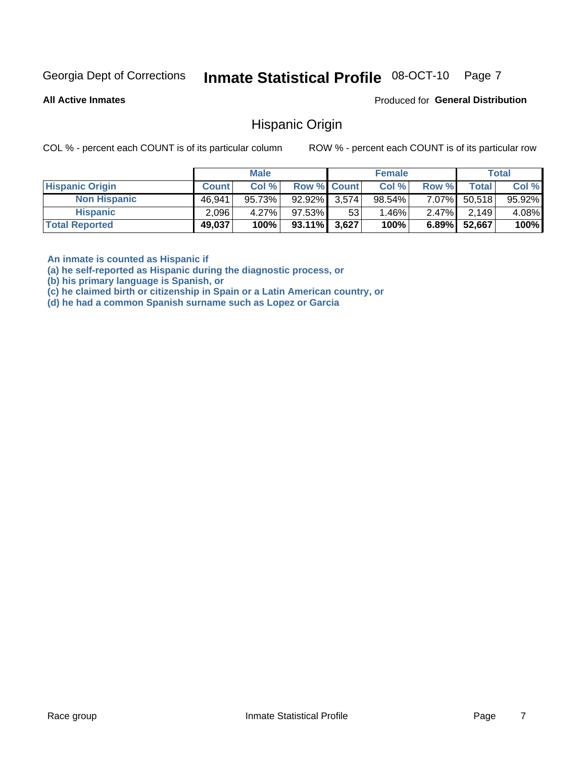Georgia Dept of Corrections **Inmate Statistical Profile** 08-OCT-10

**All Active Inmates**

Produced for **General Distribution**

## Hispanic Origin

COL % - percent each COUNT is of its particular column

ROW % - percent each COUNT is of its particular row

| | Male | | | Female | | | Total | |
|---|---|---|---|---|---|---|---|---|
| **Hispanic Origin** | **Count** | **Col %** | **Row %** | **Count** | **Col %** | **Row %** | **Total** | **Col %** |
| **Non Hispanic** | 46,941 | 95.73% | 92.92% | 3,574 | 98.54% | 7.07% | 50,518 | 95.92% |
| **Hispanic** | 2,096 | 4.27% | 97.53% | 53 | 1.46% | 2.47% | 2,149 | 4.08% |
| **Total Reported** | **49,037** | **100%** | **93.11%** | **3,627** | **100%** | **6.89%** | **52,667** | **100%** |

**An inmate is counted as Hispanic if**
**(a) he self-reported as Hispanic during the diagnostic process, or**
**(b) his primary language is Spanish, or**
**(c) he claimed birth or citizenship in Spain or a Latin American country, or**
**(d) he had a common Spanish surname such as Lopez or Garcia**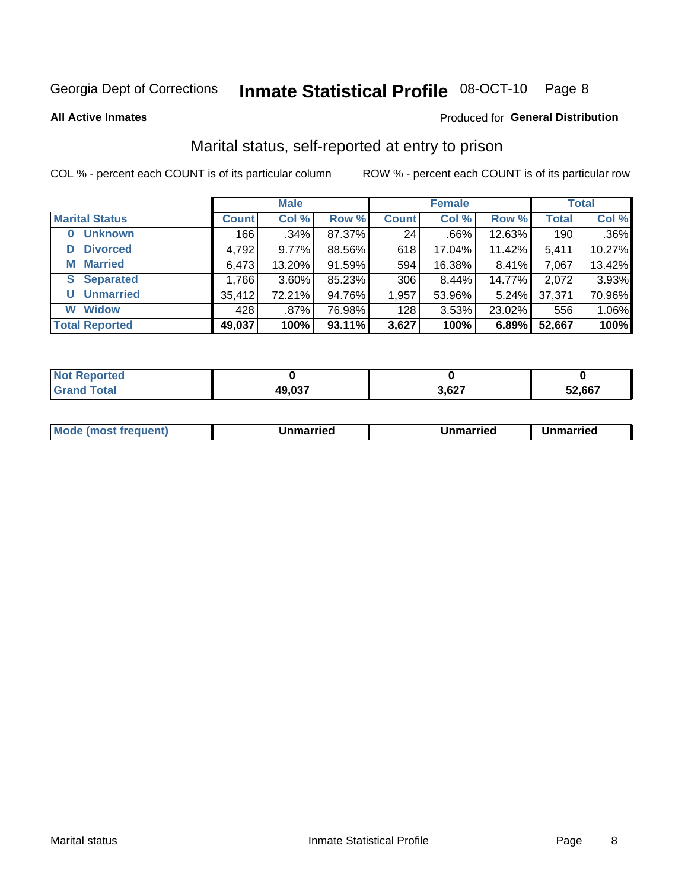Georgia Dept of Corrections **Inmate Statistical Profile** 08-OCT-10

**All Active Inmates**

Produced for **General Distribution**

## Marital status, self-reported at entry to prison

COL % - percent each COUNT is of its particular column ROW % - percent each COUNT is of its particular row

| | Male | | | Female | | | Total | |
|---|---|---|---|---|---|---|---|---|
| **Marital Status** | **Count** | **Col %** | **Row %** | **Count** | **Col %** | **Row %** | **Total** | **Col %** |
| 0 Unknown | 166 | .34% | 87.37% | 24 | .66% | 12.63% | 190 | .36% |
| D Divorced | 4,792 | 9.77% | 88.56% | 618 | 17.04% | 11.42% | 5,411 | 10.27% |
| M Married | 6,473 | 13.20% | 91.59% | 594 | 16.38% | 8.41% | 7,067 | 13.42% |
| S Separated | 1,766 | 3.60% | 85.23% | 306 | 8.44% | 14.77% | 2,072 | 3.93% |
| U Unmarried | 35,412 | 72.21% | 94.76% | 1,957 | 53.96% | 5.24% | 37,371 | 70.96% |
| W Widow | 428 | .87% | 76.98% | 128 | 3.53% | 23.02% | 556 | 1.06% |
| **Total Reported** | **49,037** | **100%** | **93.11%** | **3,627** | **100%** | **6.89%** | **52,667** | **100%** |

| | Male | Female | Total |
|---|---|---|---|
| Not Reported | **0** | **0** | **0** |
| Grand Total | **49,037** | **3,627** | **52,667** |

| | Male | Female | Total |
|---|---|---|---|
| Mode (most frequent) | **Unmarried** | **Unmarried** | **Unmarried** |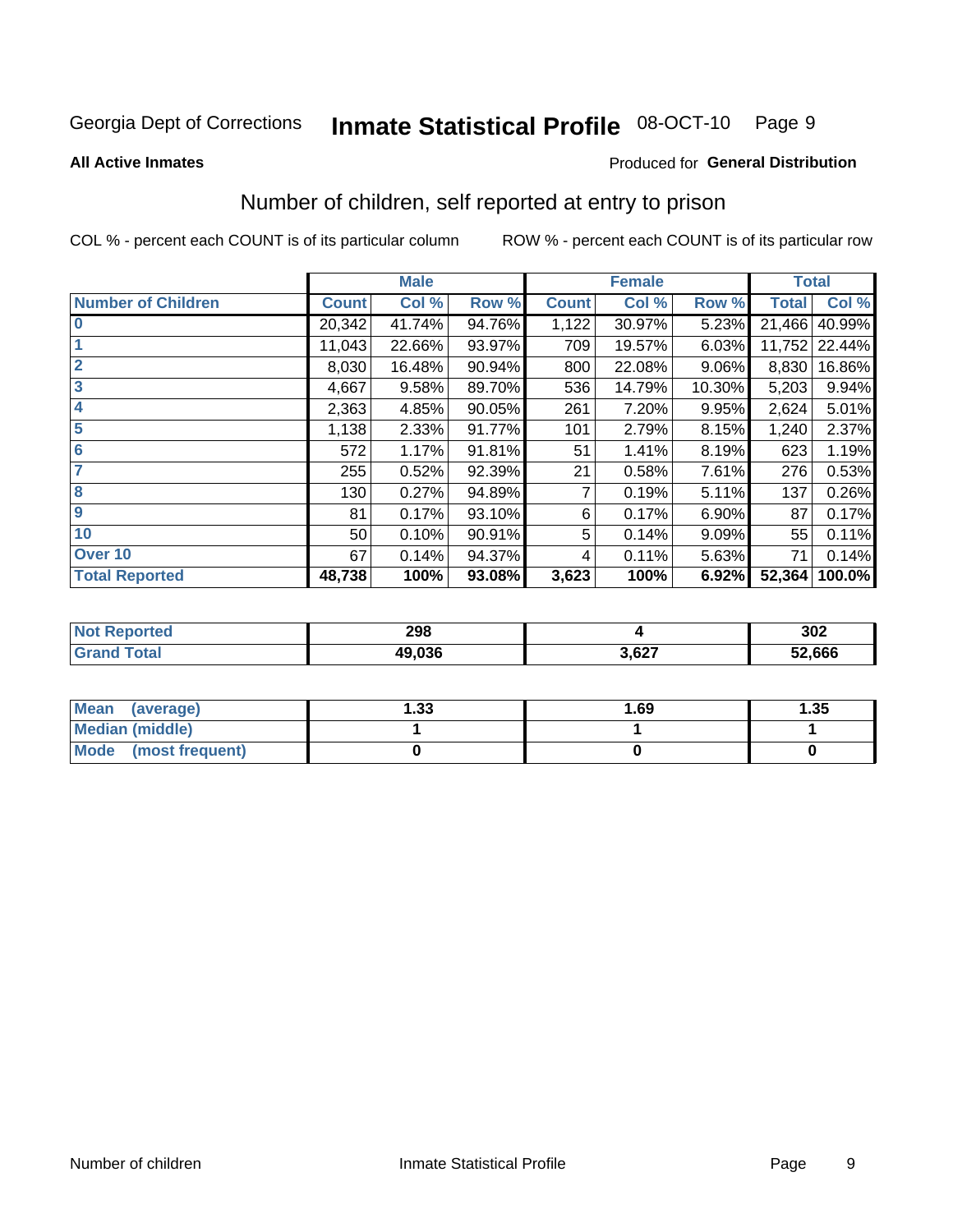Georgia Dept of Corrections **Inmate Statistical Profile** 08-OCT-10

**All Active Inmates**

Produced for **General Distribution**

## Number of children, self reported at entry to prison

COL % - percent each COUNT is of its particular column

ROW % - percent each COUNT is of its particular row

| | Male | | | Female | | | Total | |
|---|---|---|---|---|---|---|---|---|
| **Number of Children** | **Count** | **Col %** | **Row %** | **Count** | **Col %** | **Row %** | **Total** | **Col %** |
| **0** | 20,342 | 41.74% | 94.76% | 1,122 | 30.97% | 5.23% | 21,466 | 40.99% |
| **1** | 11,043 | 22.66% | 93.97% | 709 | 19.57% | 6.03% | 11,752 | 22.44% |
| **2** | 8,030 | 16.48% | 90.94% | 800 | 22.08% | 9.06% | 8,830 | 16.86% |
| **3** | 4,667 | 9.58% | 89.70% | 536 | 14.79% | 10.30% | 5,203 | 9.94% |
| **4** | 2,363 | 4.85% | 90.05% | 261 | 7.20% | 9.95% | 2,624 | 5.01% |
| **5** | 1,138 | 2.33% | 91.77% | 101 | 2.79% | 8.15% | 1,240 | 2.37% |
| **6** | 572 | 1.17% | 91.81% | 51 | 1.41% | 8.19% | 623 | 1.19% |
| **7** | 255 | 0.52% | 92.39% | 21 | 0.58% | 7.61% | 276 | 0.53% |
| **8** | 130 | 0.27% | 94.89% | 7 | 0.19% | 5.11% | 137 | 0.26% |
| **9** | 81 | 0.17% | 93.10% | 6 | 0.17% | 6.90% | 87 | 0.17% |
| **10** | 50 | 0.10% | 90.91% | 5 | 0.14% | 9.09% | 55 | 0.11% |
| **Over 10** | 67 | 0.14% | 94.37% | 4 | 0.11% | 5.63% | 71 | 0.14% |
| **Total Reported** | **48,738** | **100%** | **93.08%** | **3,623** | **100%** | **6.92%** | **52,364** | **100.0%** |

| | Male | Female | Total |
|---|---|---|---|
| **Not Reported** | **298** | **4** | **302** |
| **Grand Total** | **49,036** | **3,627** | **52,666** |

| | Male | Female | Total |
|---|---|---|---|
| **Mean (average)** | **1.33** | **1.69** | **1.35** |
| **Median (middle)** | **1** | **1** | **1** |
| **Mode (most frequent)** | **0** | **0** | **0** |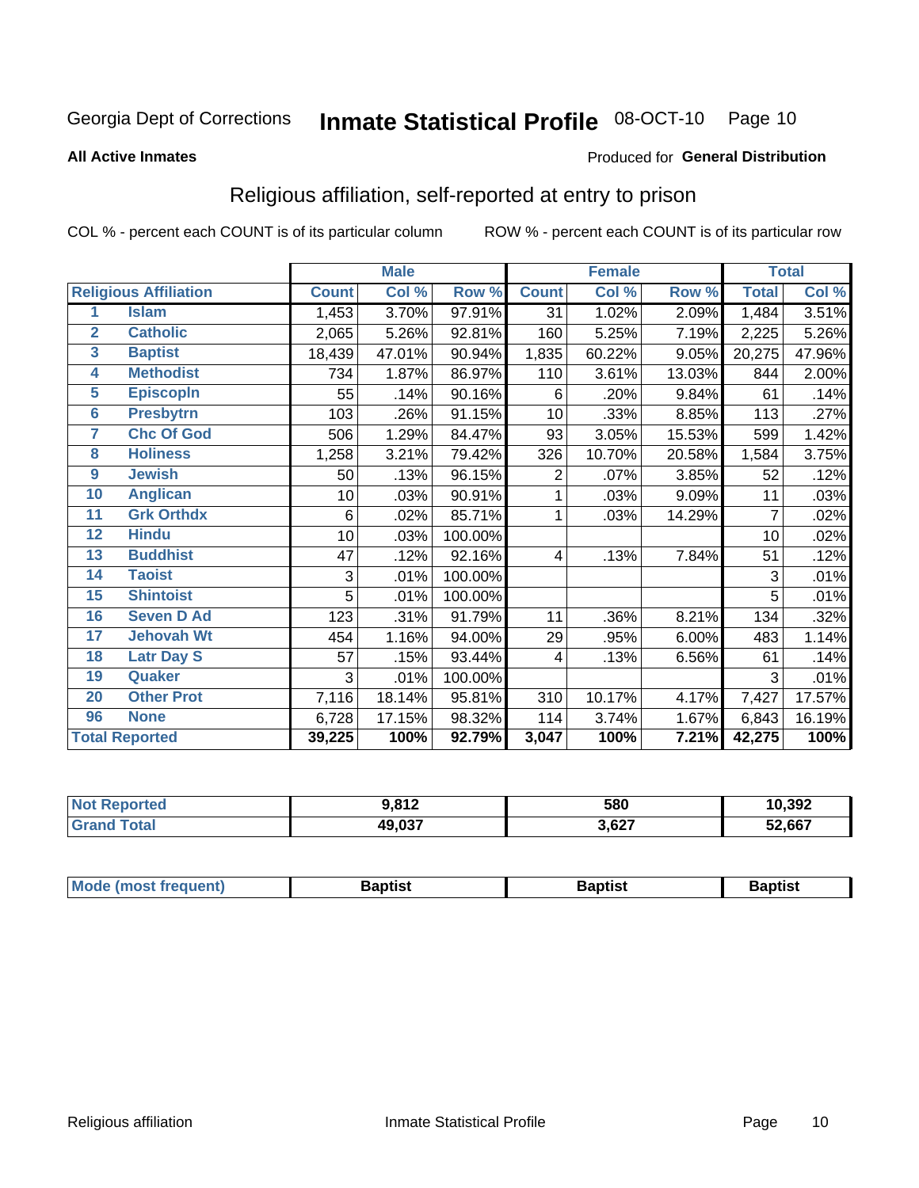Georgia Dept of Corrections **Inmate Statistical Profile** 08-OCT-10

**All Active Inmates**

Produced for **General Distribution**

## Religious affiliation, self-reported at entry to prison

COL % - percent each COUNT is of its particular column     ROW % - percent each COUNT is of its particular row

| Religious Affiliation | | Male | | | Female | | | Total | |
|---|---|---|---|---|---|---|---|---|---|
| | | Count | Col % | Row % | Count | Col % | Row % | Total | Col % |
| 1 | Islam | 1,453 | 3.70% | 97.91% | 31 | 1.02% | 2.09% | 1,484 | 3.51% |
| 2 | Catholic | 2,065 | 5.26% | 92.81% | 160 | 5.25% | 7.19% | 2,225 | 5.26% |
| 3 | Baptist | 18,439 | 47.01% | 90.94% | 1,835 | 60.22% | 9.05% | 20,275 | 47.96% |
| 4 | Methodist | 734 | 1.87% | 86.97% | 110 | 3.61% | 13.03% | 844 | 2.00% |
| 5 | Episcopln | 55 | .14% | 90.16% | 6 | .20% | 9.84% | 61 | .14% |
| 6 | Presbytrn | 103 | .26% | 91.15% | 10 | .33% | 8.85% | 113 | .27% |
| 7 | Chc Of God | 506 | 1.29% | 84.47% | 93 | 3.05% | 15.53% | 599 | 1.42% |
| 8 | Holiness | 1,258 | 3.21% | 79.42% | 326 | 10.70% | 20.58% | 1,584 | 3.75% |
| 9 | Jewish | 50 | .13% | 96.15% | 2 | .07% | 3.85% | 52 | .12% |
| 10 | Anglican | 10 | .03% | 90.91% | 1 | .03% | 9.09% | 11 | .03% |
| 11 | Grk Orthdx | 6 | .02% | 85.71% | 1 | .03% | 14.29% | 7 | .02% |
| 12 | Hindu | 10 | .03% | 100.00% | | | | 10 | .02% |
| 13 | Buddhist | 47 | .12% | 92.16% | 4 | .13% | 7.84% | 51 | .12% |
| 14 | Taoist | 3 | .01% | 100.00% | | | | 3 | .01% |
| 15 | Shintoist | 5 | .01% | 100.00% | | | | 5 | .01% |
| 16 | Seven D Ad | 123 | .31% | 91.79% | 11 | .36% | 8.21% | 134 | .32% |
| 17 | Jehovah Wt | 454 | 1.16% | 94.00% | 29 | .95% | 6.00% | 483 | 1.14% |
| 18 | Latr Day S | 57 | .15% | 93.44% | 4 | .13% | 6.56% | 61 | .14% |
| 19 | Quaker | 3 | .01% | 100.00% | | | | 3 | .01% |
| 20 | Other Prot | 7,116 | 18.14% | 95.81% | 310 | 10.17% | 4.17% | 7,427 | 17.57% |
| 96 | None | 6,728 | 17.15% | 98.32% | 114 | 3.74% | 1.67% | 6,843 | 16.19% |
| **Total Reported** | | **39,225** | **100%** | **92.79%** | **3,047** | **100%** | **7.21%** | **42,275** | **100%** |

| | Male | Female | Total |
|---|---|---|---|
| Not Reported | **9,812** | **580** | **10,392** |
| Grand Total | **49,037** | **3,627** | **52,667** |

| | Male | Female | Total |
|---|---|---|---|
| Mode (most frequent) | **Baptist** | **Baptist** | **Baptist** |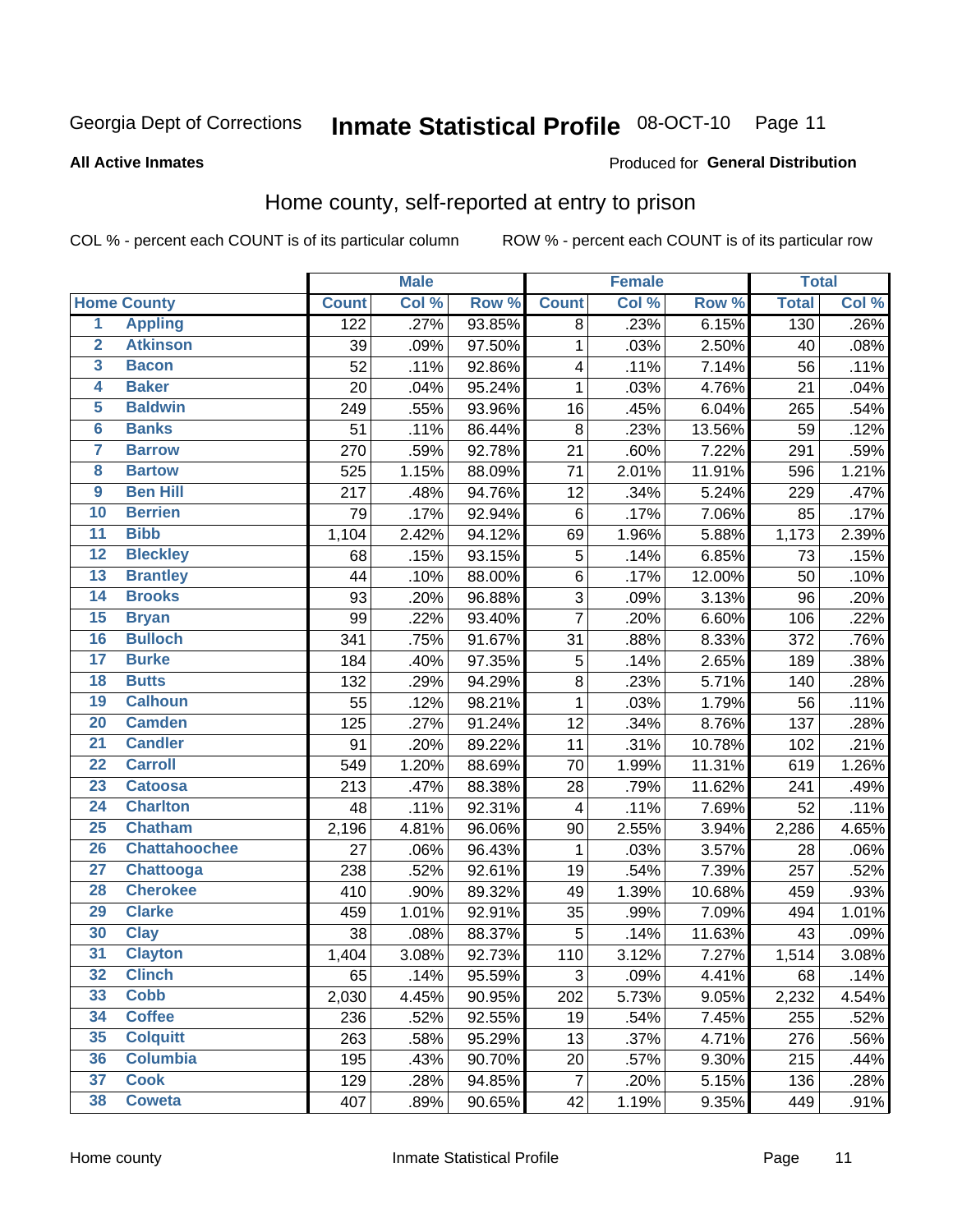Georgia Dept of Corrections **Inmate Statistical Profile** 08-OCT-10

**All Active Inmates**

Produced for **General Distribution**

## Home county, self-reported at entry to prison

COL % - percent each COUNT is of its particular column ROW % - percent each COUNT is of its particular row

| | | Male | | | Female | | | Total | |
|---|---|---|---|---|---|---|---|---|---|
| **Home County** | | **Count** | **Col %** | **Row %** | **Count** | **Col %** | **Row %** | **Total** | **Col %** |
| 1 | Appling | 122 | .27% | 93.85% | 8 | .23% | 6.15% | 130 | .26% |
| 2 | Atkinson | 39 | .09% | 97.50% | 1 | .03% | 2.50% | 40 | .08% |
| 3 | Bacon | 52 | .11% | 92.86% | 4 | .11% | 7.14% | 56 | .11% |
| 4 | Baker | 20 | .04% | 95.24% | 1 | .03% | 4.76% | 21 | .04% |
| 5 | Baldwin | 249 | .55% | 93.96% | 16 | .45% | 6.04% | 265 | .54% |
| 6 | Banks | 51 | .11% | 86.44% | 8 | .23% | 13.56% | 59 | .12% |
| 7 | Barrow | 270 | .59% | 92.78% | 21 | .60% | 7.22% | 291 | .59% |
| 8 | Bartow | 525 | 1.15% | 88.09% | 71 | 2.01% | 11.91% | 596 | 1.21% |
| 9 | Ben Hill | 217 | .48% | 94.76% | 12 | .34% | 5.24% | 229 | .47% |
| 10 | Berrien | 79 | .17% | 92.94% | 6 | .17% | 7.06% | 85 | .17% |
| 11 | Bibb | 1,104 | 2.42% | 94.12% | 69 | 1.96% | 5.88% | 1,173 | 2.39% |
| 12 | Bleckley | 68 | .15% | 93.15% | 5 | .14% | 6.85% | 73 | .15% |
| 13 | Brantley | 44 | .10% | 88.00% | 6 | .17% | 12.00% | 50 | .10% |
| 14 | Brooks | 93 | .20% | 96.88% | 3 | .09% | 3.13% | 96 | .20% |
| 15 | Bryan | 99 | .22% | 93.40% | 7 | .20% | 6.60% | 106 | .22% |
| 16 | Bulloch | 341 | .75% | 91.67% | 31 | .88% | 8.33% | 372 | .76% |
| 17 | Burke | 184 | .40% | 97.35% | 5 | .14% | 2.65% | 189 | .38% |
| 18 | Butts | 132 | .29% | 94.29% | 8 | .23% | 5.71% | 140 | .28% |
| 19 | Calhoun | 55 | .12% | 98.21% | 1 | .03% | 1.79% | 56 | .11% |
| 20 | Camden | 125 | .27% | 91.24% | 12 | .34% | 8.76% | 137 | .28% |
| 21 | Candler | 91 | .20% | 89.22% | 11 | .31% | 10.78% | 102 | .21% |
| 22 | Carroll | 549 | 1.20% | 88.69% | 70 | 1.99% | 11.31% | 619 | 1.26% |
| 23 | Catoosa | 213 | .47% | 88.38% | 28 | .79% | 11.62% | 241 | .49% |
| 24 | Charlton | 48 | .11% | 92.31% | 4 | .11% | 7.69% | 52 | .11% |
| 25 | Chatham | 2,196 | 4.81% | 96.06% | 90 | 2.55% | 3.94% | 2,286 | 4.65% |
| 26 | Chattahoochee | 27 | .06% | 96.43% | 1 | .03% | 3.57% | 28 | .06% |
| 27 | Chattooga | 238 | .52% | 92.61% | 19 | .54% | 7.39% | 257 | .52% |
| 28 | Cherokee | 410 | .90% | 89.32% | 49 | 1.39% | 10.68% | 459 | .93% |
| 29 | Clarke | 459 | 1.01% | 92.91% | 35 | .99% | 7.09% | 494 | 1.01% |
| 30 | Clay | 38 | .08% | 88.37% | 5 | .14% | 11.63% | 43 | .09% |
| 31 | Clayton | 1,404 | 3.08% | 92.73% | 110 | 3.12% | 7.27% | 1,514 | 3.08% |
| 32 | Clinch | 65 | .14% | 95.59% | 3 | .09% | 4.41% | 68 | .14% |
| 33 | Cobb | 2,030 | 4.45% | 90.95% | 202 | 5.73% | 9.05% | 2,232 | 4.54% |
| 34 | Coffee | 236 | .52% | 92.55% | 19 | .54% | 7.45% | 255 | .52% |
| 35 | Colquitt | 263 | .58% | 95.29% | 13 | .37% | 4.71% | 276 | .56% |
| 36 | Columbia | 195 | .43% | 90.70% | 20 | .57% | 9.30% | 215 | .44% |
| 37 | Cook | 129 | .28% | 94.85% | 7 | .20% | 5.15% | 136 | .28% |
| 38 | Coweta | 407 | .89% | 90.65% | 42 | 1.19% | 9.35% | 449 | .91% |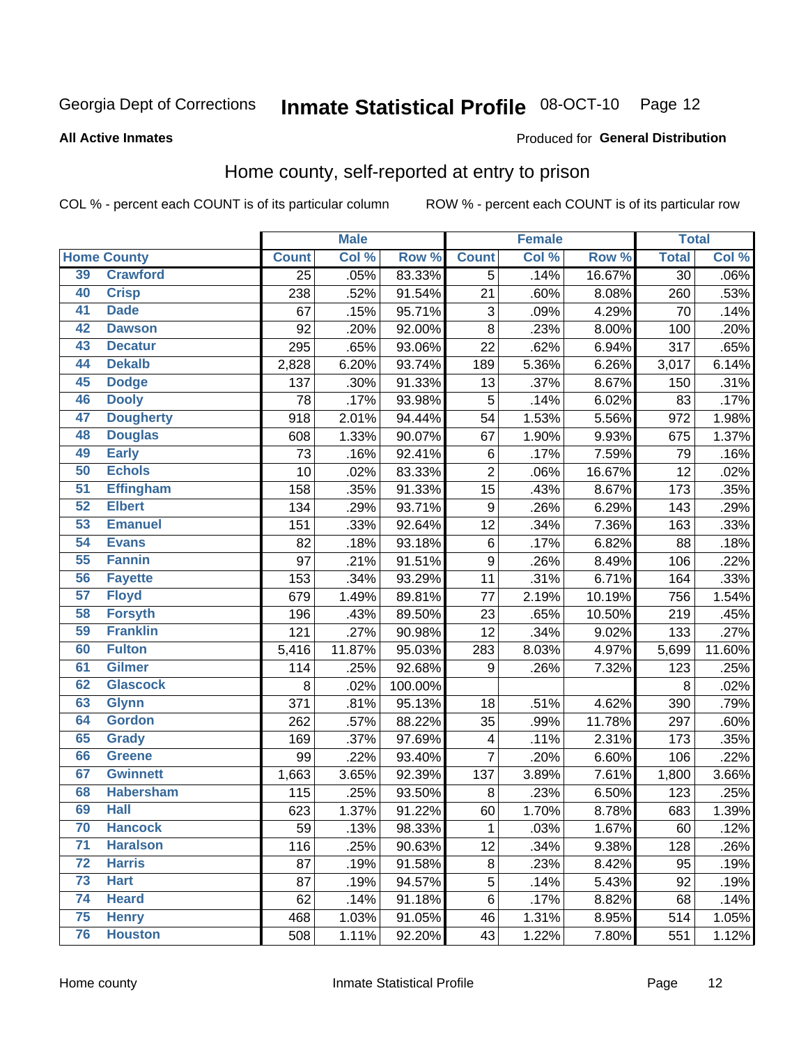Georgia Dept of Corrections **Inmate Statistical Profile** 08-OCT-10

**All Active Inmates**

Produced for **General Distribution**

## Home county, self-reported at entry to prison

COL % - percent each COUNT is of its particular column ROW % - percent each COUNT is of its particular row

| Home County | | Male | | | Female | | | Total | |
|---|---|---|---|---|---|---|---|---|---|
| | | Count | Col % | Row % | Count | Col % | Row % | Total | Col % |
| 39 | Crawford | 25 | .05% | 83.33% | 5 | .14% | 16.67% | 30 | .06% |
| 40 | Crisp | 238 | .52% | 91.54% | 21 | .60% | 8.08% | 260 | .53% |
| 41 | Dade | 67 | .15% | 95.71% | 3 | .09% | 4.29% | 70 | .14% |
| 42 | Dawson | 92 | .20% | 92.00% | 8 | .23% | 8.00% | 100 | .20% |
| 43 | Decatur | 295 | .65% | 93.06% | 22 | .62% | 6.94% | 317 | .65% |
| 44 | Dekalb | 2,828 | 6.20% | 93.74% | 189 | 5.36% | 6.26% | 3,017 | 6.14% |
| 45 | Dodge | 137 | .30% | 91.33% | 13 | .37% | 8.67% | 150 | .31% |
| 46 | Dooly | 78 | .17% | 93.98% | 5 | .14% | 6.02% | 83 | .17% |
| 47 | Dougherty | 918 | 2.01% | 94.44% | 54 | 1.53% | 5.56% | 972 | 1.98% |
| 48 | Douglas | 608 | 1.33% | 90.07% | 67 | 1.90% | 9.93% | 675 | 1.37% |
| 49 | Early | 73 | .16% | 92.41% | 6 | .17% | 7.59% | 79 | .16% |
| 50 | Echols | 10 | .02% | 83.33% | 2 | .06% | 16.67% | 12 | .02% |
| 51 | Effingham | 158 | .35% | 91.33% | 15 | .43% | 8.67% | 173 | .35% |
| 52 | Elbert | 134 | .29% | 93.71% | 9 | .26% | 6.29% | 143 | .29% |
| 53 | Emanuel | 151 | .33% | 92.64% | 12 | .34% | 7.36% | 163 | .33% |
| 54 | Evans | 82 | .18% | 93.18% | 6 | .17% | 6.82% | 88 | .18% |
| 55 | Fannin | 97 | .21% | 91.51% | 9 | .26% | 8.49% | 106 | .22% |
| 56 | Fayette | 153 | .34% | 93.29% | 11 | .31% | 6.71% | 164 | .33% |
| 57 | Floyd | 679 | 1.49% | 89.81% | 77 | 2.19% | 10.19% | 756 | 1.54% |
| 58 | Forsyth | 196 | .43% | 89.50% | 23 | .65% | 10.50% | 219 | .45% |
| 59 | Franklin | 121 | .27% | 90.98% | 12 | .34% | 9.02% | 133 | .27% |
| 60 | Fulton | 5,416 | 11.87% | 95.03% | 283 | 8.03% | 4.97% | 5,699 | 11.60% |
| 61 | Gilmer | 114 | .25% | 92.68% | 9 | .26% | 7.32% | 123 | .25% |
| 62 | Glascock | 8 | .02% | 100.00% | | | | 8 | .02% |
| 63 | Glynn | 371 | .81% | 95.13% | 18 | .51% | 4.62% | 390 | .79% |
| 64 | Gordon | 262 | .57% | 88.22% | 35 | .99% | 11.78% | 297 | .60% |
| 65 | Grady | 169 | .37% | 97.69% | 4 | .11% | 2.31% | 173 | .35% |
| 66 | Greene | 99 | .22% | 93.40% | 7 | .20% | 6.60% | 106 | .22% |
| 67 | Gwinnett | 1,663 | 3.65% | 92.39% | 137 | 3.89% | 7.61% | 1,800 | 3.66% |
| 68 | Habersham | 115 | .25% | 93.50% | 8 | .23% | 6.50% | 123 | .25% |
| 69 | Hall | 623 | 1.37% | 91.22% | 60 | 1.70% | 8.78% | 683 | 1.39% |
| 70 | Hancock | 59 | .13% | 98.33% | 1 | .03% | 1.67% | 60 | .12% |
| 71 | Haralson | 116 | .25% | 90.63% | 12 | .34% | 9.38% | 128 | .26% |
| 72 | Harris | 87 | .19% | 91.58% | 8 | .23% | 8.42% | 95 | .19% |
| 73 | Hart | 87 | .19% | 94.57% | 5 | .14% | 5.43% | 92 | .19% |
| 74 | Heard | 62 | .14% | 91.18% | 6 | .17% | 8.82% | 68 | .14% |
| 75 | Henry | 468 | 1.03% | 91.05% | 46 | 1.31% | 8.95% | 514 | 1.05% |
| 76 | Houston | 508 | 1.11% | 92.20% | 43 | 1.22% | 7.80% | 551 | 1.12% |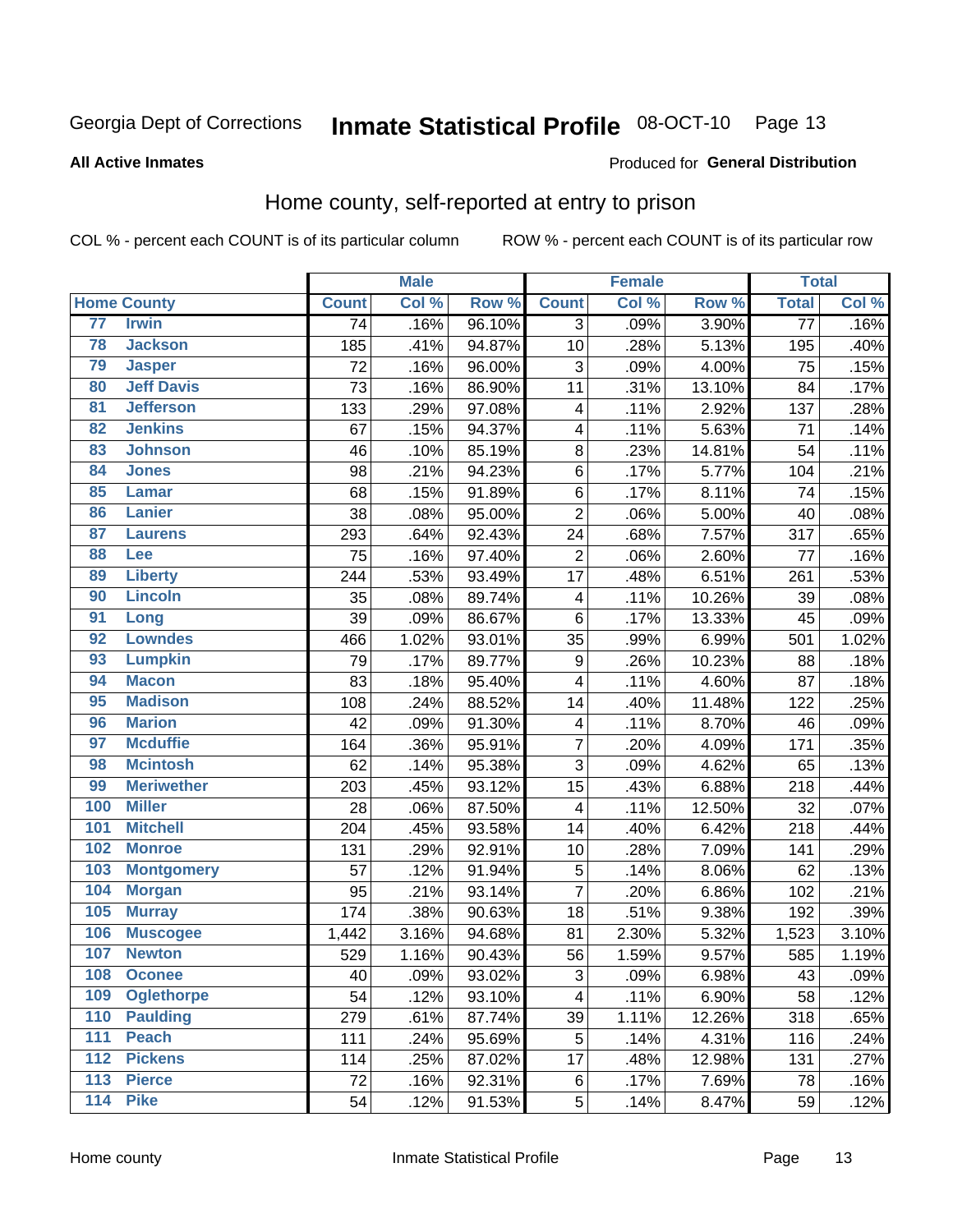Georgia Dept of Corrections **Inmate Statistical Profile** 08-OCT-10 Page 13

**All Active Inmates**

Produced for **General Distribution**

## Home county, self-reported at entry to prison

COL % - percent each COUNT is of its particular column ROW % - percent each COUNT is of its particular row

| Home County | | Male | | | Female | | | Total | |
|---|---|---|---|---|---|---|---|---|---|
| | | Count | Col % | Row % | Count | Col % | Row % | Total | Col % |
| 77 | Irwin | 74 | .16% | 96.10% | 3 | .09% | 3.90% | 77 | .16% |
| 78 | Jackson | 185 | .41% | 94.87% | 10 | .28% | 5.13% | 195 | .40% |
| 79 | Jasper | 72 | .16% | 96.00% | 3 | .09% | 4.00% | 75 | .15% |
| 80 | Jeff Davis | 73 | .16% | 86.90% | 11 | .31% | 13.10% | 84 | .17% |
| 81 | Jefferson | 133 | .29% | 97.08% | 4 | .11% | 2.92% | 137 | .28% |
| 82 | Jenkins | 67 | .15% | 94.37% | 4 | .11% | 5.63% | 71 | .14% |
| 83 | Johnson | 46 | .10% | 85.19% | 8 | .23% | 14.81% | 54 | .11% |
| 84 | Jones | 98 | .21% | 94.23% | 6 | .17% | 5.77% | 104 | .21% |
| 85 | Lamar | 68 | .15% | 91.89% | 6 | .17% | 8.11% | 74 | .15% |
| 86 | Lanier | 38 | .08% | 95.00% | 2 | .06% | 5.00% | 40 | .08% |
| 87 | Laurens | 293 | .64% | 92.43% | 24 | .68% | 7.57% | 317 | .65% |
| 88 | Lee | 75 | .16% | 97.40% | 2 | .06% | 2.60% | 77 | .16% |
| 89 | Liberty | 244 | .53% | 93.49% | 17 | .48% | 6.51% | 261 | .53% |
| 90 | Lincoln | 35 | .08% | 89.74% | 4 | .11% | 10.26% | 39 | .08% |
| 91 | Long | 39 | .09% | 86.67% | 6 | .17% | 13.33% | 45 | .09% |
| 92 | Lowndes | 466 | 1.02% | 93.01% | 35 | .99% | 6.99% | 501 | 1.02% |
| 93 | Lumpkin | 79 | .17% | 89.77% | 9 | .26% | 10.23% | 88 | .18% |
| 94 | Macon | 83 | .18% | 95.40% | 4 | .11% | 4.60% | 87 | .18% |
| 95 | Madison | 108 | .24% | 88.52% | 14 | .40% | 11.48% | 122 | .25% |
| 96 | Marion | 42 | .09% | 91.30% | 4 | .11% | 8.70% | 46 | .09% |
| 97 | Mcduffie | 164 | .36% | 95.91% | 7 | .20% | 4.09% | 171 | .35% |
| 98 | Mcintosh | 62 | .14% | 95.38% | 3 | .09% | 4.62% | 65 | .13% |
| 99 | Meriwether | 203 | .45% | 93.12% | 15 | .43% | 6.88% | 218 | .44% |
| 100 | Miller | 28 | .06% | 87.50% | 4 | .11% | 12.50% | 32 | .07% |
| 101 | Mitchell | 204 | .45% | 93.58% | 14 | .40% | 6.42% | 218 | .44% |
| 102 | Monroe | 131 | .29% | 92.91% | 10 | .28% | 7.09% | 141 | .29% |
| 103 | Montgomery | 57 | .12% | 91.94% | 5 | .14% | 8.06% | 62 | .13% |
| 104 | Morgan | 95 | .21% | 93.14% | 7 | .20% | 6.86% | 102 | .21% |
| 105 | Murray | 174 | .38% | 90.63% | 18 | .51% | 9.38% | 192 | .39% |
| 106 | Muscogee | 1,442 | 3.16% | 94.68% | 81 | 2.30% | 5.32% | 1,523 | 3.10% |
| 107 | Newton | 529 | 1.16% | 90.43% | 56 | 1.59% | 9.57% | 585 | 1.19% |
| 108 | Oconee | 40 | .09% | 93.02% | 3 | .09% | 6.98% | 43 | .09% |
| 109 | Oglethorpe | 54 | .12% | 93.10% | 4 | .11% | 6.90% | 58 | .12% |
| 110 | Paulding | 279 | .61% | 87.74% | 39 | 1.11% | 12.26% | 318 | .65% |
| 111 | Peach | 111 | .24% | 95.69% | 5 | .14% | 4.31% | 116 | .24% |
| 112 | Pickens | 114 | .25% | 87.02% | 17 | .48% | 12.98% | 131 | .27% |
| 113 | Pierce | 72 | .16% | 92.31% | 6 | .17% | 7.69% | 78 | .16% |
| 114 | Pike | 54 | .12% | 91.53% | 5 | .14% | 8.47% | 59 | .12% |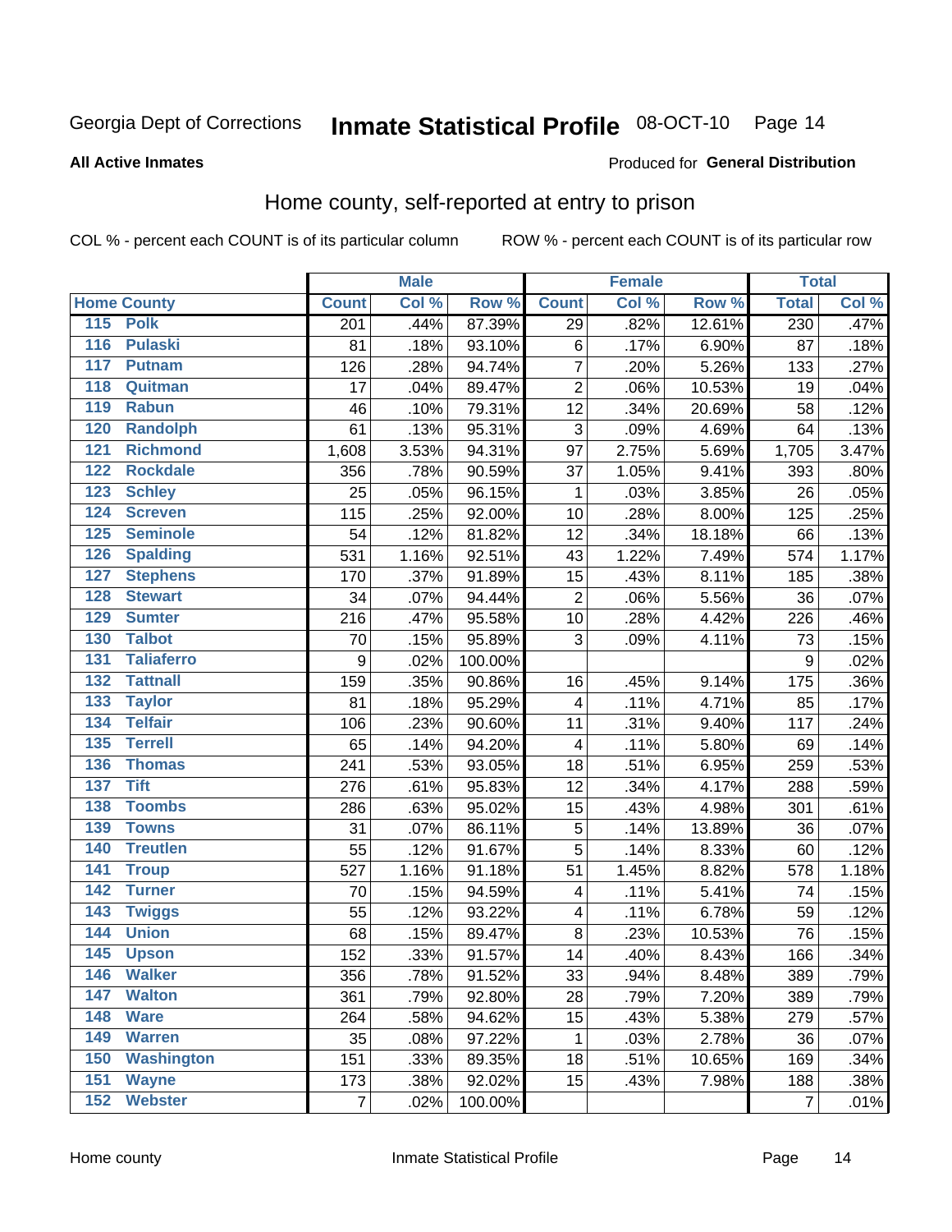Georgia Dept of Corrections **Inmate Statistical Profile** 08-OCT-10

**All Active Inmates**

Produced for **General Distribution**

## Home county, self-reported at entry to prison

COL % - percent each COUNT is of its particular column ROW % - percent each COUNT is of its particular row

| Home County | | Male | | | Female | | | Total | |
|---|---|---|---|---|---|---|---|---|---|
| | | Count | Col % | Row % | Count | Col % | Row % | Total | Col % |
| 115 | Polk | 201 | .44% | 87.39% | 29 | .82% | 12.61% | 230 | .47% |
| 116 | Pulaski | 81 | .18% | 93.10% | 6 | .17% | 6.90% | 87 | .18% |
| 117 | Putnam | 126 | .28% | 94.74% | 7 | .20% | 5.26% | 133 | .27% |
| 118 | Quitman | 17 | .04% | 89.47% | 2 | .06% | 10.53% | 19 | .04% |
| 119 | Rabun | 46 | .10% | 79.31% | 12 | .34% | 20.69% | 58 | .12% |
| 120 | Randolph | 61 | .13% | 95.31% | 3 | .09% | 4.69% | 64 | .13% |
| 121 | Richmond | 1,608 | 3.53% | 94.31% | 97 | 2.75% | 5.69% | 1,705 | 3.47% |
| 122 | Rockdale | 356 | .78% | 90.59% | 37 | 1.05% | 9.41% | 393 | .80% |
| 123 | Schley | 25 | .05% | 96.15% | 1 | .03% | 3.85% | 26 | .05% |
| 124 | Screven | 115 | .25% | 92.00% | 10 | .28% | 8.00% | 125 | .25% |
| 125 | Seminole | 54 | .12% | 81.82% | 12 | .34% | 18.18% | 66 | .13% |
| 126 | Spalding | 531 | 1.16% | 92.51% | 43 | 1.22% | 7.49% | 574 | 1.17% |
| 127 | Stephens | 170 | .37% | 91.89% | 15 | .43% | 8.11% | 185 | .38% |
| 128 | Stewart | 34 | .07% | 94.44% | 2 | .06% | 5.56% | 36 | .07% |
| 129 | Sumter | 216 | .47% | 95.58% | 10 | .28% | 4.42% | 226 | .46% |
| 130 | Talbot | 70 | .15% | 95.89% | 3 | .09% | 4.11% | 73 | .15% |
| 131 | Taliaferro | 9 | .02% | 100.00% | | | | 9 | .02% |
| 132 | Tattnall | 159 | .35% | 90.86% | 16 | .45% | 9.14% | 175 | .36% |
| 133 | Taylor | 81 | .18% | 95.29% | 4 | .11% | 4.71% | 85 | .17% |
| 134 | Telfair | 106 | .23% | 90.60% | 11 | .31% | 9.40% | 117 | .24% |
| 135 | Terrell | 65 | .14% | 94.20% | 4 | .11% | 5.80% | 69 | .14% |
| 136 | Thomas | 241 | .53% | 93.05% | 18 | .51% | 6.95% | 259 | .53% |
| 137 | Tift | 276 | .61% | 95.83% | 12 | .34% | 4.17% | 288 | .59% |
| 138 | Toombs | 286 | .63% | 95.02% | 15 | .43% | 4.98% | 301 | .61% |
| 139 | Towns | 31 | .07% | 86.11% | 5 | .14% | 13.89% | 36 | .07% |
| 140 | Treutlen | 55 | .12% | 91.67% | 5 | .14% | 8.33% | 60 | .12% |
| 141 | Troup | 527 | 1.16% | 91.18% | 51 | 1.45% | 8.82% | 578 | 1.18% |
| 142 | Turner | 70 | .15% | 94.59% | 4 | .11% | 5.41% | 74 | .15% |
| 143 | Twiggs | 55 | .12% | 93.22% | 4 | .11% | 6.78% | 59 | .12% |
| 144 | Union | 68 | .15% | 89.47% | 8 | .23% | 10.53% | 76 | .15% |
| 145 | Upson | 152 | .33% | 91.57% | 14 | .40% | 8.43% | 166 | .34% |
| 146 | Walker | 356 | .78% | 91.52% | 33 | .94% | 8.48% | 389 | .79% |
| 147 | Walton | 361 | .79% | 92.80% | 28 | .79% | 7.20% | 389 | .79% |
| 148 | Ware | 264 | .58% | 94.62% | 15 | .43% | 5.38% | 279 | .57% |
| 149 | Warren | 35 | .08% | 97.22% | 1 | .03% | 2.78% | 36 | .07% |
| 150 | Washington | 151 | .33% | 89.35% | 18 | .51% | 10.65% | 169 | .34% |
| 151 | Wayne | 173 | .38% | 92.02% | 15 | .43% | 7.98% | 188 | .38% |
| 152 | Webster | 7 | .02% | 100.00% | | | | 7 | .01% |

Home county Inmate Statistical Profile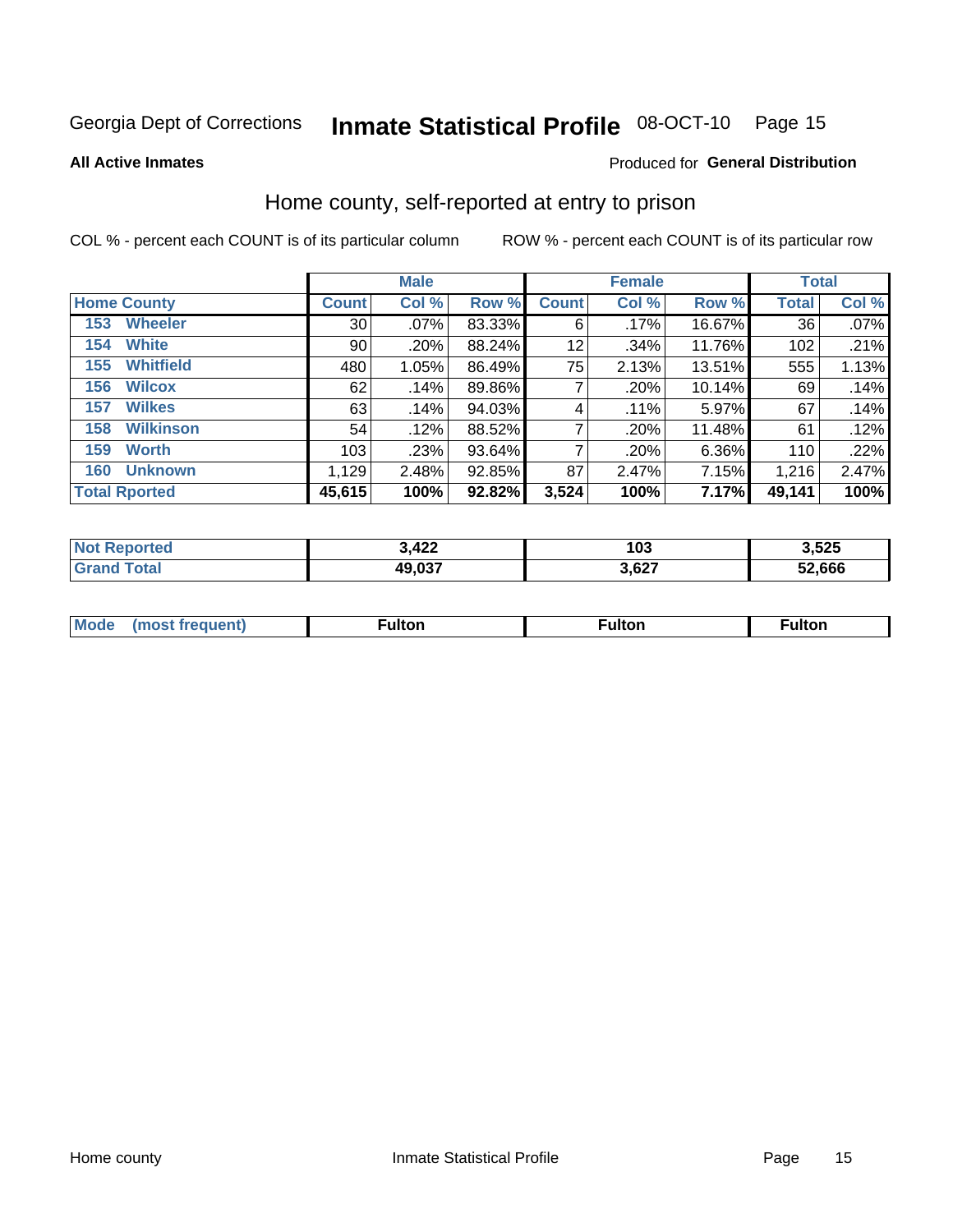Georgia Dept of Corrections **Inmate Statistical Profile** 08-OCT-10

**All Active Inmates**

Produced for **General Distribution**

## Home county, self-reported at entry to prison

COL % - percent each COUNT is of its particular column     ROW % - percent each COUNT is of its particular row

| | Male | | | Female | | | Total | |
|---|---|---|---|---|---|---|---|---|
| **Home County** | **Count** | **Col %** | **Row %** | **Count** | **Col %** | **Row %** | **Total** | **Col %** |
| 153 Wheeler | 30 | .07% | 83.33% | 6 | .17% | 16.67% | 36 | .07% |
| 154 White | 90 | .20% | 88.24% | 12 | .34% | 11.76% | 102 | .21% |
| 155 Whitfield | 480 | 1.05% | 86.49% | 75 | 2.13% | 13.51% | 555 | 1.13% |
| 156 Wilcox | 62 | .14% | 89.86% | 7 | .20% | 10.14% | 69 | .14% |
| 157 Wilkes | 63 | .14% | 94.03% | 4 | .11% | 5.97% | 67 | .14% |
| 158 Wilkinson | 54 | .12% | 88.52% | 7 | .20% | 11.48% | 61 | .12% |
| 159 Worth | 103 | .23% | 93.64% | 7 | .20% | 6.36% | 110 | .22% |
| 160 Unknown | 1,129 | 2.48% | 92.85% | 87 | 2.47% | 7.15% | 1,216 | 2.47% |
| **Total Rported** | **45,615** | **100%** | **92.82%** | **3,524** | **100%** | **7.17%** | **49,141** | **100%** |

| | Male | Female | Total |
|---|---|---|---|
| **Not Reported** | **3,422** | **103** | **3,525** |
| **Grand Total** | **49,037** | **3,627** | **52,666** |

| | Male | Female | Total |
|---|---|---|---|
| **Mode (most frequent)** | **Fulton** | **Fulton** | **Fulton** |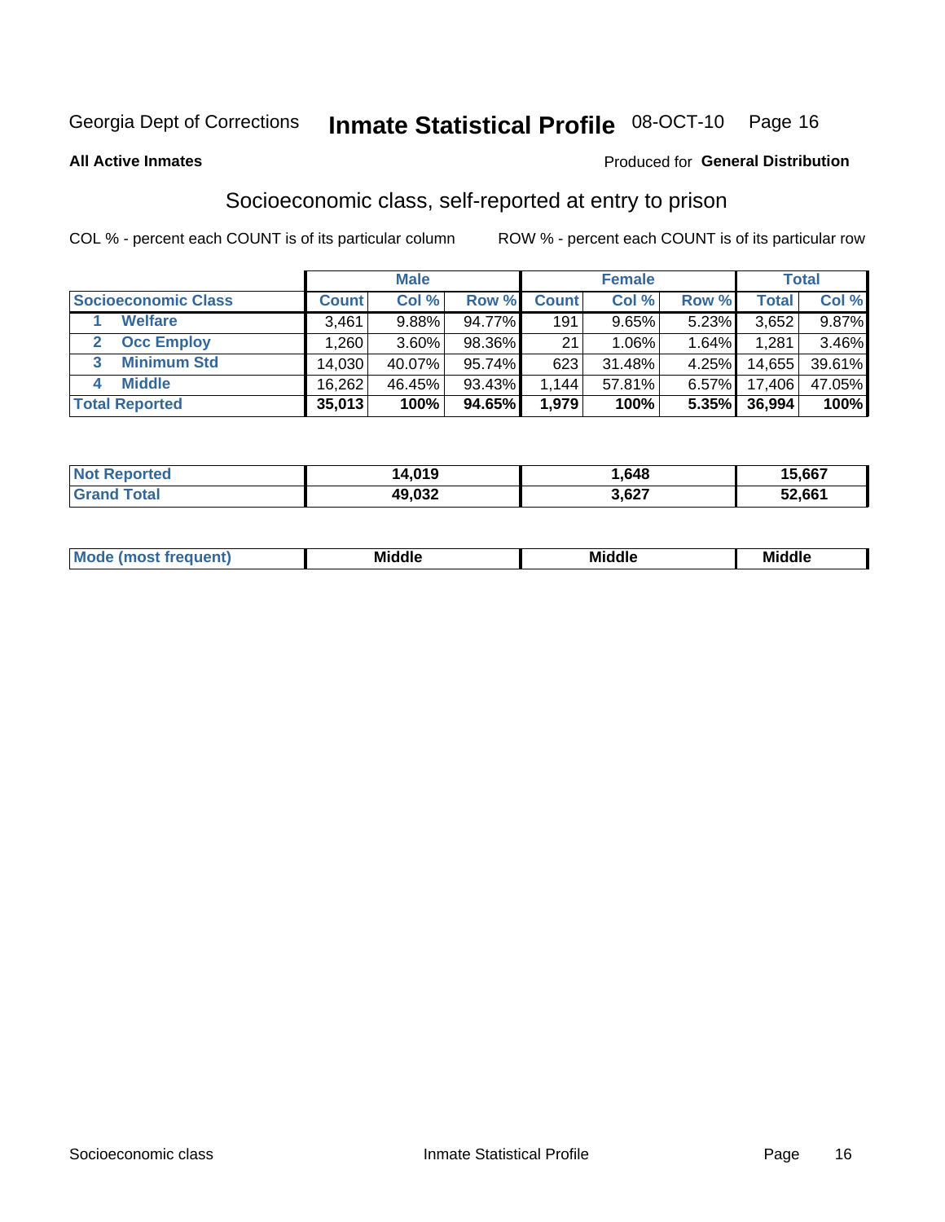Georgia Dept of Corrections **Inmate Statistical Profile** 08-OCT-10

**All Active Inmates**

Produced for **General Distribution**

## Socioeconomic class, self-reported at entry to prison

COL % - percent each COUNT is of its particular column ROW % - percent each COUNT is of its particular row

| | Male | | | Female | | | Total | |
|---|---|---|---|---|---|---|---|---|
| **Socioeconomic Class** | **Count** | **Col %** | **Row %** | **Count** | **Col %** | **Row %** | **Total** | **Col %** |
| 1 **Welfare** | 3,461 | 9.88% | 94.77% | 191 | 9.65% | 5.23% | 3,652 | 9.87% |
| 2 **Occ Employ** | 1,260 | 3.60% | 98.36% | 21 | 1.06% | 1.64% | 1,281 | 3.46% |
| 3 **Minimum Std** | 14,030 | 40.07% | 95.74% | 623 | 31.48% | 4.25% | 14,655 | 39.61% |
| 4 **Middle** | 16,262 | 46.45% | 93.43% | 1,144 | 57.81% | 6.57% | 17,406 | 47.05% |
| **Total Reported** | **35,013** | **100%** | **94.65%** | **1,979** | **100%** | **5.35%** | **36,994** | **100%** |

| | Male | Female | Total |
|---|---|---|---|
| **Not Reported** | **14,019** | **1,648** | **15,667** |
| **Grand Total** | **49,032** | **3,627** | **52,661** |

| | Male | Female | Total |
|---|---|---|---|
| **Mode (most frequent)** | **Middle** | **Middle** | **Middle** |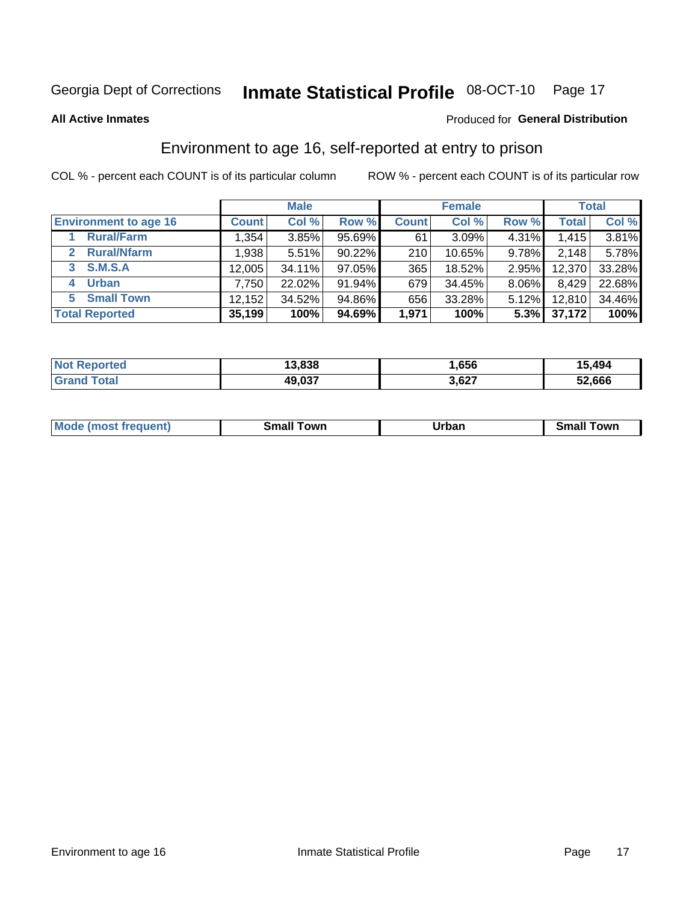Georgia Dept of Corrections **Inmate Statistical Profile** 08-OCT-10

**All Active Inmates**

Produced for **General Distribution**

## Environment to age 16, self-reported at entry to prison

COL % - percent each COUNT is of its particular column    ROW % - percent each COUNT is of its particular row

| | Male | | | Female | | | Total | |
|---|---|---|---|---|---|---|---|---|
| **Environment to age 16** | **Count** | **Col %** | **Row %** | **Count** | **Col %** | **Row %** | **Total** | **Col %** |
| 1 Rural/Farm | 1,354 | 3.85% | 95.69% | 61 | 3.09% | 4.31% | 1,415 | 3.81% |
| 2 Rural/Nfarm | 1,938 | 5.51% | 90.22% | 210 | 10.65% | 9.78% | 2,148 | 5.78% |
| 3 S.M.S.A | 12,005 | 34.11% | 97.05% | 365 | 18.52% | 2.95% | 12,370 | 33.28% |
| 4 Urban | 7,750 | 22.02% | 91.94% | 679 | 34.45% | 8.06% | 8,429 | 22.68% |
| 5 Small Town | 12,152 | 34.52% | 94.86% | 656 | 33.28% | 5.12% | 12,810 | 34.46% |
| **Total Reported** | **35,199** | **100%** | **94.69%** | **1,971** | **100%** | **5.3%** | **37,172** | **100%** |

| | Male | Female | Total |
|---|---|---|---|
| **Not Reported** | **13,838** | **1,656** | **15,494** |
| **Grand Total** | **49,037** | **3,627** | **52,666** |

| | Male | Female | Total |
|---|---|---|---|
| **Mode (most frequent)** | **Small Town** | **Urban** | **Small Town** |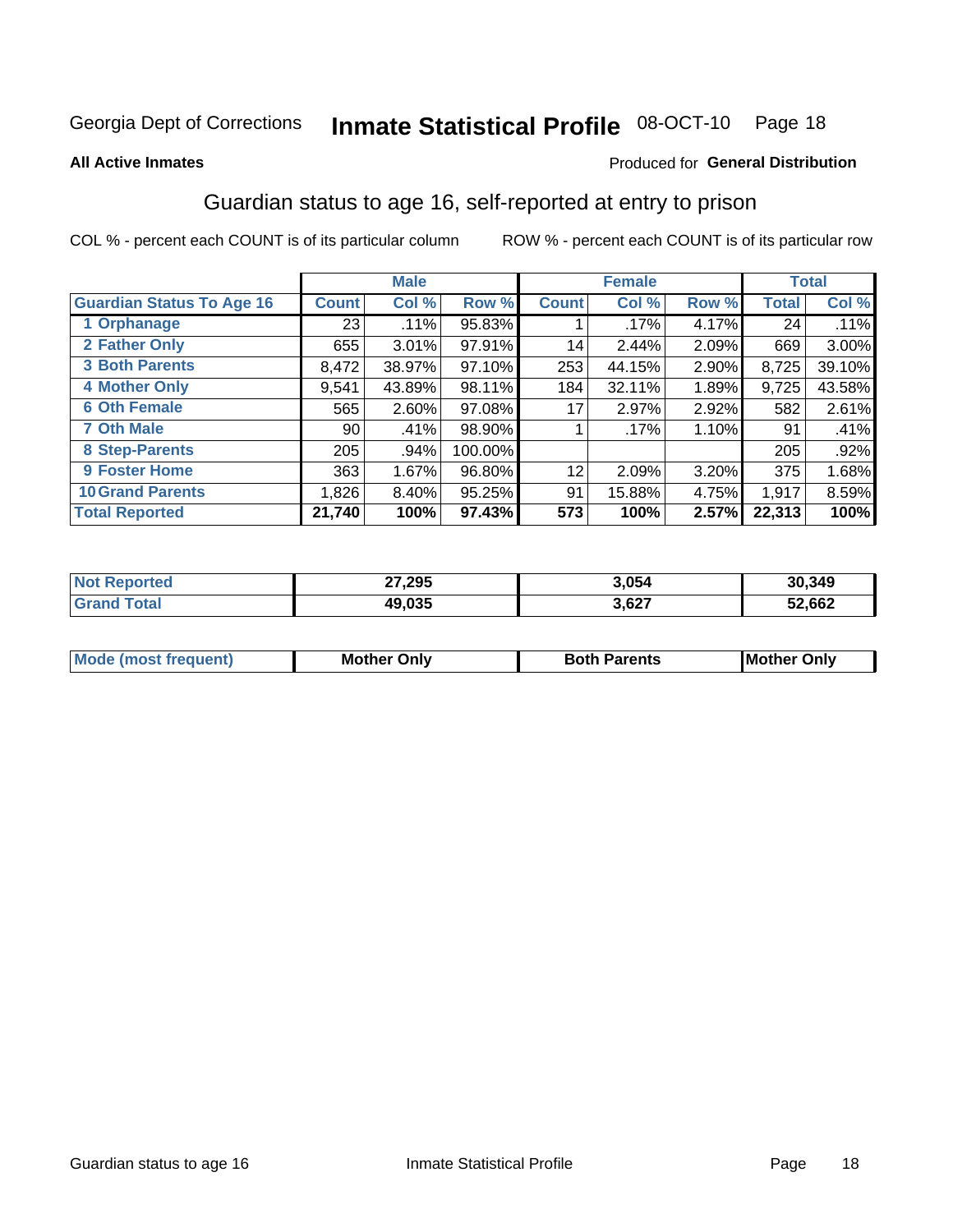Georgia Dept of Corrections **Inmate Statistical Profile** 08-OCT-10

**All Active Inmates**

Produced for **General Distribution**

## Guardian status to age 16, self-reported at entry to prison

COL % - percent each COUNT is of its particular column    ROW % - percent each COUNT is of its particular row

| | Male | | | Female | | | Total | |
|---|---|---|---|---|---|---|---|---|
| **Guardian Status To Age 16** | **Count** | **Col %** | **Row %** | **Count** | **Col %** | **Row %** | **Total** | **Col %** |
| 1 Orphanage | 23 | .11% | 95.83% | 1 | .17% | 4.17% | 24 | .11% |
| 2 Father Only | 655 | 3.01% | 97.91% | 14 | 2.44% | 2.09% | 669 | 3.00% |
| 3 Both Parents | 8,472 | 38.97% | 97.10% | 253 | 44.15% | 2.90% | 8,725 | 39.10% |
| 4 Mother Only | 9,541 | 43.89% | 98.11% | 184 | 32.11% | 1.89% | 9,725 | 43.58% |
| 6 Oth Female | 565 | 2.60% | 97.08% | 17 | 2.97% | 2.92% | 582 | 2.61% |
| 7 Oth Male | 90 | .41% | 98.90% | 1 | .17% | 1.10% | 91 | .41% |
| 8 Step-Parents | 205 | .94% | 100.00% | | | | 205 | .92% |
| 9 Foster Home | 363 | 1.67% | 96.80% | 12 | 2.09% | 3.20% | 375 | 1.68% |
| 10 Grand Parents | 1,826 | 8.40% | 95.25% | 91 | 15.88% | 4.75% | 1,917 | 8.59% |
| **Total Reported** | **21,740** | **100%** | **97.43%** | **573** | **100%** | **2.57%** | **22,313** | **100%** |

| | Male | Female | Total |
|---|---|---|---|
| Not Reported | 27,295 | 3,054 | 30,349 |
| Grand Total | 49,035 | 3,627 | 52,662 |

| | Male | Female | Total |
|---|---|---|---|
| Mode (most frequent) | Mother Only | Both Parents | Mother Only |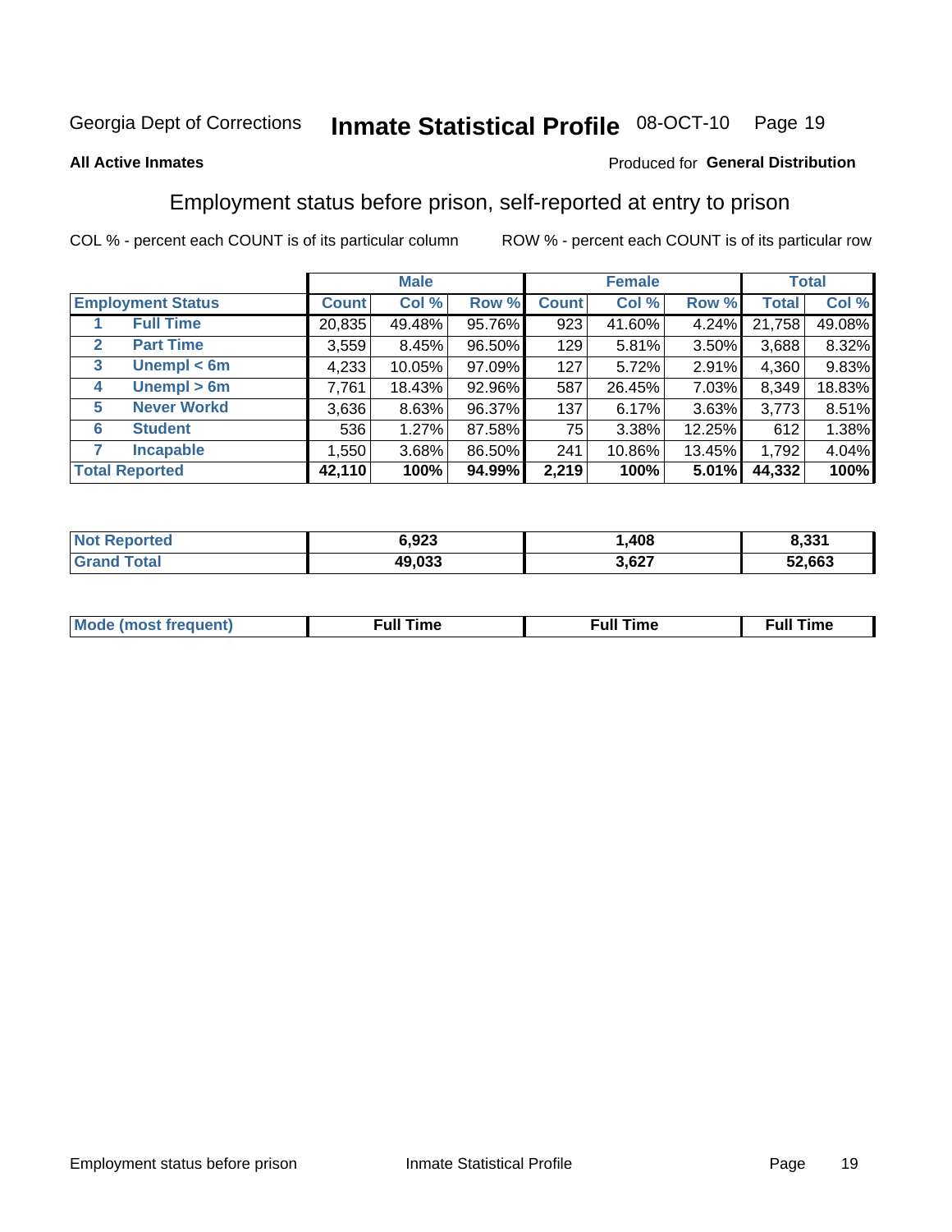Georgia Dept of Corrections **Inmate Statistical Profile** 08-OCT-10

**All Active Inmates**

Produced for **General Distribution**

## Employment status before prison, self-reported at entry to prison

COL % - percent each COUNT is of its particular column ROW % - percent each COUNT is of its particular row

| Employment Status | | Male | | | Female | | | Total | |
|---|---|---|---|---|---|---|---|---|---|
| | | Count | Col % | Row % | Count | Col % | Row % | Total | Col % |
| 1 | Full Time | 20,835 | 49.48% | 95.76% | 923 | 41.60% | 4.24% | 21,758 | 49.08% |
| 2 | Part Time | 3,559 | 8.45% | 96.50% | 129 | 5.81% | 3.50% | 3,688 | 8.32% |
| 3 | Unempl < 6m | 4,233 | 10.05% | 97.09% | 127 | 5.72% | 2.91% | 4,360 | 9.83% |
| 4 | Unempl > 6m | 7,761 | 18.43% | 92.96% | 587 | 26.45% | 7.03% | 8,349 | 18.83% |
| 5 | Never Workd | 3,636 | 8.63% | 96.37% | 137 | 6.17% | 3.63% | 3,773 | 8.51% |
| 6 | Student | 536 | 1.27% | 87.58% | 75 | 3.38% | 12.25% | 612 | 1.38% |
| 7 | Incapable | 1,550 | 3.68% | 86.50% | 241 | 10.86% | 13.45% | 1,792 | 4.04% |
| **Total Reported** | | **42,110** | **100%** | **94.99%** | **2,219** | **100%** | **5.01%** | **44,332** | **100%** |

| | Male | Female | Total |
|---|---|---|---|
| Not Reported | **6,923** | **1,408** | **8,331** |
| Grand Total | **49,033** | **3,627** | **52,663** |

| | Male | Female | Total |
|---|---|---|---|
| Mode (most frequent) | **Full Time** | **Full Time** | **Full Time** |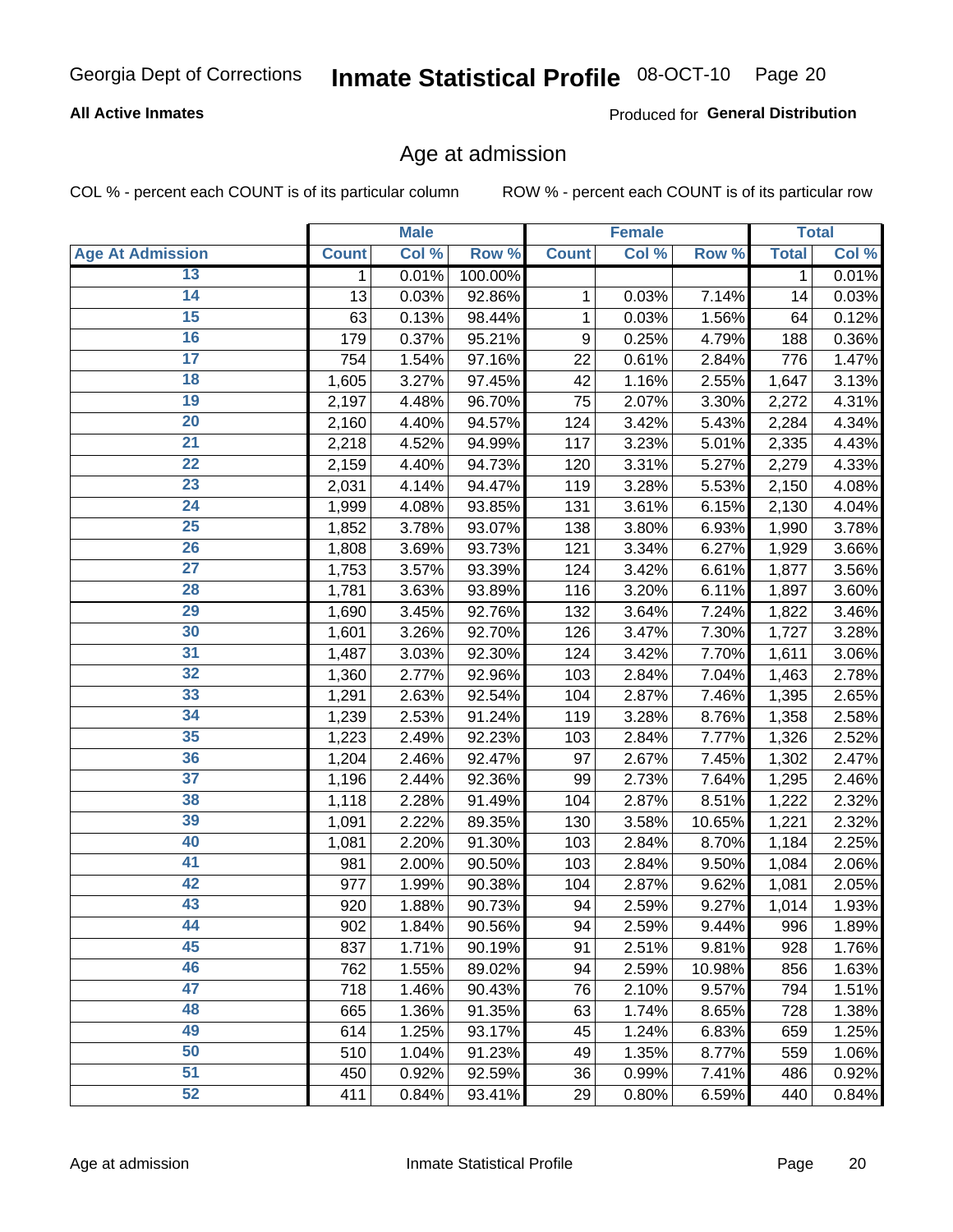Georgia Dept of Corrections **Inmate Statistical Profile** 08-OCT-10

**All Active Inmates**

Produced for **General Distribution**

## Age at admission

COL % - percent each COUNT is of its particular column ROW % - percent each COUNT is of its particular row

| | Male | | | Female | | | Total | |
|---|---|---|---|---|---|---|---|---|
| **Age At Admission** | **Count** | **Col %** | **Row %** | **Count** | **Col %** | **Row %** | **Total** | **Col %** |
| 13 | 1 | 0.01% | 100.00% | | | | 1 | 0.01% |
| 14 | 13 | 0.03% | 92.86% | 1 | 0.03% | 7.14% | 14 | 0.03% |
| 15 | 63 | 0.13% | 98.44% | 1 | 0.03% | 1.56% | 64 | 0.12% |
| 16 | 179 | 0.37% | 95.21% | 9 | 0.25% | 4.79% | 188 | 0.36% |
| 17 | 754 | 1.54% | 97.16% | 22 | 0.61% | 2.84% | 776 | 1.47% |
| 18 | 1,605 | 3.27% | 97.45% | 42 | 1.16% | 2.55% | 1,647 | 3.13% |
| 19 | 2,197 | 4.48% | 96.70% | 75 | 2.07% | 3.30% | 2,272 | 4.31% |
| 20 | 2,160 | 4.40% | 94.57% | 124 | 3.42% | 5.43% | 2,284 | 4.34% |
| 21 | 2,218 | 4.52% | 94.99% | 117 | 3.23% | 5.01% | 2,335 | 4.43% |
| 22 | 2,159 | 4.40% | 94.73% | 120 | 3.31% | 5.27% | 2,279 | 4.33% |
| 23 | 2,031 | 4.14% | 94.47% | 119 | 3.28% | 5.53% | 2,150 | 4.08% |
| 24 | 1,999 | 4.08% | 93.85% | 131 | 3.61% | 6.15% | 2,130 | 4.04% |
| 25 | 1,852 | 3.78% | 93.07% | 138 | 3.80% | 6.93% | 1,990 | 3.78% |
| 26 | 1,808 | 3.69% | 93.73% | 121 | 3.34% | 6.27% | 1,929 | 3.66% |
| 27 | 1,753 | 3.57% | 93.39% | 124 | 3.42% | 6.61% | 1,877 | 3.56% |
| 28 | 1,781 | 3.63% | 93.89% | 116 | 3.20% | 6.11% | 1,897 | 3.60% |
| 29 | 1,690 | 3.45% | 92.76% | 132 | 3.64% | 7.24% | 1,822 | 3.46% |
| 30 | 1,601 | 3.26% | 92.70% | 126 | 3.47% | 7.30% | 1,727 | 3.28% |
| 31 | 1,487 | 3.03% | 92.30% | 124 | 3.42% | 7.70% | 1,611 | 3.06% |
| 32 | 1,360 | 2.77% | 92.96% | 103 | 2.84% | 7.04% | 1,463 | 2.78% |
| 33 | 1,291 | 2.63% | 92.54% | 104 | 2.87% | 7.46% | 1,395 | 2.65% |
| 34 | 1,239 | 2.53% | 91.24% | 119 | 3.28% | 8.76% | 1,358 | 2.58% |
| 35 | 1,223 | 2.49% | 92.23% | 103 | 2.84% | 7.77% | 1,326 | 2.52% |
| 36 | 1,204 | 2.46% | 92.47% | 97 | 2.67% | 7.45% | 1,302 | 2.47% |
| 37 | 1,196 | 2.44% | 92.36% | 99 | 2.73% | 7.64% | 1,295 | 2.46% |
| 38 | 1,118 | 2.28% | 91.49% | 104 | 2.87% | 8.51% | 1,222 | 2.32% |
| 39 | 1,091 | 2.22% | 89.35% | 130 | 3.58% | 10.65% | 1,221 | 2.32% |
| 40 | 1,081 | 2.20% | 91.30% | 103 | 2.84% | 8.70% | 1,184 | 2.25% |
| 41 | 981 | 2.00% | 90.50% | 103 | 2.84% | 9.50% | 1,084 | 2.06% |
| 42 | 977 | 1.99% | 90.38% | 104 | 2.87% | 9.62% | 1,081 | 2.05% |
| 43 | 920 | 1.88% | 90.73% | 94 | 2.59% | 9.27% | 1,014 | 1.93% |
| 44 | 902 | 1.84% | 90.56% | 94 | 2.59% | 9.44% | 996 | 1.89% |
| 45 | 837 | 1.71% | 90.19% | 91 | 2.51% | 9.81% | 928 | 1.76% |
| 46 | 762 | 1.55% | 89.02% | 94 | 2.59% | 10.98% | 856 | 1.63% |
| 47 | 718 | 1.46% | 90.43% | 76 | 2.10% | 9.57% | 794 | 1.51% |
| 48 | 665 | 1.36% | 91.35% | 63 | 1.74% | 8.65% | 728 | 1.38% |
| 49 | 614 | 1.25% | 93.17% | 45 | 1.24% | 6.83% | 659 | 1.25% |
| 50 | 510 | 1.04% | 91.23% | 49 | 1.35% | 8.77% | 559 | 1.06% |
| 51 | 450 | 0.92% | 92.59% | 36 | 0.99% | 7.41% | 486 | 0.92% |
| 52 | 411 | 0.84% | 93.41% | 29 | 0.80% | 6.59% | 440 | 0.84% |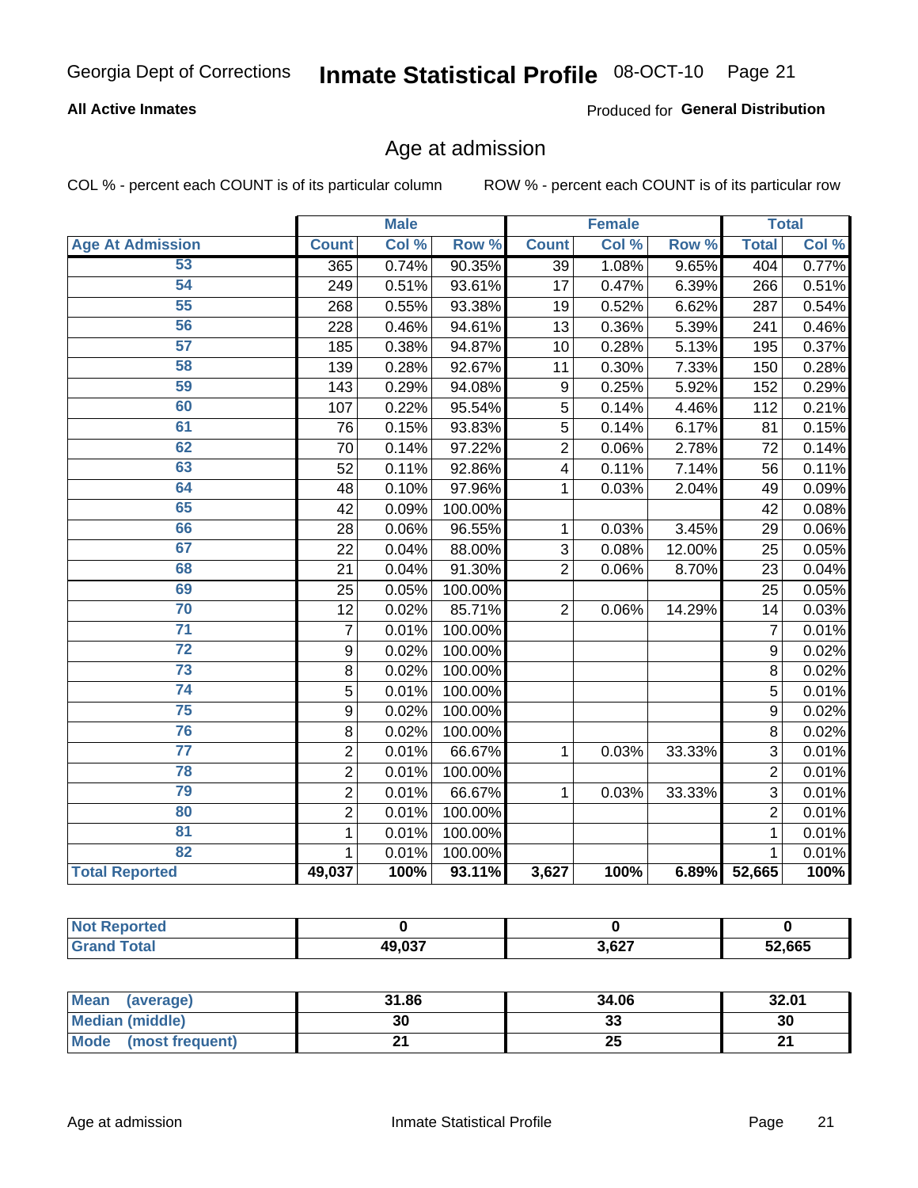# Age at admission

**All Active Inmates** — Produced for **General Distribution**

COL % - percent each COUNT is of its particular column

ROW % - percent each COUNT is of its particular row

| | Male | | | Female | | | Total | |
|---|---|---|---|---|---|---|---|---|
| **Age At Admission** | **Count** | **Col %** | **Row %** | **Count** | **Col %** | **Row %** | **Total** | **Col %** |
| 53 | 365 | 0.74% | 90.35% | 39 | 1.08% | 9.65% | 404 | 0.77% |
| 54 | 249 | 0.51% | 93.61% | 17 | 0.47% | 6.39% | 266 | 0.51% |
| 55 | 268 | 0.55% | 93.38% | 19 | 0.52% | 6.62% | 287 | 0.54% |
| 56 | 228 | 0.46% | 94.61% | 13 | 0.36% | 5.39% | 241 | 0.46% |
| 57 | 185 | 0.38% | 94.87% | 10 | 0.28% | 5.13% | 195 | 0.37% |
| 58 | 139 | 0.28% | 92.67% | 11 | 0.30% | 7.33% | 150 | 0.28% |
| 59 | 143 | 0.29% | 94.08% | 9 | 0.25% | 5.92% | 152 | 0.29% |
| 60 | 107 | 0.22% | 95.54% | 5 | 0.14% | 4.46% | 112 | 0.21% |
| 61 | 76 | 0.15% | 93.83% | 5 | 0.14% | 6.17% | 81 | 0.15% |
| 62 | 70 | 0.14% | 97.22% | 2 | 0.06% | 2.78% | 72 | 0.14% |
| 63 | 52 | 0.11% | 92.86% | 4 | 0.11% | 7.14% | 56 | 0.11% |
| 64 | 48 | 0.10% | 97.96% | 1 | 0.03% | 2.04% | 49 | 0.09% |
| 65 | 42 | 0.09% | 100.00% | | | | 42 | 0.08% |
| 66 | 28 | 0.06% | 96.55% | 1 | 0.03% | 3.45% | 29 | 0.06% |
| 67 | 22 | 0.04% | 88.00% | 3 | 0.08% | 12.00% | 25 | 0.05% |
| 68 | 21 | 0.04% | 91.30% | 2 | 0.06% | 8.70% | 23 | 0.04% |
| 69 | 25 | 0.05% | 100.00% | | | | 25 | 0.05% |
| 70 | 12 | 0.02% | 85.71% | 2 | 0.06% | 14.29% | 14 | 0.03% |
| 71 | 7 | 0.01% | 100.00% | | | | 7 | 0.01% |
| 72 | 9 | 0.02% | 100.00% | | | | 9 | 0.02% |
| 73 | 8 | 0.02% | 100.00% | | | | 8 | 0.02% |
| 74 | 5 | 0.01% | 100.00% | | | | 5 | 0.01% |
| 75 | 9 | 0.02% | 100.00% | | | | 9 | 0.02% |
| 76 | 8 | 0.02% | 100.00% | | | | 8 | 0.02% |
| 77 | 2 | 0.01% | 66.67% | 1 | 0.03% | 33.33% | 3 | 0.01% |
| 78 | 2 | 0.01% | 100.00% | | | | 2 | 0.01% |
| 79 | 2 | 0.01% | 66.67% | 1 | 0.03% | 33.33% | 3 | 0.01% |
| 80 | 2 | 0.01% | 100.00% | | | | 2 | 0.01% |
| 81 | 1 | 0.01% | 100.00% | | | | 1 | 0.01% |
| 82 | 1 | 0.01% | 100.00% | | | | 1 | 0.01% |
| **Total Reported** | **49,037** | **100%** | **93.11%** | **3,627** | **100%** | **6.89%** | **52,665** | **100%** |

| | Male | Female | Total |
|---|---|---|---|
| **Not Reported** | **0** | **0** | **0** |
| **Grand Total** | **49,037** | **3,627** | **52,665** |

| | Male | Female | Total |
|---|---|---|---|
| **Mean (average)** | **31.86** | **34.06** | **32.01** |
| **Median (middle)** | **30** | **33** | **30** |
| **Mode (most frequent)** | **21** | **25** | **21** |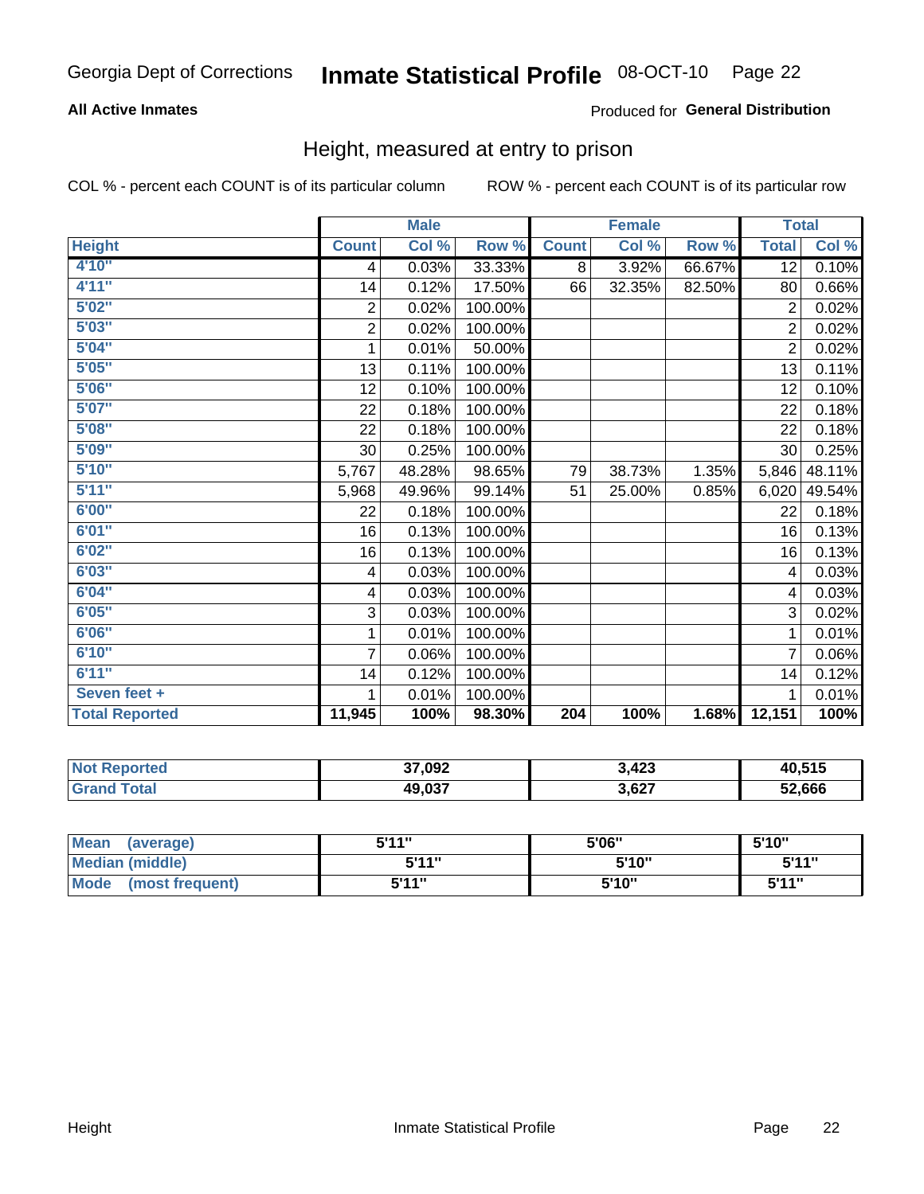Georgia Dept of Corrections **Inmate Statistical Profile** 08-OCT-10

**All Active Inmates**

Produced for **General Distribution**

## Height, measured at entry to prison

COL % - percent each COUNT is of its particular column ROW % - percent each COUNT is of its particular row

| | Male | | | Female | | | Total | |
|---|---|---|---|---|---|---|---|---|
| Height | Count | Col % | Row % | Count | Col % | Row % | Total | Col % |
| 4'10" | 4 | 0.03% | 33.33% | 8 | 3.92% | 66.67% | 12 | 0.10% |
| 4'11" | 14 | 0.12% | 17.50% | 66 | 32.35% | 82.50% | 80 | 0.66% |
| 5'02" | 2 | 0.02% | 100.00% | | | | 2 | 0.02% |
| 5'03" | 2 | 0.02% | 100.00% | | | | 2 | 0.02% |
| 5'04" | 1 | 0.01% | 50.00% | | | | 2 | 0.02% |
| 5'05" | 13 | 0.11% | 100.00% | | | | 13 | 0.11% |
| 5'06" | 12 | 0.10% | 100.00% | | | | 12 | 0.10% |
| 5'07" | 22 | 0.18% | 100.00% | | | | 22 | 0.18% |
| 5'08" | 22 | 0.18% | 100.00% | | | | 22 | 0.18% |
| 5'09" | 30 | 0.25% | 100.00% | | | | 30 | 0.25% |
| 5'10" | 5,767 | 48.28% | 98.65% | 79 | 38.73% | 1.35% | 5,846 | 48.11% |
| 5'11" | 5,968 | 49.96% | 99.14% | 51 | 25.00% | 0.85% | 6,020 | 49.54% |
| 6'00" | 22 | 0.18% | 100.00% | | | | 22 | 0.18% |
| 6'01" | 16 | 0.13% | 100.00% | | | | 16 | 0.13% |
| 6'02" | 16 | 0.13% | 100.00% | | | | 16 | 0.13% |
| 6'03" | 4 | 0.03% | 100.00% | | | | 4 | 0.03% |
| 6'04" | 4 | 0.03% | 100.00% | | | | 4 | 0.03% |
| 6'05" | 3 | 0.03% | 100.00% | | | | 3 | 0.02% |
| 6'06" | 1 | 0.01% | 100.00% | | | | 1 | 0.01% |
| 6'10" | 7 | 0.06% | 100.00% | | | | 7 | 0.06% |
| 6'11" | 14 | 0.12% | 100.00% | | | | 14 | 0.12% |
| Seven feet + | 1 | 0.01% | 100.00% | | | | 1 | 0.01% |
| **Total Reported** | **11,945** | **100%** | **98.30%** | **204** | **100%** | **1.68%** | **12,151** | **100%** |

| | Male | Female | Total |
|---|---|---|---|
| Not Reported | 37,092 | 3,423 | 40,515 |
| Grand Total | 49,037 | 3,627 | 52,666 |

| | Male | Female | Total |
|---|---|---|---|
| Mean (average) | 5'11" | 5'06" | 5'10" |
| Median (middle) | 5'11" | 5'10" | 5'11" |
| Mode (most frequent) | 5'11" | 5'10" | 5'11" |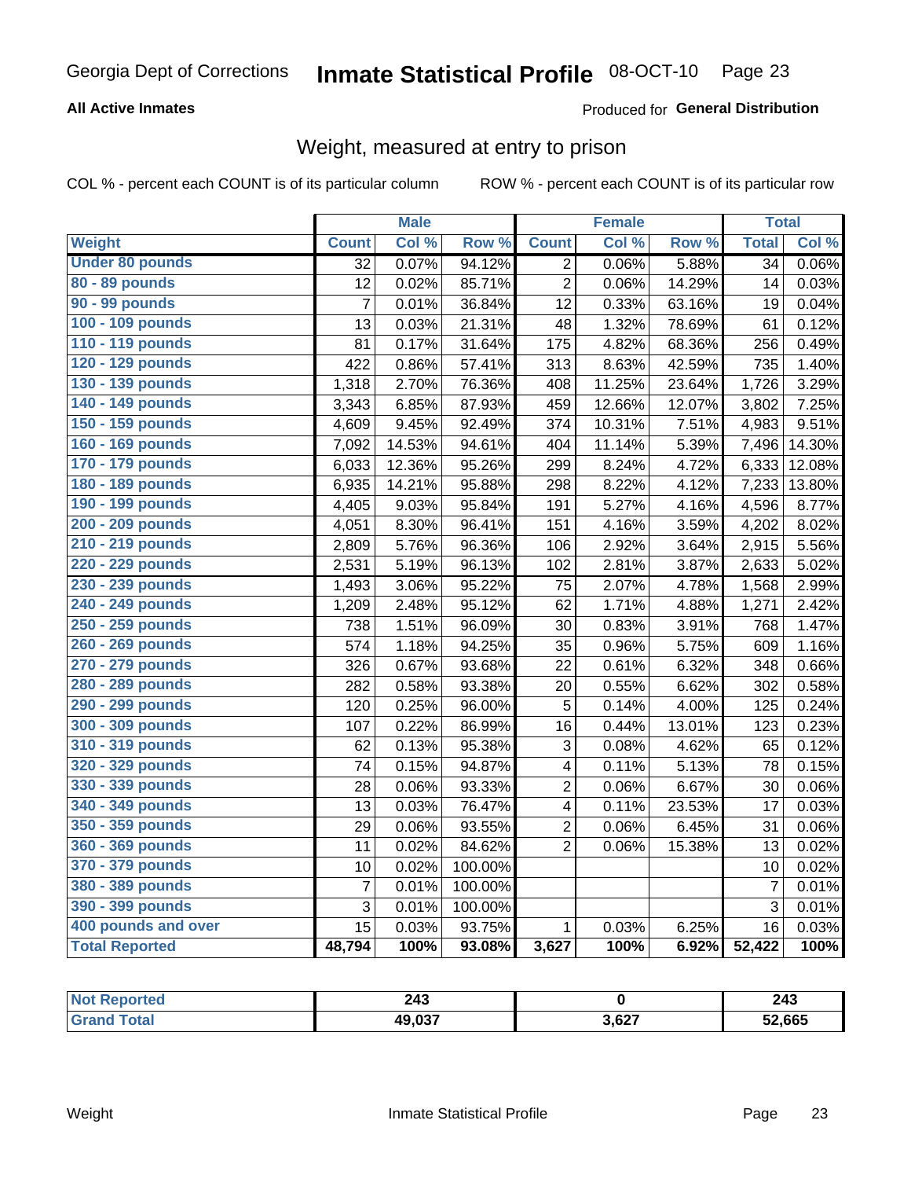Georgia Dept of Corrections **Inmate Statistical Profile** 08-OCT-10

**All Active Inmates**

Produced for **General Distribution**

## Weight, measured at entry to prison

COL % - percent each COUNT is of its particular column ROW % - percent each COUNT is of its particular row

| | Male | | | Female | | | Total | |
|---|---|---|---|---|---|---|---|---|
| **Weight** | **Count** | **Col %** | **Row %** | **Count** | **Col %** | **Row %** | **Total** | **Col %** |
| **Under 80 pounds** | 32 | 0.07% | 94.12% | 2 | 0.06% | 5.88% | 34 | 0.06% |
| **80 - 89 pounds** | 12 | 0.02% | 85.71% | 2 | 0.06% | 14.29% | 14 | 0.03% |
| **90 - 99 pounds** | 7 | 0.01% | 36.84% | 12 | 0.33% | 63.16% | 19 | 0.04% |
| **100 - 109 pounds** | 13 | 0.03% | 21.31% | 48 | 1.32% | 78.69% | 61 | 0.12% |
| **110 - 119 pounds** | 81 | 0.17% | 31.64% | 175 | 4.82% | 68.36% | 256 | 0.49% |
| **120 - 129 pounds** | 422 | 0.86% | 57.41% | 313 | 8.63% | 42.59% | 735 | 1.40% |
| **130 - 139 pounds** | 1,318 | 2.70% | 76.36% | 408 | 11.25% | 23.64% | 1,726 | 3.29% |
| **140 - 149 pounds** | 3,343 | 6.85% | 87.93% | 459 | 12.66% | 12.07% | 3,802 | 7.25% |
| **150 - 159 pounds** | 4,609 | 9.45% | 92.49% | 374 | 10.31% | 7.51% | 4,983 | 9.51% |
| **160 - 169 pounds** | 7,092 | 14.53% | 94.61% | 404 | 11.14% | 5.39% | 7,496 | 14.30% |
| **170 - 179 pounds** | 6,033 | 12.36% | 95.26% | 299 | 8.24% | 4.72% | 6,333 | 12.08% |
| **180 - 189 pounds** | 6,935 | 14.21% | 95.88% | 298 | 8.22% | 4.12% | 7,233 | 13.80% |
| **190 - 199 pounds** | 4,405 | 9.03% | 95.84% | 191 | 5.27% | 4.16% | 4,596 | 8.77% |
| **200 - 209 pounds** | 4,051 | 8.30% | 96.41% | 151 | 4.16% | 3.59% | 4,202 | 8.02% |
| **210 - 219 pounds** | 2,809 | 5.76% | 96.36% | 106 | 2.92% | 3.64% | 2,915 | 5.56% |
| **220 - 229 pounds** | 2,531 | 5.19% | 96.13% | 102 | 2.81% | 3.87% | 2,633 | 5.02% |
| **230 - 239 pounds** | 1,493 | 3.06% | 95.22% | 75 | 2.07% | 4.78% | 1,568 | 2.99% |
| **240 - 249 pounds** | 1,209 | 2.48% | 95.12% | 62 | 1.71% | 4.88% | 1,271 | 2.42% |
| **250 - 259 pounds** | 738 | 1.51% | 96.09% | 30 | 0.83% | 3.91% | 768 | 1.47% |
| **260 - 269 pounds** | 574 | 1.18% | 94.25% | 35 | 0.96% | 5.75% | 609 | 1.16% |
| **270 - 279 pounds** | 326 | 0.67% | 93.68% | 22 | 0.61% | 6.32% | 348 | 0.66% |
| **280 - 289 pounds** | 282 | 0.58% | 93.38% | 20 | 0.55% | 6.62% | 302 | 0.58% |
| **290 - 299 pounds** | 120 | 0.25% | 96.00% | 5 | 0.14% | 4.00% | 125 | 0.24% |
| **300 - 309 pounds** | 107 | 0.22% | 86.99% | 16 | 0.44% | 13.01% | 123 | 0.23% |
| **310 - 319 pounds** | 62 | 0.13% | 95.38% | 3 | 0.08% | 4.62% | 65 | 0.12% |
| **320 - 329 pounds** | 74 | 0.15% | 94.87% | 4 | 0.11% | 5.13% | 78 | 0.15% |
| **330 - 339 pounds** | 28 | 0.06% | 93.33% | 2 | 0.06% | 6.67% | 30 | 0.06% |
| **340 - 349 pounds** | 13 | 0.03% | 76.47% | 4 | 0.11% | 23.53% | 17 | 0.03% |
| **350 - 359 pounds** | 29 | 0.06% | 93.55% | 2 | 0.06% | 6.45% | 31 | 0.06% |
| **360 - 369 pounds** | 11 | 0.02% | 84.62% | 2 | 0.06% | 15.38% | 13 | 0.02% |
| **370 - 379 pounds** | 10 | 0.02% | 100.00% | | | | 10 | 0.02% |
| **380 - 389 pounds** | 7 | 0.01% | 100.00% | | | | 7 | 0.01% |
| **390 - 399 pounds** | 3 | 0.01% | 100.00% | | | | 3 | 0.01% |
| **400 pounds and over** | 15 | 0.03% | 93.75% | 1 | 0.03% | 6.25% | 16 | 0.03% |
| **Total Reported** | **48,794** | **100%** | **93.08%** | **3,627** | **100%** | **6.92%** | **52,422** | **100%** |

| | Male | Female | Total |
|---|---|---|---|
| **Not Reported** | **243** | **0** | **243** |
| **Grand Total** | **49,037** | **3,627** | **52,665** |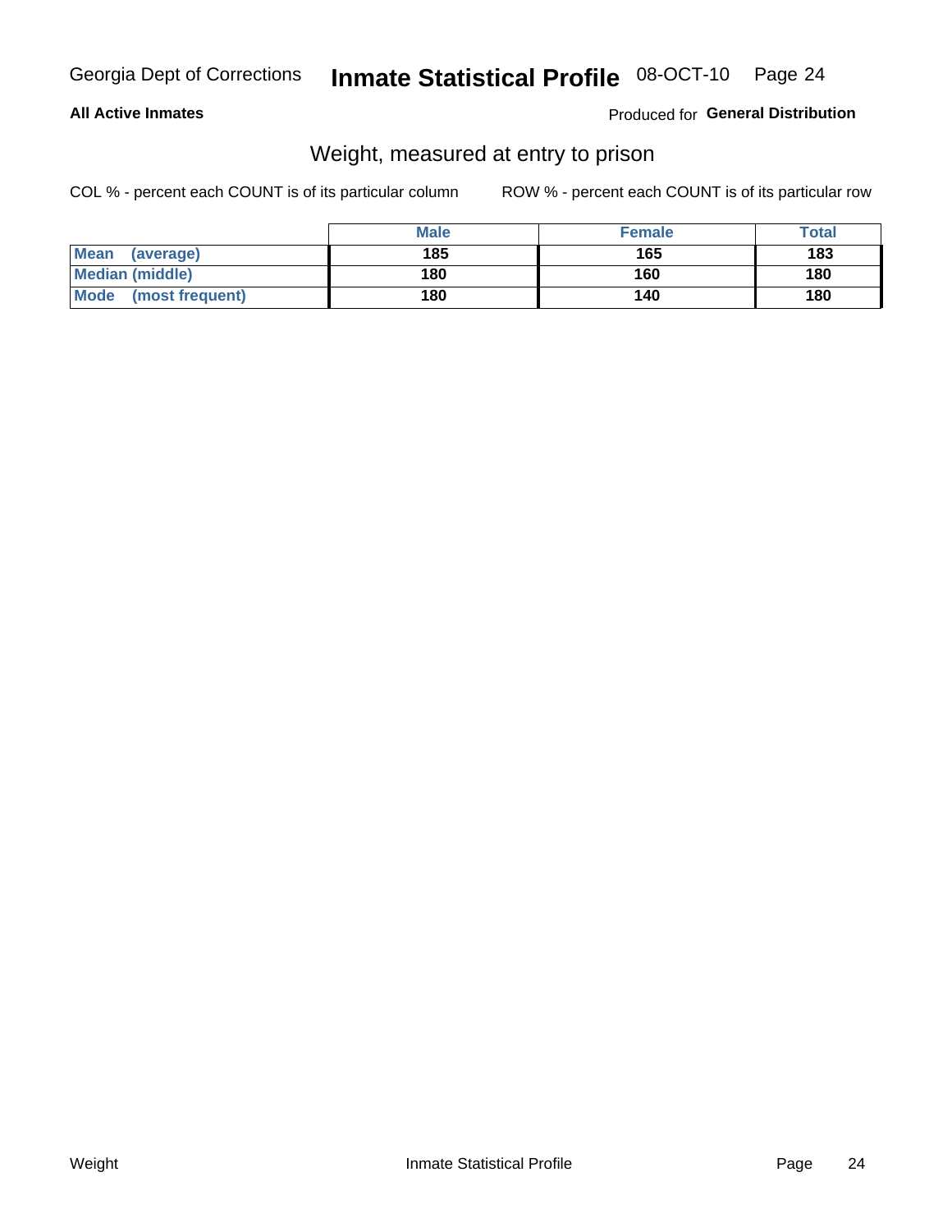## Weight, measured at entry to prison

COL % - percent each COUNT is of its particular column

ROW % - percent each COUNT is of its particular row

| | Male | Female | Total |
|---|---|---|---|
| Mean (average) | 185 | 165 | 183 |
| Median (middle) | 180 | 160 | 180 |
| Mode (most frequent) | 180 | 140 | 180 |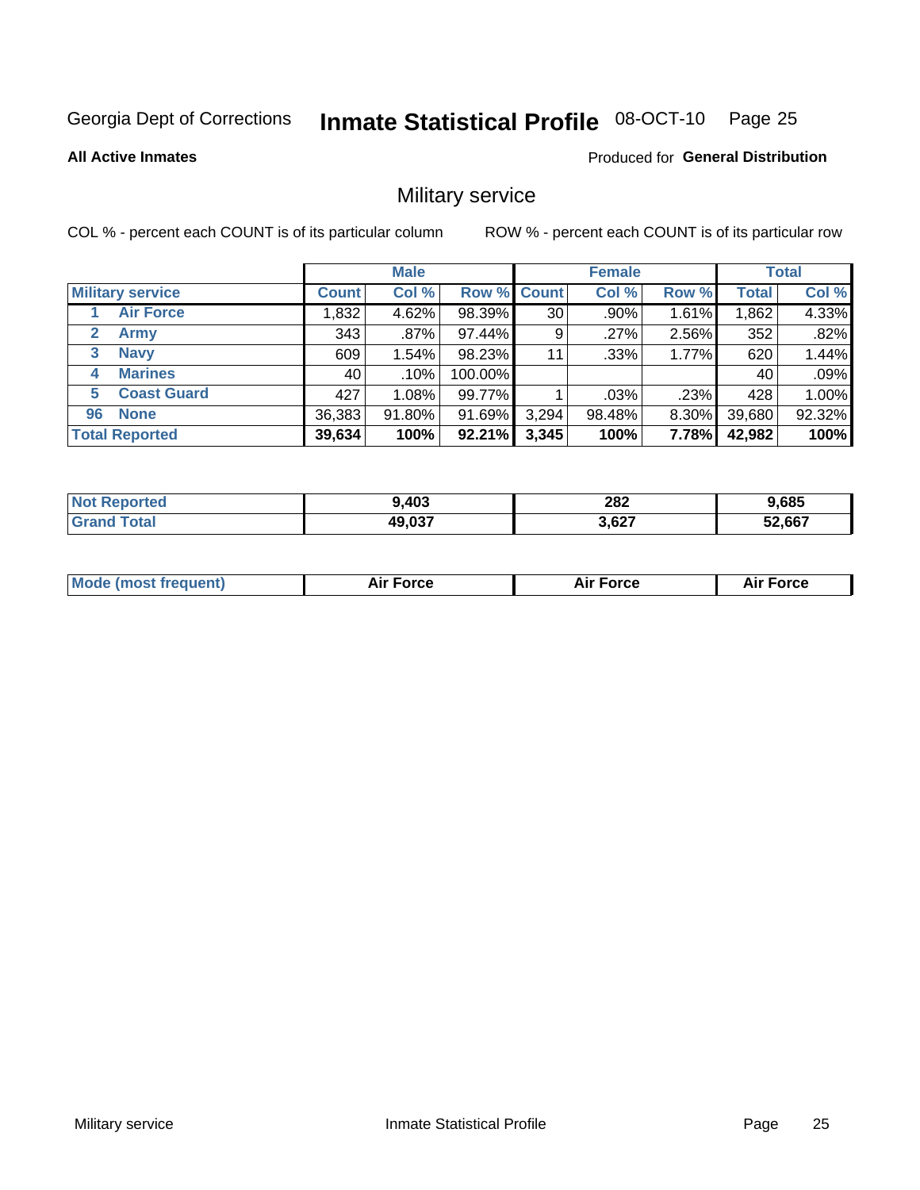Georgia Dept of Corrections **Inmate Statistical Profile** 08-OCT-10

**All Active Inmates**

Produced for **General Distribution**

## Military service

COL % - percent each COUNT is of its particular column

ROW % - percent each COUNT is of its particular row

| | | Male | | | Female | | | Total | |
|---|---|---|---|---|---|---|---|---|---|
| **Military service** | | **Count** | **Col %** | **Row %** | **Count** | **Col %** | **Row %** | **Total** | **Col %** |
| 1 | Air Force | 1,832 | 4.62% | 98.39% | 30 | .90% | 1.61% | 1,862 | 4.33% |
| 2 | Army | 343 | .87% | 97.44% | 9 | .27% | 2.56% | 352 | .82% |
| 3 | Navy | 609 | 1.54% | 98.23% | 11 | .33% | 1.77% | 620 | 1.44% |
| 4 | Marines | 40 | .10% | 100.00% | | | | 40 | .09% |
| 5 | Coast Guard | 427 | 1.08% | 99.77% | 1 | .03% | .23% | 428 | 1.00% |
| 96 | None | 36,383 | 91.80% | 91.69% | 3,294 | 98.48% | 8.30% | 39,680 | 92.32% |
| **Total Reported** | | **39,634** | **100%** | **92.21%** | **3,345** | **100%** | **7.78%** | **42,982** | **100%** |

| | Male | Female | Total |
|---|---|---|---|
| Not Reported | 9,403 | 282 | 9,685 |
| Grand Total | 49,037 | 3,627 | 52,667 |

| | Male | Female | Total |
|---|---|---|---|
| Mode (most frequent) | Air Force | Air Force | Air Force |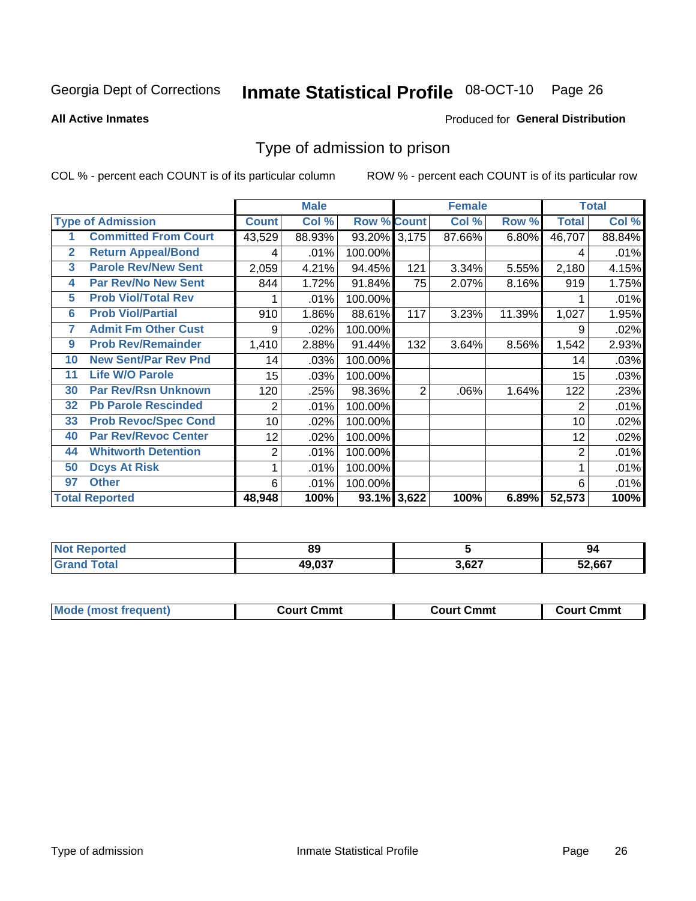Georgia Dept of Corrections **Inmate Statistical Profile** 08-OCT-10 Page 26

**All Active Inmates**

Produced for **General Distribution**

## Type of admission to prison

COL % - percent each COUNT is of its particular column

ROW % - percent each COUNT is of its particular row

| | | Male | | | Female | | | Total | |
|---|---|---|---|---|---|---|---|---|---|
| **Type of Admission** | | **Count** | **Col %** | **Row %** | **Count** | **Col %** | **Row %** | **Total** | **Col %** |
| 1 | **Committed From Court** | 43,529 | 88.93% | 93.20% | 3,175 | 87.66% | 6.80% | 46,707 | 88.84% |
| 2 | **Return Appeal/Bond** | 4 | .01% | 100.00% | | | | 4 | .01% |
| 3 | **Parole Rev/New Sent** | 2,059 | 4.21% | 94.45% | 121 | 3.34% | 5.55% | 2,180 | 4.15% |
| 4 | **Par Rev/No New Sent** | 844 | 1.72% | 91.84% | 75 | 2.07% | 8.16% | 919 | 1.75% |
| 5 | **Prob Viol/Total Rev** | 1 | .01% | 100.00% | | | | 1 | .01% |
| 6 | **Prob Viol/Partial** | 910 | 1.86% | 88.61% | 117 | 3.23% | 11.39% | 1,027 | 1.95% |
| 7 | **Admit Fm Other Cust** | 9 | .02% | 100.00% | | | | 9 | .02% |
| 9 | **Prob Rev/Remainder** | 1,410 | 2.88% | 91.44% | 132 | 3.64% | 8.56% | 1,542 | 2.93% |
| 10 | **New Sent/Par Rev Pnd** | 14 | .03% | 100.00% | | | | 14 | .03% |
| 11 | **Life W/O Parole** | 15 | .03% | 100.00% | | | | 15 | .03% |
| 30 | **Par Rev/Rsn Unknown** | 120 | .25% | 98.36% | 2 | .06% | 1.64% | 122 | .23% |
| 32 | **Pb Parole Rescinded** | 2 | .01% | 100.00% | | | | 2 | .01% |
| 33 | **Prob Revoc/Spec Cond** | 10 | .02% | 100.00% | | | | 10 | .02% |
| 40 | **Par Rev/Revoc Center** | 12 | .02% | 100.00% | | | | 12 | .02% |
| 44 | **Whitworth Detention** | 2 | .01% | 100.00% | | | | 2 | .01% |
| 50 | **Dcys At Risk** | 1 | .01% | 100.00% | | | | 1 | .01% |
| 97 | **Other** | 6 | .01% | 100.00% | | | | 6 | .01% |
| **Total Reported** | | **48,948** | **100%** | **93.1%** | **3,622** | **100%** | **6.89%** | **52,573** | **100%** |

| | Male | Female | Total |
|---|---|---|---|
| **Not Reported** | **89** | **5** | **94** |
| **Grand Total** | **49,037** | **3,627** | **52,667** |

| | Male | Female | Total |
|---|---|---|---|
| **Mode (most frequent)** | **Court Cmmt** | **Court Cmmt** | **Court Cmmt** |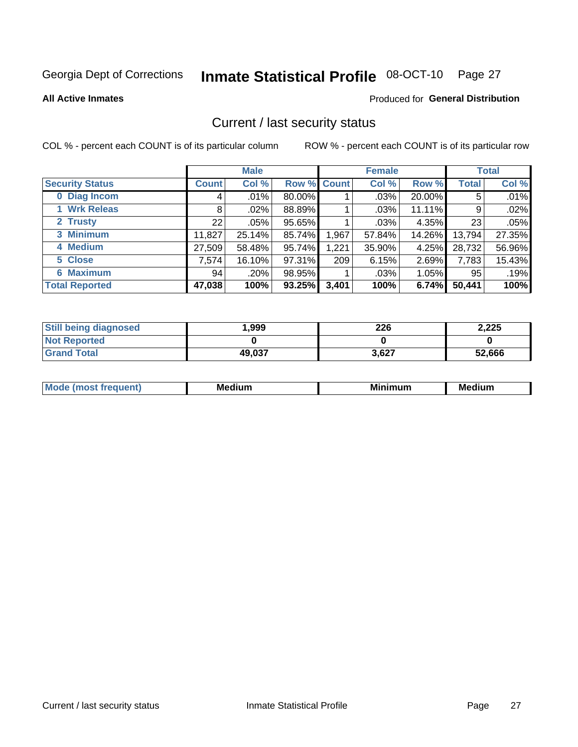Georgia Dept of Corrections **Inmate Statistical Profile** 08-OCT-10

**All Active Inmates**

Produced for **General Distribution**

## Current / last security status

COL % - percent each COUNT is of its particular column

ROW % - percent each COUNT is of its particular row

| | Male | | | Female | | | Total | |
|---|---|---|---|---|---|---|---|---|
| **Security Status** | **Count** | **Col %** | **Row %** | **Count** | **Col %** | **Row %** | **Total** | **Col %** |
| 0 Diag Incom | 4 | .01% | 80.00% | 1 | .03% | 20.00% | 5 | .01% |
| 1 Wrk Releas | 8 | .02% | 88.89% | 1 | .03% | 11.11% | 9 | .02% |
| 2 Trusty | 22 | .05% | 95.65% | 1 | .03% | 4.35% | 23 | .05% |
| 3 Minimum | 11,827 | 25.14% | 85.74% | 1,967 | 57.84% | 14.26% | 13,794 | 27.35% |
| 4 Medium | 27,509 | 58.48% | 95.74% | 1,221 | 35.90% | 4.25% | 28,732 | 56.96% |
| 5 Close | 7,574 | 16.10% | 97.31% | 209 | 6.15% | 2.69% | 7,783 | 15.43% |
| 6 Maximum | 94 | .20% | 98.95% | 1 | .03% | 1.05% | 95 | .19% |
| **Total Reported** | **47,038** | **100%** | **93.25%** | **3,401** | **100%** | **6.74%** | **50,441** | **100%** |

| | Male | Female | Total |
|---|---|---|---|
| Still being diagnosed | 1,999 | 226 | 2,225 |
| Not Reported | 0 | 0 | 0 |
| Grand Total | 49,037 | 3,627 | 52,666 |

| | Male | Female | Total |
|---|---|---|---|
| Mode (most frequent) | Medium | Minimum | Medium |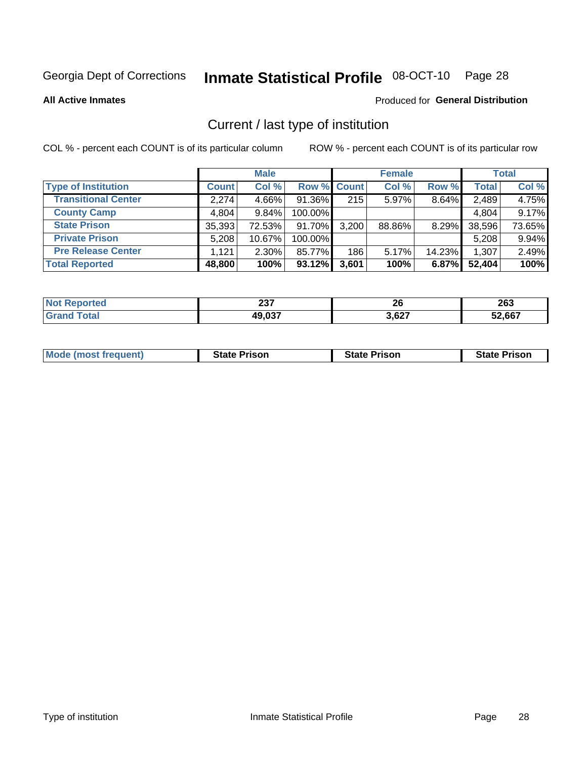Georgia Dept of Corrections **Inmate Statistical Profile** 08-OCT-10

**All Active Inmates**

Produced for **General Distribution**

## Current / last type of institution

COL % - percent each COUNT is of its particular column

ROW % - percent each COUNT is of its particular row

| | Male | | | Female | | | Total | |
|---|---|---|---|---|---|---|---|---|
| **Type of Institution** | **Count** | **Col %** | **Row %** | **Count** | **Col %** | **Row %** | **Total** | **Col %** |
| **Transitional Center** | 2,274 | 4.66% | 91.36% | 215 | 5.97% | 8.64% | 2,489 | 4.75% |
| **County Camp** | 4,804 | 9.84% | 100.00% | | | | 4,804 | 9.17% |
| **State Prison** | 35,393 | 72.53% | 91.70% | 3,200 | 88.86% | 8.29% | 38,596 | 73.65% |
| **Private Prison** | 5,208 | 10.67% | 100.00% | | | | 5,208 | 9.94% |
| **Pre Release Center** | 1,121 | 2.30% | 85.77% | 186 | 5.17% | 14.23% | 1,307 | 2.49% |
| **Total Reported** | **48,800** | **100%** | **93.12%** | **3,601** | **100%** | **6.87%** | **52,404** | **100%** |

| | Male | Female | Total |
|---|---|---|---|
| **Not Reported** | **237** | **26** | **263** |
| **Grand Total** | **49,037** | **3,627** | **52,667** |

| | Male | Female | Total |
|---|---|---|---|
| **Mode (most frequent)** | **State Prison** | **State Prison** | **State Prison** |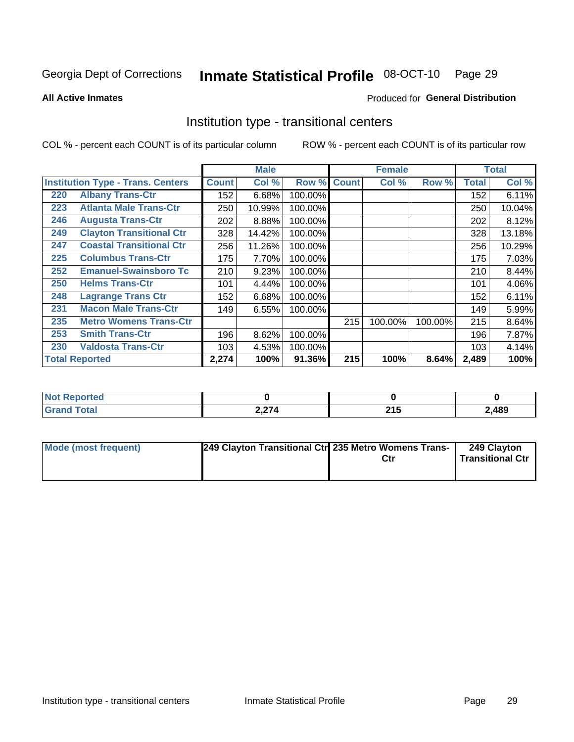Georgia Dept of Corrections **Inmate Statistical Profile** 08-OCT-10

**All Active Inmates**

Produced for **General Distribution**

## Institution type - transitional centers

COL % - percent each COUNT is of its particular column

ROW % - percent each COUNT is of its particular row

| Institution Type - Trans. Centers | | Male | | | Female | | | Total | |
|---|---|---|---|---|---|---|---|---|---|
| | | Count | Col % | Row % | Count | Col % | Row % | Total | Col % |
| 220 | Albany Trans-Ctr | 152 | 6.68% | 100.00% | | | | 152 | 6.11% |
| 223 | Atlanta Male Trans-Ctr | 250 | 10.99% | 100.00% | | | | 250 | 10.04% |
| 246 | Augusta Trans-Ctr | 202 | 8.88% | 100.00% | | | | 202 | 8.12% |
| 249 | Clayton Transitional Ctr | 328 | 14.42% | 100.00% | | | | 328 | 13.18% |
| 247 | Coastal Transitional Ctr | 256 | 11.26% | 100.00% | | | | 256 | 10.29% |
| 225 | Columbus Trans-Ctr | 175 | 7.70% | 100.00% | | | | 175 | 7.03% |
| 252 | Emanuel-Swainsboro Tc | 210 | 9.23% | 100.00% | | | | 210 | 8.44% |
| 250 | Helms Trans-Ctr | 101 | 4.44% | 100.00% | | | | 101 | 4.06% |
| 248 | Lagrange Trans Ctr | 152 | 6.68% | 100.00% | | | | 152 | 6.11% |
| 231 | Macon Male Trans-Ctr | 149 | 6.55% | 100.00% | | | | 149 | 5.99% |
| 235 | Metro Womens Trans-Ctr | | | | 215 | 100.00% | 100.00% | 215 | 8.64% |
| 253 | Smith Trans-Ctr | 196 | 8.62% | 100.00% | | | | 196 | 7.87% |
| 230 | Valdosta Trans-Ctr | 103 | 4.53% | 100.00% | | | | 103 | 4.14% |
| **Total Reported** | | **2,274** | **100%** | **91.36%** | **215** | **100%** | **8.64%** | **2,489** | **100%** |

| | Male | Female | Total |
|---|---|---|---|
| Not Reported | 0 | 0 | 0 |
| Grand Total | 2,274 | 215 | 2,489 |

| | Male | Female | Total |
|---|---|---|---|
| Mode (most frequent) | 249 Clayton Transitional Ctr | 235 Metro Womens Trans-Ctr | 249 Clayton Transitional Ctr |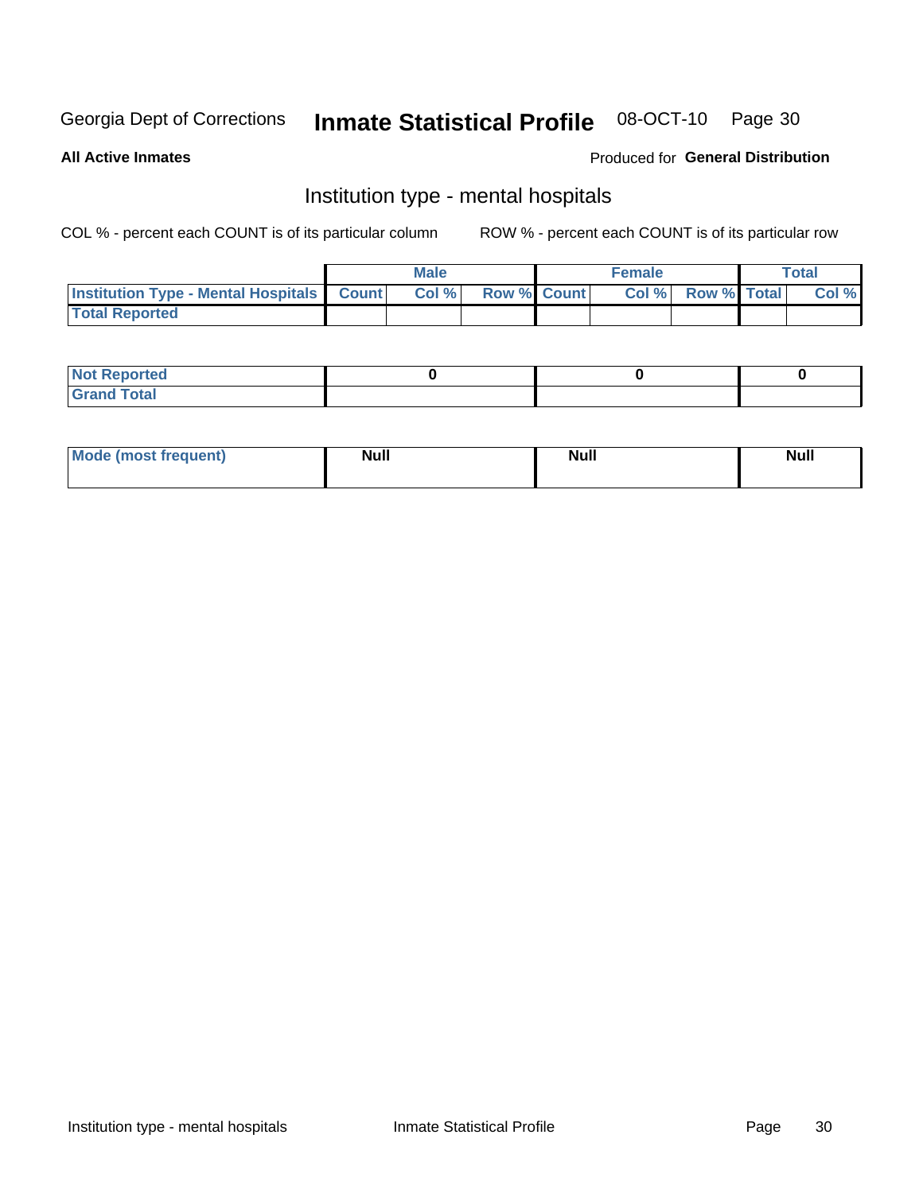Georgia Dept of Corrections **Inmate Statistical Profile** 08-OCT-10 Page 30

**All Active Inmates**

Produced for **General Distribution**

## Institution type - mental hospitals

COL % - percent each COUNT is of its particular column

ROW % - percent each COUNT is of its particular row

| | Male | | | Female | | | Total | |
|---|---|---|---|---|---|---|---|---|
| **Institution Type - Mental Hospitals** | **Count** | **Col %** | **Row %** | **Count** | **Col %** | **Row %** | **Total** | **Col %** |
| **Total Reported** | | | | | | | | |

| | Male | Female | Total |
|---|---|---|---|
| **Not Reported** | 0 | 0 | 0 |
| **Grand Total** | | | |

| | Male | Female | Total |
|---|---|---|---|
| **Mode (most frequent)** | Null | Null | Null |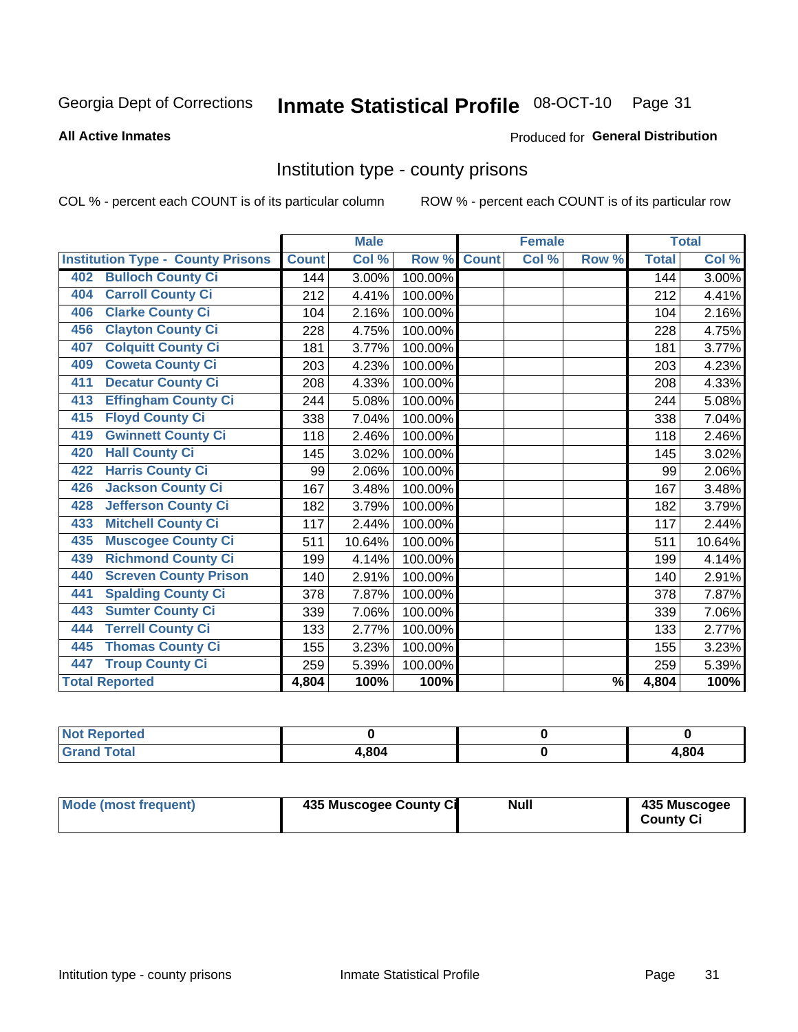Georgia Dept of Corrections **Inmate Statistical Profile** 08-OCT-10

**All Active Inmates**

Produced for **General Distribution**

## Institution type - county prisons

COL % - percent each COUNT is of its particular column

ROW % - percent each COUNT is of its particular row

| Institution Type - County Prisons | Male | | | Female | | | Total | |
|---|---|---|---|---|---|---|---|---|
| | Count | Col % | Row % | Count | Col % | Row % | Total | Col % |
| 402 Bulloch County Ci | 144 | 3.00% | 100.00% | | | | 144 | 3.00% |
| 404 Carroll County Ci | 212 | 4.41% | 100.00% | | | | 212 | 4.41% |
| 406 Clarke County Ci | 104 | 2.16% | 100.00% | | | | 104 | 2.16% |
| 456 Clayton County Ci | 228 | 4.75% | 100.00% | | | | 228 | 4.75% |
| 407 Colquitt County Ci | 181 | 3.77% | 100.00% | | | | 181 | 3.77% |
| 409 Coweta County Ci | 203 | 4.23% | 100.00% | | | | 203 | 4.23% |
| 411 Decatur County Ci | 208 | 4.33% | 100.00% | | | | 208 | 4.33% |
| 413 Effingham County Ci | 244 | 5.08% | 100.00% | | | | 244 | 5.08% |
| 415 Floyd County Ci | 338 | 7.04% | 100.00% | | | | 338 | 7.04% |
| 419 Gwinnett County Ci | 118 | 2.46% | 100.00% | | | | 118 | 2.46% |
| 420 Hall County Ci | 145 | 3.02% | 100.00% | | | | 145 | 3.02% |
| 422 Harris County Ci | 99 | 2.06% | 100.00% | | | | 99 | 2.06% |
| 426 Jackson County Ci | 167 | 3.48% | 100.00% | | | | 167 | 3.48% |
| 428 Jefferson County Ci | 182 | 3.79% | 100.00% | | | | 182 | 3.79% |
| 433 Mitchell County Ci | 117 | 2.44% | 100.00% | | | | 117 | 2.44% |
| 435 Muscogee County Ci | 511 | 10.64% | 100.00% | | | | 511 | 10.64% |
| 439 Richmond County Ci | 199 | 4.14% | 100.00% | | | | 199 | 4.14% |
| 440 Screven County Prison | 140 | 2.91% | 100.00% | | | | 140 | 2.91% |
| 441 Spalding County Ci | 378 | 7.87% | 100.00% | | | | 378 | 7.87% |
| 443 Sumter County Ci | 339 | 7.06% | 100.00% | | | | 339 | 7.06% |
| 444 Terrell County Ci | 133 | 2.77% | 100.00% | | | | 133 | 2.77% |
| 445 Thomas County Ci | 155 | 3.23% | 100.00% | | | | 155 | 3.23% |
| 447 Troup County Ci | 259 | 5.39% | 100.00% | | | | 259 | 5.39% |
| **Total Reported** | **4,804** | **100%** | **100%** | | | **%** | **4,804** | **100%** |

| | Male | Female | Total |
|---|---|---|---|
| Not Reported | 0 | 0 | 0 |
| Grand Total | 4,804 | 0 | 4,804 |

| | Male | Female | Total |
|---|---|---|---|
| Mode (most frequent) | 435 Muscogee County Ci | Null | 435 Muscogee County Ci |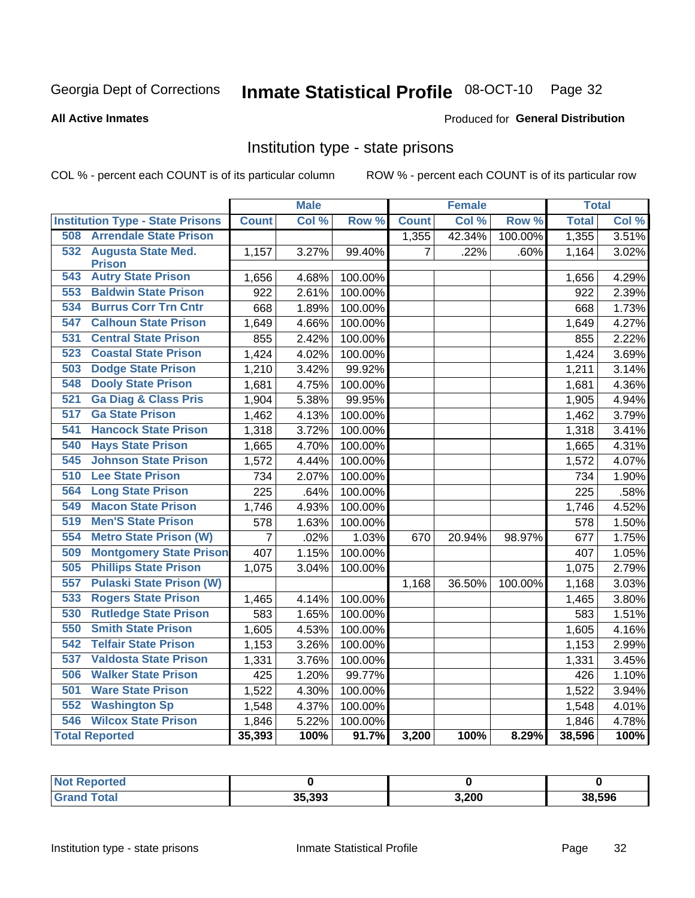Georgia Dept of Corrections **Inmate Statistical Profile** 08-OCT-10

**All Active Inmates**

Produced for **General Distribution**

## Institution type - state prisons

COL % - percent each COUNT is of its particular column    ROW % - percent each COUNT is of its particular row

| | Male | | | Female | | | Total | |
|---|---|---|---|---|---|---|---|---|
| **Institution Type - State Prisons** | **Count** | **Col %** | **Row %** | **Count** | **Col %** | **Row %** | **Total** | **Col %** |
| 508 Arrendale State Prison | | | | 1,355 | 42.34% | 100.00% | 1,355 | 3.51% |
| 532 Augusta State Med. Prison | 1,157 | 3.27% | 99.40% | 7 | .22% | .60% | 1,164 | 3.02% |
| 543 Autry State Prison | 1,656 | 4.68% | 100.00% | | | | 1,656 | 4.29% |
| 553 Baldwin State Prison | 922 | 2.61% | 100.00% | | | | 922 | 2.39% |
| 534 Burrus Corr Trn Cntr | 668 | 1.89% | 100.00% | | | | 668 | 1.73% |
| 547 Calhoun State Prison | 1,649 | 4.66% | 100.00% | | | | 1,649 | 4.27% |
| 531 Central State Prison | 855 | 2.42% | 100.00% | | | | 855 | 2.22% |
| 523 Coastal State Prison | 1,424 | 4.02% | 100.00% | | | | 1,424 | 3.69% |
| 503 Dodge State Prison | 1,210 | 3.42% | 99.92% | | | | 1,211 | 3.14% |
| 548 Dooly State Prison | 1,681 | 4.75% | 100.00% | | | | 1,681 | 4.36% |
| 521 Ga Diag & Class Pris | 1,904 | 5.38% | 99.95% | | | | 1,905 | 4.94% |
| 517 Ga State Prison | 1,462 | 4.13% | 100.00% | | | | 1,462 | 3.79% |
| 541 Hancock State Prison | 1,318 | 3.72% | 100.00% | | | | 1,318 | 3.41% |
| 540 Hays State Prison | 1,665 | 4.70% | 100.00% | | | | 1,665 | 4.31% |
| 545 Johnson State Prison | 1,572 | 4.44% | 100.00% | | | | 1,572 | 4.07% |
| 510 Lee State Prison | 734 | 2.07% | 100.00% | | | | 734 | 1.90% |
| 564 Long State Prison | 225 | .64% | 100.00% | | | | 225 | .58% |
| 549 Macon State Prison | 1,746 | 4.93% | 100.00% | | | | 1,746 | 4.52% |
| 519 Men'S State Prison | 578 | 1.63% | 100.00% | | | | 578 | 1.50% |
| 554 Metro State Prison (W) | 7 | .02% | 1.03% | 670 | 20.94% | 98.97% | 677 | 1.75% |
| 509 Montgomery State Prison | 407 | 1.15% | 100.00% | | | | 407 | 1.05% |
| 505 Phillips State Prison | 1,075 | 3.04% | 100.00% | | | | 1,075 | 2.79% |
| 557 Pulaski State Prison (W) | | | | 1,168 | 36.50% | 100.00% | 1,168 | 3.03% |
| 533 Rogers State Prison | 1,465 | 4.14% | 100.00% | | | | 1,465 | 3.80% |
| 530 Rutledge State Prison | 583 | 1.65% | 100.00% | | | | 583 | 1.51% |
| 550 Smith State Prison | 1,605 | 4.53% | 100.00% | | | | 1,605 | 4.16% |
| 542 Telfair State Prison | 1,153 | 3.26% | 100.00% | | | | 1,153 | 2.99% |
| 537 Valdosta State Prison | 1,331 | 3.76% | 100.00% | | | | 1,331 | 3.45% |
| 506 Walker State Prison | 425 | 1.20% | 99.77% | | | | 426 | 1.10% |
| 501 Ware State Prison | 1,522 | 4.30% | 100.00% | | | | 1,522 | 3.94% |
| 552 Washington Sp | 1,548 | 4.37% | 100.00% | | | | 1,548 | 4.01% |
| 546 Wilcox State Prison | 1,846 | 5.22% | 100.00% | | | | 1,846 | 4.78% |
| **Total Reported** | **35,393** | **100%** | **91.7%** | **3,200** | **100%** | **8.29%** | **38,596** | **100%** |

| | Male | Female | Total |
|---|---|---|---|
| **Not Reported** | **0** | **0** | **0** |
| **Grand Total** | **35,393** | **3,200** | **38,596** |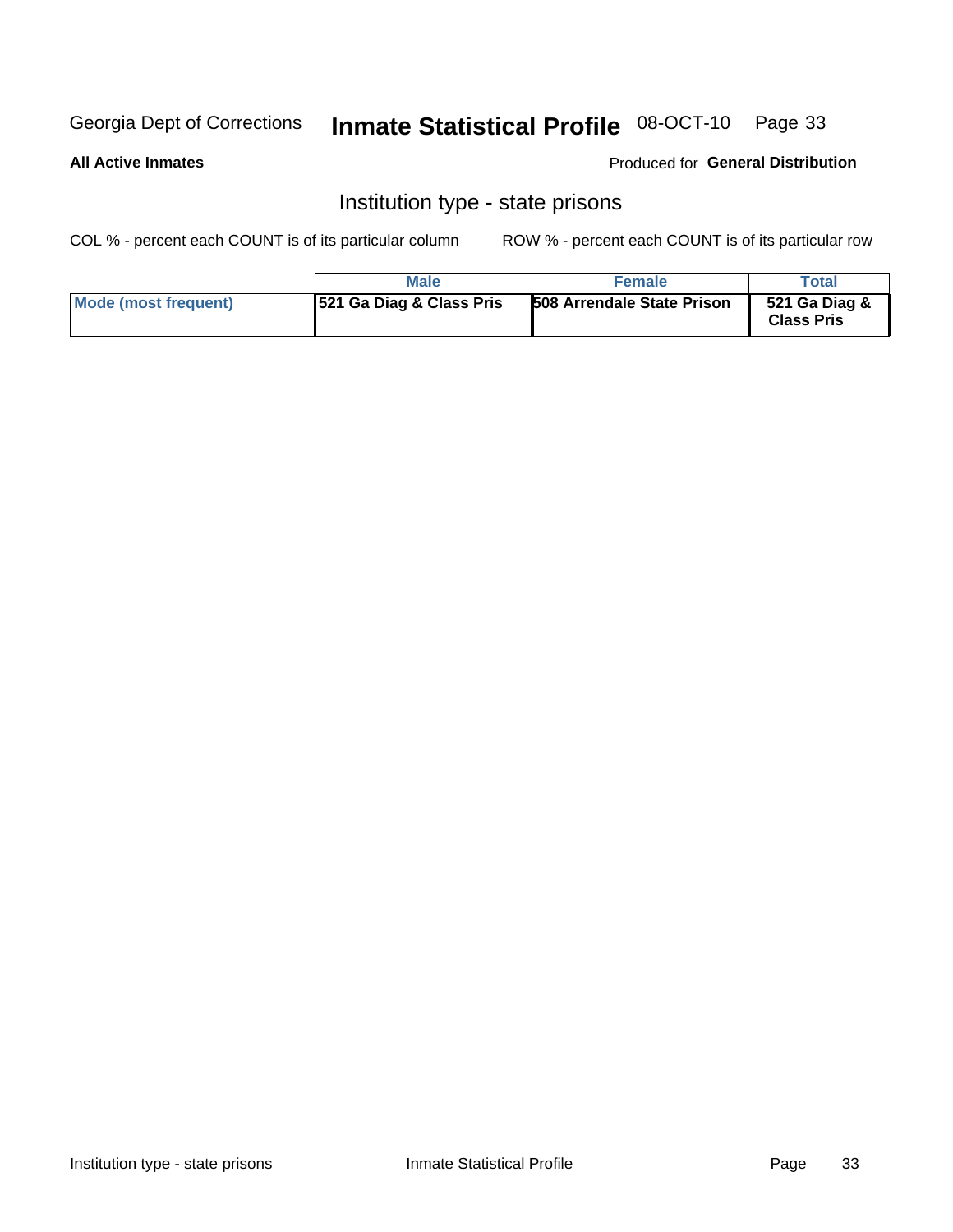Georgia Dept of Corrections **Inmate Statistical Profile** 08-OCT-10

**All Active Inmates**

Produced for **General Distribution**

## Institution type - state prisons

COL % - percent each COUNT is of its particular column ROW % - percent each COUNT is of its particular row

| | Male | Female | Total |
|---|---|---|---|
| Mode (most frequent) | 521 Ga Diag & Class Pris | 508 Arrendale State Prison | 521 Ga Diag & Class Pris |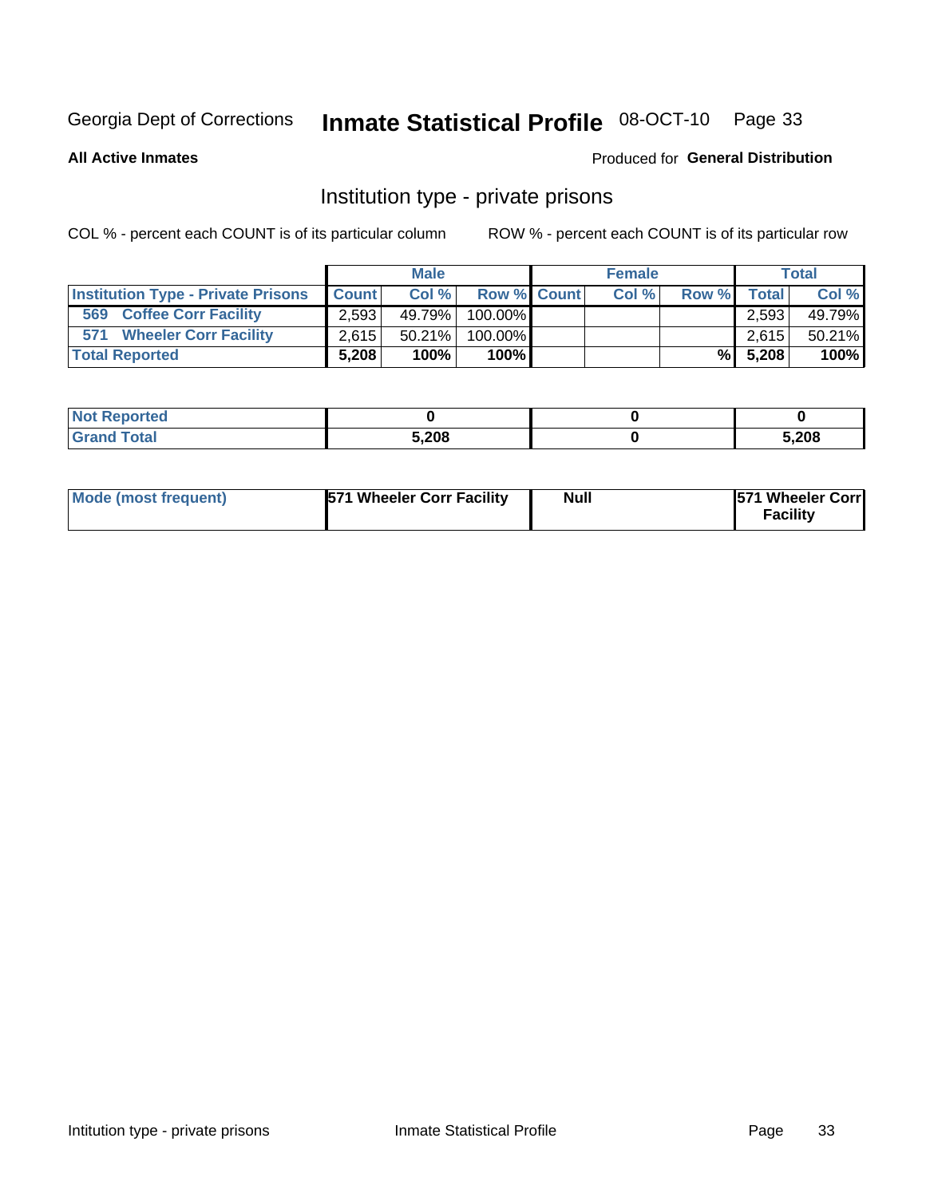Georgia Dept of Corrections **Inmate Statistical Profile** 08-OCT-10

**All Active Inmates**

Produced for **General Distribution**

## Institution type - private prisons

COL % - percent each COUNT is of its particular column

ROW % - percent each COUNT is of its particular row

| | Male | | | Female | | | Total | |
|---|---|---|---|---|---|---|---|---|
| Institution Type - Private Prisons | Count | Col % | Row % | Count | Col % | Row % | Total | Col % |
| 569 Coffee Corr Facility | 2,593 | 49.79% | 100.00% | | | | 2,593 | 49.79% |
| 571 Wheeler Corr Facility | 2,615 | 50.21% | 100.00% | | | | 2,615 | 50.21% |
| Total Reported | 5,208 | 100% | 100% | | | % | 5,208 | 100% |

| | Male | Female | Total |
|---|---|---|---|
| Not Reported | 0 | 0 | 0 |
| Grand Total | 5,208 | 0 | 5,208 |

| | Male | Female | Total |
|---|---|---|---|
| Mode (most frequent) | 571 Wheeler Corr Facility | Null | 571 Wheeler Corr Facility |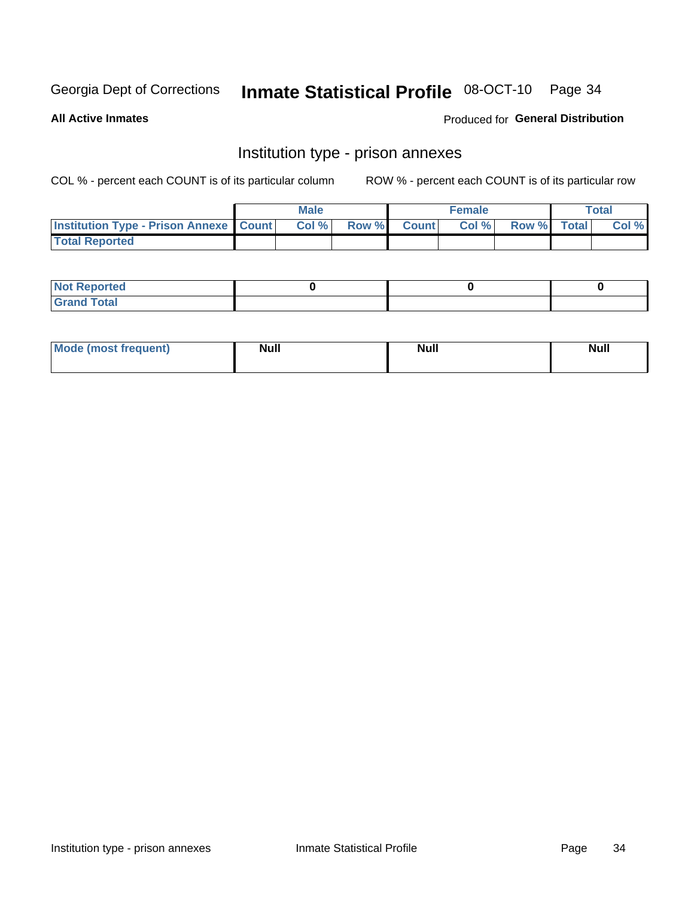Georgia Dept of Corrections **Inmate Statistical Profile** 08-OCT-10

**All Active Inmates**

Produced for **General Distribution**

## Institution type - prison annexes

COL % - percent each COUNT is of its particular column ROW % - percent each COUNT is of its particular row

| | Male | | | Female | | | Total | |
|---|---|---|---|---|---|---|---|---|
| **Institution Type - Prison Annexe** | **Count** | **Col %** | **Row %** | **Count** | **Col %** | **Row %** | **Total** | **Col %** |
| **Total Reported** | | | | | | | | |

| | Male | Female | Total |
|---|---|---|---|
| **Not Reported** | **0** | **0** | **0** |
| **Grand Total** | | | |

| | Male | Female | Total |
|---|---|---|---|
| **Mode (most frequent)** | **Null** | **Null** | **Null** |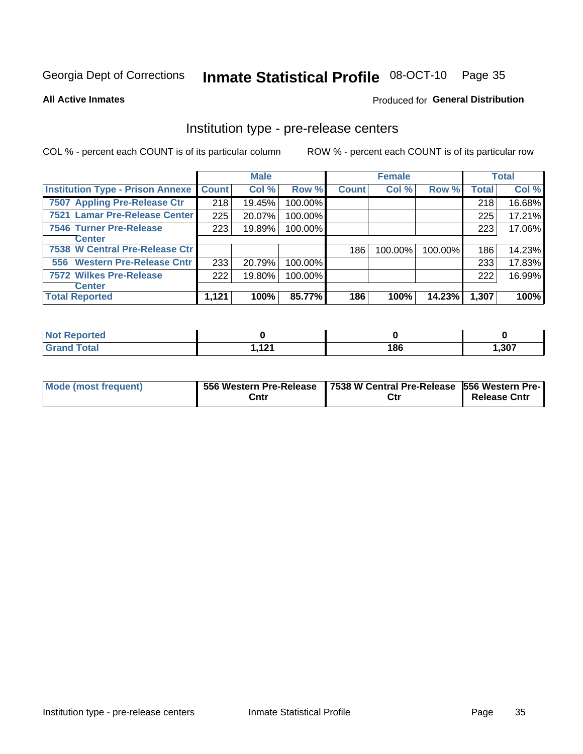Georgia Dept of Corrections **Inmate Statistical Profile** 08-OCT-10

**All Active Inmates**

Produced for **General Distribution**

## Institution type - pre-release centers

COL % - percent each COUNT is of its particular column ROW % - percent each COUNT is of its particular row

| | Male | | | Female | | | Total | |
|---|---|---|---|---|---|---|---|---|
| **Institution Type - Prison Annexe** | **Count** | **Col %** | **Row %** | **Count** | **Col %** | **Row %** | **Total** | **Col %** |
| **7507 Appling Pre-Release Ctr** | 218 | 19.45% | 100.00% | | | | 218 | 16.68% |
| **7521 Lamar Pre-Release Center** | 225 | 20.07% | 100.00% | | | | 225 | 17.21% |
| **7546 Turner Pre-Release Center** | 223 | 19.89% | 100.00% | | | | 223 | 17.06% |
| **7538 W Central Pre-Release Ctr** | | | | 186 | 100.00% | 100.00% | 186 | 14.23% |
| **556 Western Pre-Release Cntr** | 233 | 20.79% | 100.00% | | | | 233 | 17.83% |
| **7572 Wilkes Pre-Release Center** | 222 | 19.80% | 100.00% | | | | 222 | 16.99% |
| **Total Reported** | **1,121** | **100%** | **85.77%** | **186** | **100%** | **14.23%** | **1,307** | **100%** |

| | Male | Female | Total |
|---|---|---|---|
| **Not Reported** | **0** | **0** | **0** |
| **Grand Total** | **1,121** | **186** | **1,307** |

| | Male | Female | Total |
|---|---|---|---|
| **Mode (most frequent)** | **556 Western Pre-Release Cntr** | **7538 W Central Pre-Release Ctr** | **556 Western Pre-Release Cntr** |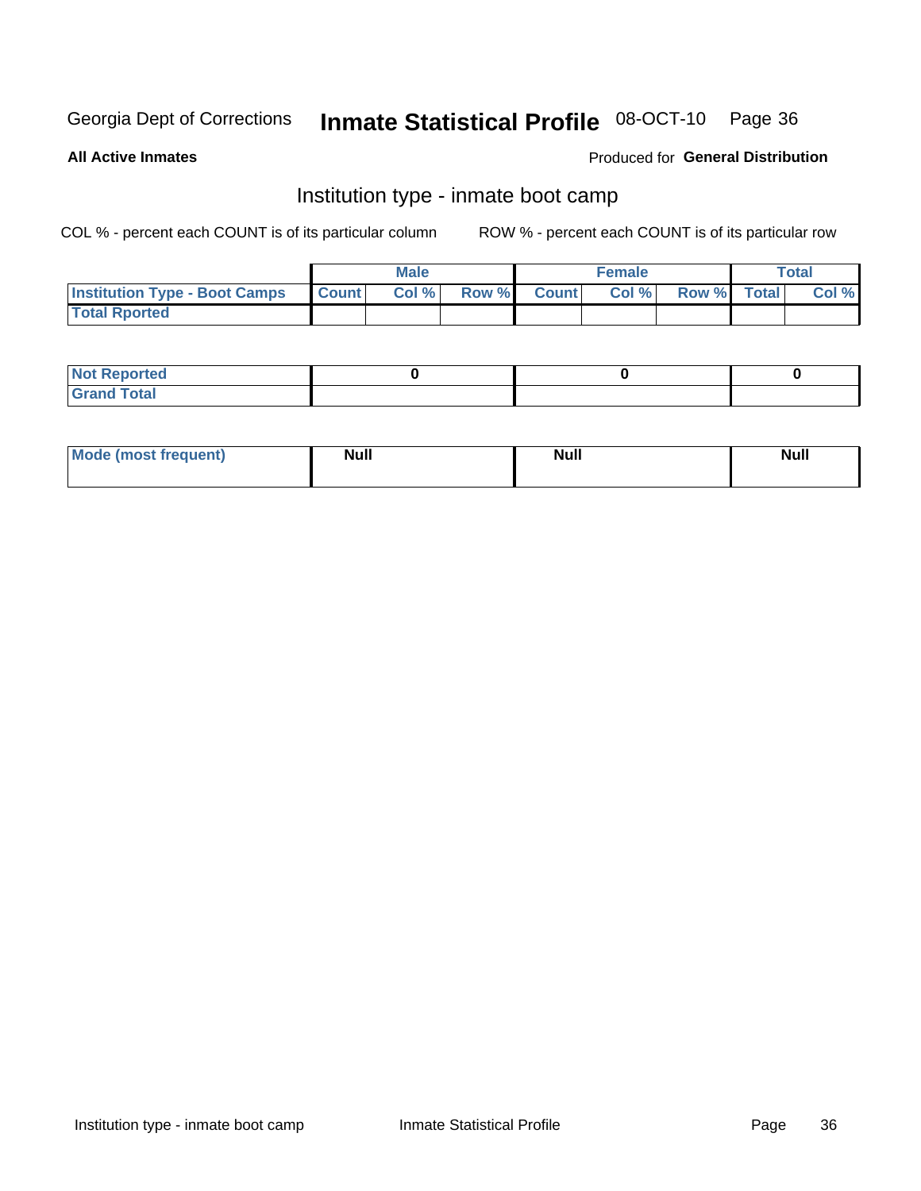Georgia Dept of Corrections **Inmate Statistical Profile** 08-OCT-10

**All Active Inmates** Produced for **General Distribution**

## Institution type - inmate boot camp

COL % - percent each COUNT is of its particular column ROW % - percent each COUNT is of its particular row

| | Male | | | Female | | | Total | |
|---|---|---|---|---|---|---|---|---|
| **Institution Type - Boot Camps** | **Count** | **Col %** | **Row %** | **Count** | **Col %** | **Row %** | **Total** | **Col %** |
| **Total Rported** | | | | | | | | |

| | Male | Female | Total |
|---|---|---|---|
| **Not Reported** | 0 | 0 | 0 |
| **Grand Total** | | | |

| | Male | Female | Total |
|---|---|---|---|
| **Mode (most frequent)** | Null | Null | Null |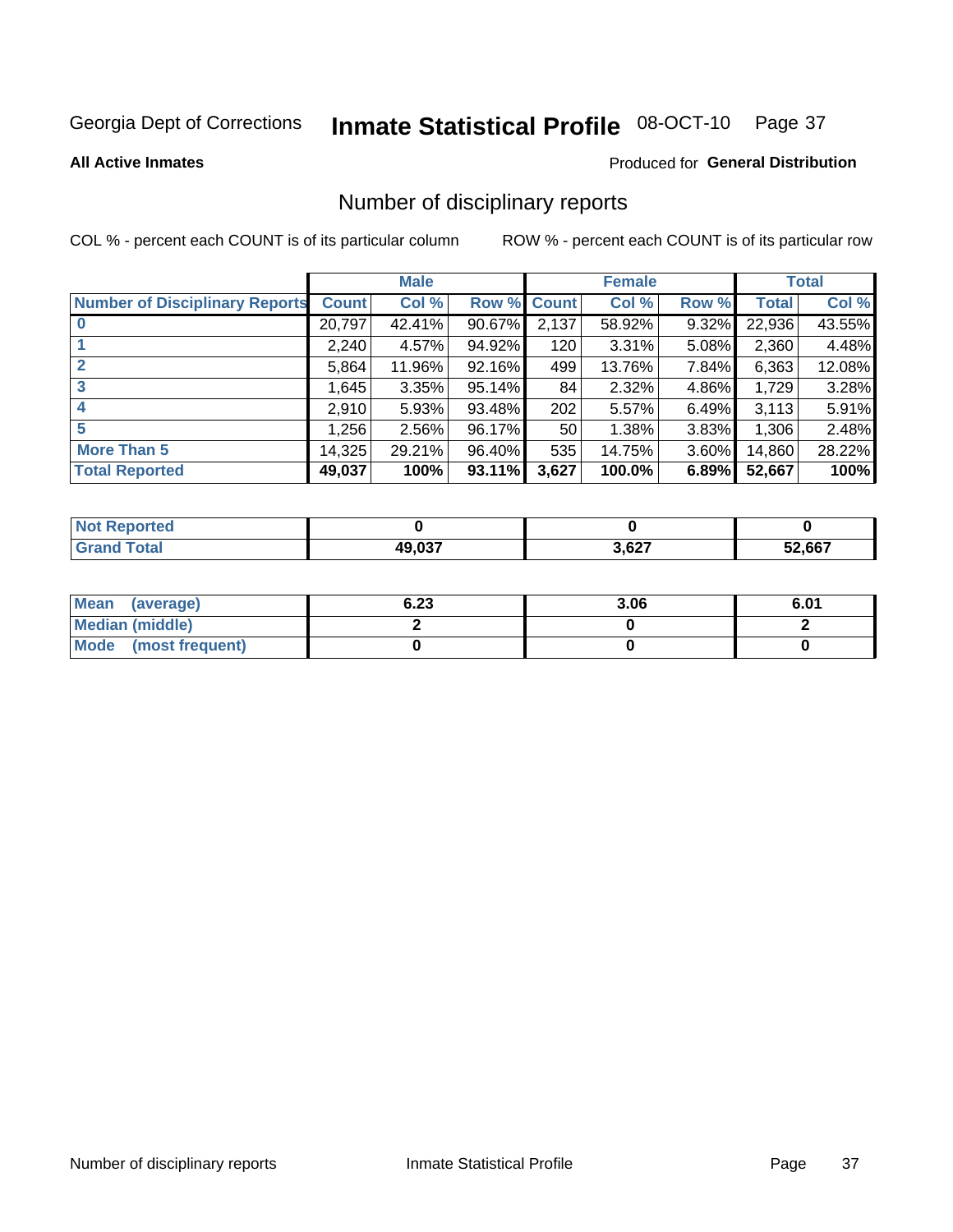Georgia Dept of Corrections **Inmate Statistical Profile** 08-OCT-10

**All Active Inmates**

Produced for **General Distribution**

## Number of disciplinary reports

COL % - percent each COUNT is of its particular column ROW % - percent each COUNT is of its particular row

| | Male | | | Female | | | Total | |
|---|---|---|---|---|---|---|---|---|
| **Number of Disciplinary Reports** | **Count** | **Col %** | **Row %** | **Count** | **Col %** | **Row %** | **Total** | **Col %** |
| **0** | 20,797 | 42.41% | 90.67% | 2,137 | 58.92% | 9.32% | 22,936 | 43.55% |
| **1** | 2,240 | 4.57% | 94.92% | 120 | 3.31% | 5.08% | 2,360 | 4.48% |
| **2** | 5,864 | 11.96% | 92.16% | 499 | 13.76% | 7.84% | 6,363 | 12.08% |
| **3** | 1,645 | 3.35% | 95.14% | 84 | 2.32% | 4.86% | 1,729 | 3.28% |
| **4** | 2,910 | 5.93% | 93.48% | 202 | 5.57% | 6.49% | 3,113 | 5.91% |
| **5** | 1,256 | 2.56% | 96.17% | 50 | 1.38% | 3.83% | 1,306 | 2.48% |
| **More Than 5** | 14,325 | 29.21% | 96.40% | 535 | 14.75% | 3.60% | 14,860 | 28.22% |
| **Total Reported** | **49,037** | **100%** | **93.11%** | **3,627** | **100.0%** | **6.89%** | **52,667** | **100%** |

| | Male | Female | Total |
|---|---|---|---|
| **Not Reported** | **0** | **0** | **0** |
| **Grand Total** | **49,037** | **3,627** | **52,667** |

| | Male | Female | Total |
|---|---|---|---|
| **Mean (average)** | **6.23** | **3.06** | **6.01** |
| **Median (middle)** | **2** | **0** | **2** |
| **Mode (most frequent)** | **0** | **0** | **0** |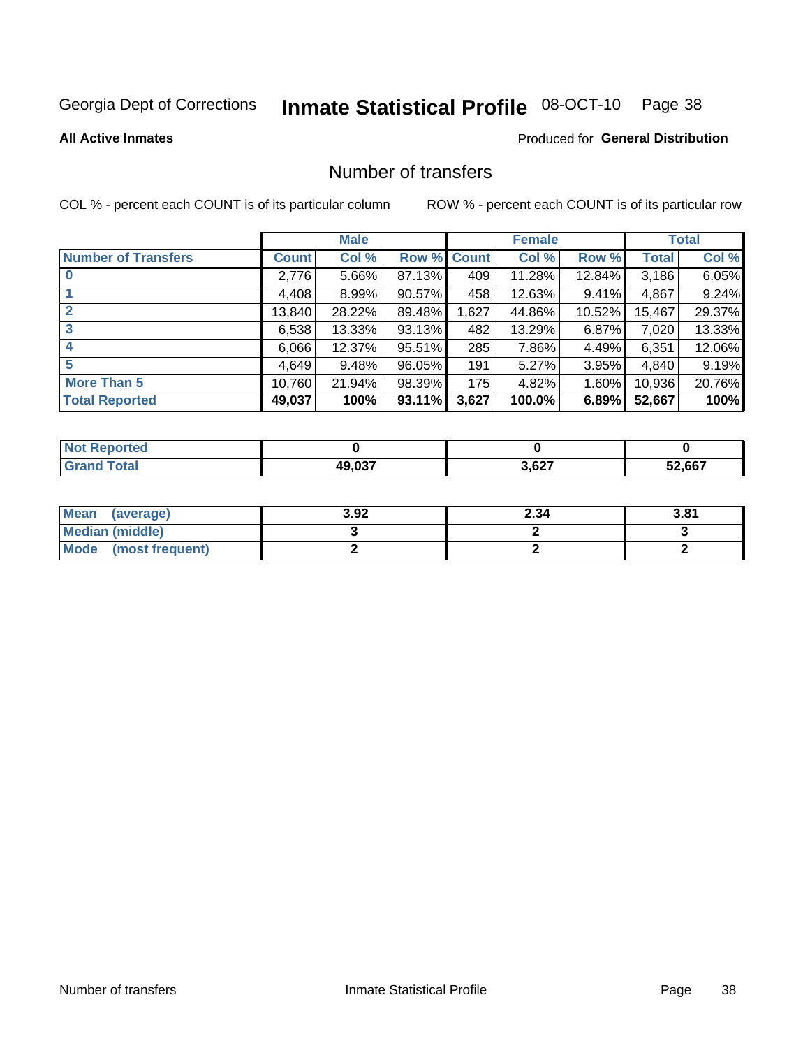Georgia Dept of Corrections **Inmate Statistical Profile** 08-OCT-10

**All Active Inmates**

Produced for **General Distribution**

## Number of transfers

COL % - percent each COUNT is of its particular column

ROW % - percent each COUNT is of its particular row

| | Male | | | Female | | | Total | |
|---|---|---|---|---|---|---|---|---|
| **Number of Transfers** | **Count** | **Col %** | **Row %** | **Count** | **Col %** | **Row %** | **Total** | **Col %** |
| **0** | 2,776 | 5.66% | 87.13% | 409 | 11.28% | 12.84% | 3,186 | 6.05% |
| **1** | 4,408 | 8.99% | 90.57% | 458 | 12.63% | 9.41% | 4,867 | 9.24% |
| **2** | 13,840 | 28.22% | 89.48% | 1,627 | 44.86% | 10.52% | 15,467 | 29.37% |
| **3** | 6,538 | 13.33% | 93.13% | 482 | 13.29% | 6.87% | 7,020 | 13.33% |
| **4** | 6,066 | 12.37% | 95.51% | 285 | 7.86% | 4.49% | 6,351 | 12.06% |
| **5** | 4,649 | 9.48% | 96.05% | 191 | 5.27% | 3.95% | 4,840 | 9.19% |
| **More Than 5** | 10,760 | 21.94% | 98.39% | 175 | 4.82% | 1.60% | 10,936 | 20.76% |
| **Total Reported** | **49,037** | **100%** | **93.11%** | **3,627** | **100.0%** | **6.89%** | **52,667** | **100%** |

| | Male | Female | Total |
|---|---|---|---|
| **Not Reported** | **0** | **0** | **0** |
| **Grand Total** | **49,037** | **3,627** | **52,667** |

| | Male | Female | Total |
|---|---|---|---|
| **Mean (average)** | **3.92** | **2.34** | **3.81** |
| **Median (middle)** | **3** | **2** | **3** |
| **Mode (most frequent)** | **2** | **2** | **2** |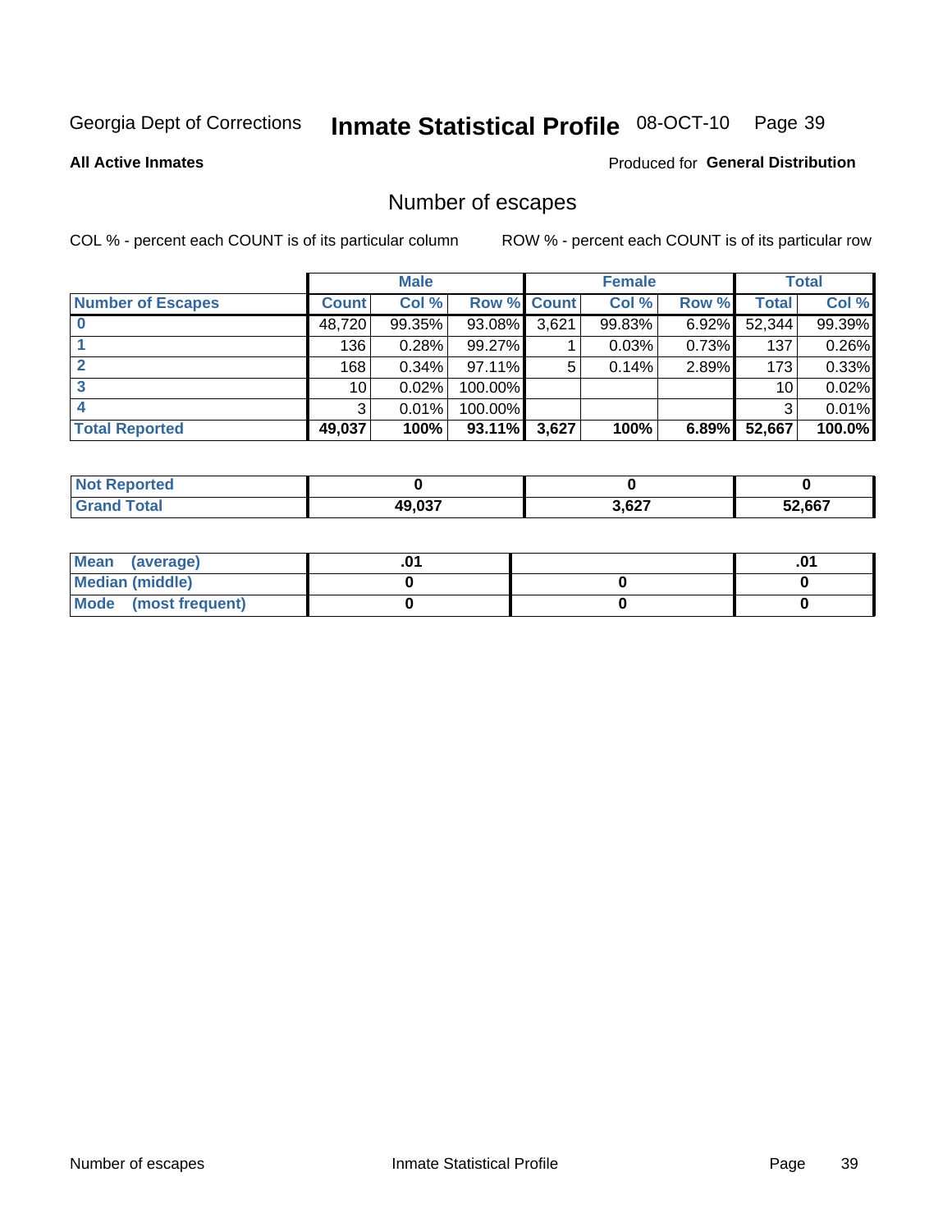Georgia Dept of Corrections **Inmate Statistical Profile** 08-OCT-10

**All Active Inmates**

Produced for **General Distribution**

## Number of escapes

COL % - percent each COUNT is of its particular column

ROW % - percent each COUNT is of its particular row

| | Male | | | Female | | | Total | |
|---|---|---|---|---|---|---|---|---|
| **Number of Escapes** | **Count** | **Col %** | **Row %** | **Count** | **Col %** | **Row %** | **Total** | **Col %** |
| **0** | 48,720 | 99.35% | 93.08% | 3,621 | 99.83% | 6.92% | 52,344 | 99.39% |
| **1** | 136 | 0.28% | 99.27% | 1 | 0.03% | 0.73% | 137 | 0.26% |
| **2** | 168 | 0.34% | 97.11% | 5 | 0.14% | 2.89% | 173 | 0.33% |
| **3** | 10 | 0.02% | 100.00% | | | | 10 | 0.02% |
| **4** | 3 | 0.01% | 100.00% | | | | 3 | 0.01% |
| **Total Reported** | **49,037** | **100%** | **93.11%** | **3,627** | **100%** | **6.89%** | **52,667** | **100.0%** |

| | Male | Female | Total |
|---|---|---|---|
| **Not Reported** | **0** | **0** | **0** |
| **Grand Total** | **49,037** | **3,627** | **52,667** |

| | Male | Female | Total |
|---|---|---|---|
| **Mean (average)** | **.01** | | **.01** |
| **Median (middle)** | **0** | **0** | **0** |
| **Mode (most frequent)** | **0** | **0** | **0** |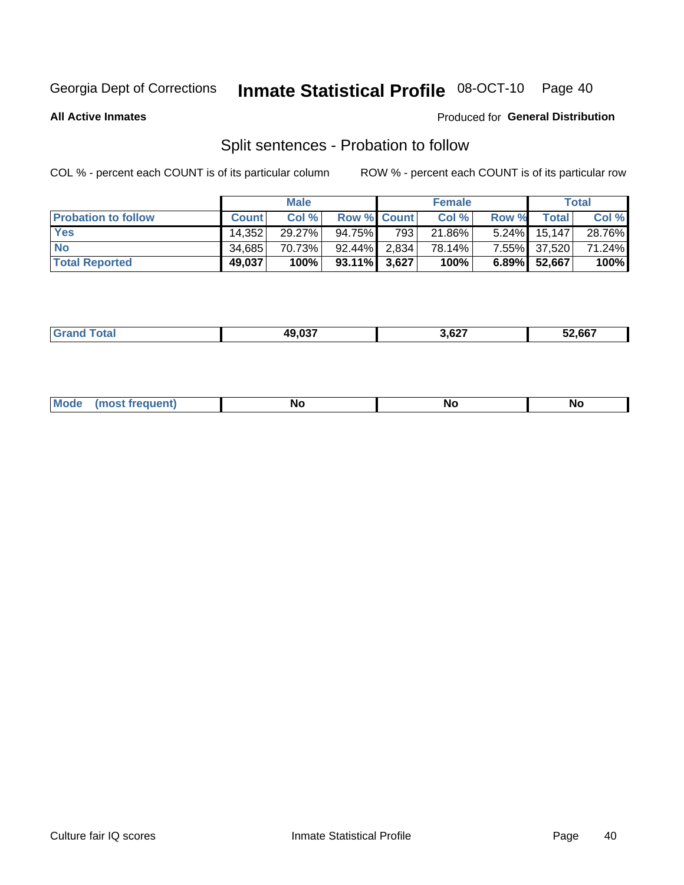Georgia Dept of Corrections **Inmate Statistical Profile** 08-OCT-10 Page 40

**All Active Inmates**

Produced for **General Distribution**

## Split sentences - Probation to follow

COL % - percent each COUNT is of its particular column ROW % - percent each COUNT is of its particular row

| | Male | | | Female | | | Total | |
|---|---|---|---|---|---|---|---|---|
| **Probation to follow** | **Count** | **Col %** | **Row %** | **Count** | **Col %** | **Row %** | **Total** | **Col %** |
| **Yes** | 14,352 | 29.27% | 94.75% | 793 | 21.86% | 5.24% | 15,147 | 28.76% |
| **No** | 34,685 | 70.73% | 92.44% | 2,834 | 78.14% | 7.55% | 37,520 | 71.24% |
| **Total Reported** | **49,037** | **100%** | **93.11%** | **3,627** | **100%** | **6.89%** | **52,667** | **100%** |

| | Male | Female | Total |
|---|---|---|---|
| **Grand Total** | **49,037** | **3,627** | **52,667** |

| | Male | Female | Total |
|---|---|---|---|
| **Mode (most frequent)** | **No** | **No** | **No** |

Culture fair IQ scores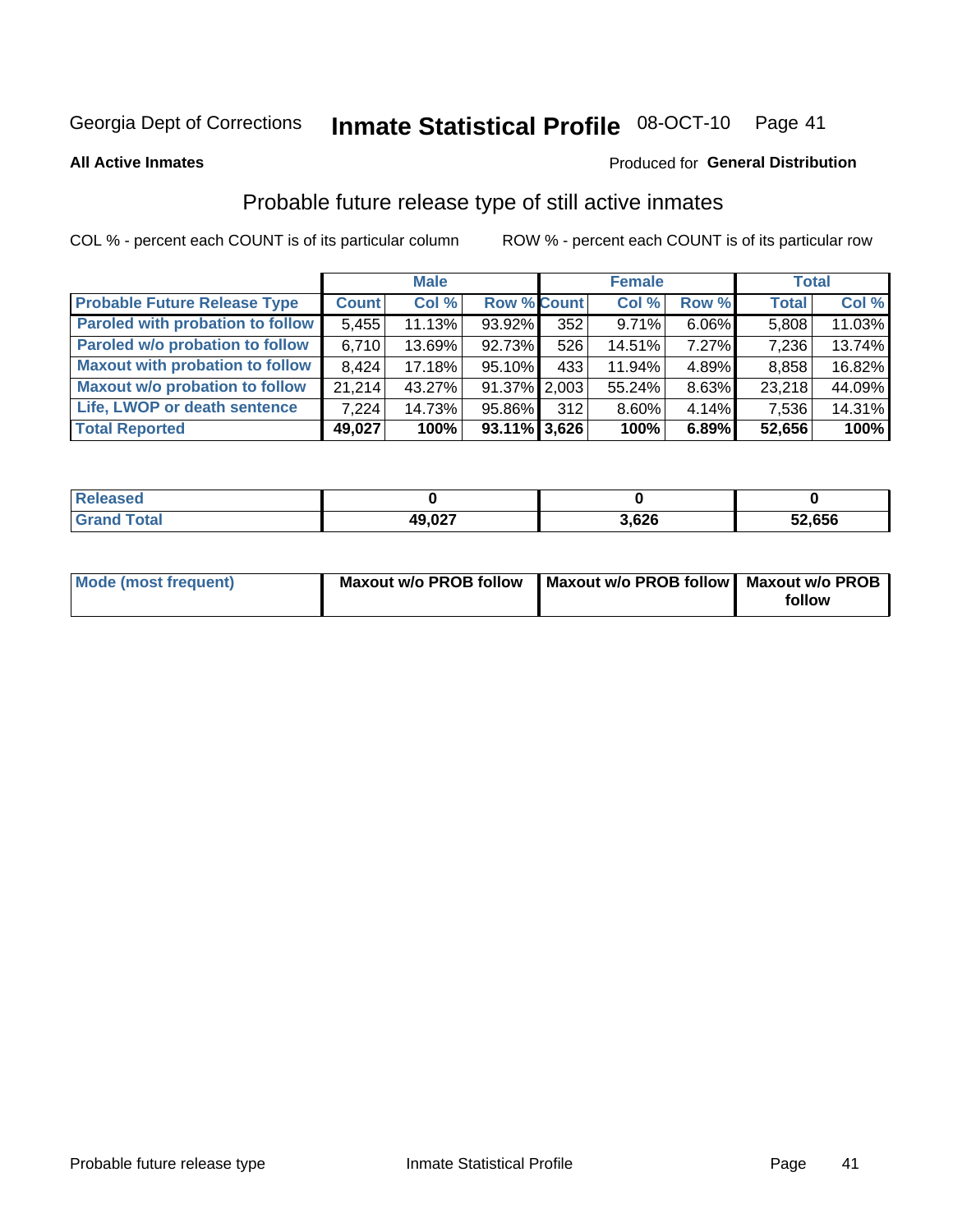Georgia Dept of Corrections **Inmate Statistical Profile** 08-OCT-10

**All Active Inmates**

Produced for **General Distribution**

## Probable future release type of still active inmates

COL % - percent each COUNT is of its particular column

ROW % - percent each COUNT is of its particular row

| | Male | | | Female | | | Total | |
|---|---|---|---|---|---|---|---|---|
| **Probable Future Release Type** | **Count** | **Col %** | **Row %** | **Count** | **Col %** | **Row %** | **Total** | **Col %** |
| Paroled with probation to follow | 5,455 | 11.13% | 93.92% | 352 | 9.71% | 6.06% | 5,808 | 11.03% |
| Paroled w/o probation to follow | 6,710 | 13.69% | 92.73% | 526 | 14.51% | 7.27% | 7,236 | 13.74% |
| Maxout with probation to follow | 8,424 | 17.18% | 95.10% | 433 | 11.94% | 4.89% | 8,858 | 16.82% |
| Maxout w/o probation to follow | 21,214 | 43.27% | 91.37% | 2,003 | 55.24% | 8.63% | 23,218 | 44.09% |
| Life, LWOP or death sentence | 7,224 | 14.73% | 95.86% | 312 | 8.60% | 4.14% | 7,536 | 14.31% |
| **Total Reported** | **49,027** | **100%** | **93.11%** | **3,626** | **100%** | **6.89%** | **52,656** | **100%** |

| | Male | Female | Total |
|---|---|---|---|
| Released | **0** | **0** | **0** |
| Grand Total | **49,027** | **3,626** | **52,656** |

| | Male | Female | Total |
|---|---|---|---|
| Mode (most frequent) | **Maxout w/o PROB follow** | **Maxout w/o PROB follow** | **Maxout w/o PROB follow** |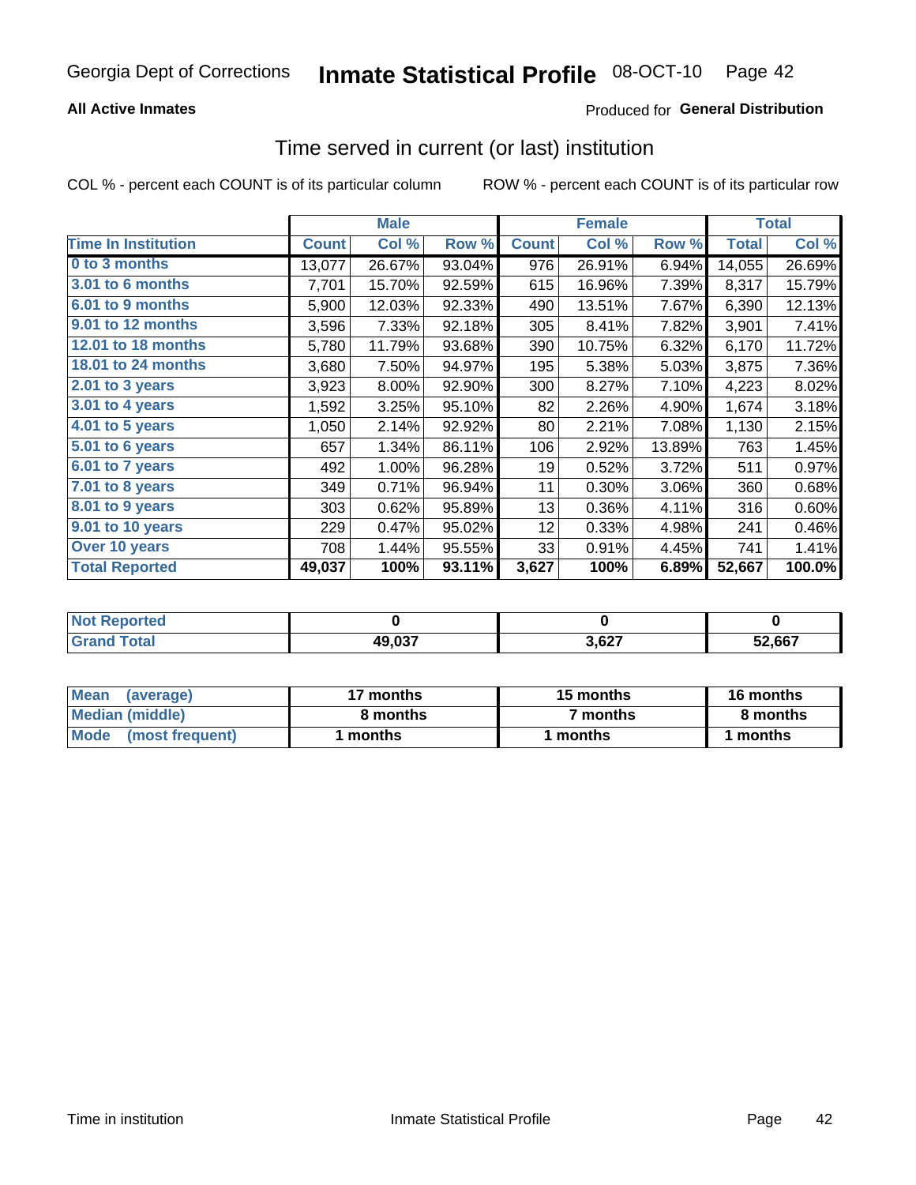Georgia Dept of Corrections **Inmate Statistical Profile** 08-OCT-10

**All Active Inmates** Produced for **General Distribution**

## Time served in current (or last) institution

COL % - percent each COUNT is of its particular column ROW % - percent each COUNT is of its particular row

| | Male | | | Female | | | Total | |
|---|---|---|---|---|---|---|---|---|
| **Time In Institution** | **Count** | **Col %** | **Row %** | **Count** | **Col %** | **Row %** | **Total** | **Col %** |
| **0 to 3 months** | 13,077 | 26.67% | 93.04% | 976 | 26.91% | 6.94% | 14,055 | 26.69% |
| **3.01 to 6 months** | 7,701 | 15.70% | 92.59% | 615 | 16.96% | 7.39% | 8,317 | 15.79% |
| **6.01 to 9 months** | 5,900 | 12.03% | 92.33% | 490 | 13.51% | 7.67% | 6,390 | 12.13% |
| **9.01 to 12 months** | 3,596 | 7.33% | 92.18% | 305 | 8.41% | 7.82% | 3,901 | 7.41% |
| **12.01 to 18 months** | 5,780 | 11.79% | 93.68% | 390 | 10.75% | 6.32% | 6,170 | 11.72% |
| **18.01 to 24 months** | 3,680 | 7.50% | 94.97% | 195 | 5.38% | 5.03% | 3,875 | 7.36% |
| **2.01 to 3 years** | 3,923 | 8.00% | 92.90% | 300 | 8.27% | 7.10% | 4,223 | 8.02% |
| **3.01 to 4 years** | 1,592 | 3.25% | 95.10% | 82 | 2.26% | 4.90% | 1,674 | 3.18% |
| **4.01 to 5 years** | 1,050 | 2.14% | 92.92% | 80 | 2.21% | 7.08% | 1,130 | 2.15% |
| **5.01 to 6 years** | 657 | 1.34% | 86.11% | 106 | 2.92% | 13.89% | 763 | 1.45% |
| **6.01 to 7 years** | 492 | 1.00% | 96.28% | 19 | 0.52% | 3.72% | 511 | 0.97% |
| **7.01 to 8 years** | 349 | 0.71% | 96.94% | 11 | 0.30% | 3.06% | 360 | 0.68% |
| **8.01 to 9 years** | 303 | 0.62% | 95.89% | 13 | 0.36% | 4.11% | 316 | 0.60% |
| **9.01 to 10 years** | 229 | 0.47% | 95.02% | 12 | 0.33% | 4.98% | 241 | 0.46% |
| **Over 10 years** | 708 | 1.44% | 95.55% | 33 | 0.91% | 4.45% | 741 | 1.41% |
| **Total Reported** | **49,037** | **100%** | **93.11%** | **3,627** | **100%** | **6.89%** | **52,667** | **100.0%** |

| | Male | Female | Total |
|---|---|---|---|
| **Not Reported** | **0** | **0** | **0** |
| **Grand Total** | **49,037** | **3,627** | **52,667** |

| | Male | Female | Total |
|---|---|---|---|
| **Mean (average)** | **17 months** | **15 months** | **16 months** |
| **Median (middle)** | **8 months** | **7 months** | **8 months** |
| **Mode (most frequent)** | **1 months** | **1 months** | **1 months** |

Time in institution Inmate Statistical Profile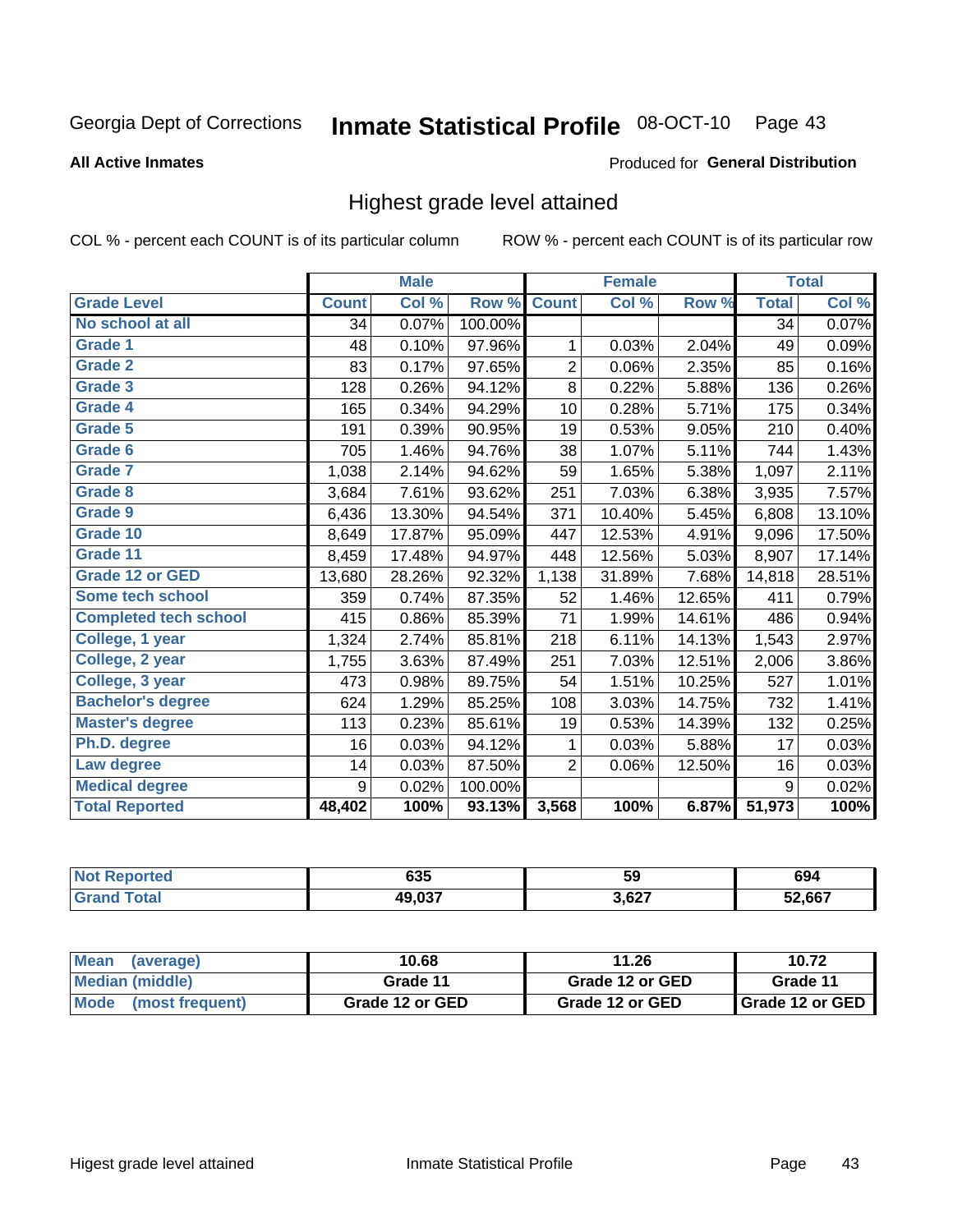Georgia Dept of Corrections **Inmate Statistical Profile** 08-OCT-10 Page 43

**All Active Inmates**

Produced for **General Distribution**

## Highest grade level attained

COL % - percent each COUNT is of its particular column ROW % - percent each COUNT is of its particular row

| | Male | | | Female | | | Total | |
|---|---|---|---|---|---|---|---|---|
| **Grade Level** | **Count** | **Col %** | **Row %** | **Count** | **Col %** | **Row %** | **Total** | **Col %** |
| No school at all | 34 | 0.07% | 100.00% | | | | 34 | 0.07% |
| Grade 1 | 48 | 0.10% | 97.96% | 1 | 0.03% | 2.04% | 49 | 0.09% |
| Grade 2 | 83 | 0.17% | 97.65% | 2 | 0.06% | 2.35% | 85 | 0.16% |
| Grade 3 | 128 | 0.26% | 94.12% | 8 | 0.22% | 5.88% | 136 | 0.26% |
| Grade 4 | 165 | 0.34% | 94.29% | 10 | 0.28% | 5.71% | 175 | 0.34% |
| Grade 5 | 191 | 0.39% | 90.95% | 19 | 0.53% | 9.05% | 210 | 0.40% |
| Grade 6 | 705 | 1.46% | 94.76% | 38 | 1.07% | 5.11% | 744 | 1.43% |
| Grade 7 | 1,038 | 2.14% | 94.62% | 59 | 1.65% | 5.38% | 1,097 | 2.11% |
| Grade 8 | 3,684 | 7.61% | 93.62% | 251 | 7.03% | 6.38% | 3,935 | 7.57% |
| Grade 9 | 6,436 | 13.30% | 94.54% | 371 | 10.40% | 5.45% | 6,808 | 13.10% |
| Grade 10 | 8,649 | 17.87% | 95.09% | 447 | 12.53% | 4.91% | 9,096 | 17.50% |
| Grade 11 | 8,459 | 17.48% | 94.97% | 448 | 12.56% | 5.03% | 8,907 | 17.14% |
| Grade 12 or GED | 13,680 | 28.26% | 92.32% | 1,138 | 31.89% | 7.68% | 14,818 | 28.51% |
| Some tech school | 359 | 0.74% | 87.35% | 52 | 1.46% | 12.65% | 411 | 0.79% |
| Completed tech school | 415 | 0.86% | 85.39% | 71 | 1.99% | 14.61% | 486 | 0.94% |
| College, 1 year | 1,324 | 2.74% | 85.81% | 218 | 6.11% | 14.13% | 1,543 | 2.97% |
| College, 2 year | 1,755 | 3.63% | 87.49% | 251 | 7.03% | 12.51% | 2,006 | 3.86% |
| College, 3 year | 473 | 0.98% | 89.75% | 54 | 1.51% | 10.25% | 527 | 1.01% |
| Bachelor's degree | 624 | 1.29% | 85.25% | 108 | 3.03% | 14.75% | 732 | 1.41% |
| Master's degree | 113 | 0.23% | 85.61% | 19 | 0.53% | 14.39% | 132 | 0.25% |
| Ph.D. degree | 16 | 0.03% | 94.12% | 1 | 0.03% | 5.88% | 17 | 0.03% |
| Law degree | 14 | 0.03% | 87.50% | 2 | 0.06% | 12.50% | 16 | 0.03% |
| Medical degree | 9 | 0.02% | 100.00% | | | | 9 | 0.02% |
| **Total Reported** | **48,402** | **100%** | **93.13%** | **3,568** | **100%** | **6.87%** | **51,973** | **100%** |

| | Male | Female | Total |
|---|---|---|---|
| Not Reported | 635 | 59 | 694 |
| Grand Total | 49,037 | 3,627 | 52,667 |

| | Male | Female | Total |
|---|---|---|---|
| Mean (average) | 10.68 | 11.26 | 10.72 |
| Median (middle) | Grade 11 | Grade 12 or GED | Grade 11 |
| Mode (most frequent) | Grade 12 or GED | Grade 12 or GED | Grade 12 or GED |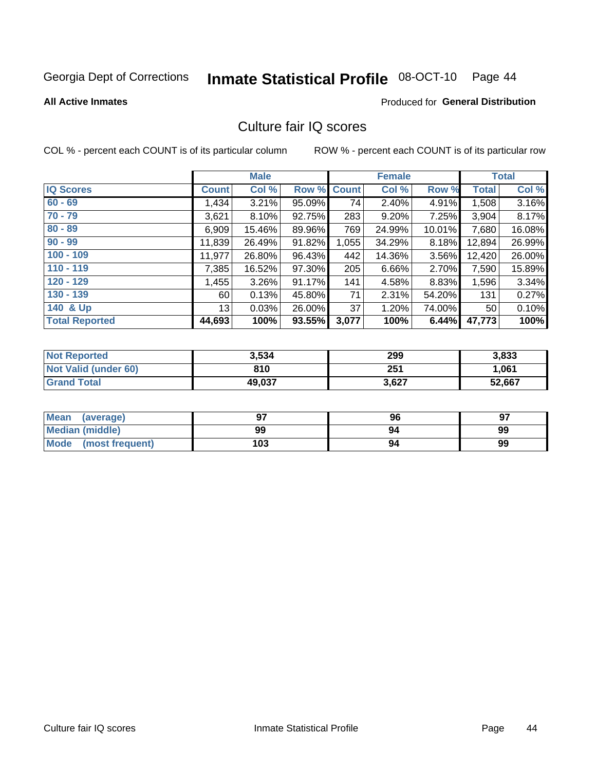Georgia Dept of Corrections **Inmate Statistical Profile** 08-OCT-10

**All Active Inmates**

Produced for **General Distribution**

## Culture fair IQ scores

COL % - percent each COUNT is of its particular column

ROW % - percent each COUNT is of its particular row

| | Male | | | Female | | | Total | |
|---|---|---|---|---|---|---|---|---|
| **IQ Scores** | **Count** | **Col %** | **Row %** | **Count** | **Col %** | **Row %** | **Total** | **Col %** |
| 60 - 69 | 1,434 | 3.21% | 95.09% | 74 | 2.40% | 4.91% | 1,508 | 3.16% |
| 70 - 79 | 3,621 | 8.10% | 92.75% | 283 | 9.20% | 7.25% | 3,904 | 8.17% |
| 80 - 89 | 6,909 | 15.46% | 89.96% | 769 | 24.99% | 10.01% | 7,680 | 16.08% |
| 90 - 99 | 11,839 | 26.49% | 91.82% | 1,055 | 34.29% | 8.18% | 12,894 | 26.99% |
| 100 - 109 | 11,977 | 26.80% | 96.43% | 442 | 14.36% | 3.56% | 12,420 | 26.00% |
| 110 - 119 | 7,385 | 16.52% | 97.30% | 205 | 6.66% | 2.70% | 7,590 | 15.89% |
| 120 - 129 | 1,455 | 3.26% | 91.17% | 141 | 4.58% | 8.83% | 1,596 | 3.34% |
| 130 - 139 | 60 | 0.13% | 45.80% | 71 | 2.31% | 54.20% | 131 | 0.27% |
| 140 & Up | 13 | 0.03% | 26.00% | 37 | 1.20% | 74.00% | 50 | 0.10% |
| **Total Reported** | **44,693** | **100%** | **93.55%** | **3,077** | **100%** | **6.44%** | **47,773** | **100%** |

| | Male | Female | Total |
|---|---|---|---|
| Not Reported | 3,534 | 299 | 3,833 |
| Not Valid (under 60) | 810 | 251 | 1,061 |
| Grand Total | 49,037 | 3,627 | 52,667 |

| | Male | Female | Total |
|---|---|---|---|
| Mean (average) | 97 | 96 | 97 |
| Median (middle) | 99 | 94 | 99 |
| Mode (most frequent) | 103 | 94 | 99 |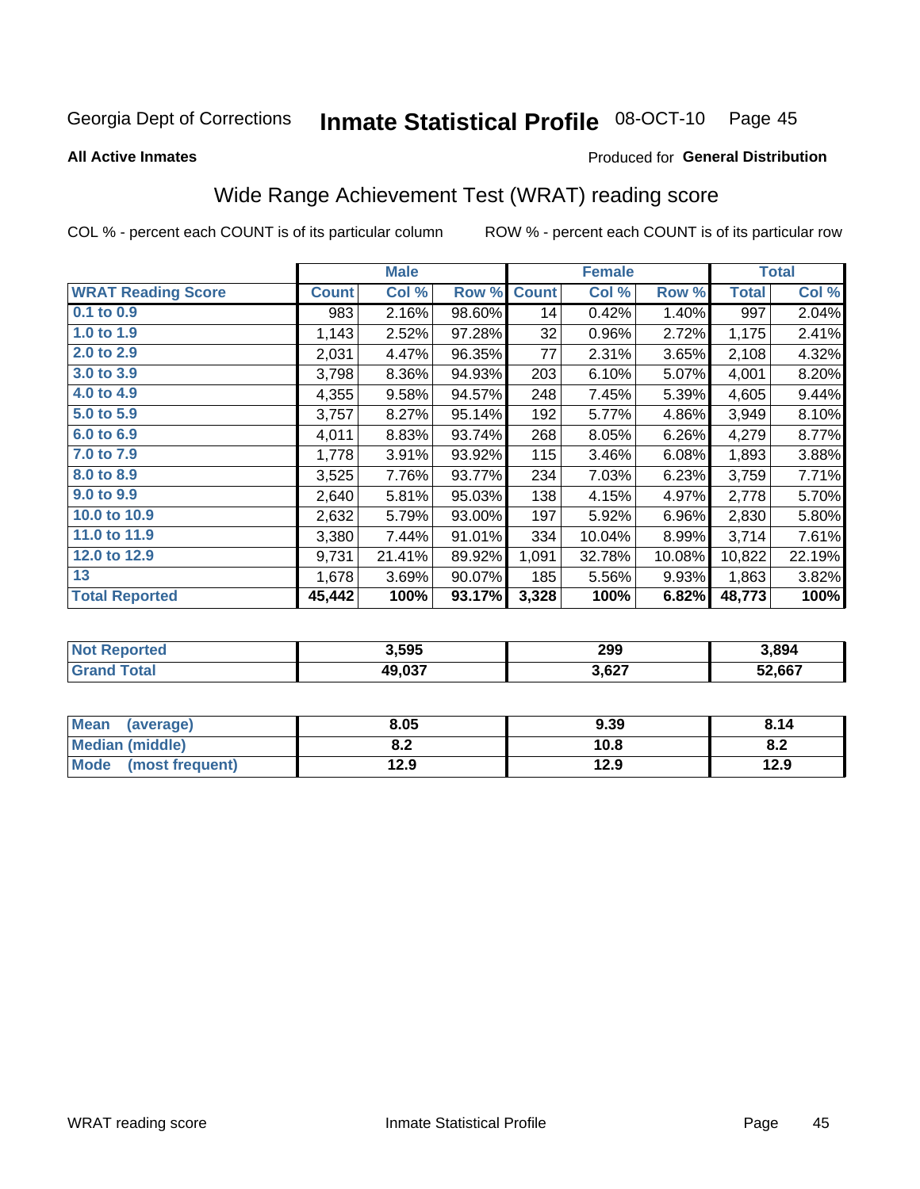Georgia Dept of Corrections **Inmate Statistical Profile** 08-OCT-10

**All Active Inmates**

Produced for **General Distribution**

## Wide Range Achievement Test (WRAT) reading score

COL % - percent each COUNT is of its particular column ROW % - percent each COUNT is of its particular row

| | Male | | | Female | | | Total | |
|---|---|---|---|---|---|---|---|---|
| **WRAT Reading Score** | **Count** | **Col %** | **Row %** | **Count** | **Col %** | **Row %** | **Total** | **Col %** |
| 0.1 to 0.9 | 983 | 2.16% | 98.60% | 14 | 0.42% | 1.40% | 997 | 2.04% |
| 1.0 to 1.9 | 1,143 | 2.52% | 97.28% | 32 | 0.96% | 2.72% | 1,175 | 2.41% |
| 2.0 to 2.9 | 2,031 | 4.47% | 96.35% | 77 | 2.31% | 3.65% | 2,108 | 4.32% |
| 3.0 to 3.9 | 3,798 | 8.36% | 94.93% | 203 | 6.10% | 5.07% | 4,001 | 8.20% |
| 4.0 to 4.9 | 4,355 | 9.58% | 94.57% | 248 | 7.45% | 5.39% | 4,605 | 9.44% |
| 5.0 to 5.9 | 3,757 | 8.27% | 95.14% | 192 | 5.77% | 4.86% | 3,949 | 8.10% |
| 6.0 to 6.9 | 4,011 | 8.83% | 93.74% | 268 | 8.05% | 6.26% | 4,279 | 8.77% |
| 7.0 to 7.9 | 1,778 | 3.91% | 93.92% | 115 | 3.46% | 6.08% | 1,893 | 3.88% |
| 8.0 to 8.9 | 3,525 | 7.76% | 93.77% | 234 | 7.03% | 6.23% | 3,759 | 7.71% |
| 9.0 to 9.9 | 2,640 | 5.81% | 95.03% | 138 | 4.15% | 4.97% | 2,778 | 5.70% |
| 10.0 to 10.9 | 2,632 | 5.79% | 93.00% | 197 | 5.92% | 6.96% | 2,830 | 5.80% |
| 11.0 to 11.9 | 3,380 | 7.44% | 91.01% | 334 | 10.04% | 8.99% | 3,714 | 7.61% |
| 12.0 to 12.9 | 9,731 | 21.41% | 89.92% | 1,091 | 32.78% | 10.08% | 10,822 | 22.19% |
| 13 | 1,678 | 3.69% | 90.07% | 185 | 5.56% | 9.93% | 1,863 | 3.82% |
| **Total Reported** | **45,442** | **100%** | **93.17%** | **3,328** | **100%** | **6.82%** | **48,773** | **100%** |

| | Male | Female | Total |
|---|---|---|---|
| **Not Reported** | **3,595** | **299** | **3,894** |
| **Grand Total** | **49,037** | **3,627** | **52,667** |

| | Male | Female | Total |
|---|---|---|---|
| **Mean (average)** | **8.05** | **9.39** | **8.14** |
| **Median (middle)** | **8.2** | **10.8** | **8.2** |
| **Mode (most frequent)** | **12.9** | **12.9** | **12.9** |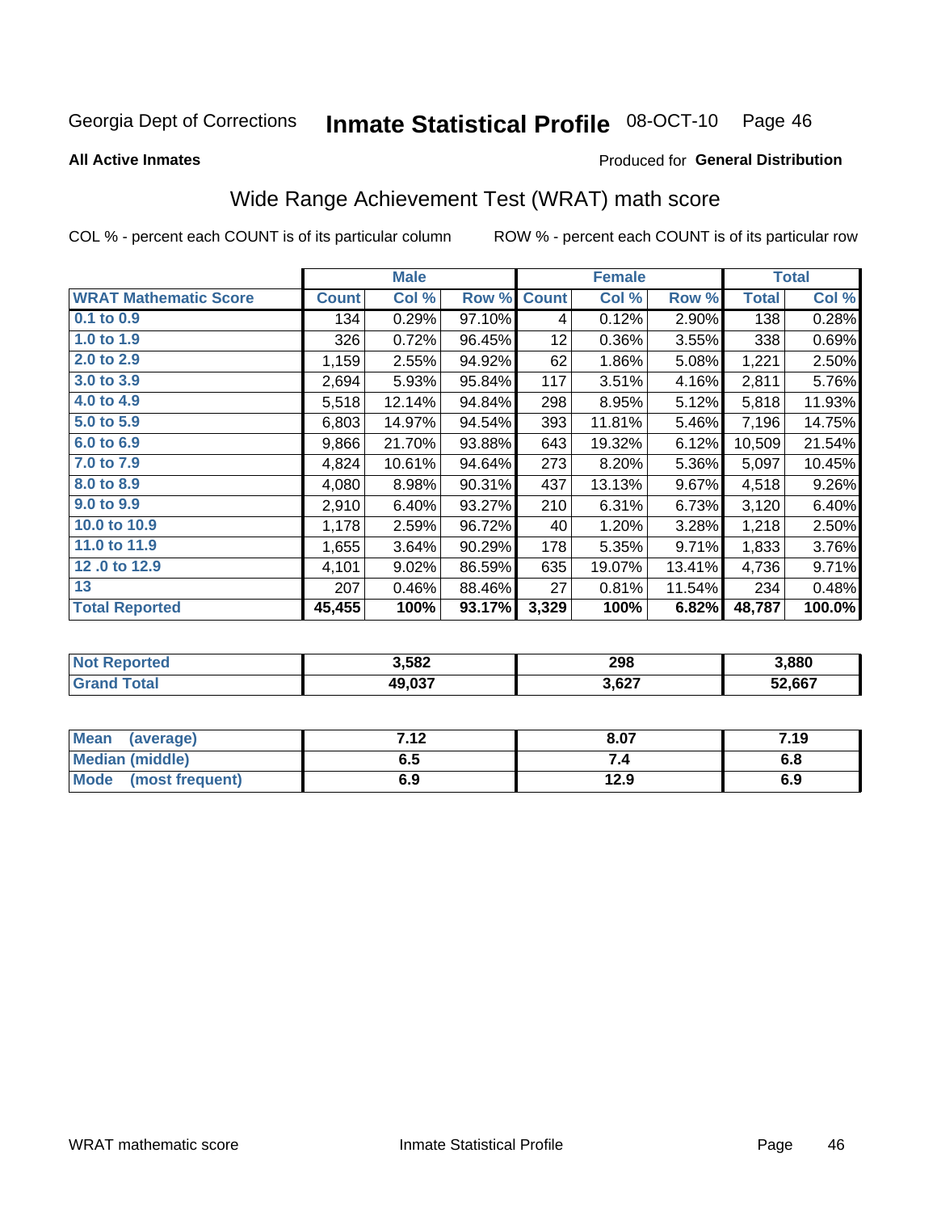Georgia Dept of Corrections **Inmate Statistical Profile** 08-OCT-10

**All Active Inmates**

Produced for **General Distribution**

## Wide Range Achievement Test (WRAT) math score

COL % - percent each COUNT is of its particular column

ROW % - percent each COUNT is of its particular row

| | Male | | | Female | | | Total | |
|---|---|---|---|---|---|---|---|---|
| **WRAT Mathematic Score** | **Count** | **Col %** | **Row %** | **Count** | **Col %** | **Row %** | **Total** | **Col %** |
| 0.1 to 0.9 | 134 | 0.29% | 97.10% | 4 | 0.12% | 2.90% | 138 | 0.28% |
| 1.0 to 1.9 | 326 | 0.72% | 96.45% | 12 | 0.36% | 3.55% | 338 | 0.69% |
| 2.0 to 2.9 | 1,159 | 2.55% | 94.92% | 62 | 1.86% | 5.08% | 1,221 | 2.50% |
| 3.0 to 3.9 | 2,694 | 5.93% | 95.84% | 117 | 3.51% | 4.16% | 2,811 | 5.76% |
| 4.0 to 4.9 | 5,518 | 12.14% | 94.84% | 298 | 8.95% | 5.12% | 5,818 | 11.93% |
| 5.0 to 5.9 | 6,803 | 14.97% | 94.54% | 393 | 11.81% | 5.46% | 7,196 | 14.75% |
| 6.0 to 6.9 | 9,866 | 21.70% | 93.88% | 643 | 19.32% | 6.12% | 10,509 | 21.54% |
| 7.0 to 7.9 | 4,824 | 10.61% | 94.64% | 273 | 8.20% | 5.36% | 5,097 | 10.45% |
| 8.0 to 8.9 | 4,080 | 8.98% | 90.31% | 437 | 13.13% | 9.67% | 4,518 | 9.26% |
| 9.0 to 9.9 | 2,910 | 6.40% | 93.27% | 210 | 6.31% | 6.73% | 3,120 | 6.40% |
| 10.0 to 10.9 | 1,178 | 2.59% | 96.72% | 40 | 1.20% | 3.28% | 1,218 | 2.50% |
| 11.0 to 11.9 | 1,655 | 3.64% | 90.29% | 178 | 5.35% | 9.71% | 1,833 | 3.76% |
| 12 .0 to 12.9 | 4,101 | 9.02% | 86.59% | 635 | 19.07% | 13.41% | 4,736 | 9.71% |
| 13 | 207 | 0.46% | 88.46% | 27 | 0.81% | 11.54% | 234 | 0.48% |
| **Total Reported** | **45,455** | **100%** | **93.17%** | **3,329** | **100%** | **6.82%** | **48,787** | **100.0%** |

| | Male | Female | Total |
|---|---|---|---|
| Not Reported | 3,582 | 298 | 3,880 |
| Grand Total | 49,037 | 3,627 | 52,667 |

| | Male | Female | Total |
|---|---|---|---|
| Mean (average) | 7.12 | 8.07 | 7.19 |
| Median (middle) | 6.5 | 7.4 | 6.8 |
| Mode (most frequent) | 6.9 | 12.9 | 6.9 |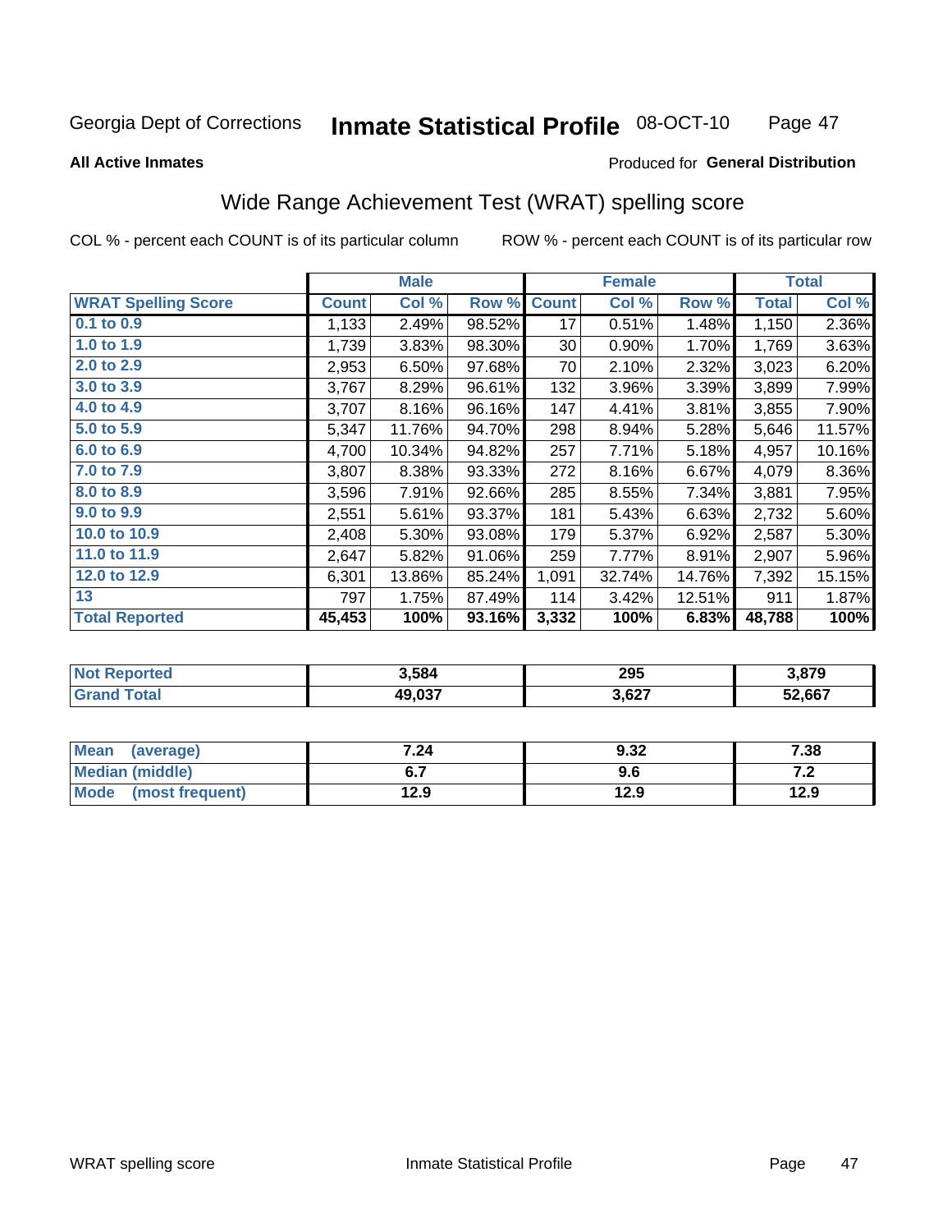Georgia Dept of Corrections **Inmate Statistical Profile** 08-OCT-10

**All Active Inmates**

Produced for **General Distribution**

## Wide Range Achievement Test (WRAT) spelling score

COL % - percent each COUNT is of its particular column ROW % - percent each COUNT is of its particular row

| | Male | | | Female | | | Total | |
|---|---|---|---|---|---|---|---|---|
| **WRAT Spelling Score** | **Count** | **Col %** | **Row %** | **Count** | **Col %** | **Row %** | **Total** | **Col %** |
| 0.1 to 0.9 | 1,133 | 2.49% | 98.52% | 17 | 0.51% | 1.48% | 1,150 | 2.36% |
| 1.0 to 1.9 | 1,739 | 3.83% | 98.30% | 30 | 0.90% | 1.70% | 1,769 | 3.63% |
| 2.0 to 2.9 | 2,953 | 6.50% | 97.68% | 70 | 2.10% | 2.32% | 3,023 | 6.20% |
| 3.0 to 3.9 | 3,767 | 8.29% | 96.61% | 132 | 3.96% | 3.39% | 3,899 | 7.99% |
| 4.0 to 4.9 | 3,707 | 8.16% | 96.16% | 147 | 4.41% | 3.81% | 3,855 | 7.90% |
| 5.0 to 5.9 | 5,347 | 11.76% | 94.70% | 298 | 8.94% | 5.28% | 5,646 | 11.57% |
| 6.0 to 6.9 | 4,700 | 10.34% | 94.82% | 257 | 7.71% | 5.18% | 4,957 | 10.16% |
| 7.0 to 7.9 | 3,807 | 8.38% | 93.33% | 272 | 8.16% | 6.67% | 4,079 | 8.36% |
| 8.0 to 8.9 | 3,596 | 7.91% | 92.66% | 285 | 8.55% | 7.34% | 3,881 | 7.95% |
| 9.0 to 9.9 | 2,551 | 5.61% | 93.37% | 181 | 5.43% | 6.63% | 2,732 | 5.60% |
| 10.0 to 10.9 | 2,408 | 5.30% | 93.08% | 179 | 5.37% | 6.92% | 2,587 | 5.30% |
| 11.0 to 11.9 | 2,647 | 5.82% | 91.06% | 259 | 7.77% | 8.91% | 2,907 | 5.96% |
| 12.0 to 12.9 | 6,301 | 13.86% | 85.24% | 1,091 | 32.74% | 14.76% | 7,392 | 15.15% |
| 13 | 797 | 1.75% | 87.49% | 114 | 3.42% | 12.51% | 911 | 1.87% |
| **Total Reported** | **45,453** | **100%** | **93.16%** | **3,332** | **100%** | **6.83%** | **48,788** | **100%** |

| | Male | Female | Total |
|---|---|---|---|
| Not Reported | 3,584 | 295 | 3,879 |
| Grand Total | 49,037 | 3,627 | 52,667 |

| | Male | Female | Total |
|---|---|---|---|
| Mean (average) | 7.24 | 9.32 | 7.38 |
| Median (middle) | 6.7 | 9.6 | 7.2 |
| Mode (most frequent) | 12.9 | 12.9 | 12.9 |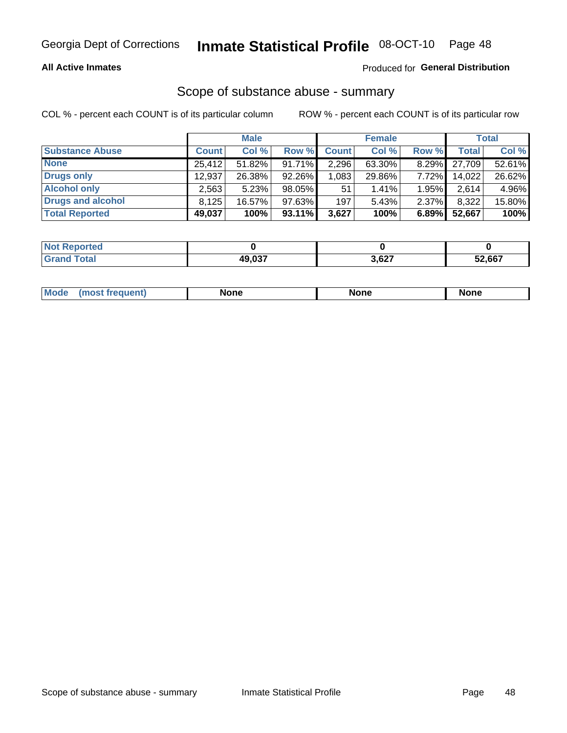Georgia Dept of Corrections **Inmate Statistical Profile** 08-OCT-10

**All Active Inmates**

Produced for **General Distribution**

## Scope of substance abuse - summary

COL % - percent each COUNT is of its particular column

ROW % - percent each COUNT is of its particular row

| | Male | | | Female | | | Total | |
|---|---|---|---|---|---|---|---|---|
| **Substance Abuse** | **Count** | **Col %** | **Row %** | **Count** | **Col %** | **Row %** | **Total** | **Col %** |
| **None** | 25,412 | 51.82% | 91.71% | 2,296 | 63.30% | 8.29% | 27,709 | 52.61% |
| **Drugs only** | 12,937 | 26.38% | 92.26% | 1,083 | 29.86% | 7.72% | 14,022 | 26.62% |
| **Alcohol only** | 2,563 | 5.23% | 98.05% | 51 | 1.41% | 1.95% | 2,614 | 4.96% |
| **Drugs and alcohol** | 8,125 | 16.57% | 97.63% | 197 | 5.43% | 2.37% | 8,322 | 15.80% |
| **Total Reported** | **49,037** | **100%** | **93.11%** | **3,627** | **100%** | **6.89%** | **52,667** | **100%** |

| | Male | Female | Total |
|---|---|---|---|
| **Not Reported** | **0** | **0** | **0** |
| **Grand Total** | **49,037** | **3,627** | **52,667** |

| | Male | Female | Total |
|---|---|---|---|
| **Mode (most frequent)** | **None** | **None** | **None** |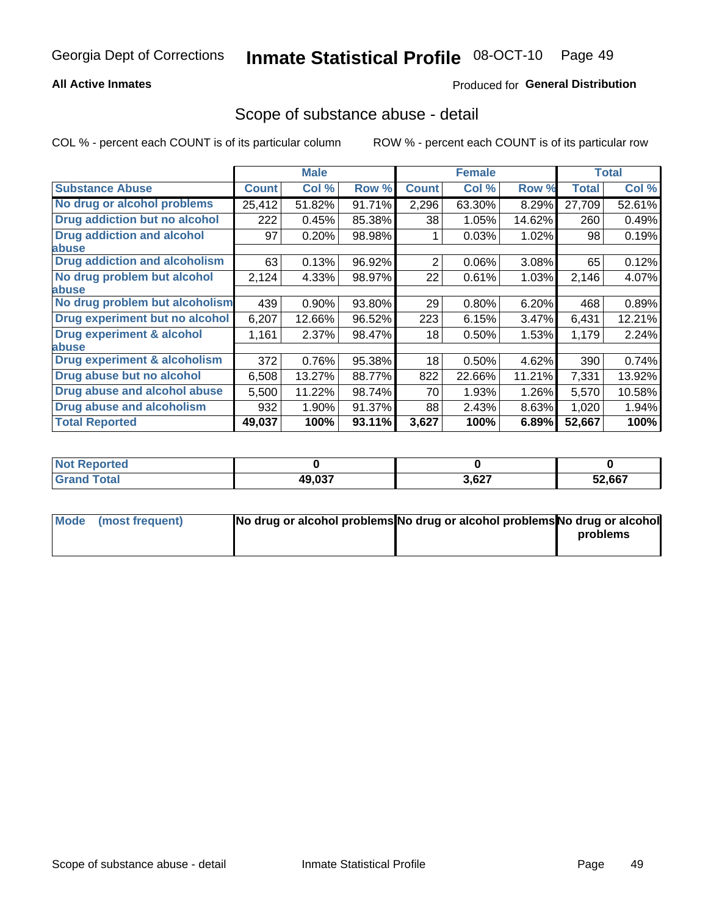Georgia Dept of Corrections **Inmate Statistical Profile** 08-OCT-10

**All Active Inmates**

Produced for **General Distribution**

## Scope of substance abuse - detail

COL % - percent each COUNT is of its particular column ROW % - percent each COUNT is of its particular row

| | Male | | | Female | | | Total | |
|---|---|---|---|---|---|---|---|---|
| **Substance Abuse** | **Count** | **Col %** | **Row %** | **Count** | **Col %** | **Row %** | **Total** | **Col %** |
| **No drug or alcohol problems** | 25,412 | 51.82% | 91.71% | 2,296 | 63.30% | 8.29% | 27,709 | 52.61% |
| **Drug addiction but no alcohol** | 222 | 0.45% | 85.38% | 38 | 1.05% | 14.62% | 260 | 0.49% |
| **Drug addiction and alcohol abuse** | 97 | 0.20% | 98.98% | 1 | 0.03% | 1.02% | 98 | 0.19% |
| **Drug addiction and alcoholism** | 63 | 0.13% | 96.92% | 2 | 0.06% | 3.08% | 65 | 0.12% |
| **No drug problem but alcohol abuse** | 2,124 | 4.33% | 98.97% | 22 | 0.61% | 1.03% | 2,146 | 4.07% |
| **No drug problem but alcoholism** | 439 | 0.90% | 93.80% | 29 | 0.80% | 6.20% | 468 | 0.89% |
| **Drug experiment but no alcohol** | 6,207 | 12.66% | 96.52% | 223 | 6.15% | 3.47% | 6,431 | 12.21% |
| **Drug experiment & alcohol abuse** | 1,161 | 2.37% | 98.47% | 18 | 0.50% | 1.53% | 1,179 | 2.24% |
| **Drug experiment & alcoholism** | 372 | 0.76% | 95.38% | 18 | 0.50% | 4.62% | 390 | 0.74% |
| **Drug abuse but no alcohol** | 6,508 | 13.27% | 88.77% | 822 | 22.66% | 11.21% | 7,331 | 13.92% |
| **Drug abuse and alcohol abuse** | 5,500 | 11.22% | 98.74% | 70 | 1.93% | 1.26% | 5,570 | 10.58% |
| **Drug abuse and alcoholism** | 932 | 1.90% | 91.37% | 88 | 2.43% | 8.63% | 1,020 | 1.94% |
| **Total Reported** | **49,037** | **100%** | **93.11%** | **3,627** | **100%** | **6.89%** | **52,667** | **100%** |

| | Male | Female | Total |
|---|---|---|---|
| **Not Reported** | **0** | **0** | **0** |
| **Grand Total** | **49,037** | **3,627** | **52,667** |

| | Male | Female | Total |
|---|---|---|---|
| **Mode (most frequent)** | **No drug or alcohol problems** | **No drug or alcohol problems** | **No drug or alcohol problems** |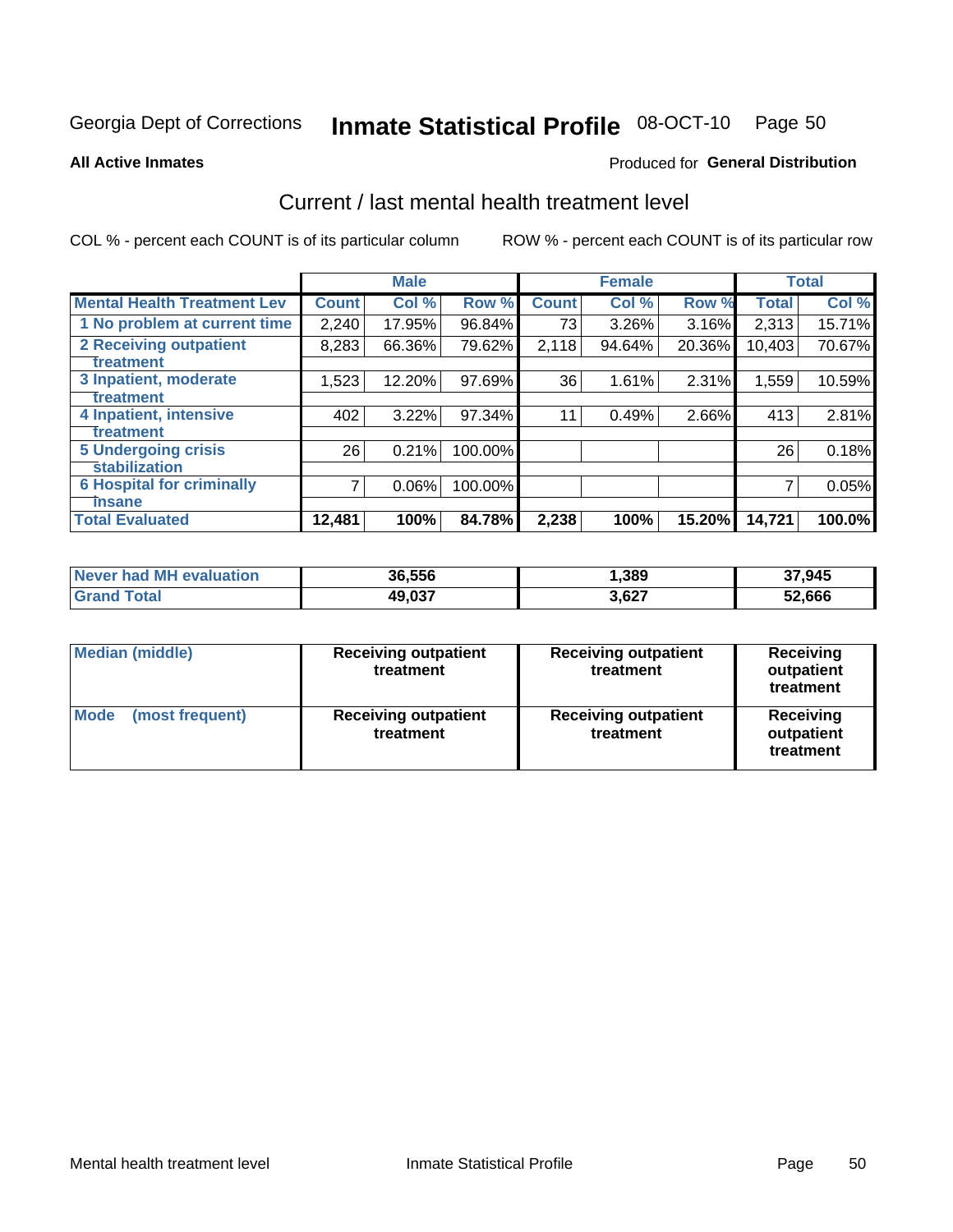Georgia Dept of Corrections **Inmate Statistical Profile** 08-OCT-10

**All Active Inmates**

Produced for **General Distribution**

## Current / last mental health treatment level

COL % - percent each COUNT is of its particular column

ROW % - percent each COUNT is of its particular row

| | Male | | | Female | | | Total | |
|---|---|---|---|---|---|---|---|---|
| **Mental Health Treatment Lev** | **Count** | **Col %** | **Row %** | **Count** | **Col %** | **Row %** | **Total** | **Col %** |
| 1 No problem at current time | 2,240 | 17.95% | 96.84% | 73 | 3.26% | 3.16% | 2,313 | 15.71% |
| 2 Receiving outpatient treatment | 8,283 | 66.36% | 79.62% | 2,118 | 94.64% | 20.36% | 10,403 | 70.67% |
| 3 Inpatient, moderate treatment | 1,523 | 12.20% | 97.69% | 36 | 1.61% | 2.31% | 1,559 | 10.59% |
| 4 Inpatient, intensive treatment | 402 | 3.22% | 97.34% | 11 | 0.49% | 2.66% | 413 | 2.81% |
| 5 Undergoing crisis stabilization | 26 | 0.21% | 100.00% | | | | 26 | 0.18% |
| 6 Hospital for criminally insane | 7 | 0.06% | 100.00% | | | | 7 | 0.05% |
| **Total Evaluated** | **12,481** | **100%** | **84.78%** | **2,238** | **100%** | **15.20%** | **14,721** | **100.0%** |

| | Male | Female | Total |
|---|---|---|---|
| **Never had MH evaluation** | **36,556** | **1,389** | **37,945** |
| **Grand Total** | **49,037** | **3,627** | **52,666** |

| | Male | Female | Total |
|---|---|---|---|
| **Median (middle)** | **Receiving outpatient treatment** | **Receiving outpatient treatment** | **Receiving outpatient treatment** |
| **Mode (most frequent)** | **Receiving outpatient treatment** | **Receiving outpatient treatment** | **Receiving outpatient treatment** |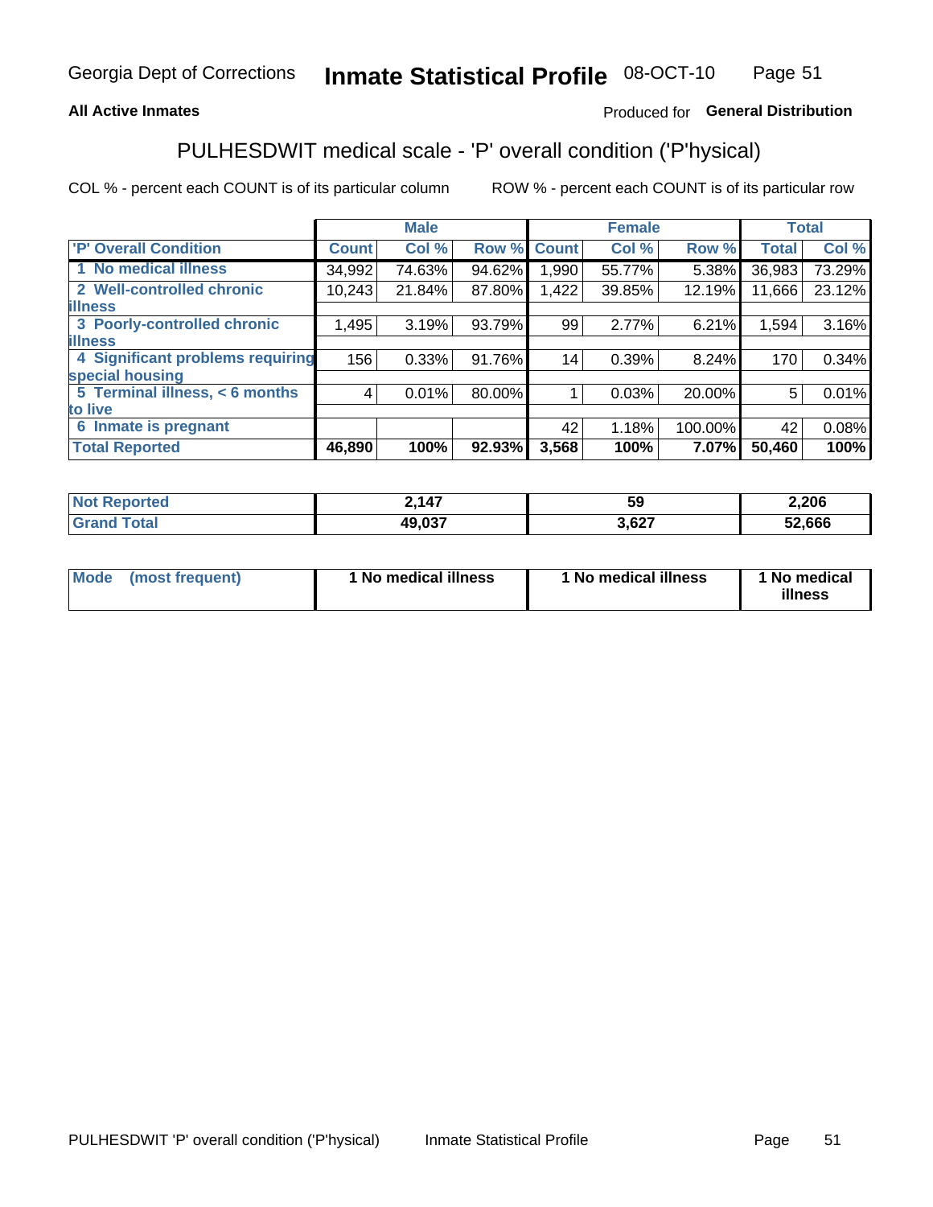Georgia Dept of Corrections **Inmate Statistical Profile** 08-OCT-10

**All Active Inmates**

Produced for **General Distribution**

## PULHESDWIT medical scale - 'P' overall condition ('P'hysical)

COL % - percent each COUNT is of its particular column

ROW % - percent each COUNT is of its particular row

| 'P' Overall Condition | Male | | | Female | | | Total | |
|---|---|---|---|---|---|---|---|---|
| | Count | Col % | Row % | Count | Col % | Row % | Total | Col % |
| 1 No medical illness | 34,992 | 74.63% | 94.62% | 1,990 | 55.77% | 5.38% | 36,983 | 73.29% |
| 2 Well-controlled chronic illness | 10,243 | 21.84% | 87.80% | 1,422 | 39.85% | 12.19% | 11,666 | 23.12% |
| 3 Poorly-controlled chronic illness | 1,495 | 3.19% | 93.79% | 99 | 2.77% | 6.21% | 1,594 | 3.16% |
| 4 Significant problems requiring special housing | 156 | 0.33% | 91.76% | 14 | 0.39% | 8.24% | 170 | 0.34% |
| 5 Terminal illness, < 6 months to live | 4 | 0.01% | 80.00% | 1 | 0.03% | 20.00% | 5 | 0.01% |
| 6 Inmate is pregnant | | | | 42 | 1.18% | 100.00% | 42 | 0.08% |
| **Total Reported** | **46,890** | **100%** | **92.93%** | **3,568** | **100%** | **7.07%** | **50,460** | **100%** |

| | Male | Female | Total |
|---|---|---|---|
| Not Reported | 2,147 | 59 | 2,206 |
| Grand Total | 49,037 | 3,627 | 52,666 |

| | Male | Female | Total |
|---|---|---|---|
| Mode (most frequent) | 1 No medical illness | 1 No medical illness | 1 No medical illness |

PULHESDWIT 'P' overall condition ('P'hysical) Inmate Statistical Profile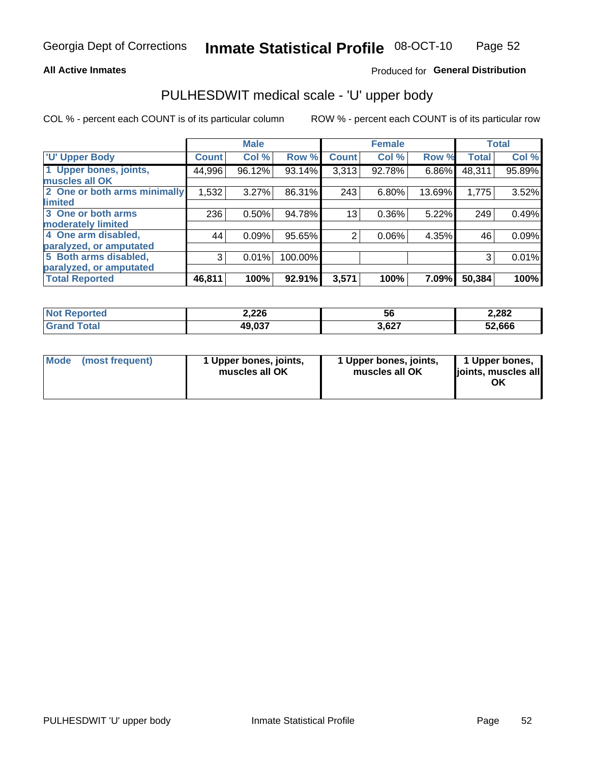Georgia Dept of Corrections **Inmate Statistical Profile** 08-OCT-10

**All Active Inmates**

Produced for **General Distribution**

## PULHESDWIT medical scale - 'U' upper body

COL % - percent each COUNT is of its particular column

ROW % - percent each COUNT is of its particular row

| | Male | | | Female | | | Total | |
|---|---|---|---|---|---|---|---|---|
| 'U' Upper Body | Count | Col % | Row % | Count | Col % | Row % | Total | Col % |
| 1 Upper bones, joints, muscles all OK | 44,996 | 96.12% | 93.14% | 3,313 | 92.78% | 6.86% | 48,311 | 95.89% |
| 2 One or both arms minimally limited | 1,532 | 3.27% | 86.31% | 243 | 6.80% | 13.69% | 1,775 | 3.52% |
| 3 One or both arms moderately limited | 236 | 0.50% | 94.78% | 13 | 0.36% | 5.22% | 249 | 0.49% |
| 4 One arm disabled, paralyzed, or amputated | 44 | 0.09% | 95.65% | 2 | 0.06% | 4.35% | 46 | 0.09% |
| 5 Both arms disabled, paralyzed, or amputated | 3 | 0.01% | 100.00% | | | | 3 | 0.01% |
| **Total Reported** | **46,811** | **100%** | **92.91%** | **3,571** | **100%** | **7.09%** | **50,384** | **100%** |

| | Male | Female | Total |
|---|---|---|---|
| Not Reported | **2,226** | **56** | **2,282** |
| Grand Total | **49,037** | **3,627** | **52,666** |

| Mode (most frequent) | Male | Female | Total |
|---|---|---|---|
| | **1 Upper bones, joints, muscles all OK** | **1 Upper bones, joints, muscles all OK** | **1 Upper bones, joints, muscles all OK** |

PULHESDWIT 'U' upper body

Inmate Statistical Profile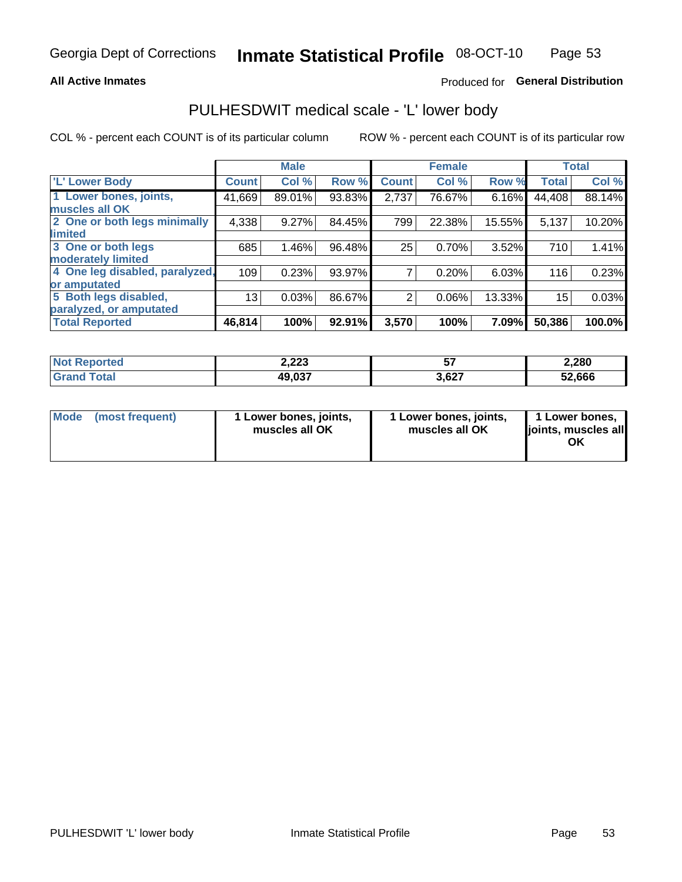Georgia Dept of Corrections **Inmate Statistical Profile** 08-OCT-10

**All Active Inmates**

Produced for **General Distribution**

## PULHESDWIT medical scale - 'L' lower body

COL % - percent each COUNT is of its particular column

ROW % - percent each COUNT is of its particular row

| | Male | | | Female | | | Total | |
|---|---|---|---|---|---|---|---|---|
| 'L' Lower Body | Count | Col % | Row % | Count | Col % | Row % | Total | Col % |
| 1 Lower bones, joints, muscles all OK | 41,669 | 89.01% | 93.83% | 2,737 | 76.67% | 6.16% | 44,408 | 88.14% |
| 2 One or both legs minimally limited | 4,338 | 9.27% | 84.45% | 799 | 22.38% | 15.55% | 5,137 | 10.20% |
| 3 One or both legs moderately limited | 685 | 1.46% | 96.48% | 25 | 0.70% | 3.52% | 710 | 1.41% |
| 4 One leg disabled, paralyzed, or amputated | 109 | 0.23% | 93.97% | 7 | 0.20% | 6.03% | 116 | 0.23% |
| 5 Both legs disabled, paralyzed, or amputated | 13 | 0.03% | 86.67% | 2 | 0.06% | 13.33% | 15 | 0.03% |
| **Total Reported** | **46,814** | **100%** | **92.91%** | **3,570** | **100%** | **7.09%** | **50,386** | **100.0%** |

| | Male | Female | Total |
|---|---|---|---|
| Not Reported | 2,223 | 57 | 2,280 |
| Grand Total | 49,037 | 3,627 | 52,666 |

| | Male | Female | Total |
|---|---|---|---|
| Mode (most frequent) | 1 Lower bones, joints, muscles all OK | 1 Lower bones, joints, muscles all OK | 1 Lower bones, joints, muscles all OK |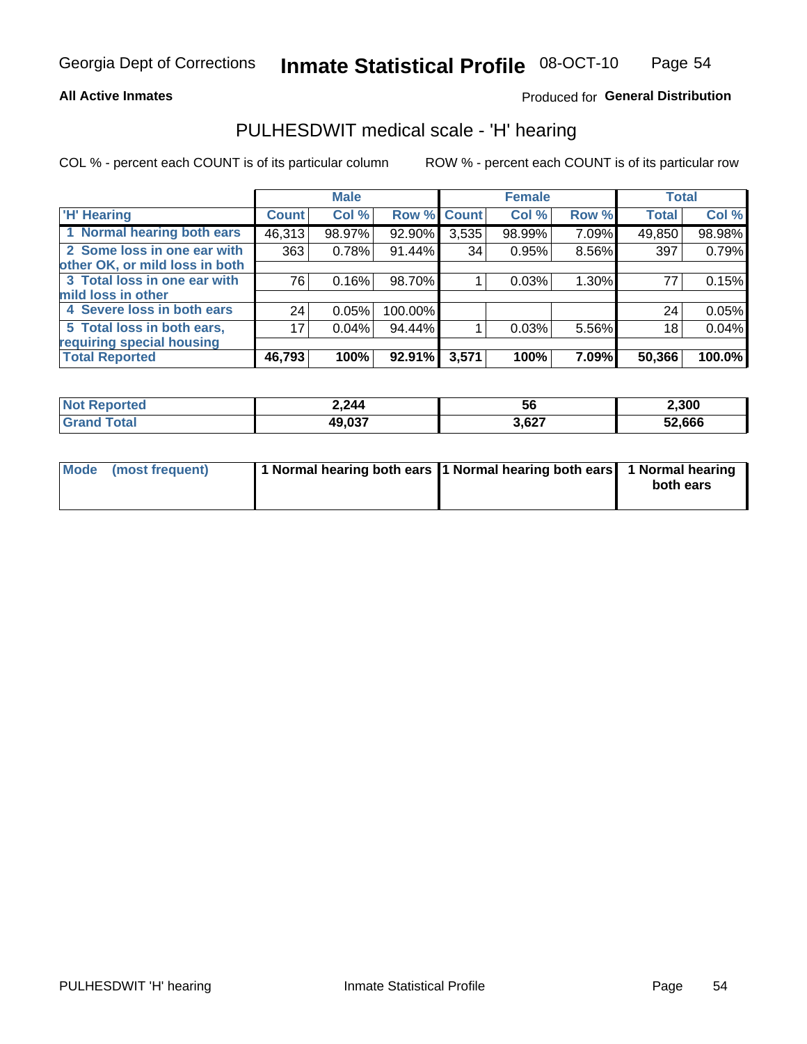Georgia Dept of Corrections **Inmate Statistical Profile** 08-OCT-10

**All Active Inmates**

Produced for **General Distribution**

## PULHESDWIT medical scale - 'H' hearing

COL % - percent each COUNT is of its particular column

ROW % - percent each COUNT is of its particular row

| | Male | | | Female | | | Total | |
|---|---|---|---|---|---|---|---|---|
| 'H' Hearing | Count | Col % | Row % | Count | Col % | Row % | Total | Col % |
| 1 Normal hearing both ears | 46,313 | 98.97% | 92.90% | 3,535 | 98.99% | 7.09% | 49,850 | 98.98% |
| 2 Some loss in one ear with other OK, or mild loss in both | 363 | 0.78% | 91.44% | 34 | 0.95% | 8.56% | 397 | 0.79% |
| 3 Total loss in one ear with mild loss in other | 76 | 0.16% | 98.70% | 1 | 0.03% | 1.30% | 77 | 0.15% |
| 4 Severe loss in both ears | 24 | 0.05% | 100.00% | | | | 24 | 0.05% |
| 5 Total loss in both ears, requiring special housing | 17 | 0.04% | 94.44% | 1 | 0.03% | 5.56% | 18 | 0.04% |
| **Total Reported** | **46,793** | **100%** | **92.91%** | **3,571** | **100%** | **7.09%** | **50,366** | **100.0%** |

| | Male | Female | Total |
|---|---|---|---|
| **Not Reported** | **2,244** | **56** | **2,300** |
| **Grand Total** | **49,037** | **3,627** | **52,666** |

| | Male | Female | Total |
|---|---|---|---|
| Mode (most frequent) | 1 Normal hearing both ears | 1 Normal hearing both ears | 1 Normal hearing both ears |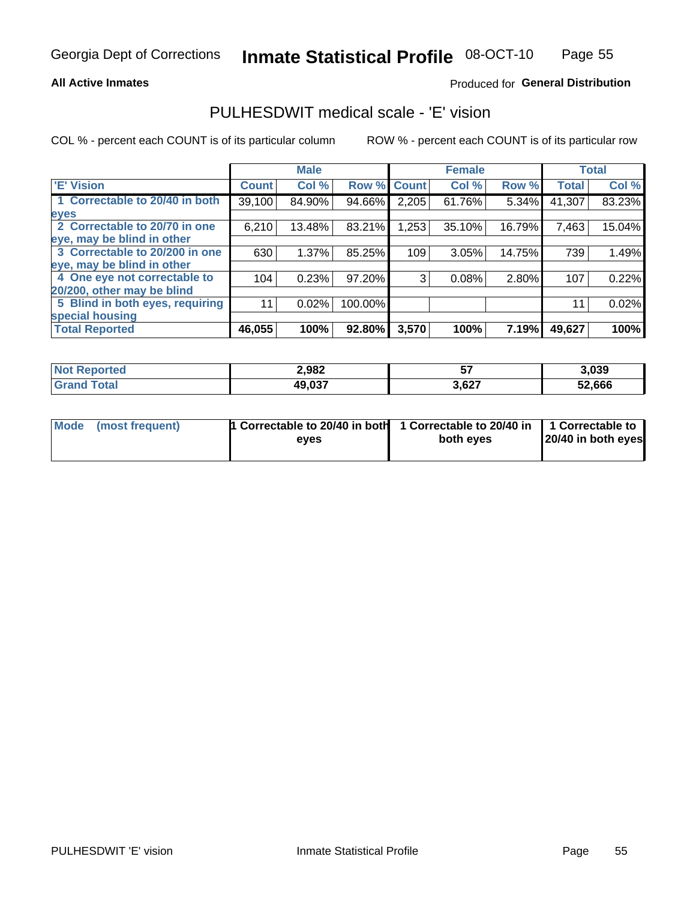Georgia Dept of Corrections **Inmate Statistical Profile** 08-OCT-10

**All Active Inmates**

Produced for **General Distribution**

## PULHESDWIT medical scale - 'E' vision

COL % - percent each COUNT is of its particular column ROW % - percent each COUNT is of its particular row

| | Male | | | Female | | | Total | |
|---|---|---|---|---|---|---|---|---|
| 'E' Vision | Count | Col % | Row % | Count | Col % | Row % | Total | Col % |
| 1 Correctable to 20/40 in both eyes | 39,100 | 84.90% | 94.66% | 2,205 | 61.76% | 5.34% | 41,307 | 83.23% |
| 2 Correctable to 20/70 in one eye, may be blind in other | 6,210 | 13.48% | 83.21% | 1,253 | 35.10% | 16.79% | 7,463 | 15.04% |
| 3 Correctable to 20/200 in one eye, may be blind in other | 630 | 1.37% | 85.25% | 109 | 3.05% | 14.75% | 739 | 1.49% |
| 4 One eye not correctable to 20/200, other may be blind | 104 | 0.23% | 97.20% | 3 | 0.08% | 2.80% | 107 | 0.22% |
| 5 Blind in both eyes, requiring special housing | 11 | 0.02% | 100.00% | | | | 11 | 0.02% |
| **Total Reported** | **46,055** | **100%** | **92.80%** | **3,570** | **100%** | **7.19%** | **49,627** | **100%** |

| | Male | Female | Total |
|---|---|---|---|
| **Not Reported** | **2,982** | **57** | **3,039** |
| **Grand Total** | **49,037** | **3,627** | **52,666** |

| | Male | Female | Total |
|---|---|---|---|
| **Mode (most frequent)** | **1 Correctable to 20/40 in both eyes** | **1 Correctable to 20/40 in both eyes** | **1 Correctable to 20/40 in both eyes** |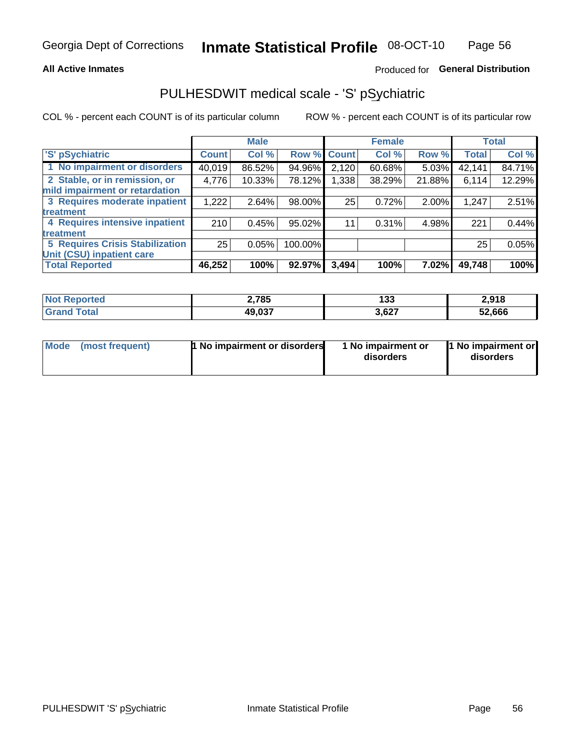Georgia Dept of Corrections **Inmate Statistical Profile** 08-OCT-10

**All Active Inmates**

Produced for **General Distribution**

## PULHESDWIT medical scale - 'S' pSychiatric

COL % - percent each COUNT is of its particular column

ROW % - percent each COUNT is of its particular row

| | Male | | | Female | | | Total | |
|---|---|---|---|---|---|---|---|---|
| 'S' pSychiatric | Count | Col % | Row % | Count | Col % | Row % | Total | Col % |
| 1 No impairment or disorders | 40,019 | 86.52% | 94.96% | 2,120 | 60.68% | 5.03% | 42,141 | 84.71% |
| 2 Stable, or in remission, or mild impairment or retardation | 4,776 | 10.33% | 78.12% | 1,338 | 38.29% | 21.88% | 6,114 | 12.29% |
| 3 Requires moderate inpatient treatment | 1,222 | 2.64% | 98.00% | 25 | 0.72% | 2.00% | 1,247 | 2.51% |
| 4 Requires intensive inpatient treatment | 210 | 0.45% | 95.02% | 11 | 0.31% | 4.98% | 221 | 0.44% |
| 5 Requires Crisis Stabilization Unit (CSU) inpatient care | 25 | 0.05% | 100.00% | | | | 25 | 0.05% |
| **Total Reported** | **46,252** | **100%** | **92.97%** | **3,494** | **100%** | **7.02%** | **49,748** | **100%** |

| | Male | Female | Total |
|---|---|---|---|
| Not Reported | **2,785** | **133** | **2,918** |
| Grand Total | **49,037** | **3,627** | **52,666** |

| | Male | Female | Total |
|---|---|---|---|
| Mode (most frequent) | **1 No impairment or disorders** | **1 No impairment or disorders** | **1 No impairment or disorders** |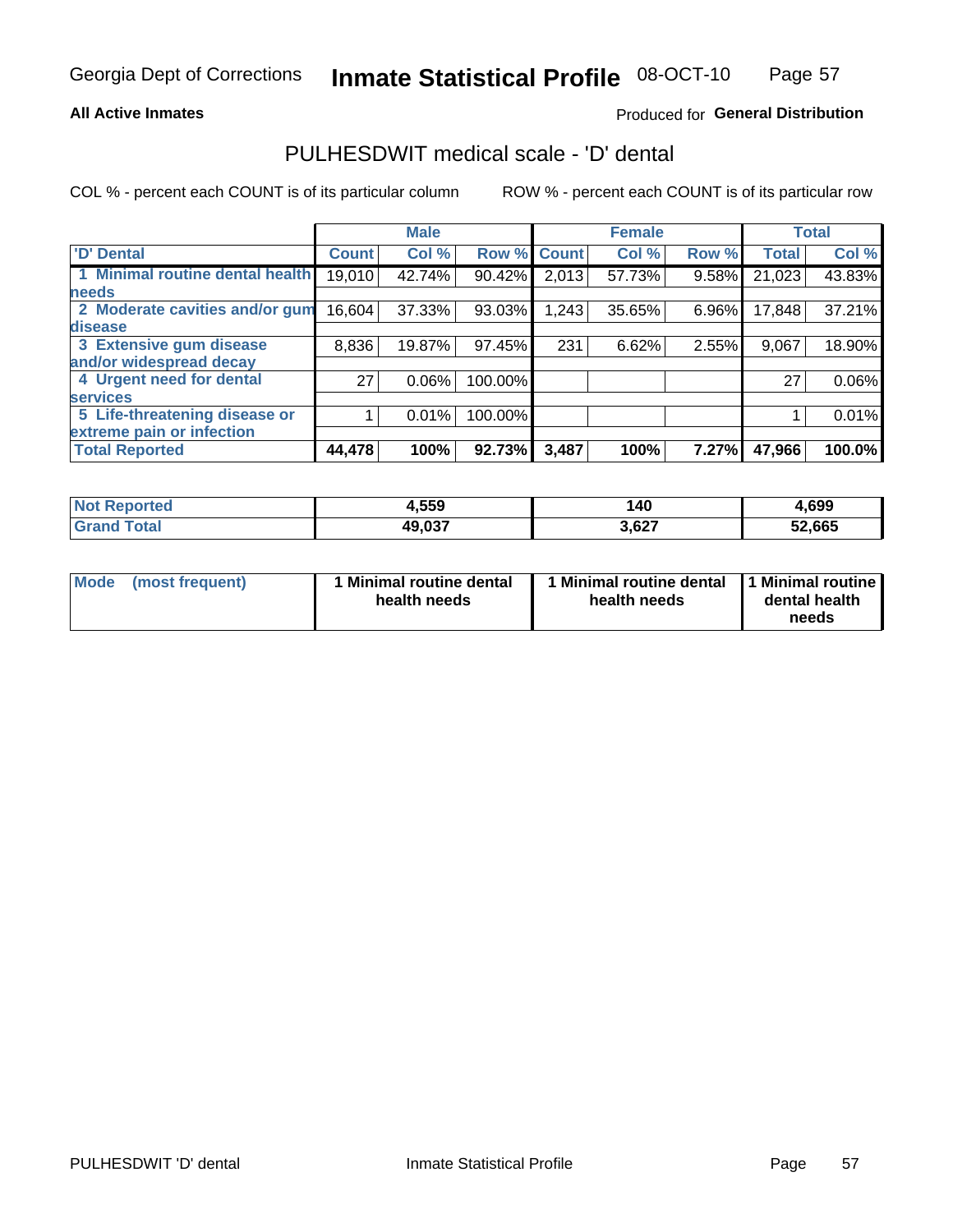Georgia Dept of Corrections **Inmate Statistical Profile** 08-OCT-10

**All Active Inmates**

Produced for **General Distribution**

## PULHESDWIT medical scale - 'D' dental

COL % - percent each COUNT is of its particular column

ROW % - percent each COUNT is of its particular row

| | Male | | | Female | | | Total | |
|---|---|---|---|---|---|---|---|---|
| 'D' Dental | Count | Col % | Row % | Count | Col % | Row % | Total | Col % |
| 1 Minimal routine dental health needs | 19,010 | 42.74% | 90.42% | 2,013 | 57.73% | 9.58% | 21,023 | 43.83% |
| 2 Moderate cavities and/or gum disease | 16,604 | 37.33% | 93.03% | 1,243 | 35.65% | 6.96% | 17,848 | 37.21% |
| 3 Extensive gum disease and/or widespread decay | 8,836 | 19.87% | 97.45% | 231 | 6.62% | 2.55% | 9,067 | 18.90% |
| 4 Urgent need for dental services | 27 | 0.06% | 100.00% | | | | 27 | 0.06% |
| 5 Life-threatening disease or extreme pain or infection | 1 | 0.01% | 100.00% | | | | 1 | 0.01% |
| **Total Reported** | **44,478** | **100%** | **92.73%** | **3,487** | **100%** | **7.27%** | **47,966** | **100.0%** |

| | Male | Female | Total |
|---|---|---|---|
| **Not Reported** | **4,559** | **140** | **4,699** |
| **Grand Total** | **49,037** | **3,627** | **52,665** |

| | Male | Female | Total |
|---|---|---|---|
| **Mode (most frequent)** | **1 Minimal routine dental health needs** | **1 Minimal routine dental health needs** | **1 Minimal routine dental health needs** |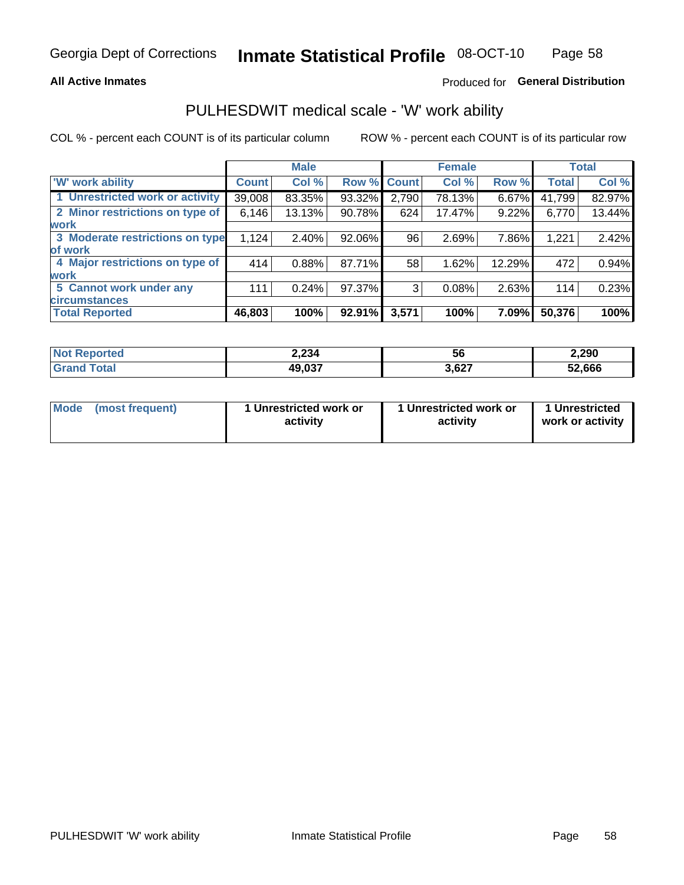Georgia Dept of Corrections **Inmate Statistical Profile** 08-OCT-10

**All Active Inmates**

Produced for **General Distribution**

## PULHESDWIT medical scale - 'W' work ability

COL % - percent each COUNT is of its particular column ROW % - percent each COUNT is of its particular row

| | Male | | | Female | | | Total | |
|---|---|---|---|---|---|---|---|---|
| 'W' work ability | Count | Col % | Row % | Count | Col % | Row % | Total | Col % |
| 1 Unrestricted work or activity | 39,008 | 83.35% | 93.32% | 2,790 | 78.13% | 6.67% | 41,799 | 82.97% |
| 2 Minor restrictions on type of work | 6,146 | 13.13% | 90.78% | 624 | 17.47% | 9.22% | 6,770 | 13.44% |
| 3 Moderate restrictions on type of work | 1,124 | 2.40% | 92.06% | 96 | 2.69% | 7.86% | 1,221 | 2.42% |
| 4 Major restrictions on type of work | 414 | 0.88% | 87.71% | 58 | 1.62% | 12.29% | 472 | 0.94% |
| 5 Cannot work under any circumstances | 111 | 0.24% | 97.37% | 3 | 0.08% | 2.63% | 114 | 0.23% |
| **Total Reported** | **46,803** | **100%** | **92.91%** | **3,571** | **100%** | **7.09%** | **50,376** | **100%** |

| | Male | Female | Total |
|---|---|---|---|
| Not Reported | 2,234 | 56 | 2,290 |
| Grand Total | 49,037 | 3,627 | 52,666 |

| | Male | Female | Total |
|---|---|---|---|
| Mode (most frequent) | 1 Unrestricted work or activity | 1 Unrestricted work or activity | 1 Unrestricted work or activity |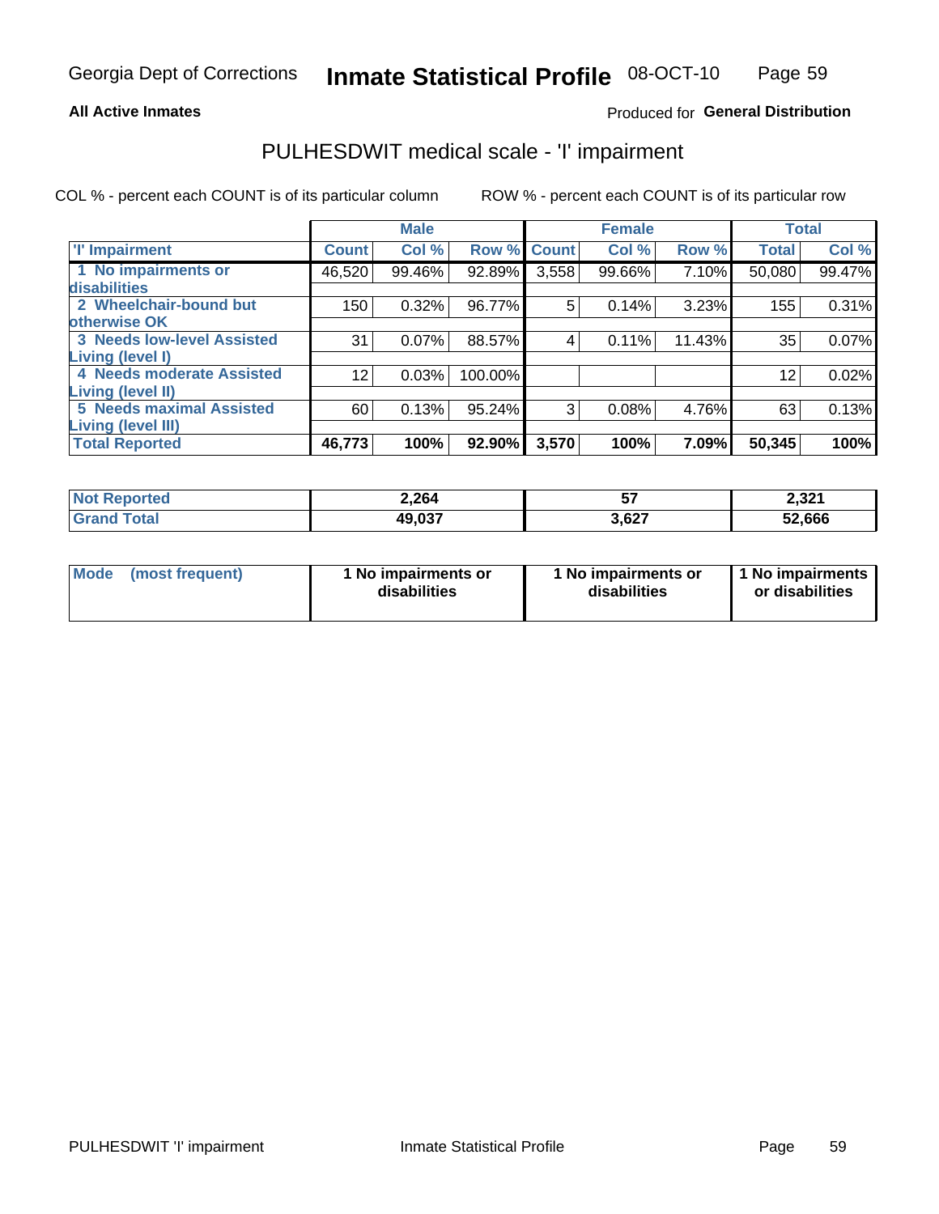Georgia Dept of Corrections **Inmate Statistical Profile** 08-OCT-10

**All Active Inmates**

Produced for **General Distribution**

# PULHESDWIT medical scale - 'I' impairment

COL % - percent each COUNT is of its particular column ROW % - percent each COUNT is of its particular row

| | Male | | | Female | | | Total | |
|---|---|---|---|---|---|---|---|---|
| 'I' Impairment | Count | Col % | Row % | Count | Col % | Row % | Total | Col % |
| 1 No impairments or disabilities | 46,520 | 99.46% | 92.89% | 3,558 | 99.66% | 7.10% | 50,080 | 99.47% |
| 2 Wheelchair-bound but otherwise OK | 150 | 0.32% | 96.77% | 5 | 0.14% | 3.23% | 155 | 0.31% |
| 3 Needs low-level Assisted Living (level I) | 31 | 0.07% | 88.57% | 4 | 0.11% | 11.43% | 35 | 0.07% |
| 4 Needs moderate Assisted Living (level II) | 12 | 0.03% | 100.00% | | | | 12 | 0.02% |
| 5 Needs maximal Assisted Living (level III) | 60 | 0.13% | 95.24% | 3 | 0.08% | 4.76% | 63 | 0.13% |
| **Total Reported** | **46,773** | **100%** | **92.90%** | **3,570** | **100%** | **7.09%** | **50,345** | **100%** |

| | Male | Female | Total |
|---|---|---|---|
| **Not Reported** | **2,264** | **57** | **2,321** |
| **Grand Total** | **49,037** | **3,627** | **52,666** |

| | Male | Female | Total |
|---|---|---|---|
| **Mode (most frequent)** | **1 No impairments or disabilities** | **1 No impairments or disabilities** | **1 No impairments or disabilities** |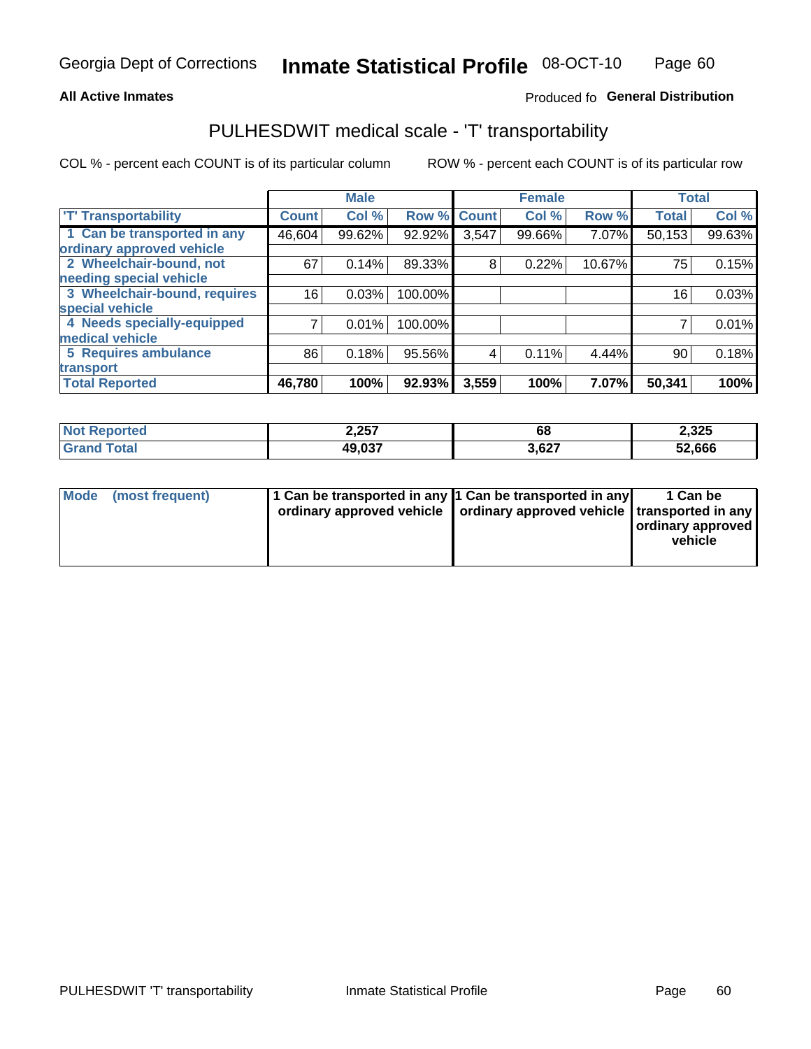Georgia Dept of Corrections **Inmate Statistical Profile** 08-OCT-10

**All Active Inmates**

Produced fo **General Distribution**

## PULHESDWIT medical scale - 'T' transportability

COL % - percent each COUNT is of its particular column

ROW % - percent each COUNT is of its particular row

| | Male | | | Female | | | Total | |
|---|---|---|---|---|---|---|---|---|
| 'T' Transportability | Count | Col % | Row % | Count | Col % | Row % | Total | Col % |
| 1 Can be transported in any ordinary approved vehicle | 46,604 | 99.62% | 92.92% | 3,547 | 99.66% | 7.07% | 50,153 | 99.63% |
| 2 Wheelchair-bound, not needing special vehicle | 67 | 0.14% | 89.33% | 8 | 0.22% | 10.67% | 75 | 0.15% |
| 3 Wheelchair-bound, requires special vehicle | 16 | 0.03% | 100.00% | | | | 16 | 0.03% |
| 4 Needs specially-equipped medical vehicle | 7 | 0.01% | 100.00% | | | | 7 | 0.01% |
| 5 Requires ambulance transport | 86 | 0.18% | 95.56% | 4 | 0.11% | 4.44% | 90 | 0.18% |
| **Total Reported** | **46,780** | **100%** | **92.93%** | **3,559** | **100%** | **7.07%** | **50,341** | **100%** |

| | Male | Female | Total |
|---|---|---|---|
| **Not Reported** | **2,257** | **68** | **2,325** |
| **Grand Total** | **49,037** | **3,627** | **52,666** |

| | Male | Female | Total |
|---|---|---|---|
| **Mode (most frequent)** | **1 Can be transported in any ordinary approved vehicle** | **1 Can be transported in any ordinary approved vehicle** | **1 Can be transported in any ordinary approved vehicle** |

PULHESDWIT 'T' transportability Inmate Statistical Profile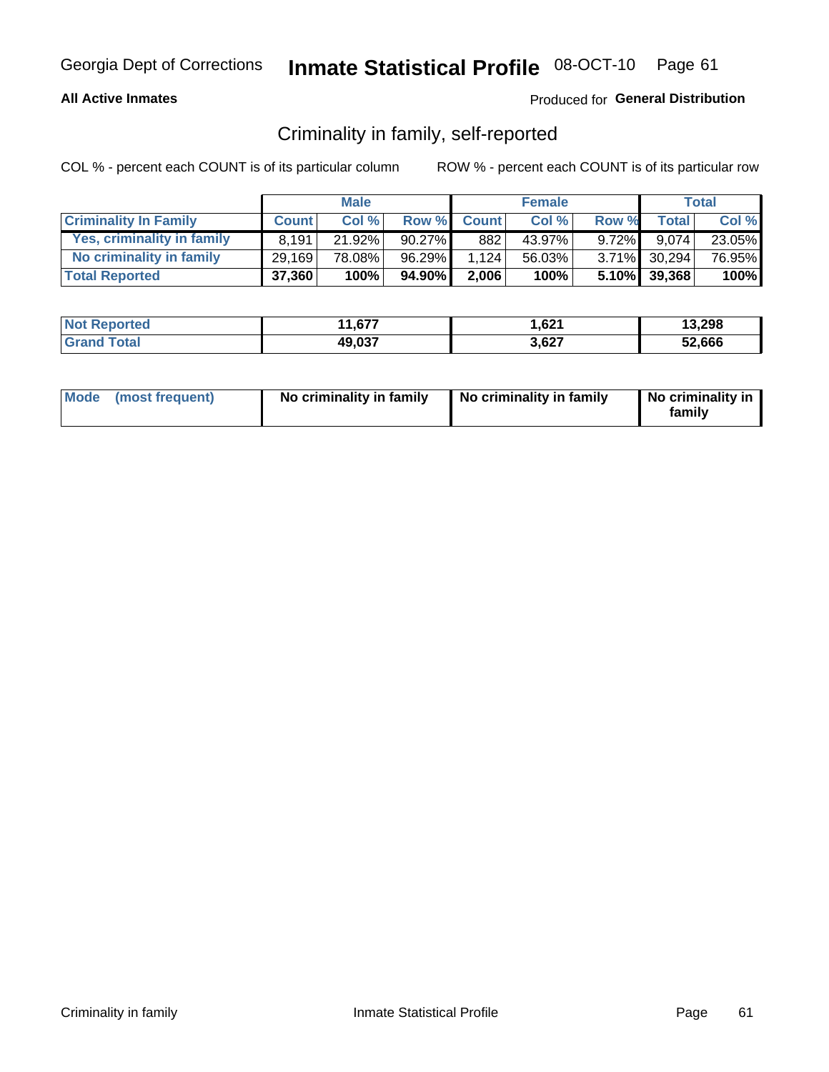Georgia Dept of Corrections **Inmate Statistical Profile** 08-OCT-10

**All Active Inmates**

Produced for **General Distribution**

## Criminality in family, self-reported

COL % - percent each COUNT is of its particular column

ROW % - percent each COUNT is of its particular row

| | Male | | | Female | | | Total | |
|---|---|---|---|---|---|---|---|---|
| **Criminality In Family** | **Count** | **Col %** | **Row %** | **Count** | **Col %** | **Row %** | **Total** | **Col %** |
| Yes, criminality in family | 8,191 | 21.92% | 90.27% | 882 | 43.97% | 9.72% | 9,074 | 23.05% |
| No criminality in family | 29,169 | 78.08% | 96.29% | 1,124 | 56.03% | 3.71% | 30,294 | 76.95% |
| **Total Reported** | **37,360** | **100%** | **94.90%** | **2,006** | **100%** | **5.10%** | **39,368** | **100%** |

| | Male | Female | Total |
|---|---|---|---|
| **Not Reported** | **11,677** | **1,621** | **13,298** |
| **Grand Total** | **49,037** | **3,627** | **52,666** |

| | Male | Female | Total |
|---|---|---|---|
| **Mode (most frequent)** | **No criminality in family** | **No criminality in family** | **No criminality in family** |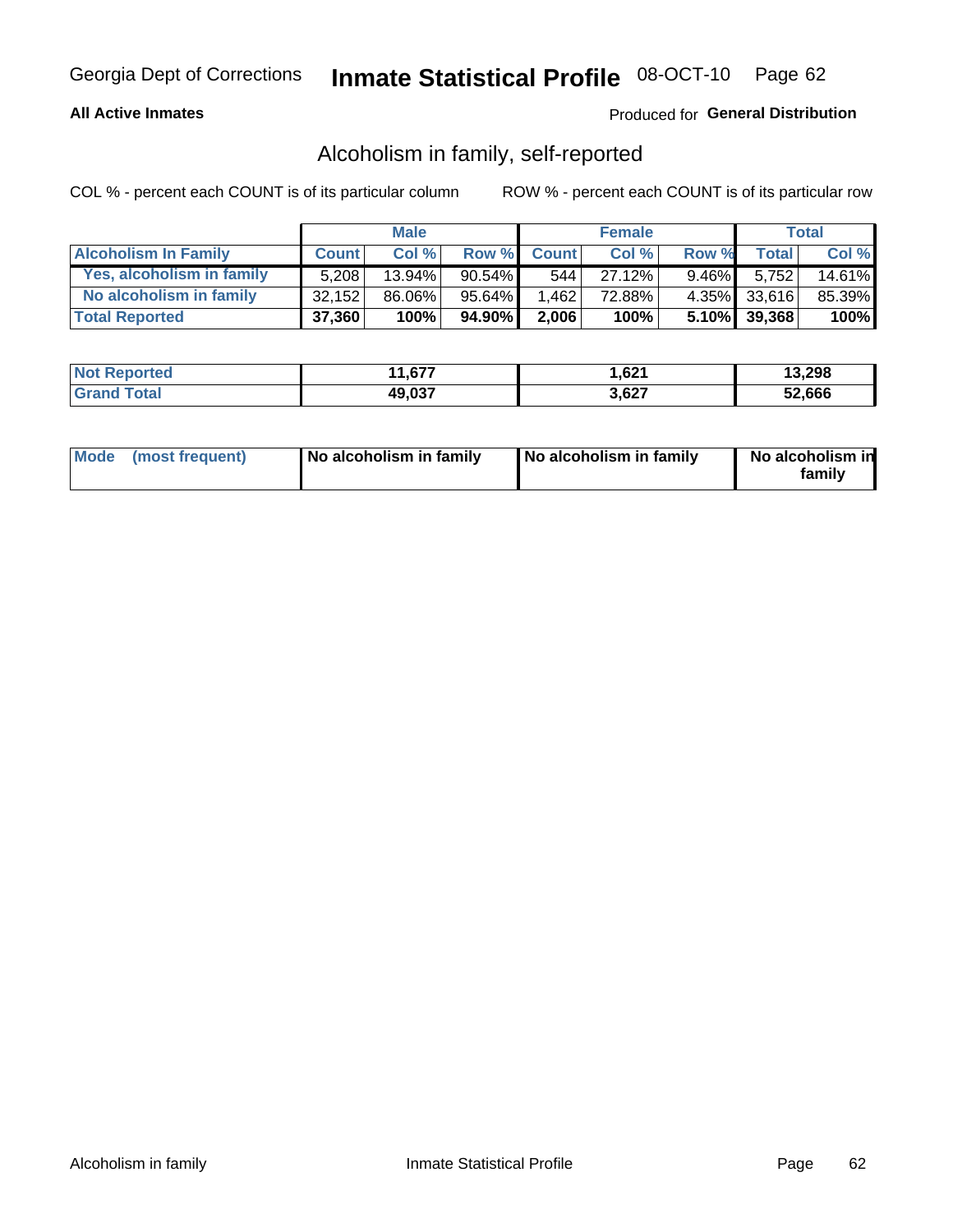Georgia Dept of Corrections **Inmate Statistical Profile** 08-OCT-10

**All Active Inmates**

Produced for **General Distribution**

## Alcoholism in family, self-reported

COL % - percent each COUNT is of its particular column

ROW % - percent each COUNT is of its particular row

| | Male | | | Female | | | Total | |
|---|---|---|---|---|---|---|---|---|
| **Alcoholism In Family** | **Count** | **Col %** | **Row %** | **Count** | **Col %** | **Row %** | **Total** | **Col %** |
| **Yes, alcoholism in family** | 5,208 | 13.94% | 90.54% | 544 | 27.12% | 9.46% | 5,752 | 14.61% |
| **No alcoholism in family** | 32,152 | 86.06% | 95.64% | 1,462 | 72.88% | 4.35% | 33,616 | 85.39% |
| **Total Reported** | **37,360** | **100%** | **94.90%** | **2,006** | **100%** | **5.10%** | **39,368** | **100%** |

| | Male | Female | Total |
|---|---|---|---|
| **Not Reported** | **11,677** | **1,621** | **13,298** |
| **Grand Total** | **49,037** | **3,627** | **52,666** |

| | Male | Female | Total |
|---|---|---|---|
| **Mode (most frequent)** | **No alcoholism in family** | **No alcoholism in family** | **No alcoholism in family** |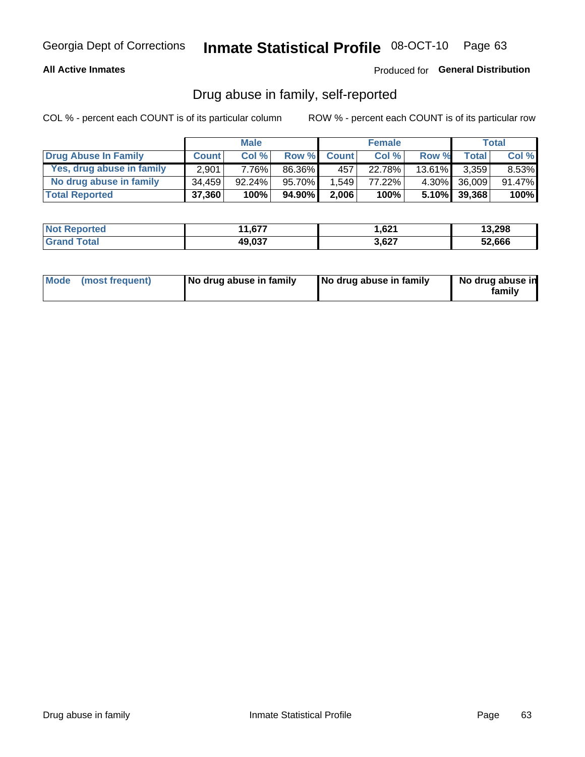Georgia Dept of Corrections **Inmate Statistical Profile** 08-OCT-10

**All Active Inmates** Produced for **General Distribution**

## Drug abuse in family, self-reported

COL % - percent each COUNT is of its particular column ROW % - percent each COUNT is of its particular row

| | Male | | | Female | | | Total | |
|---|---|---|---|---|---|---|---|---|
| **Drug Abuse In Family** | **Count** | **Col %** | **Row %** | **Count** | **Col %** | **Row %** | **Total** | **Col %** |
| **Yes, drug abuse in family** | 2,901 | 7.76% | 86.36% | 457 | 22.78% | 13.61% | 3,359 | 8.53% |
| **No drug abuse in family** | 34,459 | 92.24% | 95.70% | 1,549 | 77.22% | 4.30% | 36,009 | 91.47% |
| **Total Reported** | **37,360** | **100%** | **94.90%** | **2,006** | **100%** | **5.10%** | **39,368** | **100%** |

| | Male | Female | Total |
|---|---|---|---|
| **Not Reported** | **11,677** | **1,621** | **13,298** |
| **Grand Total** | **49,037** | **3,627** | **52,666** |

| | Male | Female | Total |
|---|---|---|---|
| **Mode (most frequent)** | **No drug abuse in family** | **No drug abuse in family** | **No drug abuse in family** |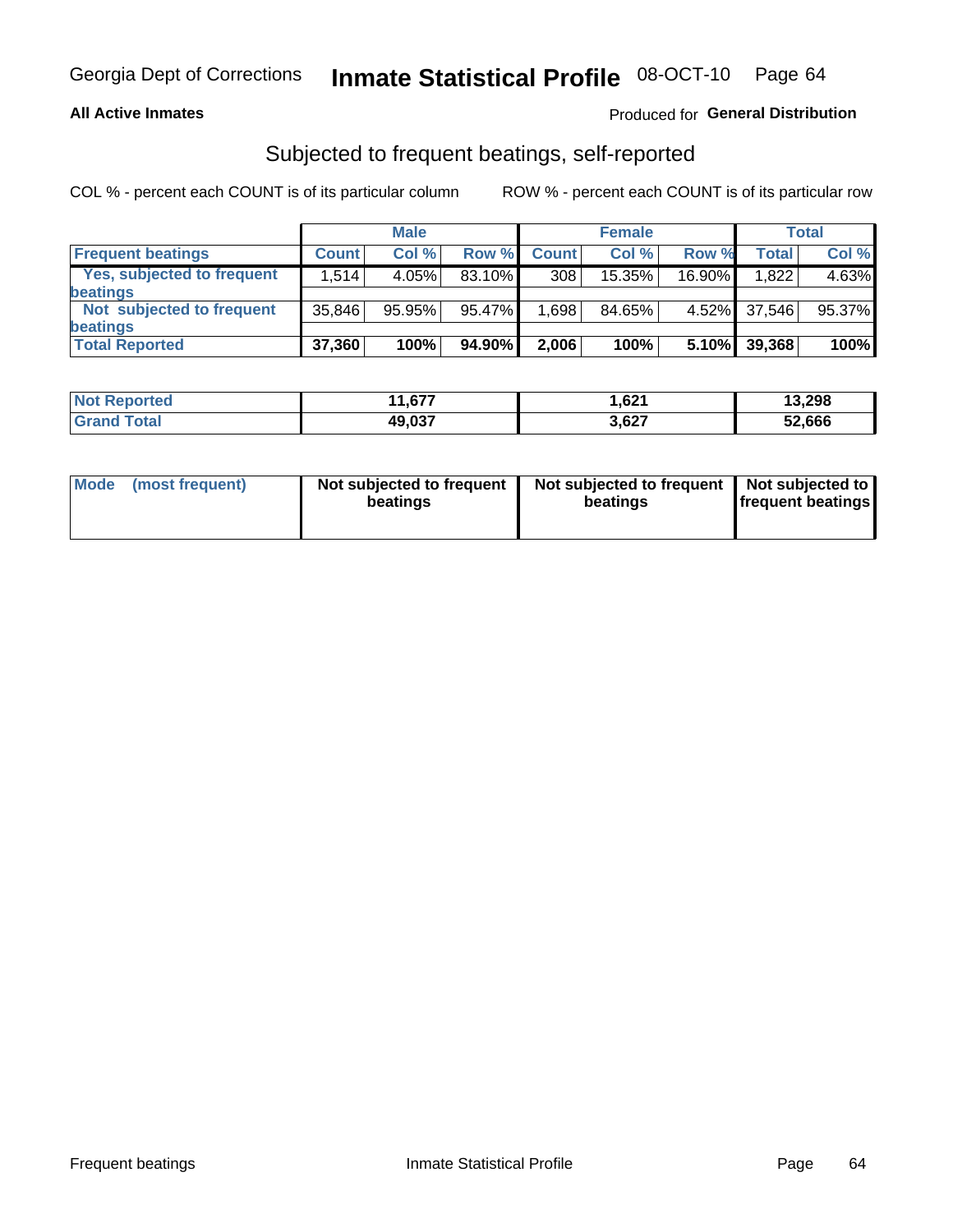Georgia Dept of Corrections **Inmate Statistical Profile** 08-OCT-10

**All Active Inmates** Produced for **General Distribution**

## Subjected to frequent beatings, self-reported

COL % - percent each COUNT is of its particular column ROW % - percent each COUNT is of its particular row

| | Male | | | Female | | | Total | |
|---|---|---|---|---|---|---|---|---|
| **Frequent beatings** | **Count** | **Col %** | **Row %** | **Count** | **Col %** | **Row %** | **Total** | **Col %** |
| **Yes, subjected to frequent beatings** | 1,514 | 4.05% | 83.10% | 308 | 15.35% | 16.90% | 1,822 | 4.63% |
| **Not subjected to frequent beatings** | 35,846 | 95.95% | 95.47% | 1,698 | 84.65% | 4.52% | 37,546 | 95.37% |
| **Total Reported** | **37,360** | **100%** | **94.90%** | **2,006** | **100%** | **5.10%** | **39,368** | **100%** |

| | Male | Female | Total |
|---|---|---|---|
| **Not Reported** | **11,677** | **1,621** | **13,298** |
| **Grand Total** | **49,037** | **3,627** | **52,666** |

| | Male | Female | Total |
|---|---|---|---|
| **Mode (most frequent)** | **Not subjected to frequent beatings** | **Not subjected to frequent beatings** | **Not subjected to frequent beatings** |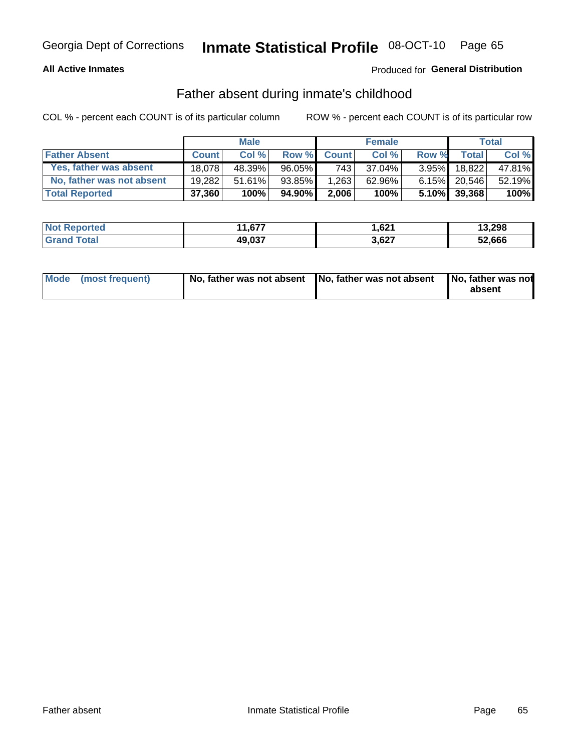# Father absent during inmate's childhood

All Active Inmates

Produced for **General Distribution**

COL % - percent each COUNT is of its particular column

ROW % - percent each COUNT is of its particular row

| | Male | | | Female | | | Total | |
|---|---|---|---|---|---|---|---|---|
| **Father Absent** | **Count** | **Col %** | **Row %** | **Count** | **Col %** | **Row %** | **Total** | **Col %** |
| Yes, father was absent | 18,078 | 48.39% | 96.05% | 743 | 37.04% | 3.95% | 18,822 | 47.81% |
| No, father was not absent | 19,282 | 51.61% | 93.85% | 1,263 | 62.96% | 6.15% | 20,546 | 52.19% |
| **Total Reported** | **37,360** | **100%** | **94.90%** | **2,006** | **100%** | **5.10%** | **39,368** | **100%** |

| | Male | Female | Total |
|---|---|---|---|
| **Not Reported** | **11,677** | **1,621** | **13,298** |
| **Grand Total** | **49,037** | **3,627** | **52,666** |

| | Male | Female | Total |
|---|---|---|---|
| **Mode (most frequent)** | **No, father was not absent** | **No, father was not absent** | **No, father was not absent** |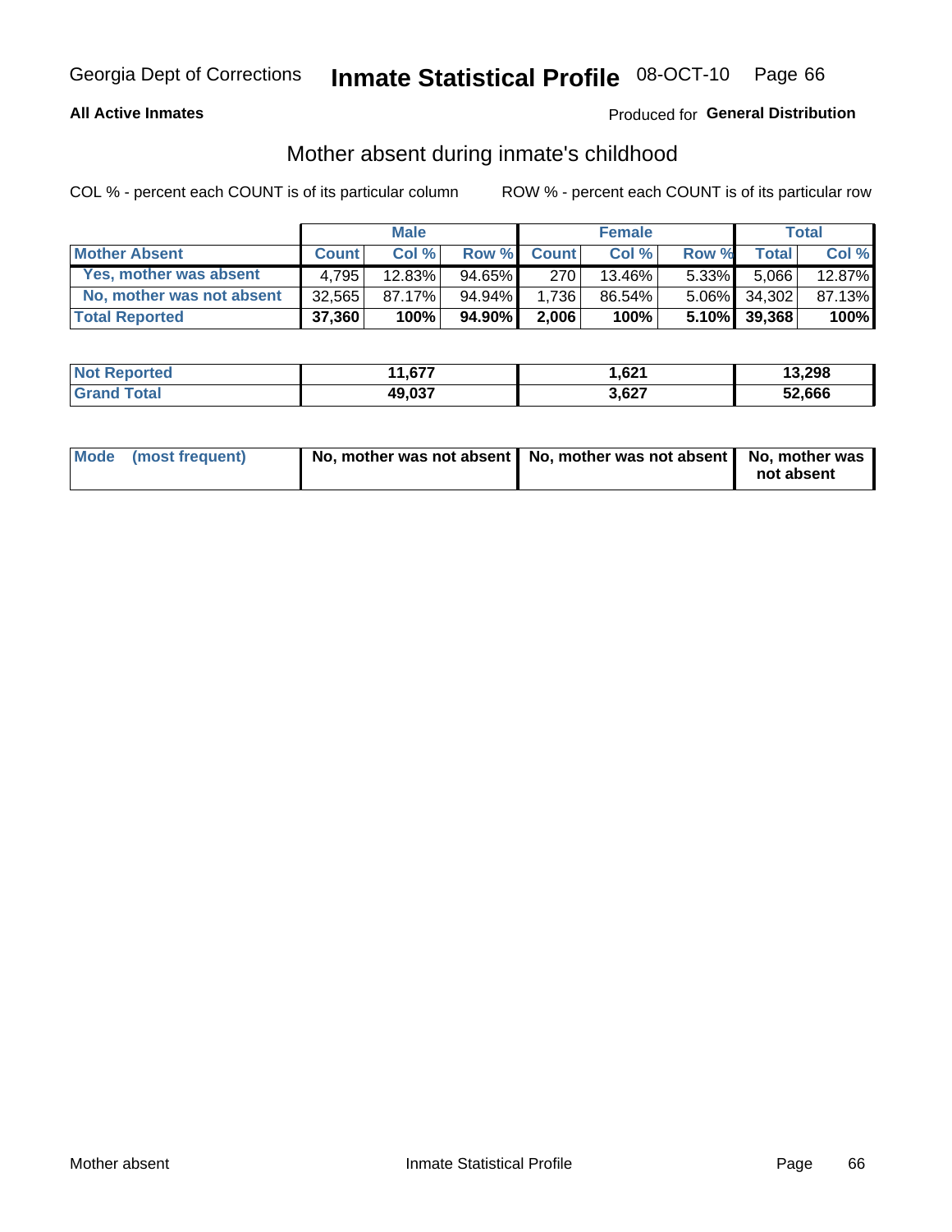Georgia Dept of Corrections **Inmate Statistical Profile** 08-OCT-10

**All Active Inmates**

Produced for **General Distribution**

## Mother absent during inmate's childhood

COL % - percent each COUNT is of its particular column

ROW % - percent each COUNT is of its particular row

| | Male | | | Female | | | Total | |
|---|---|---|---|---|---|---|---|---|
| **Mother Absent** | **Count** | **Col %** | **Row %** | **Count** | **Col %** | **Row %** | **Total** | **Col %** |
| **Yes, mother was absent** | 4,795 | 12.83% | 94.65% | 270 | 13.46% | 5.33% | 5,066 | 12.87% |
| **No, mother was not absent** | 32,565 | 87.17% | 94.94% | 1,736 | 86.54% | 5.06% | 34,302 | 87.13% |
| **Total Reported** | **37,360** | **100%** | **94.90%** | **2,006** | **100%** | **5.10%** | **39,368** | **100%** |

| | Male | Female | Total |
|---|---|---|---|
| **Not Reported** | **11,677** | **1,621** | **13,298** |
| **Grand Total** | **49,037** | **3,627** | **52,666** |

| | Male | Female | Total |
|---|---|---|---|
| **Mode (most frequent)** | **No, mother was not absent** | **No, mother was not absent** | **No, mother was not absent** |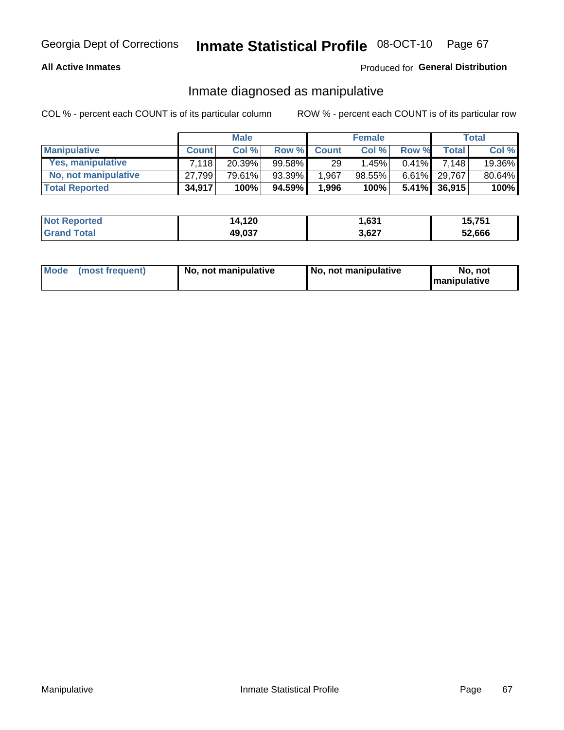Georgia Dept of Corrections **Inmate Statistical Profile** 08-OCT-10

**All Active Inmates**

Produced for **General Distribution**

## Inmate diagnosed as manipulative

COL % - percent each COUNT is of its particular column

ROW % - percent each COUNT is of its particular row

| | Male | | | Female | | | Total | |
|---|---|---|---|---|---|---|---|---|
| **Manipulative** | **Count** | **Col %** | **Row %** | **Count** | **Col %** | **Row %** | **Total** | **Col %** |
| **Yes, manipulative** | 7,118 | 20.39% | 99.58% | 29 | 1.45% | 0.41% | 7,148 | 19.36% |
| **No, not manipulative** | 27,799 | 79.61% | 93.39% | 1,967 | 98.55% | 6.61% | 29,767 | 80.64% |
| **Total Reported** | **34,917** | **100%** | **94.59%** | **1,996** | **100%** | **5.41%** | **36,915** | **100%** |

| | Male | Female | Total |
|---|---|---|---|
| **Not Reported** | **14,120** | **1,631** | **15,751** |
| **Grand Total** | **49,037** | **3,627** | **52,666** |

| | Male | Female | Total |
|---|---|---|---|
| **Mode (most frequent)** | **No, not manipulative** | **No, not manipulative** | **No, not manipulative** |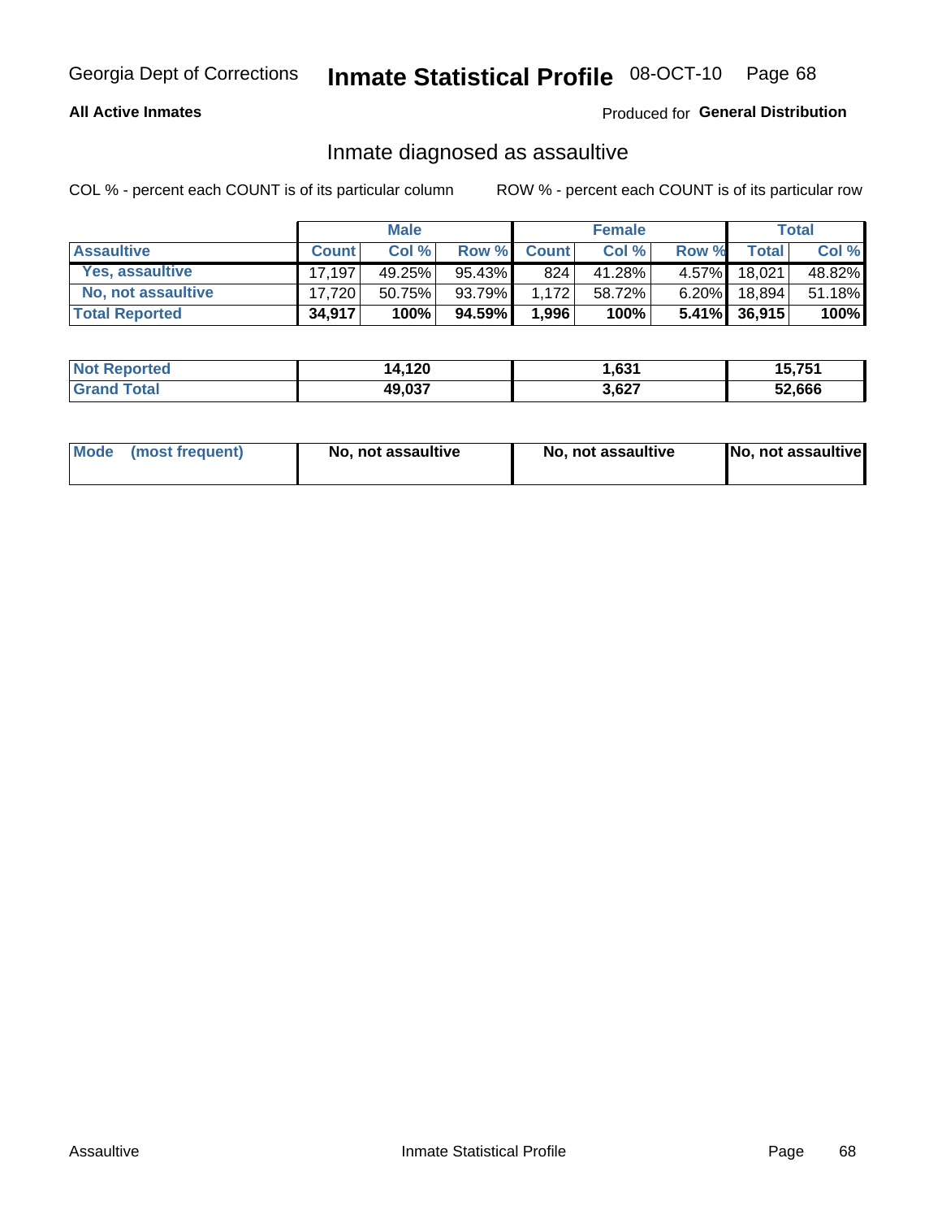Georgia Dept of Corrections **Inmate Statistical Profile** 08-OCT-10

**All Active Inmates**

Produced for **General Distribution**

## Inmate diagnosed as assaultive

COL % - percent each COUNT is of its particular column

ROW % - percent each COUNT is of its particular row

| | Male | | | Female | | | Total | |
|---|---|---|---|---|---|---|---|---|
| **Assaultive** | **Count** | **Col %** | **Row %** | **Count** | **Col %** | **Row %** | **Total** | **Col %** |
| Yes, assaultive | 17,197 | 49.25% | 95.43% | 824 | 41.28% | 4.57% | 18,021 | 48.82% |
| No, not assaultive | 17,720 | 50.75% | 93.79% | 1,172 | 58.72% | 6.20% | 18,894 | 51.18% |
| **Total Reported** | **34,917** | **100%** | **94.59%** | **1,996** | **100%** | **5.41%** | **36,915** | **100%** |

| | Male | Female | Total |
|---|---|---|---|
| **Not Reported** | **14,120** | **1,631** | **15,751** |
| **Grand Total** | **49,037** | **3,627** | **52,666** |

| | Male | Female | Total |
|---|---|---|---|
| **Mode (most frequent)** | **No, not assaultive** | **No, not assaultive** | **No, not assaultive** |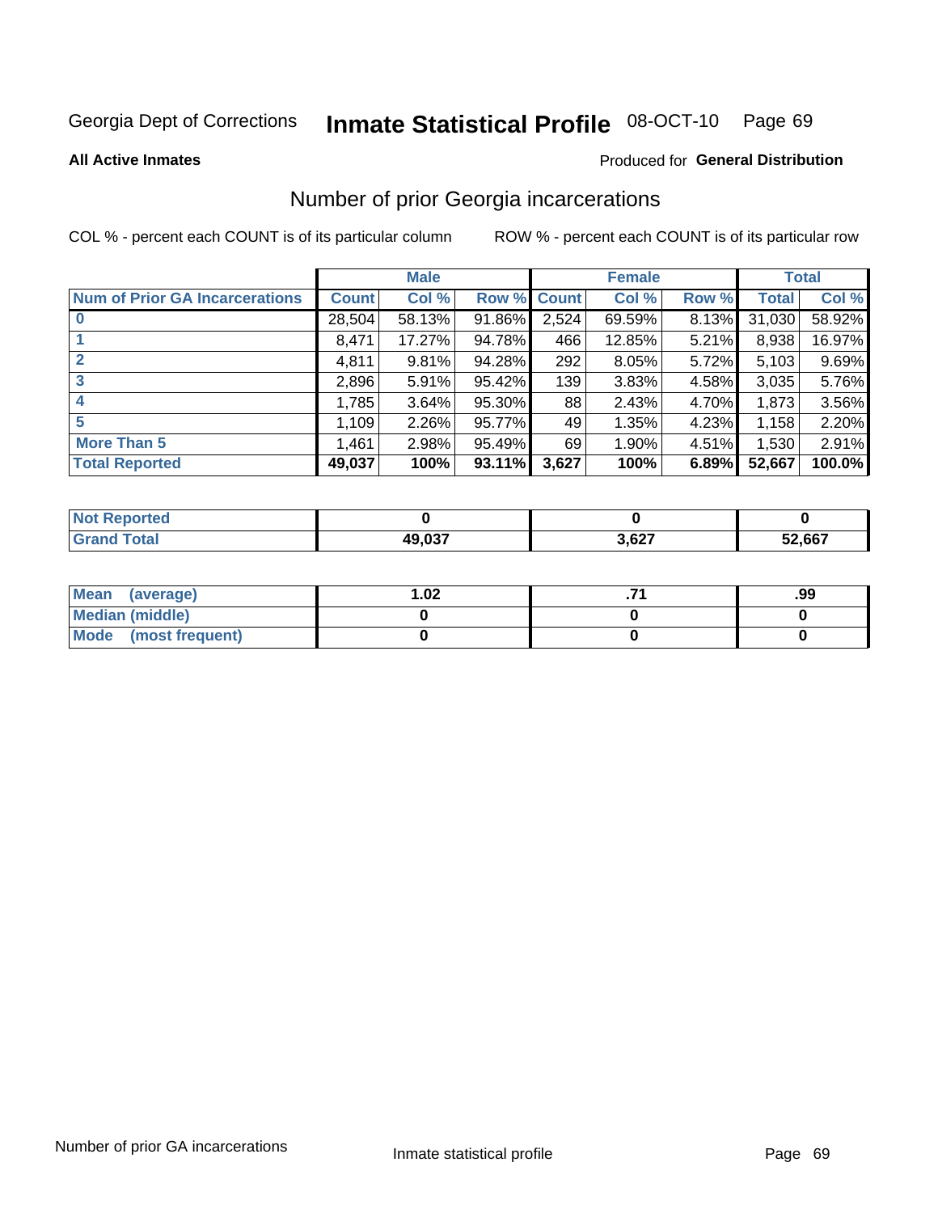Georgia Dept of Corrections **Inmate Statistical Profile** 08-OCT-10

**All Active Inmates**

Produced for **General Distribution**

## Number of prior Georgia incarcerations

COL % - percent each COUNT is of its particular column ROW % - percent each COUNT is of its particular row

| | Male | | | Female | | | Total | |
|---|---|---|---|---|---|---|---|---|
| **Num of Prior GA Incarcerations** | **Count** | **Col %** | **Row %** | **Count** | **Col %** | **Row %** | **Total** | **Col %** |
| **0** | 28,504 | 58.13% | 91.86% | 2,524 | 69.59% | 8.13% | 31,030 | 58.92% |
| **1** | 8,471 | 17.27% | 94.78% | 466 | 12.85% | 5.21% | 8,938 | 16.97% |
| **2** | 4,811 | 9.81% | 94.28% | 292 | 8.05% | 5.72% | 5,103 | 9.69% |
| **3** | 2,896 | 5.91% | 95.42% | 139 | 3.83% | 4.58% | 3,035 | 5.76% |
| **4** | 1,785 | 3.64% | 95.30% | 88 | 2.43% | 4.70% | 1,873 | 3.56% |
| **5** | 1,109 | 2.26% | 95.77% | 49 | 1.35% | 4.23% | 1,158 | 2.20% |
| **More Than 5** | 1,461 | 2.98% | 95.49% | 69 | 1.90% | 4.51% | 1,530 | 2.91% |
| **Total Reported** | **49,037** | **100%** | **93.11%** | **3,627** | **100%** | **6.89%** | **52,667** | **100.0%** |

| | Male | Female | Total |
|---|---|---|---|
| **Not Reported** | **0** | **0** | **0** |
| **Grand Total** | **49,037** | **3,627** | **52,667** |

| | Male | Female | Total |
|---|---|---|---|
| **Mean (average)** | **1.02** | **.71** | **.99** |
| **Median (middle)** | **0** | **0** | **0** |
| **Mode (most frequent)** | **0** | **0** | **0** |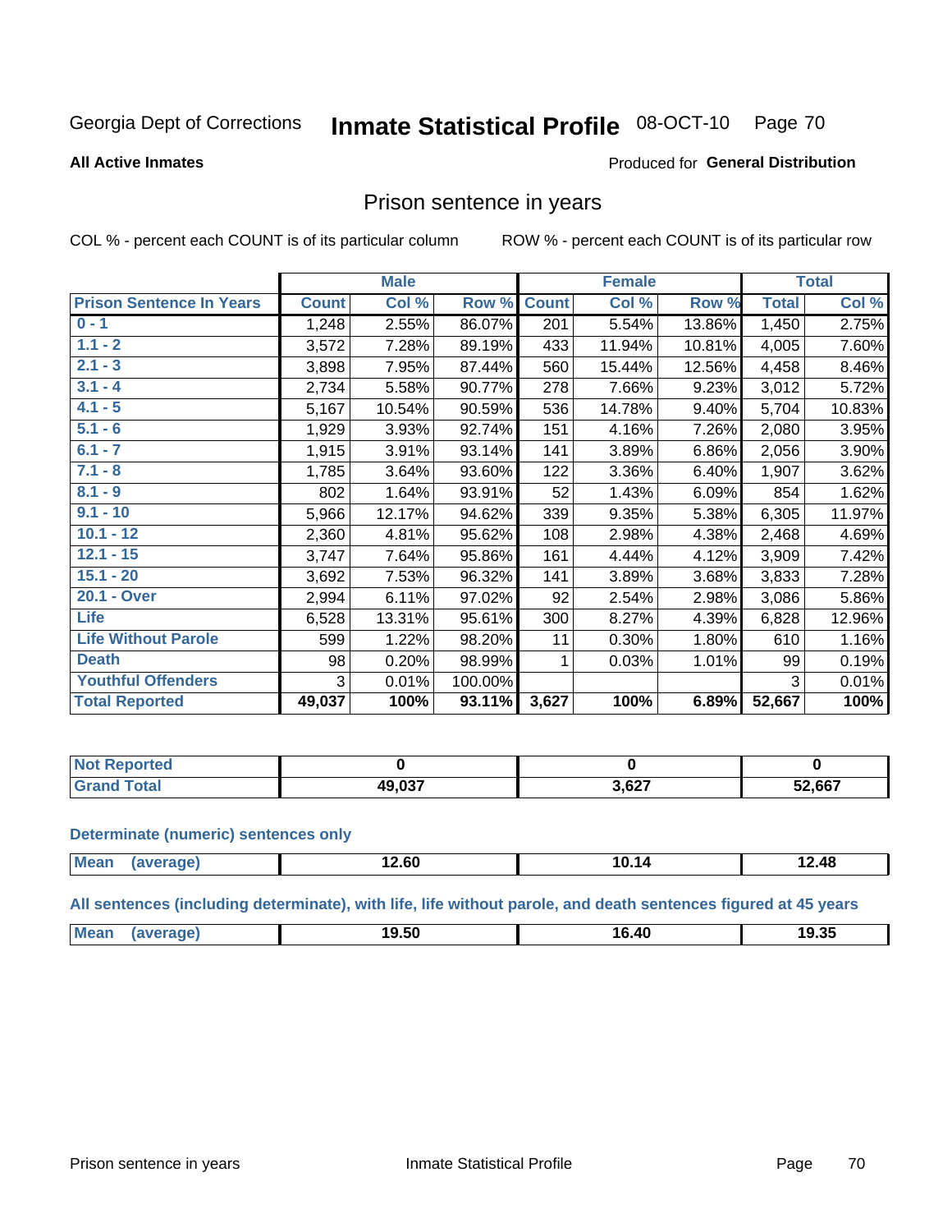Georgia Dept of Corrections **Inmate Statistical Profile** 08-OCT-10

**All Active Inmates**

Produced for **General Distribution**

## Prison sentence in years

COL % - percent each COUNT is of its particular column ROW % - percent each COUNT is of its particular row

| | Male | | | Female | | | Total | |
|---|---|---|---|---|---|---|---|---|
| **Prison Sentence In Years** | **Count** | **Col %** | **Row %** | **Count** | **Col %** | **Row %** | **Total** | **Col %** |
| 0 - 1 | 1,248 | 2.55% | 86.07% | 201 | 5.54% | 13.86% | 1,450 | 2.75% |
| 1.1 - 2 | 3,572 | 7.28% | 89.19% | 433 | 11.94% | 10.81% | 4,005 | 7.60% |
| 2.1 - 3 | 3,898 | 7.95% | 87.44% | 560 | 15.44% | 12.56% | 4,458 | 8.46% |
| 3.1 - 4 | 2,734 | 5.58% | 90.77% | 278 | 7.66% | 9.23% | 3,012 | 5.72% |
| 4.1 - 5 | 5,167 | 10.54% | 90.59% | 536 | 14.78% | 9.40% | 5,704 | 10.83% |
| 5.1 - 6 | 1,929 | 3.93% | 92.74% | 151 | 4.16% | 7.26% | 2,080 | 3.95% |
| 6.1 - 7 | 1,915 | 3.91% | 93.14% | 141 | 3.89% | 6.86% | 2,056 | 3.90% |
| 7.1 - 8 | 1,785 | 3.64% | 93.60% | 122 | 3.36% | 6.40% | 1,907 | 3.62% |
| 8.1 - 9 | 802 | 1.64% | 93.91% | 52 | 1.43% | 6.09% | 854 | 1.62% |
| 9.1 - 10 | 5,966 | 12.17% | 94.62% | 339 | 9.35% | 5.38% | 6,305 | 11.97% |
| 10.1 - 12 | 2,360 | 4.81% | 95.62% | 108 | 2.98% | 4.38% | 2,468 | 4.69% |
| 12.1 - 15 | 3,747 | 7.64% | 95.86% | 161 | 4.44% | 4.12% | 3,909 | 7.42% |
| 15.1 - 20 | 3,692 | 7.53% | 96.32% | 141 | 3.89% | 3.68% | 3,833 | 7.28% |
| 20.1 - Over | 2,994 | 6.11% | 97.02% | 92 | 2.54% | 2.98% | 3,086 | 5.86% |
| Life | 6,528 | 13.31% | 95.61% | 300 | 8.27% | 4.39% | 6,828 | 12.96% |
| Life Without Parole | 599 | 1.22% | 98.20% | 11 | 0.30% | 1.80% | 610 | 1.16% |
| Death | 98 | 0.20% | 98.99% | 1 | 0.03% | 1.01% | 99 | 0.19% |
| Youthful Offenders | 3 | 0.01% | 100.00% | | | | 3 | 0.01% |
| **Total Reported** | **49,037** | **100%** | **93.11%** | **3,627** | **100%** | **6.89%** | **52,667** | **100%** |

| | Male | Female | Total |
|---|---|---|---|
| Not Reported | 0 | 0 | 0 |
| Grand Total | 49,037 | 3,627 | 52,667 |

**Determinate (numeric) sentences only**

| | Male | Female | Total |
|---|---|---|---|
| Mean (average) | 12.60 | 10.14 | 12.48 |

**All sentences (including determinate), with life, life without parole, and death sentences figured at 45 years**

| | Male | Female | Total |
|---|---|---|---|
| Mean (average) | 19.50 | 16.40 | 19.35 |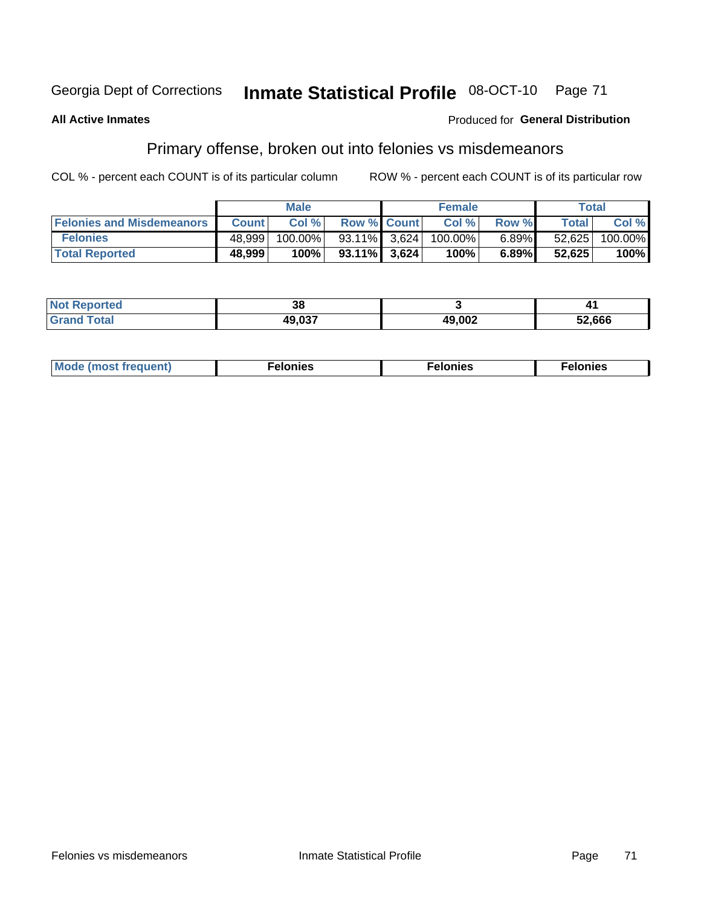Georgia Dept of Corrections **Inmate Statistical Profile** 08-OCT-10

**All Active Inmates**

Produced for **General Distribution**

## Primary offense, broken out into felonies vs misdemeanors

COL % - percent each COUNT is of its particular column

ROW % - percent each COUNT is of its particular row

| | Male | | | Female | | | Total | |
|---|---|---|---|---|---|---|---|---|
| **Felonies and Misdemeanors** | **Count** | **Col %** | **Row %** | **Count** | **Col %** | **Row %** | **Total** | **Col %** |
| **Felonies** | 48,999 | 100.00% | 93.11% | 3,624 | 100.00% | 6.89% | 52,625 | 100.00% |
| **Total Reported** | **48,999** | **100%** | **93.11%** | **3,624** | **100%** | **6.89%** | **52,625** | **100%** |

| | Male | Female | Total |
|---|---|---|---|
| **Not Reported** | 38 | 3 | 41 |
| **Grand Total** | 49,037 | 49,002 | 52,666 |

| | Male | Female | Total |
|---|---|---|---|
| **Mode (most frequent)** | Felonies | Felonies | Felonies |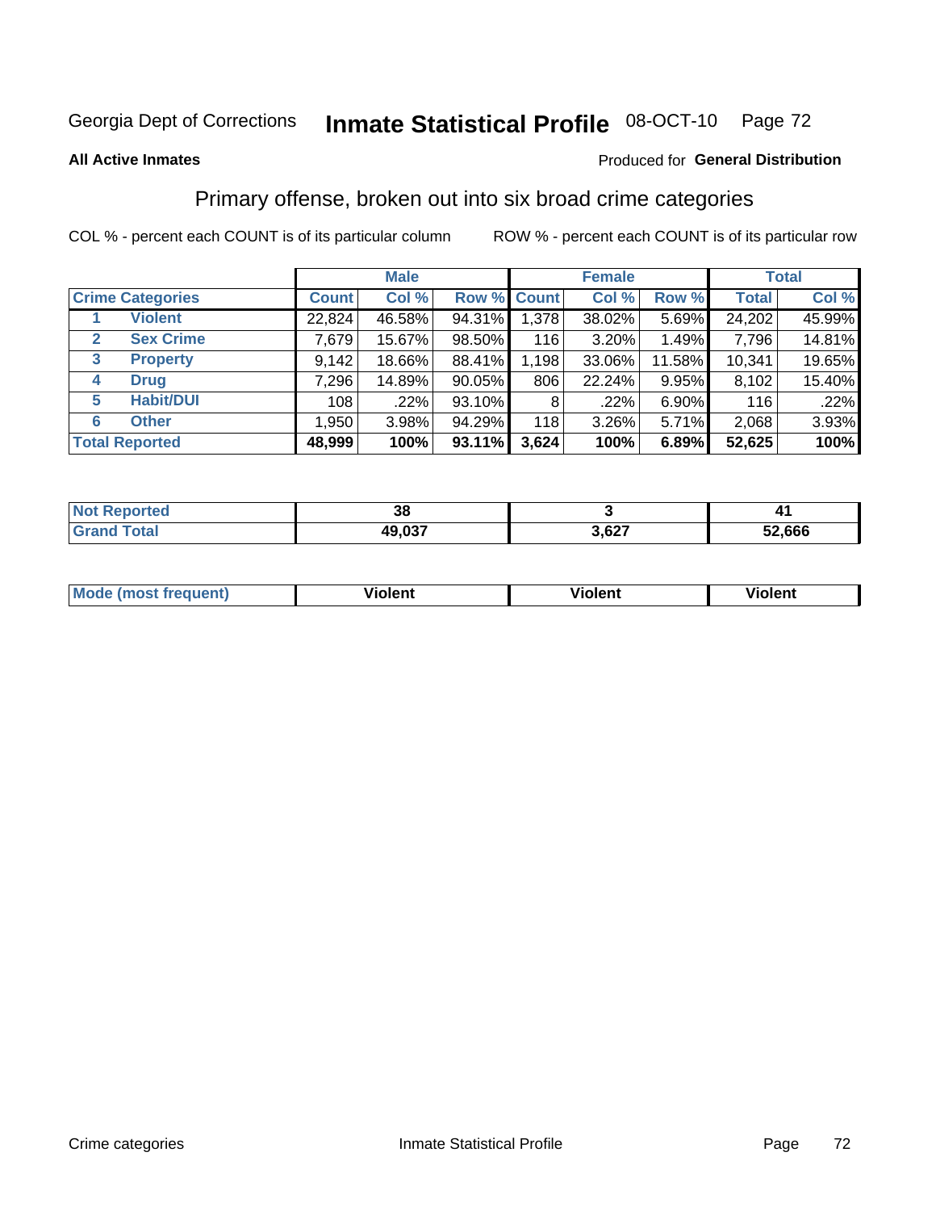Georgia Dept of Corrections **Inmate Statistical Profile** 08-OCT-10

**All Active Inmates**

Produced for **General Distribution**

## Primary offense, broken out into six broad crime categories

COL % - percent each COUNT is of its particular column

ROW % - percent each COUNT is of its particular row

| | | Male | | | Female | | | Total | |
|---|---|---|---|---|---|---|---|---|---|
| **Crime Categories** | | **Count** | **Col %** | **Row %** | **Count** | **Col %** | **Row %** | **Total** | **Col %** |
| 1 | Violent | 22,824 | 46.58% | 94.31% | 1,378 | 38.02% | 5.69% | 24,202 | 45.99% |
| 2 | Sex Crime | 7,679 | 15.67% | 98.50% | 116 | 3.20% | 1.49% | 7,796 | 14.81% |
| 3 | Property | 9,142 | 18.66% | 88.41% | 1,198 | 33.06% | 11.58% | 10,341 | 19.65% |
| 4 | Drug | 7,296 | 14.89% | 90.05% | 806 | 22.24% | 9.95% | 8,102 | 15.40% |
| 5 | Habit/DUI | 108 | .22% | 93.10% | 8 | .22% | 6.90% | 116 | .22% |
| 6 | Other | 1,950 | 3.98% | 94.29% | 118 | 3.26% | 5.71% | 2,068 | 3.93% |
| **Total Reported** | | **48,999** | **100%** | **93.11%** | **3,624** | **100%** | **6.89%** | **52,625** | **100%** |

| | Male | Female | Total |
|---|---|---|---|
| **Not Reported** | **38** | **3** | **41** |
| **Grand Total** | **49,037** | **3,627** | **52,666** |

| | Male | Female | Total |
|---|---|---|---|
| **Mode (most frequent)** | **Violent** | **Violent** | **Violent** |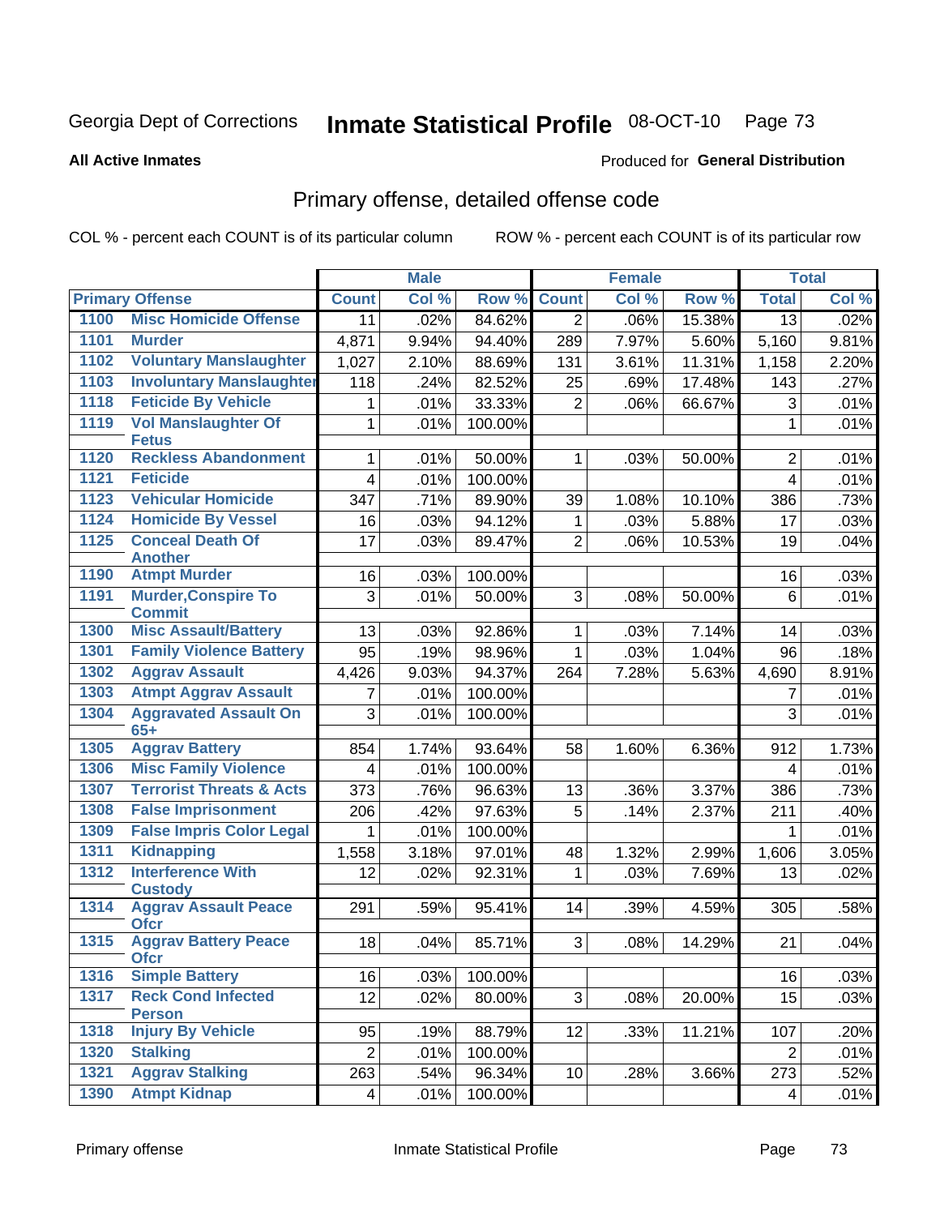Georgia Dept of Corrections **Inmate Statistical Profile** 08-OCT-10

**All Active Inmates**

Produced for **General Distribution**

## Primary offense, detailed offense code

COL % - percent each COUNT is of its particular column

ROW % - percent each COUNT is of its particular row

| Primary Offense | | Male | | | Female | | | Total | |
|---|---|---|---|---|---|---|---|---|---|
| | | Count | Col % | Row % | Count | Col % | Row % | Total | Col % |
| 1100 | Misc Homicide Offense | 11 | .02% | 84.62% | 2 | .06% | 15.38% | 13 | .02% |
| 1101 | Murder | 4,871 | 9.94% | 94.40% | 289 | 7.97% | 5.60% | 5,160 | 9.81% |
| 1102 | Voluntary Manslaughter | 1,027 | 2.10% | 88.69% | 131 | 3.61% | 11.31% | 1,158 | 2.20% |
| 1103 | Involuntary Manslaughter | 118 | .24% | 82.52% | 25 | .69% | 17.48% | 143 | .27% |
| 1118 | Feticide By Vehicle | 1 | .01% | 33.33% | 2 | .06% | 66.67% | 3 | .01% |
| 1119 | Vol Manslaughter Of Fetus | 1 | .01% | 100.00% | | | | 1 | .01% |
| 1120 | Reckless Abandonment | 1 | .01% | 50.00% | 1 | .03% | 50.00% | 2 | .01% |
| 1121 | Feticide | 4 | .01% | 100.00% | | | | 4 | .01% |
| 1123 | Vehicular Homicide | 347 | .71% | 89.90% | 39 | 1.08% | 10.10% | 386 | .73% |
| 1124 | Homicide By Vessel | 16 | .03% | 94.12% | 1 | .03% | 5.88% | 17 | .03% |
| 1125 | Conceal Death Of Another | 17 | .03% | 89.47% | 2 | .06% | 10.53% | 19 | .04% |
| 1190 | Atmpt Murder | 16 | .03% | 100.00% | | | | 16 | .03% |
| 1191 | Murder,Conspire To Commit | 3 | .01% | 50.00% | 3 | .08% | 50.00% | 6 | .01% |
| 1300 | Misc Assault/Battery | 13 | .03% | 92.86% | 1 | .03% | 7.14% | 14 | .03% |
| 1301 | Family Violence Battery | 95 | .19% | 98.96% | 1 | .03% | 1.04% | 96 | .18% |
| 1302 | Aggrav Assault | 4,426 | 9.03% | 94.37% | 264 | 7.28% | 5.63% | 4,690 | 8.91% |
| 1303 | Atmpt Aggrav Assault | 7 | .01% | 100.00% | | | | 7 | .01% |
| 1304 | Aggravated Assault On 65+ | 3 | .01% | 100.00% | | | | 3 | .01% |
| 1305 | Aggrav Battery | 854 | 1.74% | 93.64% | 58 | 1.60% | 6.36% | 912 | 1.73% |
| 1306 | Misc Family Violence | 4 | .01% | 100.00% | | | | 4 | .01% |
| 1307 | Terrorist Threats & Acts | 373 | .76% | 96.63% | 13 | .36% | 3.37% | 386 | .73% |
| 1308 | False Imprisonment | 206 | .42% | 97.63% | 5 | .14% | 2.37% | 211 | .40% |
| 1309 | False Impris Color Legal | 1 | .01% | 100.00% | | | | 1 | .01% |
| 1311 | Kidnapping | 1,558 | 3.18% | 97.01% | 48 | 1.32% | 2.99% | 1,606 | 3.05% |
| 1312 | Interference With Custody | 12 | .02% | 92.31% | 1 | .03% | 7.69% | 13 | .02% |
| 1314 | Aggrav Assault Peace Ofcr | 291 | .59% | 95.41% | 14 | .39% | 4.59% | 305 | .58% |
| 1315 | Aggrav Battery Peace Ofcr | 18 | .04% | 85.71% | 3 | .08% | 14.29% | 21 | .04% |
| 1316 | Simple Battery | 16 | .03% | 100.00% | | | | 16 | .03% |
| 1317 | Reck Cond Infected Person | 12 | .02% | 80.00% | 3 | .08% | 20.00% | 15 | .03% |
| 1318 | Injury By Vehicle | 95 | .19% | 88.79% | 12 | .33% | 11.21% | 107 | .20% |
| 1320 | Stalking | 2 | .01% | 100.00% | | | | 2 | .01% |
| 1321 | Aggrav Stalking | 263 | .54% | 96.34% | 10 | .28% | 3.66% | 273 | .52% |
| 1390 | Atmpt Kidnap | 4 | .01% | 100.00% | | | | 4 | .01% |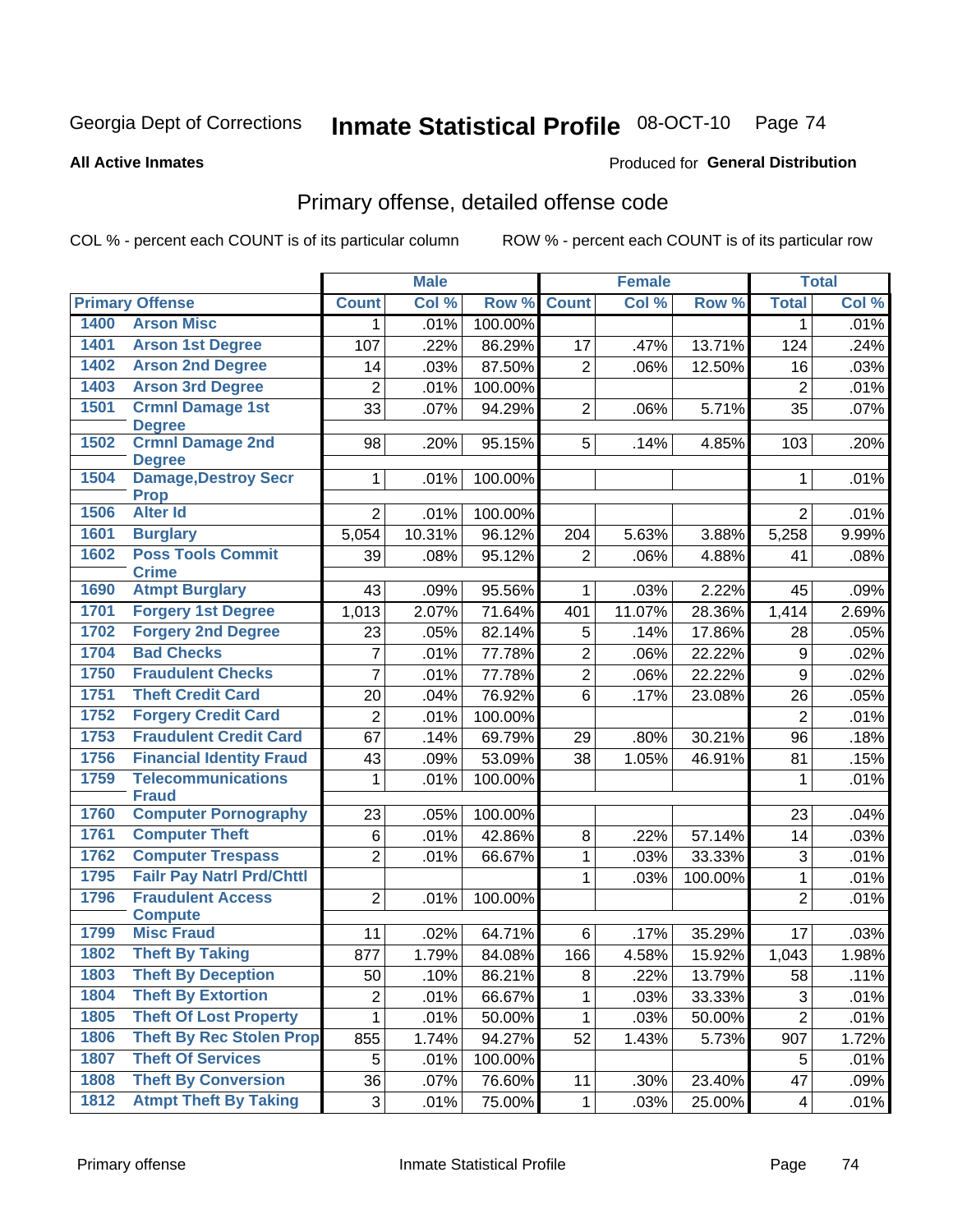Georgia Dept of Corrections **Inmate Statistical Profile** 08-OCT-10

**All Active Inmates**

Produced for **General Distribution**

## Primary offense, detailed offense code

COL % - percent each COUNT is of its particular column ROW % - percent each COUNT is of its particular row

| Primary Offense | | Male | | | Female | | | Total | |
|---|---|---|---|---|---|---|---|---|---|
| | | Count | Col % | Row % | Count | Col % | Row % | Total | Col % |
| 1400 | Arson Misc | 1 | .01% | 100.00% | | | | 1 | .01% |
| 1401 | Arson 1st Degree | 107 | .22% | 86.29% | 17 | .47% | 13.71% | 124 | .24% |
| 1402 | Arson 2nd Degree | 14 | .03% | 87.50% | 2 | .06% | 12.50% | 16 | .03% |
| 1403 | Arson 3rd Degree | 2 | .01% | 100.00% | | | | 2 | .01% |
| 1501 | Crmnl Damage 1st Degree | 33 | .07% | 94.29% | 2 | .06% | 5.71% | 35 | .07% |
| 1502 | Crmnl Damage 2nd Degree | 98 | .20% | 95.15% | 5 | .14% | 4.85% | 103 | .20% |
| 1504 | Damage,Destroy Secr Prop | 1 | .01% | 100.00% | | | | 1 | .01% |
| 1506 | Alter Id | 2 | .01% | 100.00% | | | | 2 | .01% |
| 1601 | Burglary | 5,054 | 10.31% | 96.12% | 204 | 5.63% | 3.88% | 5,258 | 9.99% |
| 1602 | Poss Tools Commit Crime | 39 | .08% | 95.12% | 2 | .06% | 4.88% | 41 | .08% |
| 1690 | Atmpt Burglary | 43 | .09% | 95.56% | 1 | .03% | 2.22% | 45 | .09% |
| 1701 | Forgery 1st Degree | 1,013 | 2.07% | 71.64% | 401 | 11.07% | 28.36% | 1,414 | 2.69% |
| 1702 | Forgery 2nd Degree | 23 | .05% | 82.14% | 5 | .14% | 17.86% | 28 | .05% |
| 1704 | Bad Checks | 7 | .01% | 77.78% | 2 | .06% | 22.22% | 9 | .02% |
| 1750 | Fraudulent Checks | 7 | .01% | 77.78% | 2 | .06% | 22.22% | 9 | .02% |
| 1751 | Theft Credit Card | 20 | .04% | 76.92% | 6 | .17% | 23.08% | 26 | .05% |
| 1752 | Forgery Credit Card | 2 | .01% | 100.00% | | | | 2 | .01% |
| 1753 | Fraudulent Credit Card | 67 | .14% | 69.79% | 29 | .80% | 30.21% | 96 | .18% |
| 1756 | Financial Identity Fraud | 43 | .09% | 53.09% | 38 | 1.05% | 46.91% | 81 | .15% |
| 1759 | Telecommunications Fraud | 1 | .01% | 100.00% | | | | 1 | .01% |
| 1760 | Computer Pornography | 23 | .05% | 100.00% | | | | 23 | .04% |
| 1761 | Computer Theft | 6 | .01% | 42.86% | 8 | .22% | 57.14% | 14 | .03% |
| 1762 | Computer Trespass | 2 | .01% | 66.67% | 1 | .03% | 33.33% | 3 | .01% |
| 1795 | Failr Pay Natrl Prd/Chttl | | | | 1 | .03% | 100.00% | 1 | .01% |
| 1796 | Fraudulent Access Compute | 2 | .01% | 100.00% | | | | 2 | .01% |
| 1799 | Misc Fraud | 11 | .02% | 64.71% | 6 | .17% | 35.29% | 17 | .03% |
| 1802 | Theft By Taking | 877 | 1.79% | 84.08% | 166 | 4.58% | 15.92% | 1,043 | 1.98% |
| 1803 | Theft By Deception | 50 | .10% | 86.21% | 8 | .22% | 13.79% | 58 | .11% |
| 1804 | Theft By Extortion | 2 | .01% | 66.67% | 1 | .03% | 33.33% | 3 | .01% |
| 1805 | Theft Of Lost Property | 1 | .01% | 50.00% | 1 | .03% | 50.00% | 2 | .01% |
| 1806 | Theft By Rec Stolen Prop | 855 | 1.74% | 94.27% | 52 | 1.43% | 5.73% | 907 | 1.72% |
| 1807 | Theft Of Services | 5 | .01% | 100.00% | | | | 5 | .01% |
| 1808 | Theft By Conversion | 36 | .07% | 76.60% | 11 | .30% | 23.40% | 47 | .09% |
| 1812 | Atmpt Theft By Taking | 3 | .01% | 75.00% | 1 | .03% | 25.00% | 4 | .01% |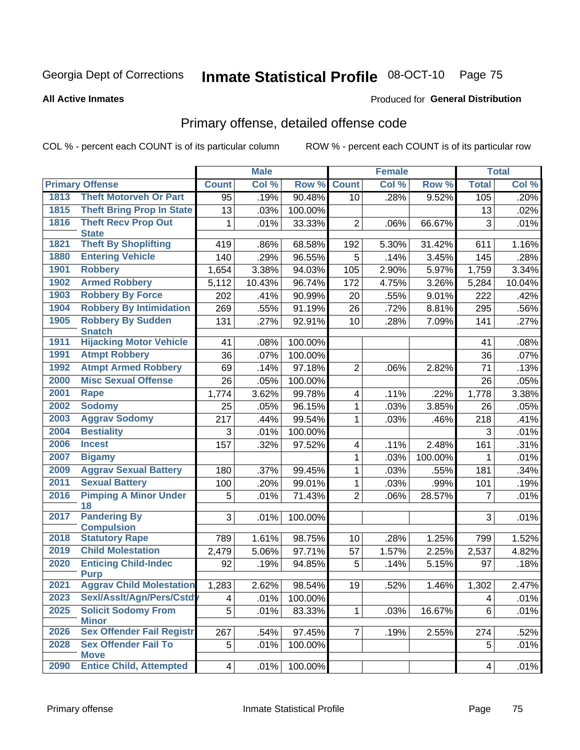Georgia Dept of Corrections **Inmate Statistical Profile** 08-OCT-10

**All Active Inmates** Produced for **General Distribution**

## Primary offense, detailed offense code

COL % - percent each COUNT is of its particular column ROW % - percent each COUNT is of its particular row

| Primary Offense | | Male | | | Female | | | Total | |
|---|---|---|---|---|---|---|---|---|---|
| | | Count | Col % | Row % | Count | Col % | Row % | Total | Col % |
| 1813 | Theft Motorveh Or Part | 95 | .19% | 90.48% | 10 | .28% | 9.52% | 105 | .20% |
| 1815 | Theft Bring Prop In State | 13 | .03% | 100.00% | | | | 13 | .02% |
| 1816 | Theft Recv Prop Out State | 1 | .01% | 33.33% | 2 | .06% | 66.67% | 3 | .01% |
| 1821 | Theft By Shoplifting | 419 | .86% | 68.58% | 192 | 5.30% | 31.42% | 611 | 1.16% |
| 1880 | Entering Vehicle | 140 | .29% | 96.55% | 5 | .14% | 3.45% | 145 | .28% |
| 1901 | Robbery | 1,654 | 3.38% | 94.03% | 105 | 2.90% | 5.97% | 1,759 | 3.34% |
| 1902 | Armed Robbery | 5,112 | 10.43% | 96.74% | 172 | 4.75% | 3.26% | 5,284 | 10.04% |
| 1903 | Robbery By Force | 202 | .41% | 90.99% | 20 | .55% | 9.01% | 222 | .42% |
| 1904 | Robbery By Intimidation | 269 | .55% | 91.19% | 26 | .72% | 8.81% | 295 | .56% |
| 1905 | Robbery By Sudden Snatch | 131 | .27% | 92.91% | 10 | .28% | 7.09% | 141 | .27% |
| 1911 | Hijacking Motor Vehicle | 41 | .08% | 100.00% | | | | 41 | .08% |
| 1991 | Atmpt Robbery | 36 | .07% | 100.00% | | | | 36 | .07% |
| 1992 | Atmpt Armed Robbery | 69 | .14% | 97.18% | 2 | .06% | 2.82% | 71 | .13% |
| 2000 | Misc Sexual Offense | 26 | .05% | 100.00% | | | | 26 | .05% |
| 2001 | Rape | 1,774 | 3.62% | 99.78% | 4 | .11% | .22% | 1,778 | 3.38% |
| 2002 | Sodomy | 25 | .05% | 96.15% | 1 | .03% | 3.85% | 26 | .05% |
| 2003 | Aggrav Sodomy | 217 | .44% | 99.54% | 1 | .03% | .46% | 218 | .41% |
| 2004 | Bestiality | 3 | .01% | 100.00% | | | | 3 | .01% |
| 2006 | Incest | 157 | .32% | 97.52% | 4 | .11% | 2.48% | 161 | .31% |
| 2007 | Bigamy | | | | 1 | .03% | 100.00% | 1 | .01% |
| 2009 | Aggrav Sexual Battery | 180 | .37% | 99.45% | 1 | .03% | .55% | 181 | .34% |
| 2011 | Sexual Battery | 100 | .20% | 99.01% | 1 | .03% | .99% | 101 | .19% |
| 2016 | Pimping A Minor Under 18 | 5 | .01% | 71.43% | 2 | .06% | 28.57% | 7 | .01% |
| 2017 | Pandering By Compulsion | 3 | .01% | 100.00% | | | | 3 | .01% |
| 2018 | Statutory Rape | 789 | 1.61% | 98.75% | 10 | .28% | 1.25% | 799 | 1.52% |
| 2019 | Child Molestation | 2,479 | 5.06% | 97.71% | 57 | 1.57% | 2.25% | 2,537 | 4.82% |
| 2020 | Enticing Child-Indec Purp | 92 | .19% | 94.85% | 5 | .14% | 5.15% | 97 | .18% |
| 2021 | Aggrav Child Molestation | 1,283 | 2.62% | 98.54% | 19 | .52% | 1.46% | 1,302 | 2.47% |
| 2023 | Sexl/Asslt/Agn/Pers/Cstdy | 4 | .01% | 100.00% | | | | 4 | .01% |
| 2025 | Solicit Sodomy From Minor | 5 | .01% | 83.33% | 1 | .03% | 16.67% | 6 | .01% |
| 2026 | Sex Offender Fail Registr | 267 | .54% | 97.45% | 7 | .19% | 2.55% | 274 | .52% |
| 2028 | Sex Offender Fail To Move | 5 | .01% | 100.00% | | | | 5 | .01% |
| 2090 | Entice Child, Attempted | 4 | .01% | 100.00% | | | | 4 | .01% |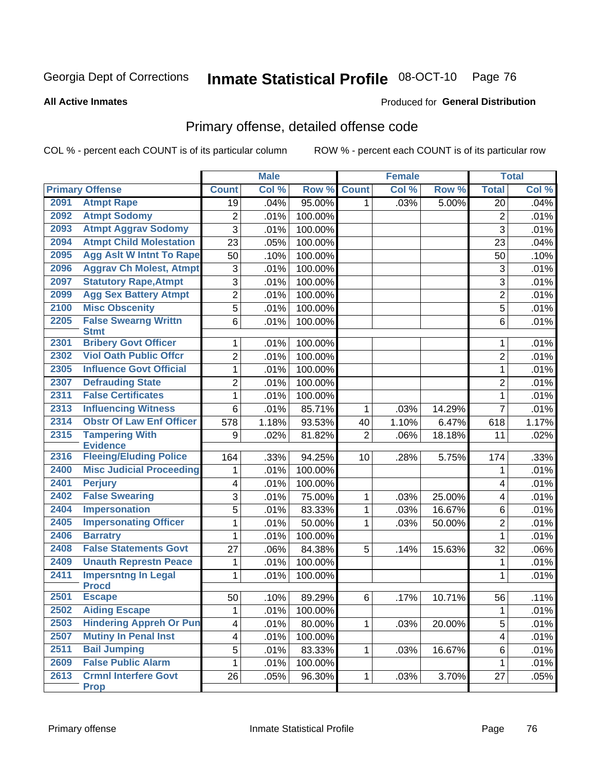Georgia Dept of Corrections **Inmate Statistical Profile** 08-OCT-10

**All Active Inmates**

Produced for **General Distribution**

## Primary offense, detailed offense code

COL % - percent each COUNT is of its particular column ROW % - percent each COUNT is of its particular row

| Primary Offense | | Male | | | Female | | | Total | |
|---|---|---|---|---|---|---|---|---|---|
| | | Count | Col % | Row % | Count | Col % | Row % | Total | Col % |
| 2091 | Atmpt Rape | 19 | .04% | 95.00% | 1 | .03% | 5.00% | 20 | .04% |
| 2092 | Atmpt Sodomy | 2 | .01% | 100.00% | | | | 2 | .01% |
| 2093 | Atmpt Aggrav Sodomy | 3 | .01% | 100.00% | | | | 3 | .01% |
| 2094 | Atmpt Child Molestation | 23 | .05% | 100.00% | | | | 23 | .04% |
| 2095 | Agg Aslt W Intnt To Rape | 50 | .10% | 100.00% | | | | 50 | .10% |
| 2096 | Aggrav Ch Molest, Atmpt | 3 | .01% | 100.00% | | | | 3 | .01% |
| 2097 | Statutory Rape,Atmpt | 3 | .01% | 100.00% | | | | 3 | .01% |
| 2099 | Agg Sex Battery Atmpt | 2 | .01% | 100.00% | | | | 2 | .01% |
| 2100 | Misc Obscenity | 5 | .01% | 100.00% | | | | 5 | .01% |
| 2205 | False Swearng Writtn Stmt | 6 | .01% | 100.00% | | | | 6 | .01% |
| 2301 | Bribery Govt Officer | 1 | .01% | 100.00% | | | | 1 | .01% |
| 2302 | Viol Oath Public Offcr | 2 | .01% | 100.00% | | | | 2 | .01% |
| 2305 | Influence Govt Official | 1 | .01% | 100.00% | | | | 1 | .01% |
| 2307 | Defrauding State | 2 | .01% | 100.00% | | | | 2 | .01% |
| 2311 | False Certificates | 1 | .01% | 100.00% | | | | 1 | .01% |
| 2313 | Influencing Witness | 6 | .01% | 85.71% | 1 | .03% | 14.29% | 7 | .01% |
| 2314 | Obstr Of Law Enf Officer | 578 | 1.18% | 93.53% | 40 | 1.10% | 6.47% | 618 | 1.17% |
| 2315 | Tampering With Evidence | 9 | .02% | 81.82% | 2 | .06% | 18.18% | 11 | .02% |
| 2316 | Fleeing/Eluding Police | 164 | .33% | 94.25% | 10 | .28% | 5.75% | 174 | .33% |
| 2400 | Misc Judicial Proceeding | 1 | .01% | 100.00% | | | | 1 | .01% |
| 2401 | Perjury | 4 | .01% | 100.00% | | | | 4 | .01% |
| 2402 | False Swearing | 3 | .01% | 75.00% | 1 | .03% | 25.00% | 4 | .01% |
| 2404 | Impersonation | 5 | .01% | 83.33% | 1 | .03% | 16.67% | 6 | .01% |
| 2405 | Impersonating Officer | 1 | .01% | 50.00% | 1 | .03% | 50.00% | 2 | .01% |
| 2406 | Barratry | 1 | .01% | 100.00% | | | | 1 | .01% |
| 2408 | False Statements Govt | 27 | .06% | 84.38% | 5 | .14% | 15.63% | 32 | .06% |
| 2409 | Unauth Represtn Peace | 1 | .01% | 100.00% | | | | 1 | .01% |
| 2411 | Impersntng In Legal Procd | 1 | .01% | 100.00% | | | | 1 | .01% |
| 2501 | Escape | 50 | .10% | 89.29% | 6 | .17% | 10.71% | 56 | .11% |
| 2502 | Aiding Escape | 1 | .01% | 100.00% | | | | 1 | .01% |
| 2503 | Hindering Appreh Or Pun | 4 | .01% | 80.00% | 1 | .03% | 20.00% | 5 | .01% |
| 2507 | Mutiny In Penal Inst | 4 | .01% | 100.00% | | | | 4 | .01% |
| 2511 | Bail Jumping | 5 | .01% | 83.33% | 1 | .03% | 16.67% | 6 | .01% |
| 2609 | False Public Alarm | 1 | .01% | 100.00% | | | | 1 | .01% |
| 2613 | Crmnl Interfere Govt Prop | 26 | .05% | 96.30% | 1 | .03% | 3.70% | 27 | .05% |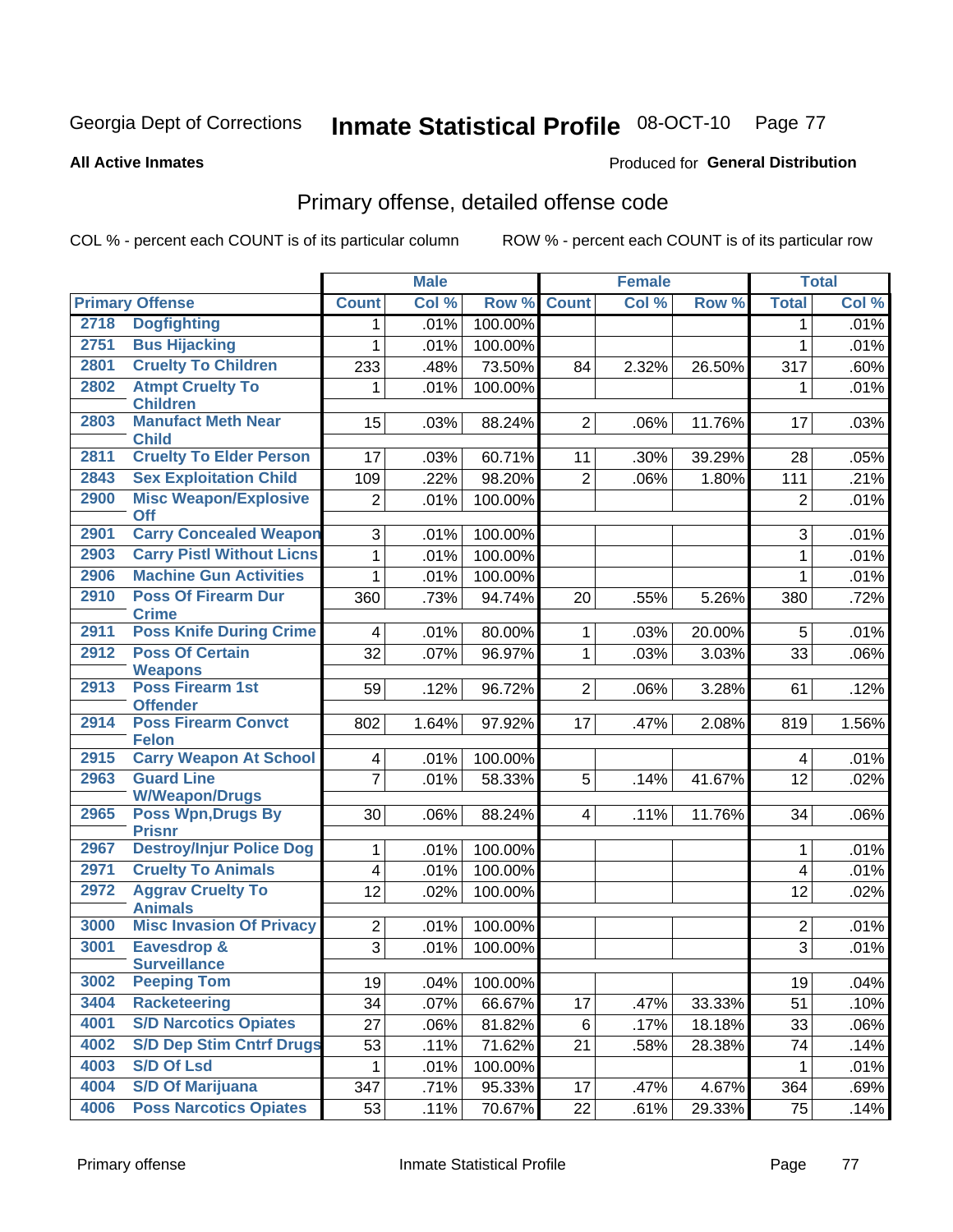Georgia Dept of Corrections **Inmate Statistical Profile** 08-OCT-10

**All Active Inmates**

Produced for **General Distribution**

## Primary offense, detailed offense code

COL % - percent each COUNT is of its particular column

ROW % - percent each COUNT is of its particular row

| Primary Offense | | Male | | | Female | | | Total | |
|---|---|---|---|---|---|---|---|---|---|
| | | Count | Col % | Row % | Count | Col % | Row % | Total | Col % |
| 2718 | Dogfighting | 1 | .01% | 100.00% | | | | 1 | .01% |
| 2751 | Bus Hijacking | 1 | .01% | 100.00% | | | | 1 | .01% |
| 2801 | Cruelty To Children | 233 | .48% | 73.50% | 84 | 2.32% | 26.50% | 317 | .60% |
| 2802 | Atmpt Cruelty To Children | 1 | .01% | 100.00% | | | | 1 | .01% |
| 2803 | Manufact Meth Near Child | 15 | .03% | 88.24% | 2 | .06% | 11.76% | 17 | .03% |
| 2811 | Cruelty To Elder Person | 17 | .03% | 60.71% | 11 | .30% | 39.29% | 28 | .05% |
| 2843 | Sex Exploitation Child | 109 | .22% | 98.20% | 2 | .06% | 1.80% | 111 | .21% |
| 2900 | Misc Weapon/Explosive Off | 2 | .01% | 100.00% | | | | 2 | .01% |
| 2901 | Carry Concealed Weapon | 3 | .01% | 100.00% | | | | 3 | .01% |
| 2903 | Carry Pistl Without Licns | 1 | .01% | 100.00% | | | | 1 | .01% |
| 2906 | Machine Gun Activities | 1 | .01% | 100.00% | | | | 1 | .01% |
| 2910 | Poss Of Firearm Dur Crime | 360 | .73% | 94.74% | 20 | .55% | 5.26% | 380 | .72% |
| 2911 | Poss Knife During Crime | 4 | .01% | 80.00% | 1 | .03% | 20.00% | 5 | .01% |
| 2912 | Poss Of Certain Weapons | 32 | .07% | 96.97% | 1 | .03% | 3.03% | 33 | .06% |
| 2913 | Poss Firearm 1st Offender | 59 | .12% | 96.72% | 2 | .06% | 3.28% | 61 | .12% |
| 2914 | Poss Firearm Convct Felon | 802 | 1.64% | 97.92% | 17 | .47% | 2.08% | 819 | 1.56% |
| 2915 | Carry Weapon At School | 4 | .01% | 100.00% | | | | 4 | .01% |
| 2963 | Guard Line W/Weapon/Drugs | 7 | .01% | 58.33% | 5 | .14% | 41.67% | 12 | .02% |
| 2965 | Poss Wpn,Drugs By Prisnr | 30 | .06% | 88.24% | 4 | .11% | 11.76% | 34 | .06% |
| 2967 | Destroy/Injur Police Dog | 1 | .01% | 100.00% | | | | 1 | .01% |
| 2971 | Cruelty To Animals | 4 | .01% | 100.00% | | | | 4 | .01% |
| 2972 | Aggrav Cruelty To Animals | 12 | .02% | 100.00% | | | | 12 | .02% |
| 3000 | Misc Invasion Of Privacy | 2 | .01% | 100.00% | | | | 2 | .01% |
| 3001 | Eavesdrop & Surveillance | 3 | .01% | 100.00% | | | | 3 | .01% |
| 3002 | Peeping Tom | 19 | .04% | 100.00% | | | | 19 | .04% |
| 3404 | Racketeering | 34 | .07% | 66.67% | 17 | .47% | 33.33% | 51 | .10% |
| 4001 | S/D Narcotics Opiates | 27 | .06% | 81.82% | 6 | .17% | 18.18% | 33 | .06% |
| 4002 | S/D Dep Stim Cntrf Drugs | 53 | .11% | 71.62% | 21 | .58% | 28.38% | 74 | .14% |
| 4003 | S/D Of Lsd | 1 | .01% | 100.00% | | | | 1 | .01% |
| 4004 | S/D Of Marijuana | 347 | .71% | 95.33% | 17 | .47% | 4.67% | 364 | .69% |
| 4006 | Poss Narcotics Opiates | 53 | .11% | 70.67% | 22 | .61% | 29.33% | 75 | .14% |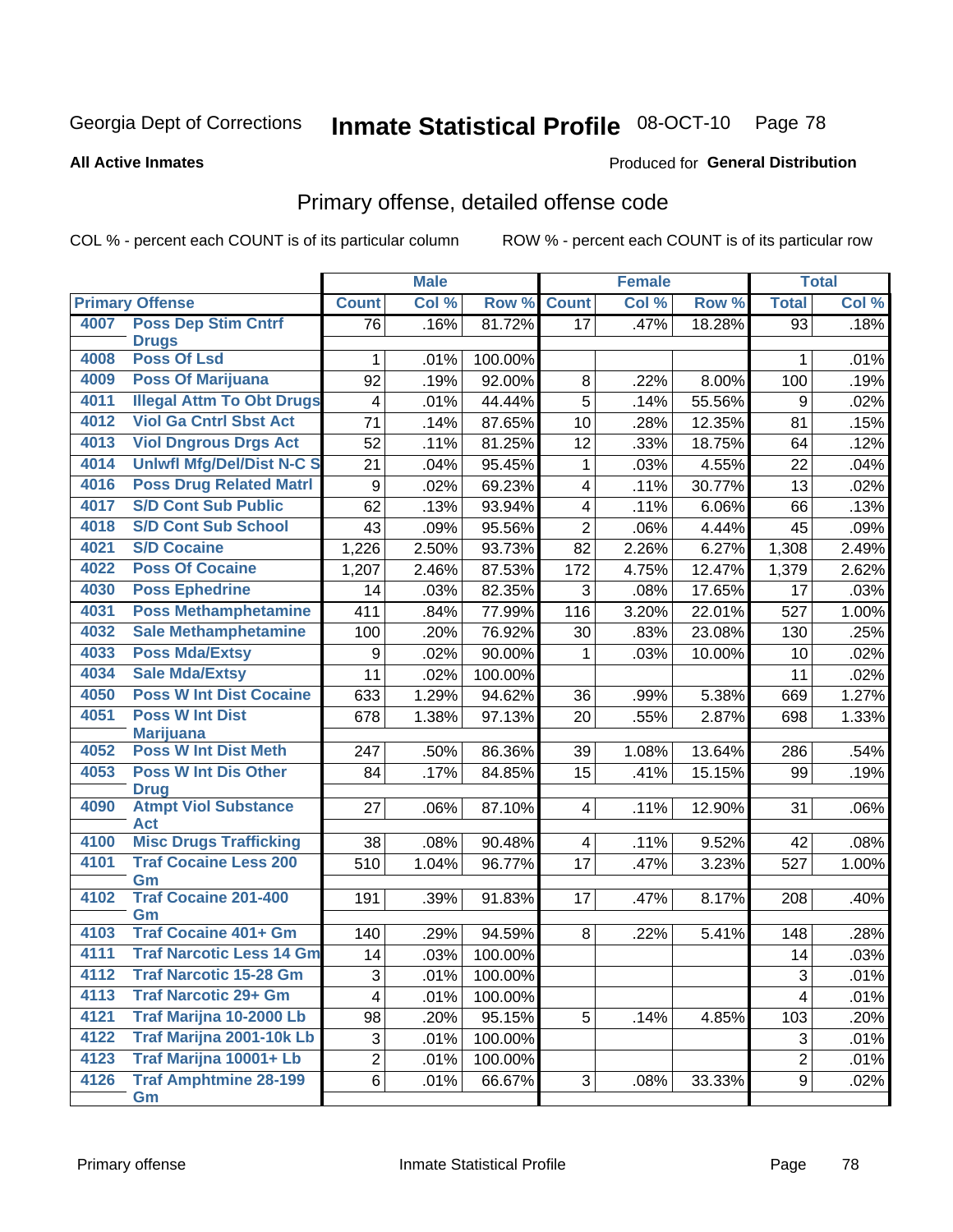Georgia Dept of Corrections **Inmate Statistical Profile** 08-OCT-10

**All Active Inmates** Produced for **General Distribution**

## Primary offense, detailed offense code

COL % - percent each COUNT is of its particular column ROW % - percent each COUNT is of its particular row

| Primary Offense | | Male | | | Female | | | Total | |
|---|---|---|---|---|---|---|---|---|---|
| | | Count | Col % | Row % | Count | Col % | Row % | Total | Col % |
| 4007 | Poss Dep Stim Cntrf Drugs | 76 | .16% | 81.72% | 17 | .47% | 18.28% | 93 | .18% |
| 4008 | Poss Of Lsd | 1 | .01% | 100.00% | | | | 1 | .01% |
| 4009 | Poss Of Marijuana | 92 | .19% | 92.00% | 8 | .22% | 8.00% | 100 | .19% |
| 4011 | Illegal Attm To Obt Drugs | 4 | .01% | 44.44% | 5 | .14% | 55.56% | 9 | .02% |
| 4012 | Viol Ga Cntrl Sbst Act | 71 | .14% | 87.65% | 10 | .28% | 12.35% | 81 | .15% |
| 4013 | Viol Dngrous Drgs Act | 52 | .11% | 81.25% | 12 | .33% | 18.75% | 64 | .12% |
| 4014 | Unlwfl Mfg/Del/Dist N-C S | 21 | .04% | 95.45% | 1 | .03% | 4.55% | 22 | .04% |
| 4016 | Poss Drug Related Matrl | 9 | .02% | 69.23% | 4 | .11% | 30.77% | 13 | .02% |
| 4017 | S/D Cont Sub Public | 62 | .13% | 93.94% | 4 | .11% | 6.06% | 66 | .13% |
| 4018 | S/D Cont Sub School | 43 | .09% | 95.56% | 2 | .06% | 4.44% | 45 | .09% |
| 4021 | S/D Cocaine | 1,226 | 2.50% | 93.73% | 82 | 2.26% | 6.27% | 1,308 | 2.49% |
| 4022 | Poss Of Cocaine | 1,207 | 2.46% | 87.53% | 172 | 4.75% | 12.47% | 1,379 | 2.62% |
| 4030 | Poss Ephedrine | 14 | .03% | 82.35% | 3 | .08% | 17.65% | 17 | .03% |
| 4031 | Poss Methamphetamine | 411 | .84% | 77.99% | 116 | 3.20% | 22.01% | 527 | 1.00% |
| 4032 | Sale Methamphetamine | 100 | .20% | 76.92% | 30 | .83% | 23.08% | 130 | .25% |
| 4033 | Poss Mda/Extsy | 9 | .02% | 90.00% | 1 | .03% | 10.00% | 10 | .02% |
| 4034 | Sale Mda/Extsy | 11 | .02% | 100.00% | | | | 11 | .02% |
| 4050 | Poss W Int Dist Cocaine | 633 | 1.29% | 94.62% | 36 | .99% | 5.38% | 669 | 1.27% |
| 4051 | Poss W Int Dist Marijuana | 678 | 1.38% | 97.13% | 20 | .55% | 2.87% | 698 | 1.33% |
| 4052 | Poss W Int Dist Meth | 247 | .50% | 86.36% | 39 | 1.08% | 13.64% | 286 | .54% |
| 4053 | Poss W Int Dis Other Drug | 84 | .17% | 84.85% | 15 | .41% | 15.15% | 99 | .19% |
| 4090 | Atmpt Viol Substance Act | 27 | .06% | 87.10% | 4 | .11% | 12.90% | 31 | .06% |
| 4100 | Misc Drugs Trafficking | 38 | .08% | 90.48% | 4 | .11% | 9.52% | 42 | .08% |
| 4101 | Traf Cocaine Less 200 Gm | 510 | 1.04% | 96.77% | 17 | .47% | 3.23% | 527 | 1.00% |
| 4102 | Traf Cocaine 201-400 Gm | 191 | .39% | 91.83% | 17 | .47% | 8.17% | 208 | .40% |
| 4103 | Traf Cocaine 401+ Gm | 140 | .29% | 94.59% | 8 | .22% | 5.41% | 148 | .28% |
| 4111 | Traf Narcotic Less 14 Gm | 14 | .03% | 100.00% | | | | 14 | .03% |
| 4112 | Traf Narcotic 15-28 Gm | 3 | .01% | 100.00% | | | | 3 | .01% |
| 4113 | Traf Narcotic 29+ Gm | 4 | .01% | 100.00% | | | | 4 | .01% |
| 4121 | Traf Marijna 10-2000 Lb | 98 | .20% | 95.15% | 5 | .14% | 4.85% | 103 | .20% |
| 4122 | Traf Marijna 2001-10k Lb | 3 | .01% | 100.00% | | | | 3 | .01% |
| 4123 | Traf Marijna 10001+ Lb | 2 | .01% | 100.00% | | | | 2 | .01% |
| 4126 | Traf Amphtmine 28-199 Gm | 6 | .01% | 66.67% | 3 | .08% | 33.33% | 9 | .02% |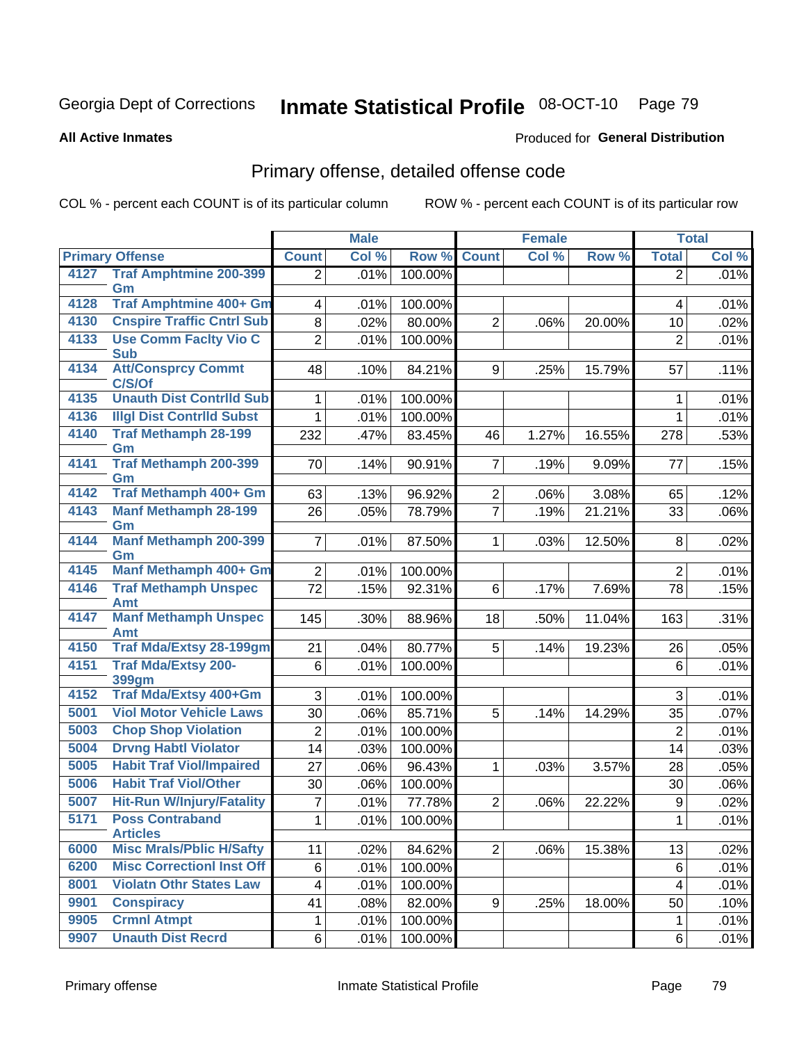# Inmate Statistical Profile

Georgia Dept of Corrections 08-OCT-10

**All Active Inmates**

Produced for **General Distribution**

## Primary offense, detailed offense code

COL % - percent each COUNT is of its particular column

ROW % - percent each COUNT is of its particular row

| Primary Offense | | Male | | | Female | | | Total | |
|---|---|---|---|---|---|---|---|---|---|
| | | Count | Col % | Row % | Count | Col % | Row % | Total | Col % |
| 4127 | Traf Amphtmine 200-399 Gm | 2 | .01% | 100.00% | | | | 2 | .01% |
| 4128 | Traf Amphtmine 400+ Gm | 4 | .01% | 100.00% | | | | 4 | .01% |
| 4130 | Cnspire Traffic Cntrl Sub | 8 | .02% | 80.00% | 2 | .06% | 20.00% | 10 | .02% |
| 4133 | Use Comm Faclty Vio C Sub | 2 | .01% | 100.00% | | | | 2 | .01% |
| 4134 | Att/Consprcy Commt C/S/Of | 48 | .10% | 84.21% | 9 | .25% | 15.79% | 57 | .11% |
| 4135 | Unauth Dist Contrlld Sub | 1 | .01% | 100.00% | | | | 1 | .01% |
| 4136 | Illgl Dist Contrlld Subst | 1 | .01% | 100.00% | | | | 1 | .01% |
| 4140 | Traf Methamph 28-199 Gm | 232 | .47% | 83.45% | 46 | 1.27% | 16.55% | 278 | .53% |
| 4141 | Traf Methamph 200-399 Gm | 70 | .14% | 90.91% | 7 | .19% | 9.09% | 77 | .15% |
| 4142 | Traf Methamph 400+ Gm | 63 | .13% | 96.92% | 2 | .06% | 3.08% | 65 | .12% |
| 4143 | Manf Methamph 28-199 Gm | 26 | .05% | 78.79% | 7 | .19% | 21.21% | 33 | .06% |
| 4144 | Manf Methamph 200-399 Gm | 7 | .01% | 87.50% | 1 | .03% | 12.50% | 8 | .02% |
| 4145 | Manf Methamph 400+ Gm | 2 | .01% | 100.00% | | | | 2 | .01% |
| 4146 | Traf Methamph Unspec Amt | 72 | .15% | 92.31% | 6 | .17% | 7.69% | 78 | .15% |
| 4147 | Manf Methamph Unspec Amt | 145 | .30% | 88.96% | 18 | .50% | 11.04% | 163 | .31% |
| 4150 | Traf Mda/Extsy 28-199gm | 21 | .04% | 80.77% | 5 | .14% | 19.23% | 26 | .05% |
| 4151 | Traf Mda/Extsy 200-399gm | 6 | .01% | 100.00% | | | | 6 | .01% |
| 4152 | Traf Mda/Extsy 400+Gm | 3 | .01% | 100.00% | | | | 3 | .01% |
| 5001 | Viol Motor Vehicle Laws | 30 | .06% | 85.71% | 5 | .14% | 14.29% | 35 | .07% |
| 5003 | Chop Shop Violation | 2 | .01% | 100.00% | | | | 2 | .01% |
| 5004 | Drvng Habtl Violator | 14 | .03% | 100.00% | | | | 14 | .03% |
| 5005 | Habit Traf Viol/Impaired | 27 | .06% | 96.43% | 1 | .03% | 3.57% | 28 | .05% |
| 5006 | Habit Traf Viol/Other | 30 | .06% | 100.00% | | | | 30 | .06% |
| 5007 | Hit-Run W/Injury/Fatality | 7 | .01% | 77.78% | 2 | .06% | 22.22% | 9 | .02% |
| 5171 | Poss Contraband Articles | 1 | .01% | 100.00% | | | | 1 | .01% |
| 6000 | Misc Mrals/Pblic H/Safty | 11 | .02% | 84.62% | 2 | .06% | 15.38% | 13 | .02% |
| 6200 | Misc Correctionl Inst Off | 6 | .01% | 100.00% | | | | 6 | .01% |
| 8001 | Violatn Othr States Law | 4 | .01% | 100.00% | | | | 4 | .01% |
| 9901 | Conspiracy | 41 | .08% | 82.00% | 9 | .25% | 18.00% | 50 | .10% |
| 9905 | Crmnl Atmpt | 1 | .01% | 100.00% | | | | 1 | .01% |
| 9907 | Unauth Dist Recrd | 6 | .01% | 100.00% | | | | 6 | .01% |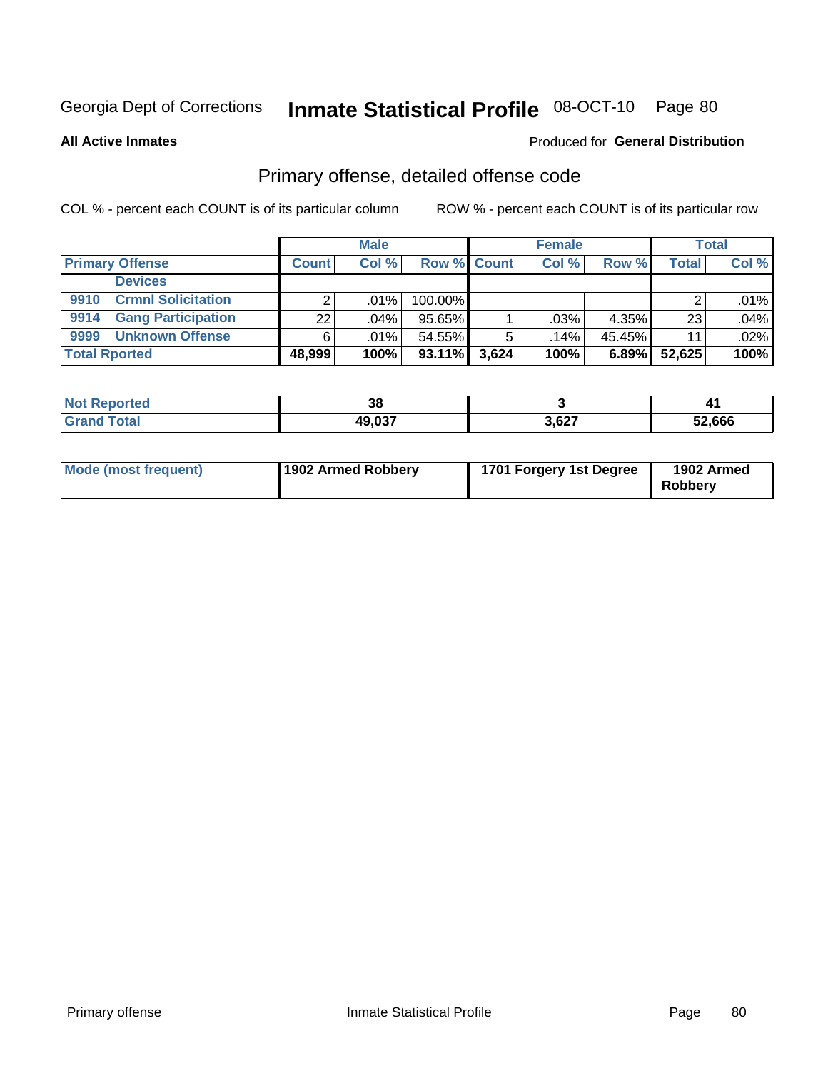Georgia Dept of Corrections **Inmate Statistical Profile** 08-OCT-10 Page 80

**All Active Inmates**

Produced for **General Distribution**

## Primary offense, detailed offense code

COL % - percent each COUNT is of its particular column

ROW % - percent each COUNT is of its particular row

| | Male | | | Female | | | Total | |
|---|---|---|---|---|---|---|---|---|
| **Primary Offense** | **Count** | **Col %** | **Row %** | **Count** | **Col %** | **Row %** | **Total** | **Col %** |
| **Devices** | | | | | | | | |
| **9910 Crmnl Solicitation** | 2 | .01% | 100.00% | | | | 2 | .01% |
| **9914 Gang Participation** | 22 | .04% | 95.65% | 1 | .03% | 4.35% | 23 | .04% |
| **9999 Unknown Offense** | 6 | .01% | 54.55% | 5 | .14% | 45.45% | 11 | .02% |
| **Total Rported** | **48,999** | **100%** | **93.11%** | **3,624** | **100%** | **6.89%** | **52,625** | **100%** |

| | Male | Female | Total |
|---|---|---|---|
| **Not Reported** | **38** | **3** | **41** |
| **Grand Total** | **49,037** | **3,627** | **52,666** |

| | Male | Female | Total |
|---|---|---|---|
| **Mode (most frequent)** | **1902 Armed Robbery** | **1701 Forgery 1st Degree** | **1902 Armed Robbery** |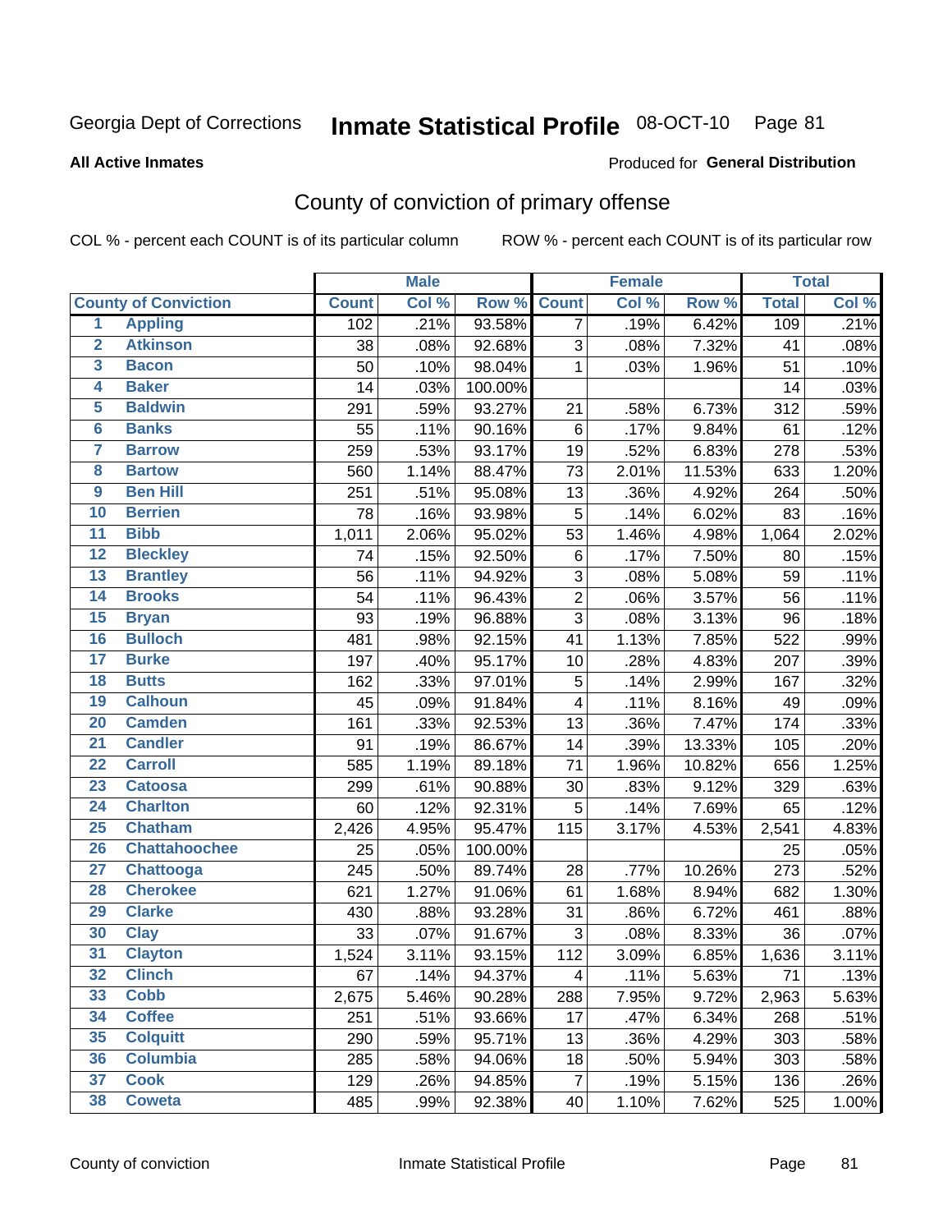Georgia Dept of Corrections **Inmate Statistical Profile** 08-OCT-10 Page 81

**All Active Inmates**

Produced for **General Distribution**

## County of conviction of primary offense

COL % - percent each COUNT is of its particular column ROW % - percent each COUNT is of its particular row

| County of Conviction | | Male | | | Female | | | Total | |
|---|---|---|---|---|---|---|---|---|---|
| | | Count | Col % | Row % | Count | Col % | Row % | Total | Col % |
| 1 | Appling | 102 | .21% | 93.58% | 7 | .19% | 6.42% | 109 | .21% |
| 2 | Atkinson | 38 | .08% | 92.68% | 3 | .08% | 7.32% | 41 | .08% |
| 3 | Bacon | 50 | .10% | 98.04% | 1 | .03% | 1.96% | 51 | .10% |
| 4 | Baker | 14 | .03% | 100.00% | | | | 14 | .03% |
| 5 | Baldwin | 291 | .59% | 93.27% | 21 | .58% | 6.73% | 312 | .59% |
| 6 | Banks | 55 | .11% | 90.16% | 6 | .17% | 9.84% | 61 | .12% |
| 7 | Barrow | 259 | .53% | 93.17% | 19 | .52% | 6.83% | 278 | .53% |
| 8 | Bartow | 560 | 1.14% | 88.47% | 73 | 2.01% | 11.53% | 633 | 1.20% |
| 9 | Ben Hill | 251 | .51% | 95.08% | 13 | .36% | 4.92% | 264 | .50% |
| 10 | Berrien | 78 | .16% | 93.98% | 5 | .14% | 6.02% | 83 | .16% |
| 11 | Bibb | 1,011 | 2.06% | 95.02% | 53 | 1.46% | 4.98% | 1,064 | 2.02% |
| 12 | Bleckley | 74 | .15% | 92.50% | 6 | .17% | 7.50% | 80 | .15% |
| 13 | Brantley | 56 | .11% | 94.92% | 3 | .08% | 5.08% | 59 | .11% |
| 14 | Brooks | 54 | .11% | 96.43% | 2 | .06% | 3.57% | 56 | .11% |
| 15 | Bryan | 93 | .19% | 96.88% | 3 | .08% | 3.13% | 96 | .18% |
| 16 | Bulloch | 481 | .98% | 92.15% | 41 | 1.13% | 7.85% | 522 | .99% |
| 17 | Burke | 197 | .40% | 95.17% | 10 | .28% | 4.83% | 207 | .39% |
| 18 | Butts | 162 | .33% | 97.01% | 5 | .14% | 2.99% | 167 | .32% |
| 19 | Calhoun | 45 | .09% | 91.84% | 4 | .11% | 8.16% | 49 | .09% |
| 20 | Camden | 161 | .33% | 92.53% | 13 | .36% | 7.47% | 174 | .33% |
| 21 | Candler | 91 | .19% | 86.67% | 14 | .39% | 13.33% | 105 | .20% |
| 22 | Carroll | 585 | 1.19% | 89.18% | 71 | 1.96% | 10.82% | 656 | 1.25% |
| 23 | Catoosa | 299 | .61% | 90.88% | 30 | .83% | 9.12% | 329 | .63% |
| 24 | Charlton | 60 | .12% | 92.31% | 5 | .14% | 7.69% | 65 | .12% |
| 25 | Chatham | 2,426 | 4.95% | 95.47% | 115 | 3.17% | 4.53% | 2,541 | 4.83% |
| 26 | Chattahoochee | 25 | .05% | 100.00% | | | | 25 | .05% |
| 27 | Chattooga | 245 | .50% | 89.74% | 28 | .77% | 10.26% | 273 | .52% |
| 28 | Cherokee | 621 | 1.27% | 91.06% | 61 | 1.68% | 8.94% | 682 | 1.30% |
| 29 | Clarke | 430 | .88% | 93.28% | 31 | .86% | 6.72% | 461 | .88% |
| 30 | Clay | 33 | .07% | 91.67% | 3 | .08% | 8.33% | 36 | .07% |
| 31 | Clayton | 1,524 | 3.11% | 93.15% | 112 | 3.09% | 6.85% | 1,636 | 3.11% |
| 32 | Clinch | 67 | .14% | 94.37% | 4 | .11% | 5.63% | 71 | .13% |
| 33 | Cobb | 2,675 | 5.46% | 90.28% | 288 | 7.95% | 9.72% | 2,963 | 5.63% |
| 34 | Coffee | 251 | .51% | 93.66% | 17 | .47% | 6.34% | 268 | .51% |
| 35 | Colquitt | 290 | .59% | 95.71% | 13 | .36% | 4.29% | 303 | .58% |
| 36 | Columbia | 285 | .58% | 94.06% | 18 | .50% | 5.94% | 303 | .58% |
| 37 | Cook | 129 | .26% | 94.85% | 7 | .19% | 5.15% | 136 | .26% |
| 38 | Coweta | 485 | .99% | 92.38% | 40 | 1.10% | 7.62% | 525 | 1.00% |

County of conviction Inmate Statistical Profile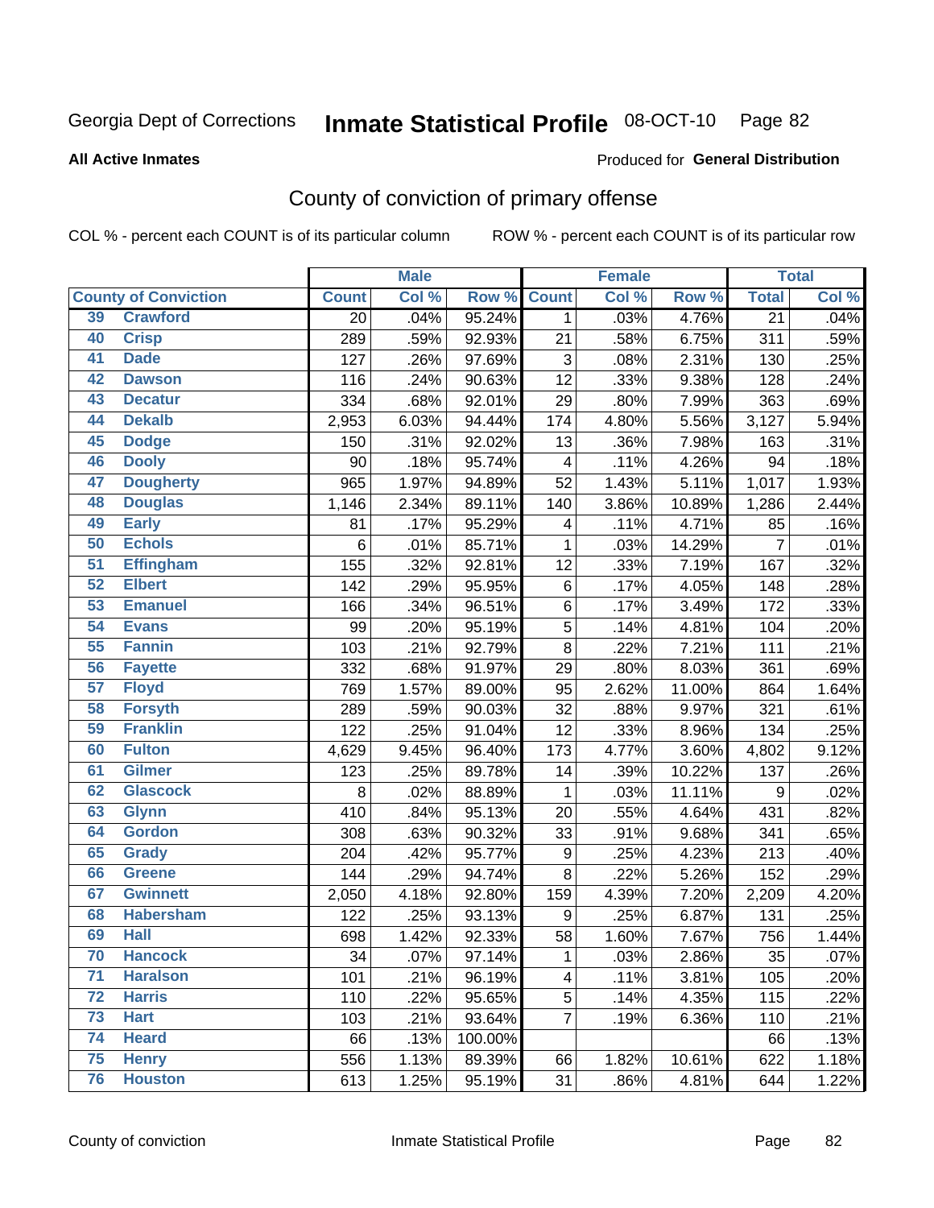Georgia Dept of Corrections **Inmate Statistical Profile** 08-OCT-10 Page 82

**All Active Inmates**

Produced for **General Distribution**

## County of conviction of primary offense

COL % - percent each COUNT is of its particular column ROW % - percent each COUNT is of its particular row

| County of Conviction | | Male | | | Female | | | Total | |
|---|---|---|---|---|---|---|---|---|---|
| | | Count | Col % | Row % | Count | Col % | Row % | Total | Col % |
| 39 | Crawford | 20 | .04% | 95.24% | 1 | .03% | 4.76% | 21 | .04% |
| 40 | Crisp | 289 | .59% | 92.93% | 21 | .58% | 6.75% | 311 | .59% |
| 41 | Dade | 127 | .26% | 97.69% | 3 | .08% | 2.31% | 130 | .25% |
| 42 | Dawson | 116 | .24% | 90.63% | 12 | .33% | 9.38% | 128 | .24% |
| 43 | Decatur | 334 | .68% | 92.01% | 29 | .80% | 7.99% | 363 | .69% |
| 44 | Dekalb | 2,953 | 6.03% | 94.44% | 174 | 4.80% | 5.56% | 3,127 | 5.94% |
| 45 | Dodge | 150 | .31% | 92.02% | 13 | .36% | 7.98% | 163 | .31% |
| 46 | Dooly | 90 | .18% | 95.74% | 4 | .11% | 4.26% | 94 | .18% |
| 47 | Dougherty | 965 | 1.97% | 94.89% | 52 | 1.43% | 5.11% | 1,017 | 1.93% |
| 48 | Douglas | 1,146 | 2.34% | 89.11% | 140 | 3.86% | 10.89% | 1,286 | 2.44% |
| 49 | Early | 81 | .17% | 95.29% | 4 | .11% | 4.71% | 85 | .16% |
| 50 | Echols | 6 | .01% | 85.71% | 1 | .03% | 14.29% | 7 | .01% |
| 51 | Effingham | 155 | .32% | 92.81% | 12 | .33% | 7.19% | 167 | .32% |
| 52 | Elbert | 142 | .29% | 95.95% | 6 | .17% | 4.05% | 148 | .28% |
| 53 | Emanuel | 166 | .34% | 96.51% | 6 | .17% | 3.49% | 172 | .33% |
| 54 | Evans | 99 | .20% | 95.19% | 5 | .14% | 4.81% | 104 | .20% |
| 55 | Fannin | 103 | .21% | 92.79% | 8 | .22% | 7.21% | 111 | .21% |
| 56 | Fayette | 332 | .68% | 91.97% | 29 | .80% | 8.03% | 361 | .69% |
| 57 | Floyd | 769 | 1.57% | 89.00% | 95 | 2.62% | 11.00% | 864 | 1.64% |
| 58 | Forsyth | 289 | .59% | 90.03% | 32 | .88% | 9.97% | 321 | .61% |
| 59 | Franklin | 122 | .25% | 91.04% | 12 | .33% | 8.96% | 134 | .25% |
| 60 | Fulton | 4,629 | 9.45% | 96.40% | 173 | 4.77% | 3.60% | 4,802 | 9.12% |
| 61 | Gilmer | 123 | .25% | 89.78% | 14 | .39% | 10.22% | 137 | .26% |
| 62 | Glascock | 8 | .02% | 88.89% | 1 | .03% | 11.11% | 9 | .02% |
| 63 | Glynn | 410 | .84% | 95.13% | 20 | .55% | 4.64% | 431 | .82% |
| 64 | Gordon | 308 | .63% | 90.32% | 33 | .91% | 9.68% | 341 | .65% |
| 65 | Grady | 204 | .42% | 95.77% | 9 | .25% | 4.23% | 213 | .40% |
| 66 | Greene | 144 | .29% | 94.74% | 8 | .22% | 5.26% | 152 | .29% |
| 67 | Gwinnett | 2,050 | 4.18% | 92.80% | 159 | 4.39% | 7.20% | 2,209 | 4.20% |
| 68 | Habersham | 122 | .25% | 93.13% | 9 | .25% | 6.87% | 131 | .25% |
| 69 | Hall | 698 | 1.42% | 92.33% | 58 | 1.60% | 7.67% | 756 | 1.44% |
| 70 | Hancock | 34 | .07% | 97.14% | 1 | .03% | 2.86% | 35 | .07% |
| 71 | Haralson | 101 | .21% | 96.19% | 4 | .11% | 3.81% | 105 | .20% |
| 72 | Harris | 110 | .22% | 95.65% | 5 | .14% | 4.35% | 115 | .22% |
| 73 | Hart | 103 | .21% | 93.64% | 7 | .19% | 6.36% | 110 | .21% |
| 74 | Heard | 66 | .13% | 100.00% | | | | 66 | .13% |
| 75 | Henry | 556 | 1.13% | 89.39% | 66 | 1.82% | 10.61% | 622 | 1.18% |
| 76 | Houston | 613 | 1.25% | 95.19% | 31 | .86% | 4.81% | 644 | 1.22% |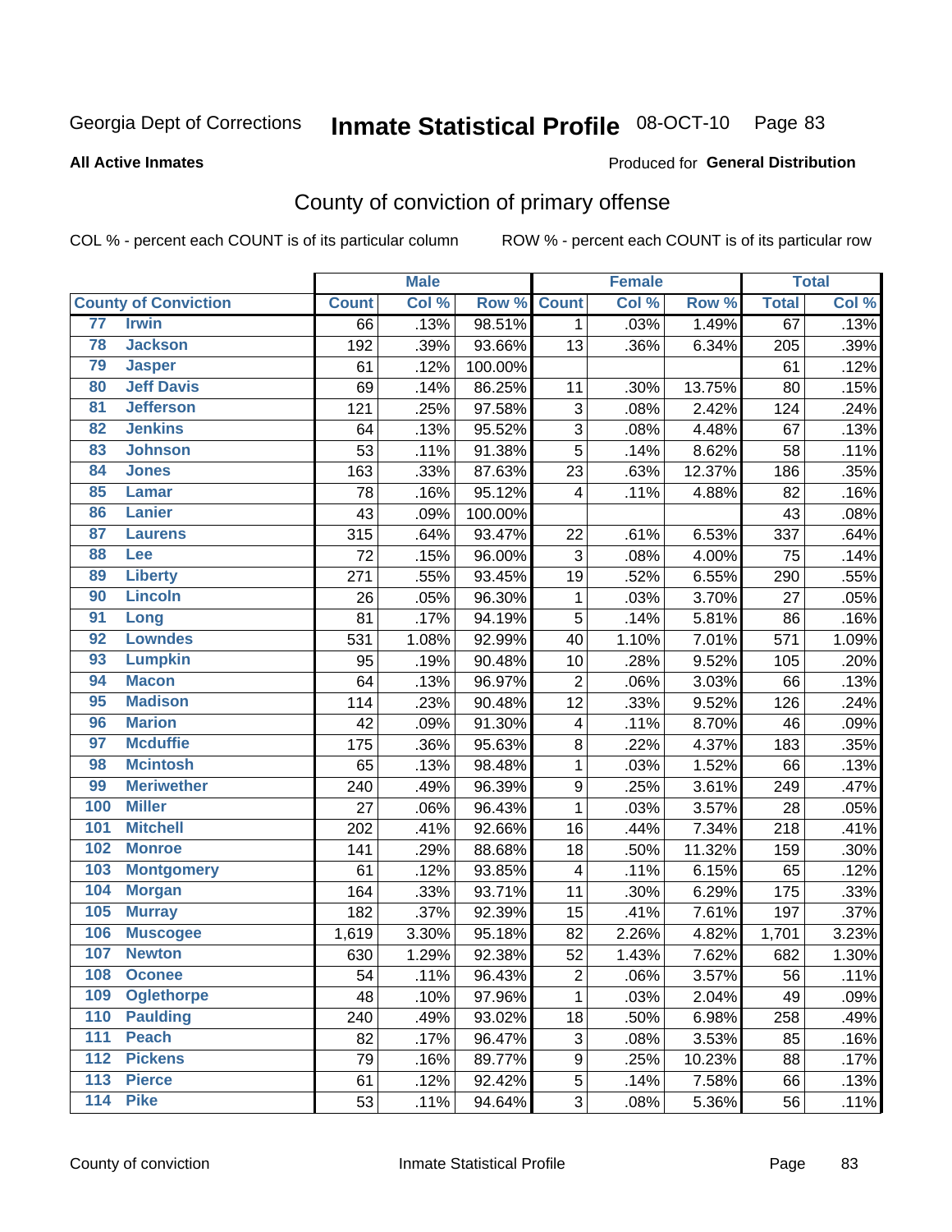Georgia Dept of Corrections **Inmate Statistical Profile** 08-OCT-10

**All Active Inmates**

Produced for **General Distribution**

## County of conviction of primary offense

COL % - percent each COUNT is of its particular column ROW % - percent each COUNT is of its particular row

| County of Conviction | | Male | | | Female | | | Total | |
|---|---|---|---|---|---|---|---|---|---|
| | | Count | Col % | Row % | Count | Col % | Row % | Total | Col % |
| 77 | Irwin | 66 | .13% | 98.51% | 1 | .03% | 1.49% | 67 | .13% |
| 78 | Jackson | 192 | .39% | 93.66% | 13 | .36% | 6.34% | 205 | .39% |
| 79 | Jasper | 61 | .12% | 100.00% | | | | 61 | .12% |
| 80 | Jeff Davis | 69 | .14% | 86.25% | 11 | .30% | 13.75% | 80 | .15% |
| 81 | Jefferson | 121 | .25% | 97.58% | 3 | .08% | 2.42% | 124 | .24% |
| 82 | Jenkins | 64 | .13% | 95.52% | 3 | .08% | 4.48% | 67 | .13% |
| 83 | Johnson | 53 | .11% | 91.38% | 5 | .14% | 8.62% | 58 | .11% |
| 84 | Jones | 163 | .33% | 87.63% | 23 | .63% | 12.37% | 186 | .35% |
| 85 | Lamar | 78 | .16% | 95.12% | 4 | .11% | 4.88% | 82 | .16% |
| 86 | Lanier | 43 | .09% | 100.00% | | | | 43 | .08% |
| 87 | Laurens | 315 | .64% | 93.47% | 22 | .61% | 6.53% | 337 | .64% |
| 88 | Lee | 72 | .15% | 96.00% | 3 | .08% | 4.00% | 75 | .14% |
| 89 | Liberty | 271 | .55% | 93.45% | 19 | .52% | 6.55% | 290 | .55% |
| 90 | Lincoln | 26 | .05% | 96.30% | 1 | .03% | 3.70% | 27 | .05% |
| 91 | Long | 81 | .17% | 94.19% | 5 | .14% | 5.81% | 86 | .16% |
| 92 | Lowndes | 531 | 1.08% | 92.99% | 40 | 1.10% | 7.01% | 571 | 1.09% |
| 93 | Lumpkin | 95 | .19% | 90.48% | 10 | .28% | 9.52% | 105 | .20% |
| 94 | Macon | 64 | .13% | 96.97% | 2 | .06% | 3.03% | 66 | .13% |
| 95 | Madison | 114 | .23% | 90.48% | 12 | .33% | 9.52% | 126 | .24% |
| 96 | Marion | 42 | .09% | 91.30% | 4 | .11% | 8.70% | 46 | .09% |
| 97 | Mcduffie | 175 | .36% | 95.63% | 8 | .22% | 4.37% | 183 | .35% |
| 98 | Mcintosh | 65 | .13% | 98.48% | 1 | .03% | 1.52% | 66 | .13% |
| 99 | Meriwether | 240 | .49% | 96.39% | 9 | .25% | 3.61% | 249 | .47% |
| 100 | Miller | 27 | .06% | 96.43% | 1 | .03% | 3.57% | 28 | .05% |
| 101 | Mitchell | 202 | .41% | 92.66% | 16 | .44% | 7.34% | 218 | .41% |
| 102 | Monroe | 141 | .29% | 88.68% | 18 | .50% | 11.32% | 159 | .30% |
| 103 | Montgomery | 61 | .12% | 93.85% | 4 | .11% | 6.15% | 65 | .12% |
| 104 | Morgan | 164 | .33% | 93.71% | 11 | .30% | 6.29% | 175 | .33% |
| 105 | Murray | 182 | .37% | 92.39% | 15 | .41% | 7.61% | 197 | .37% |
| 106 | Muscogee | 1,619 | 3.30% | 95.18% | 82 | 2.26% | 4.82% | 1,701 | 3.23% |
| 107 | Newton | 630 | 1.29% | 92.38% | 52 | 1.43% | 7.62% | 682 | 1.30% |
| 108 | Oconee | 54 | .11% | 96.43% | 2 | .06% | 3.57% | 56 | .11% |
| 109 | Oglethorpe | 48 | .10% | 97.96% | 1 | .03% | 2.04% | 49 | .09% |
| 110 | Paulding | 240 | .49% | 93.02% | 18 | .50% | 6.98% | 258 | .49% |
| 111 | Peach | 82 | .17% | 96.47% | 3 | .08% | 3.53% | 85 | .16% |
| 112 | Pickens | 79 | .16% | 89.77% | 9 | .25% | 10.23% | 88 | .17% |
| 113 | Pierce | 61 | .12% | 92.42% | 5 | .14% | 7.58% | 66 | .13% |
| 114 | Pike | 53 | .11% | 94.64% | 3 | .08% | 5.36% | 56 | .11% |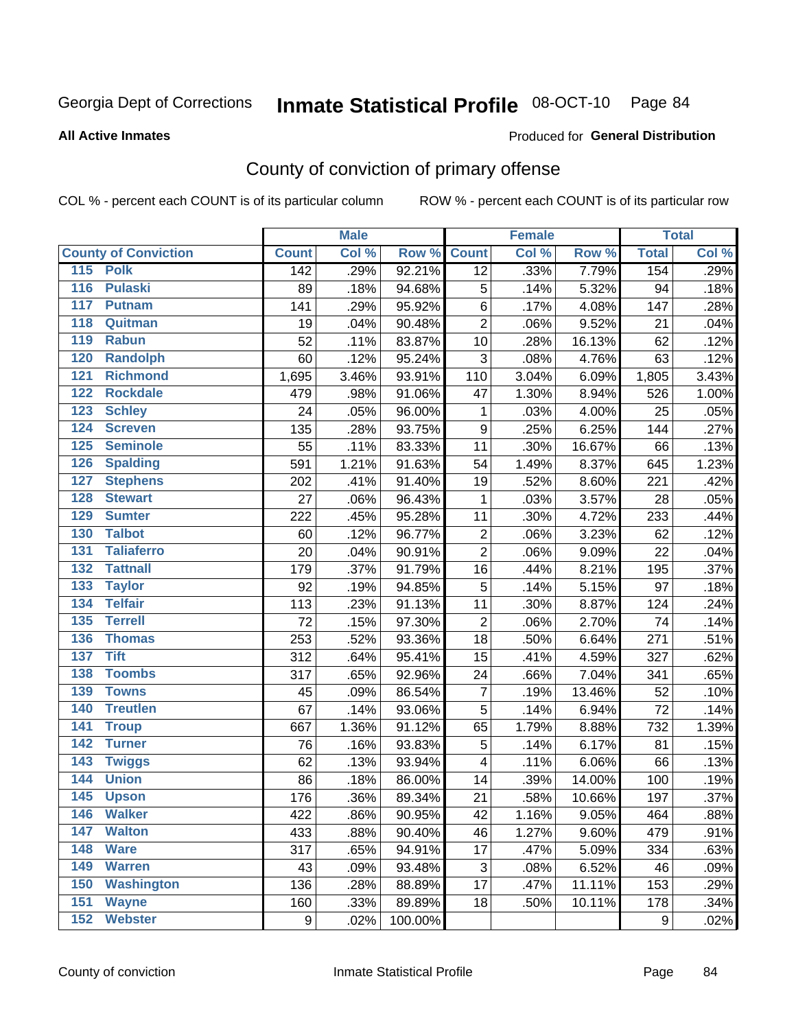Georgia Dept of Corrections **Inmate Statistical Profile** 08-OCT-10 Page 84

**All Active Inmates**

Produced for **General Distribution**

## County of conviction of primary offense

COL % - percent each COUNT is of its particular column ROW % - percent each COUNT is of its particular row

| County of Conviction | Male | | | Female | | | Total | |
|---|---|---|---|---|---|---|---|---|
| | Count | Col % | Row % | Count | Col % | Row % | Total | Col % |
| 115 Polk | 142 | .29% | 92.21% | 12 | .33% | 7.79% | 154 | .29% |
| 116 Pulaski | 89 | .18% | 94.68% | 5 | .14% | 5.32% | 94 | .18% |
| 117 Putnam | 141 | .29% | 95.92% | 6 | .17% | 4.08% | 147 | .28% |
| 118 Quitman | 19 | .04% | 90.48% | 2 | .06% | 9.52% | 21 | .04% |
| 119 Rabun | 52 | .11% | 83.87% | 10 | .28% | 16.13% | 62 | .12% |
| 120 Randolph | 60 | .12% | 95.24% | 3 | .08% | 4.76% | 63 | .12% |
| 121 Richmond | 1,695 | 3.46% | 93.91% | 110 | 3.04% | 6.09% | 1,805 | 3.43% |
| 122 Rockdale | 479 | .98% | 91.06% | 47 | 1.30% | 8.94% | 526 | 1.00% |
| 123 Schley | 24 | .05% | 96.00% | 1 | .03% | 4.00% | 25 | .05% |
| 124 Screven | 135 | .28% | 93.75% | 9 | .25% | 6.25% | 144 | .27% |
| 125 Seminole | 55 | .11% | 83.33% | 11 | .30% | 16.67% | 66 | .13% |
| 126 Spalding | 591 | 1.21% | 91.63% | 54 | 1.49% | 8.37% | 645 | 1.23% |
| 127 Stephens | 202 | .41% | 91.40% | 19 | .52% | 8.60% | 221 | .42% |
| 128 Stewart | 27 | .06% | 96.43% | 1 | .03% | 3.57% | 28 | .05% |
| 129 Sumter | 222 | .45% | 95.28% | 11 | .30% | 4.72% | 233 | .44% |
| 130 Talbot | 60 | .12% | 96.77% | 2 | .06% | 3.23% | 62 | .12% |
| 131 Taliaferro | 20 | .04% | 90.91% | 2 | .06% | 9.09% | 22 | .04% |
| 132 Tattnall | 179 | .37% | 91.79% | 16 | .44% | 8.21% | 195 | .37% |
| 133 Taylor | 92 | .19% | 94.85% | 5 | .14% | 5.15% | 97 | .18% |
| 134 Telfair | 113 | .23% | 91.13% | 11 | .30% | 8.87% | 124 | .24% |
| 135 Terrell | 72 | .15% | 97.30% | 2 | .06% | 2.70% | 74 | .14% |
| 136 Thomas | 253 | .52% | 93.36% | 18 | .50% | 6.64% | 271 | .51% |
| 137 Tift | 312 | .64% | 95.41% | 15 | .41% | 4.59% | 327 | .62% |
| 138 Toombs | 317 | .65% | 92.96% | 24 | .66% | 7.04% | 341 | .65% |
| 139 Towns | 45 | .09% | 86.54% | 7 | .19% | 13.46% | 52 | .10% |
| 140 Treutlen | 67 | .14% | 93.06% | 5 | .14% | 6.94% | 72 | .14% |
| 141 Troup | 667 | 1.36% | 91.12% | 65 | 1.79% | 8.88% | 732 | 1.39% |
| 142 Turner | 76 | .16% | 93.83% | 5 | .14% | 6.17% | 81 | .15% |
| 143 Twiggs | 62 | .13% | 93.94% | 4 | .11% | 6.06% | 66 | .13% |
| 144 Union | 86 | .18% | 86.00% | 14 | .39% | 14.00% | 100 | .19% |
| 145 Upson | 176 | .36% | 89.34% | 21 | .58% | 10.66% | 197 | .37% |
| 146 Walker | 422 | .86% | 90.95% | 42 | 1.16% | 9.05% | 464 | .88% |
| 147 Walton | 433 | .88% | 90.40% | 46 | 1.27% | 9.60% | 479 | .91% |
| 148 Ware | 317 | .65% | 94.91% | 17 | .47% | 5.09% | 334 | .63% |
| 149 Warren | 43 | .09% | 93.48% | 3 | .08% | 6.52% | 46 | .09% |
| 150 Washington | 136 | .28% | 88.89% | 17 | .47% | 11.11% | 153 | .29% |
| 151 Wayne | 160 | .33% | 89.89% | 18 | .50% | 10.11% | 178 | .34% |
| 152 Webster | 9 | .02% | 100.00% | | | | 9 | .02% |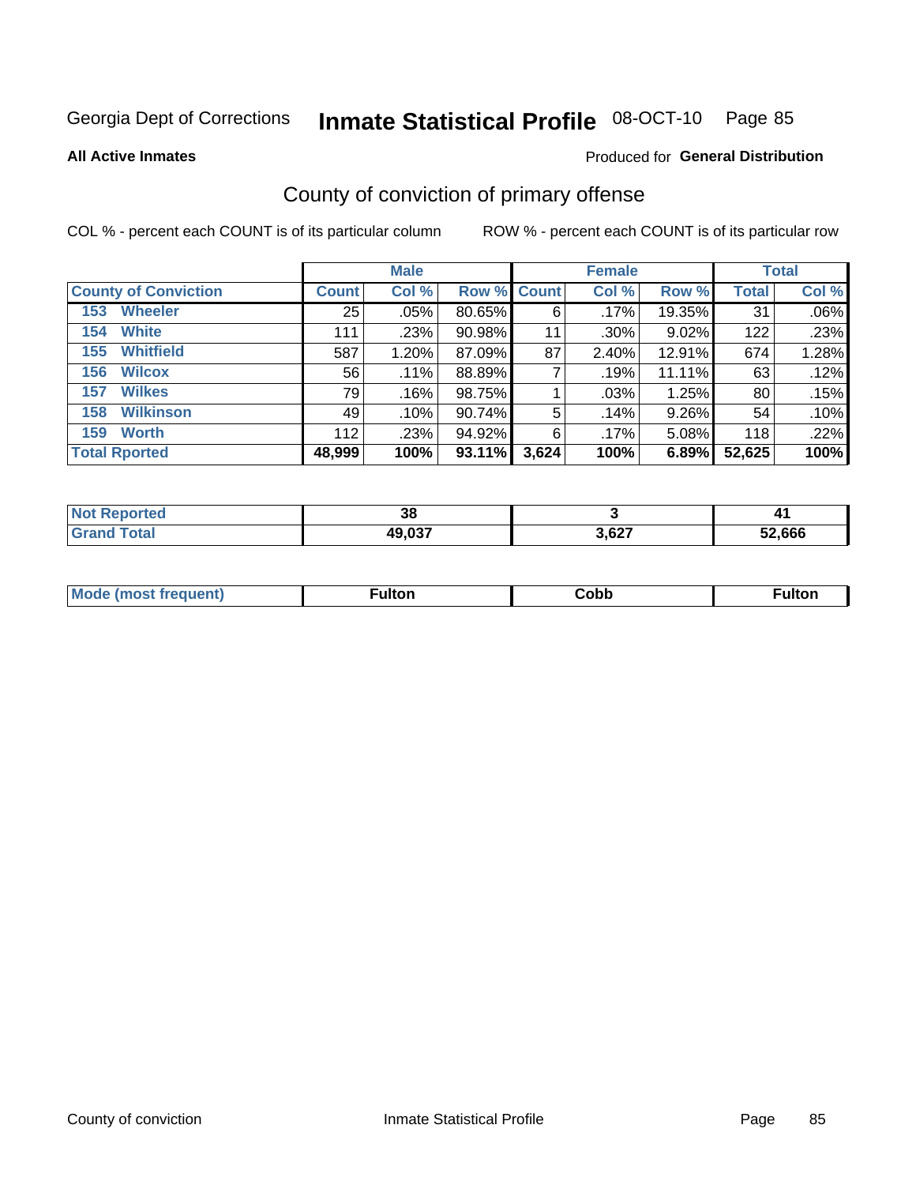Georgia Dept of Corrections **Inmate Statistical Profile** 08-OCT-10

**All Active Inmates**

Produced for **General Distribution**

## County of conviction of primary offense

COL % - percent each COUNT is of its particular column

ROW % - percent each COUNT is of its particular row

| | Male | | | Female | | | Total | |
|---|---|---|---|---|---|---|---|---|
| **County of Conviction** | **Count** | **Col %** | **Row %** | **Count** | **Col %** | **Row %** | **Total** | **Col %** |
| 153 Wheeler | 25 | .05% | 80.65% | 6 | .17% | 19.35% | 31 | .06% |
| 154 White | 111 | .23% | 90.98% | 11 | .30% | 9.02% | 122 | .23% |
| 155 Whitfield | 587 | 1.20% | 87.09% | 87 | 2.40% | 12.91% | 674 | 1.28% |
| 156 Wilcox | 56 | .11% | 88.89% | 7 | .19% | 11.11% | 63 | .12% |
| 157 Wilkes | 79 | .16% | 98.75% | 1 | .03% | 1.25% | 80 | .15% |
| 158 Wilkinson | 49 | .10% | 90.74% | 5 | .14% | 9.26% | 54 | .10% |
| 159 Worth | 112 | .23% | 94.92% | 6 | .17% | 5.08% | 118 | .22% |
| **Total Rported** | **48,999** | **100%** | **93.11%** | **3,624** | **100%** | **6.89%** | **52,625** | **100%** |

| | Male | Female | Total |
|---|---|---|---|
| Not Reported | 38 | 3 | 41 |
| Grand Total | 49,037 | 3,627 | 52,666 |

| | Male | Female | Total |
|---|---|---|---|
| Mode (most frequent) | Fulton | Cobb | Fulton |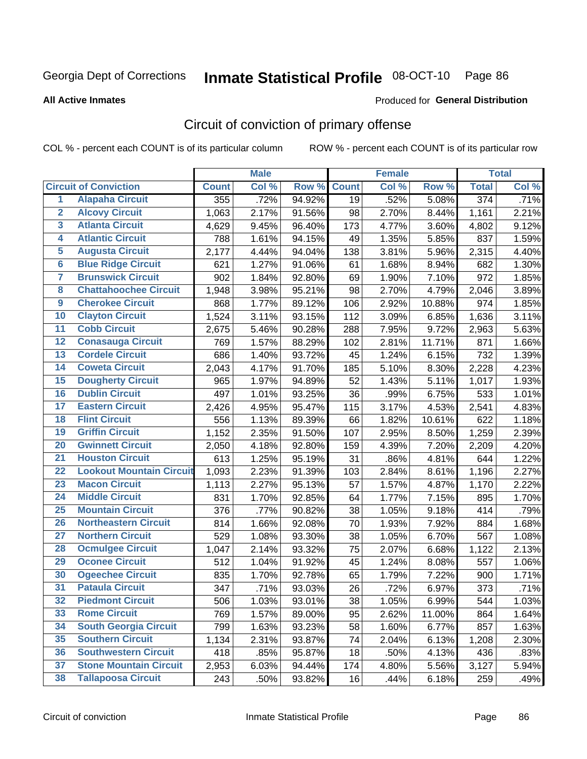Georgia Dept of Corrections **Inmate Statistical Profile** 08-OCT-10

**All Active Inmates** Produced for **General Distribution**

## Circuit of conviction of primary offense

COL % - percent each COUNT is of its particular column ROW % - percent each COUNT is of its particular row

| Circuit of Conviction | | Male | | | Female | | | Total | |
|---|---|---|---|---|---|---|---|---|---|
| | | Count | Col % | Row % | Count | Col % | Row % | Total | Col % |
| 1 | Alapaha Circuit | 355 | .72% | 94.92% | 19 | .52% | 5.08% | 374 | .71% |
| 2 | Alcovy Circuit | 1,063 | 2.17% | 91.56% | 98 | 2.70% | 8.44% | 1,161 | 2.21% |
| 3 | Atlanta Circuit | 4,629 | 9.45% | 96.40% | 173 | 4.77% | 3.60% | 4,802 | 9.12% |
| 4 | Atlantic Circuit | 788 | 1.61% | 94.15% | 49 | 1.35% | 5.85% | 837 | 1.59% |
| 5 | Augusta Circuit | 2,177 | 4.44% | 94.04% | 138 | 3.81% | 5.96% | 2,315 | 4.40% |
| 6 | Blue Ridge Circuit | 621 | 1.27% | 91.06% | 61 | 1.68% | 8.94% | 682 | 1.30% |
| 7 | Brunswick Circuit | 902 | 1.84% | 92.80% | 69 | 1.90% | 7.10% | 972 | 1.85% |
| 8 | Chattahoochee Circuit | 1,948 | 3.98% | 95.21% | 98 | 2.70% | 4.79% | 2,046 | 3.89% |
| 9 | Cherokee Circuit | 868 | 1.77% | 89.12% | 106 | 2.92% | 10.88% | 974 | 1.85% |
| 10 | Clayton Circuit | 1,524 | 3.11% | 93.15% | 112 | 3.09% | 6.85% | 1,636 | 3.11% |
| 11 | Cobb Circuit | 2,675 | 5.46% | 90.28% | 288 | 7.95% | 9.72% | 2,963 | 5.63% |
| 12 | Conasauga Circuit | 769 | 1.57% | 88.29% | 102 | 2.81% | 11.71% | 871 | 1.66% |
| 13 | Cordele Circuit | 686 | 1.40% | 93.72% | 45 | 1.24% | 6.15% | 732 | 1.39% |
| 14 | Coweta Circuit | 2,043 | 4.17% | 91.70% | 185 | 5.10% | 8.30% | 2,228 | 4.23% |
| 15 | Dougherty Circuit | 965 | 1.97% | 94.89% | 52 | 1.43% | 5.11% | 1,017 | 1.93% |
| 16 | Dublin Circuit | 497 | 1.01% | 93.25% | 36 | .99% | 6.75% | 533 | 1.01% |
| 17 | Eastern Circuit | 2,426 | 4.95% | 95.47% | 115 | 3.17% | 4.53% | 2,541 | 4.83% |
| 18 | Flint Circuit | 556 | 1.13% | 89.39% | 66 | 1.82% | 10.61% | 622 | 1.18% |
| 19 | Griffin Circuit | 1,152 | 2.35% | 91.50% | 107 | 2.95% | 8.50% | 1,259 | 2.39% |
| 20 | Gwinnett Circuit | 2,050 | 4.18% | 92.80% | 159 | 4.39% | 7.20% | 2,209 | 4.20% |
| 21 | Houston Circuit | 613 | 1.25% | 95.19% | 31 | .86% | 4.81% | 644 | 1.22% |
| 22 | Lookout Mountain Circuit | 1,093 | 2.23% | 91.39% | 103 | 2.84% | 8.61% | 1,196 | 2.27% |
| 23 | Macon Circuit | 1,113 | 2.27% | 95.13% | 57 | 1.57% | 4.87% | 1,170 | 2.22% |
| 24 | Middle Circuit | 831 | 1.70% | 92.85% | 64 | 1.77% | 7.15% | 895 | 1.70% |
| 25 | Mountain Circuit | 376 | .77% | 90.82% | 38 | 1.05% | 9.18% | 414 | .79% |
| 26 | Northeastern Circuit | 814 | 1.66% | 92.08% | 70 | 1.93% | 7.92% | 884 | 1.68% |
| 27 | Northern Circuit | 529 | 1.08% | 93.30% | 38 | 1.05% | 6.70% | 567 | 1.08% |
| 28 | Ocmulgee Circuit | 1,047 | 2.14% | 93.32% | 75 | 2.07% | 6.68% | 1,122 | 2.13% |
| 29 | Oconee Circuit | 512 | 1.04% | 91.92% | 45 | 1.24% | 8.08% | 557 | 1.06% |
| 30 | Ogeechee Circuit | 835 | 1.70% | 92.78% | 65 | 1.79% | 7.22% | 900 | 1.71% |
| 31 | Pataula Circuit | 347 | .71% | 93.03% | 26 | .72% | 6.97% | 373 | .71% |
| 32 | Piedmont Circuit | 506 | 1.03% | 93.01% | 38 | 1.05% | 6.99% | 544 | 1.03% |
| 33 | Rome Circuit | 769 | 1.57% | 89.00% | 95 | 2.62% | 11.00% | 864 | 1.64% |
| 34 | South Georgia Circuit | 799 | 1.63% | 93.23% | 58 | 1.60% | 6.77% | 857 | 1.63% |
| 35 | Southern Circuit | 1,134 | 2.31% | 93.87% | 74 | 2.04% | 6.13% | 1,208 | 2.30% |
| 36 | Southwestern Circuit | 418 | .85% | 95.87% | 18 | .50% | 4.13% | 436 | .83% |
| 37 | Stone Mountain Circuit | 2,953 | 6.03% | 94.44% | 174 | 4.80% | 5.56% | 3,127 | 5.94% |
| 38 | Tallapoosa Circuit | 243 | .50% | 93.82% | 16 | .44% | 6.18% | 259 | .49% |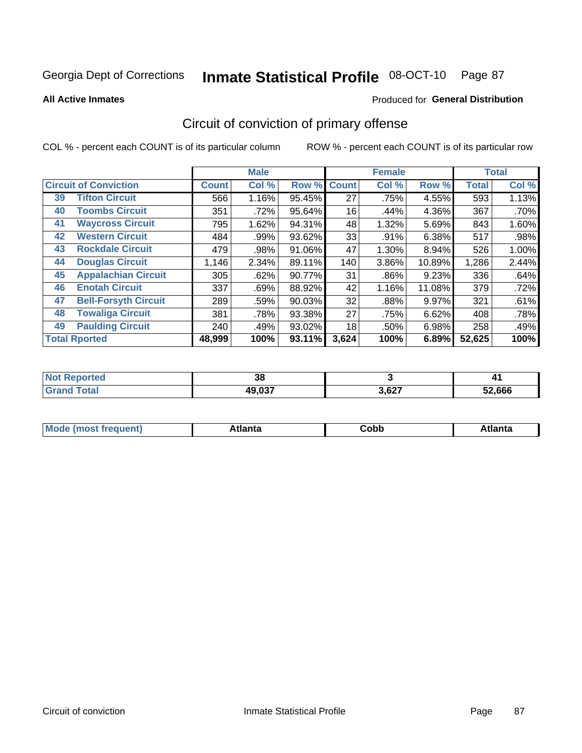Georgia Dept of Corrections **Inmate Statistical Profile** 08-OCT-10

**All Active Inmates**

Produced for **General Distribution**

## Circuit of conviction of primary offense

COL % - percent each COUNT is of its particular column

ROW % - percent each COUNT is of its particular row

| Circuit of Conviction | | Male | | | Female | | | Total | |
|---|---|---|---|---|---|---|---|---|---|
| | | Count | Col % | Row % | Count | Col % | Row % | Total | Col % |
| 39 | Tifton Circuit | 566 | 1.16% | 95.45% | 27 | .75% | 4.55% | 593 | 1.13% |
| 40 | Toombs Circuit | 351 | .72% | 95.64% | 16 | .44% | 4.36% | 367 | .70% |
| 41 | Waycross Circuit | 795 | 1.62% | 94.31% | 48 | 1.32% | 5.69% | 843 | 1.60% |
| 42 | Western Circuit | 484 | .99% | 93.62% | 33 | .91% | 6.38% | 517 | .98% |
| 43 | Rockdale Circuit | 479 | .98% | 91.06% | 47 | 1.30% | 8.94% | 526 | 1.00% |
| 44 | Douglas Circuit | 1,146 | 2.34% | 89.11% | 140 | 3.86% | 10.89% | 1,286 | 2.44% |
| 45 | Appalachian Circuit | 305 | .62% | 90.77% | 31 | .86% | 9.23% | 336 | .64% |
| 46 | Enotah Circuit | 337 | .69% | 88.92% | 42 | 1.16% | 11.08% | 379 | .72% |
| 47 | Bell-Forsyth Circuit | 289 | .59% | 90.03% | 32 | .88% | 9.97% | 321 | .61% |
| 48 | Towaliga Circuit | 381 | .78% | 93.38% | 27 | .75% | 6.62% | 408 | .78% |
| 49 | Paulding Circuit | 240 | .49% | 93.02% | 18 | .50% | 6.98% | 258 | .49% |
| **Total Rported** | | **48,999** | **100%** | **93.11%** | **3,624** | **100%** | **6.89%** | **52,625** | **100%** |

| | Male | Female | Total |
|---|---|---|---|
| Not Reported | 38 | 3 | 41 |
| Grand Total | 49,037 | 3,627 | 52,666 |

| | Male | Female | Total |
|---|---|---|---|
| Mode (most frequent) | Atlanta | Cobb | Atlanta |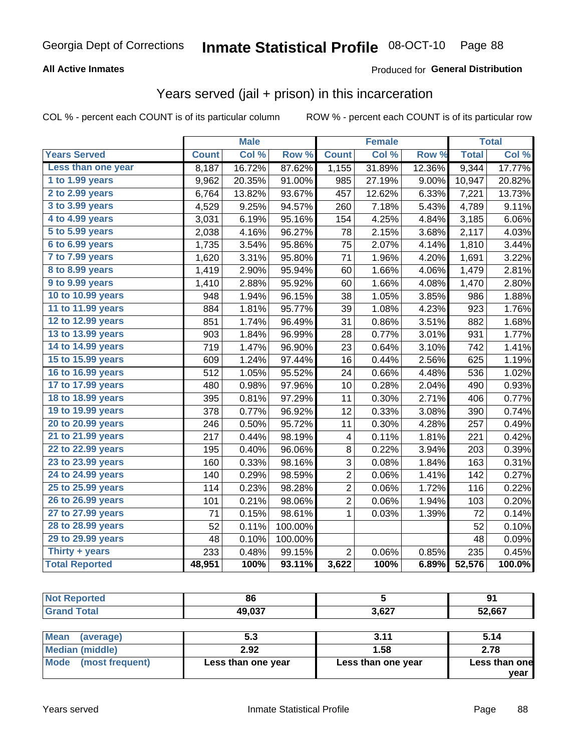Georgia Dept of Corrections **Inmate Statistical Profile** 08-OCT-10

**All Active Inmates**

Produced for **General Distribution**

## Years served (jail + prison) in this incarceration

COL % - percent each COUNT is of its particular column ROW % - percent each COUNT is of its particular row

| | Male | | | Female | | | Total | |
|---|---|---|---|---|---|---|---|---|
| **Years Served** | **Count** | **Col %** | **Row %** | **Count** | **Col %** | **Row %** | **Total** | **Col %** |
| Less than one year | 8,187 | 16.72% | 87.62% | 1,155 | 31.89% | 12.36% | 9,344 | 17.77% |
| 1 to 1.99 years | 9,962 | 20.35% | 91.00% | 985 | 27.19% | 9.00% | 10,947 | 20.82% |
| 2 to 2.99 years | 6,764 | 13.82% | 93.67% | 457 | 12.62% | 6.33% | 7,221 | 13.73% |
| 3 to 3.99 years | 4,529 | 9.25% | 94.57% | 260 | 7.18% | 5.43% | 4,789 | 9.11% |
| 4 to 4.99 years | 3,031 | 6.19% | 95.16% | 154 | 4.25% | 4.84% | 3,185 | 6.06% |
| 5 to 5.99 years | 2,038 | 4.16% | 96.27% | 78 | 2.15% | 3.68% | 2,117 | 4.03% |
| 6 to 6.99 years | 1,735 | 3.54% | 95.86% | 75 | 2.07% | 4.14% | 1,810 | 3.44% |
| 7 to 7.99 years | 1,620 | 3.31% | 95.80% | 71 | 1.96% | 4.20% | 1,691 | 3.22% |
| 8 to 8.99 years | 1,419 | 2.90% | 95.94% | 60 | 1.66% | 4.06% | 1,479 | 2.81% |
| 9 to 9.99 years | 1,410 | 2.88% | 95.92% | 60 | 1.66% | 4.08% | 1,470 | 2.80% |
| 10 to 10.99 years | 948 | 1.94% | 96.15% | 38 | 1.05% | 3.85% | 986 | 1.88% |
| 11 to 11.99 years | 884 | 1.81% | 95.77% | 39 | 1.08% | 4.23% | 923 | 1.76% |
| 12 to 12.99 years | 851 | 1.74% | 96.49% | 31 | 0.86% | 3.51% | 882 | 1.68% |
| 13 to 13.99 years | 903 | 1.84% | 96.99% | 28 | 0.77% | 3.01% | 931 | 1.77% |
| 14 to 14.99 years | 719 | 1.47% | 96.90% | 23 | 0.64% | 3.10% | 742 | 1.41% |
| 15 to 15.99 years | 609 | 1.24% | 97.44% | 16 | 0.44% | 2.56% | 625 | 1.19% |
| 16 to 16.99 years | 512 | 1.05% | 95.52% | 24 | 0.66% | 4.48% | 536 | 1.02% |
| 17 to 17.99 years | 480 | 0.98% | 97.96% | 10 | 0.28% | 2.04% | 490 | 0.93% |
| 18 to 18.99 years | 395 | 0.81% | 97.29% | 11 | 0.30% | 2.71% | 406 | 0.77% |
| 19 to 19.99 years | 378 | 0.77% | 96.92% | 12 | 0.33% | 3.08% | 390 | 0.74% |
| 20 to 20.99 years | 246 | 0.50% | 95.72% | 11 | 0.30% | 4.28% | 257 | 0.49% |
| 21 to 21.99 years | 217 | 0.44% | 98.19% | 4 | 0.11% | 1.81% | 221 | 0.42% |
| 22 to 22.99 years | 195 | 0.40% | 96.06% | 8 | 0.22% | 3.94% | 203 | 0.39% |
| 23 to 23.99 years | 160 | 0.33% | 98.16% | 3 | 0.08% | 1.84% | 163 | 0.31% |
| 24 to 24.99 years | 140 | 0.29% | 98.59% | 2 | 0.06% | 1.41% | 142 | 0.27% |
| 25 to 25.99 years | 114 | 0.23% | 98.28% | 2 | 0.06% | 1.72% | 116 | 0.22% |
| 26 to 26.99 years | 101 | 0.21% | 98.06% | 2 | 0.06% | 1.94% | 103 | 0.20% |
| 27 to 27.99 years | 71 | 0.15% | 98.61% | 1 | 0.03% | 1.39% | 72 | 0.14% |
| 28 to 28.99 years | 52 | 0.11% | 100.00% | | | | 52 | 0.10% |
| 29 to 29.99 years | 48 | 0.10% | 100.00% | | | | 48 | 0.09% |
| Thirty + years | 233 | 0.48% | 99.15% | 2 | 0.06% | 0.85% | 235 | 0.45% |
| **Total Reported** | **48,951** | **100%** | **93.11%** | **3,622** | **100%** | **6.89%** | **52,576** | **100.0%** |

| | Male | Female | Total |
|---|---|---|---|
| Not Reported | 86 | 5 | 91 |
| Grand Total | 49,037 | 3,627 | 52,667 |

| | Male | Female | Total |
|---|---|---|---|
| Mean (average) | 5.3 | 3.11 | 5.14 |
| Median (middle) | 2.92 | 1.58 | 2.78 |
| Mode (most frequent) | Less than one year | Less than one year | Less than one year |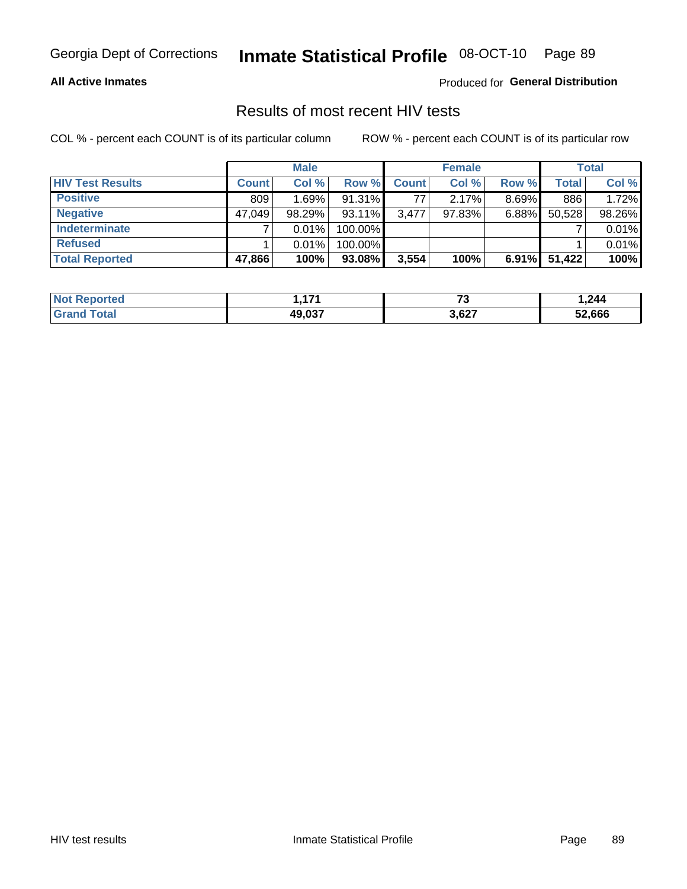Georgia Dept of Corrections **Inmate Statistical Profile** 08-OCT-10

**All Active Inmates**

Produced for **General Distribution**

## Results of most recent HIV tests

COL % - percent each COUNT is of its particular column ROW % - percent each COUNT is of its particular row

| | Male | | | Female | | | Total | |
|---|---|---|---|---|---|---|---|---|
| **HIV Test Results** | **Count** | **Col %** | **Row %** | **Count** | **Col %** | **Row %** | **Total** | **Col %** |
| **Positive** | 809 | 1.69% | 91.31% | 77 | 2.17% | 8.69% | 886 | 1.72% |
| **Negative** | 47,049 | 98.29% | 93.11% | 3,477 | 97.83% | 6.88% | 50,528 | 98.26% |
| **Indeterminate** | 7 | 0.01% | 100.00% | | | | 7 | 0.01% |
| **Refused** | 1 | 0.01% | 100.00% | | | | 1 | 0.01% |
| **Total Reported** | **47,866** | **100%** | **93.08%** | **3,554** | **100%** | **6.91%** | **51,422** | **100%** |

| | Male | Female | Total |
|---|---|---|---|
| **Not Reported** | **1,171** | **73** | **1,244** |
| **Grand Total** | **49,037** | **3,627** | **52,666** |

HIV test results Inmate Statistical Profile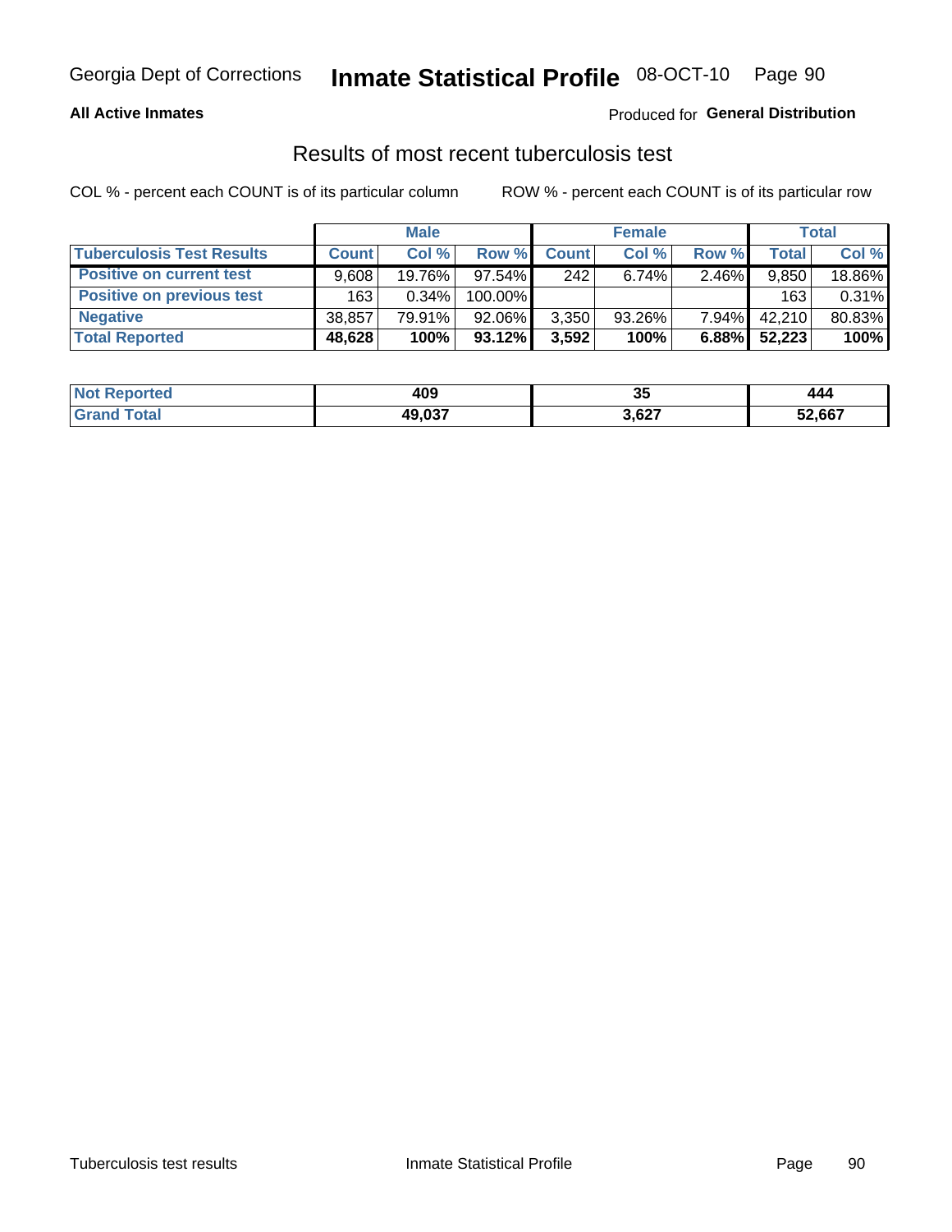Georgia Dept of Corrections **Inmate Statistical Profile** 08-OCT-10

**All Active Inmates**

Produced for **General Distribution**

## Results of most recent tuberculosis test

COL % - percent each COUNT is of its particular column

ROW % - percent each COUNT is of its particular row

| | Male | | | Female | | | Total | |
|---|---|---|---|---|---|---|---|---|
| **Tuberculosis Test Results** | **Count** | **Col %** | **Row %** | **Count** | **Col %** | **Row %** | **Total** | **Col %** |
| **Positive on current test** | 9,608 | 19.76% | 97.54% | 242 | 6.74% | 2.46% | 9,850 | 18.86% |
| **Positive on previous test** | 163 | 0.34% | 100.00% | | | | 163 | 0.31% |
| **Negative** | 38,857 | 79.91% | 92.06% | 3,350 | 93.26% | 7.94% | 42,210 | 80.83% |
| **Total Reported** | **48,628** | **100%** | **93.12%** | **3,592** | **100%** | **6.88%** | **52,223** | **100%** |

| | Male | Female | Total |
|---|---|---|---|
| **Not Reported** | **409** | **35** | **444** |
| **Grand Total** | **49,037** | **3,627** | **52,667** |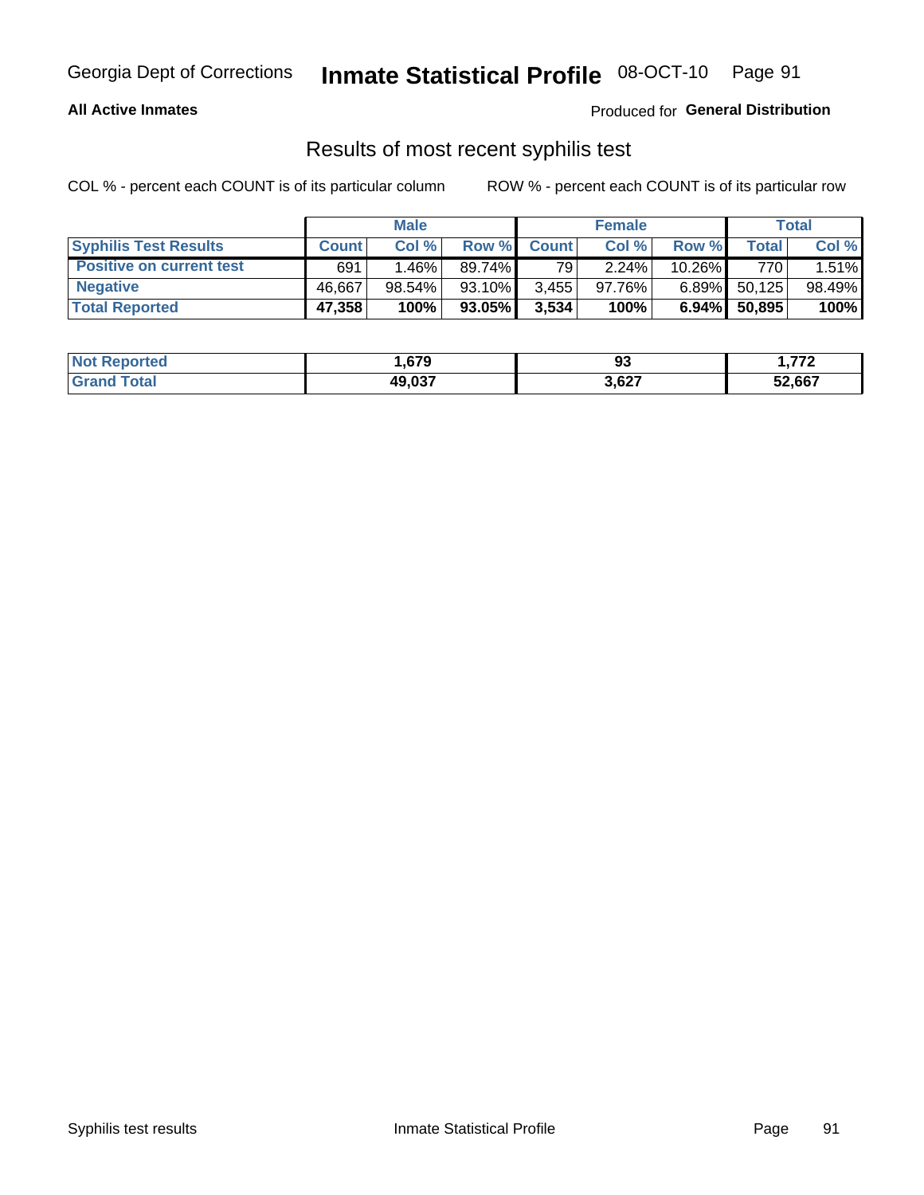Georgia Dept of Corrections **Inmate Statistical Profile** 08-OCT-10

**All Active Inmates** Produced for **General Distribution**

## Results of most recent syphilis test

COL % - percent each COUNT is of its particular column ROW % - percent each COUNT is of its particular row

| | Male | | | Female | | | Total | |
|---|---|---|---|---|---|---|---|---|
| **Syphilis Test Results** | **Count** | **Col %** | **Row %** | **Count** | **Col %** | **Row %** | **Total** | **Col %** |
| **Positive on current test** | 691 | 1.46% | 89.74% | 79 | 2.24% | 10.26% | 770 | 1.51% |
| **Negative** | 46,667 | 98.54% | 93.10% | 3,455 | 97.76% | 6.89% | 50,125 | 98.49% |
| **Total Reported** | **47,358** | **100%** | **93.05%** | **3,534** | **100%** | **6.94%** | **50,895** | **100%** |

| | Male | Female | Total |
|---|---|---|---|
| **Not Reported** | **1,679** | **93** | **1,772** |
| **Grand Total** | **49,037** | **3,627** | **52,667** |

Syphilis test results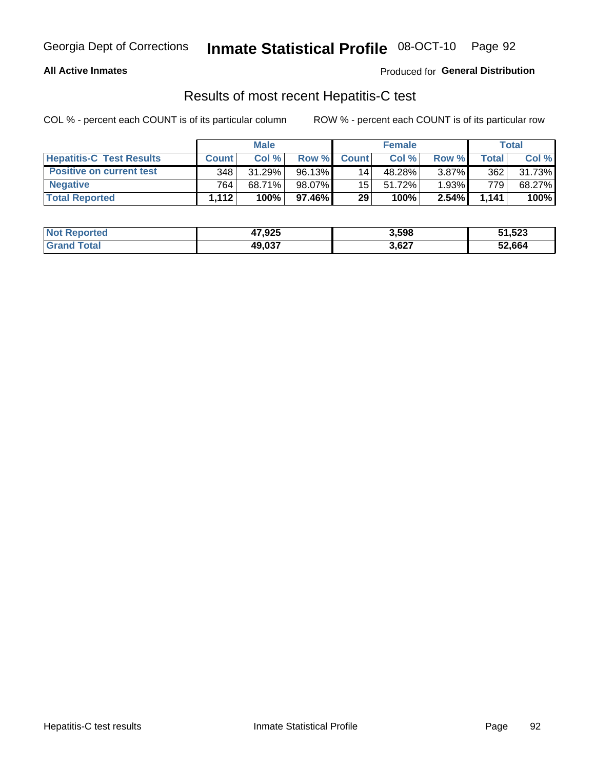**All Active Inmates**

Produced for **General Distribution**

## Results of most recent Hepatitis-C test

COL % - percent each COUNT is of its particular column

ROW % - percent each COUNT is of its particular row

| | Male | | | Female | | | Total | |
|---|---|---|---|---|---|---|---|---|
| **Hepatitis-C Test Results** | **Count** | **Col %** | **Row %** | **Count** | **Col %** | **Row %** | **Total** | **Col %** |
| **Positive on current test** | 348 | 31.29% | 96.13% | 14 | 48.28% | 3.87% | 362 | 31.73% |
| **Negative** | 764 | 68.71% | 98.07% | 15 | 51.72% | 1.93% | 779 | 68.27% |
| **Total Reported** | **1,112** | **100%** | **97.46%** | **29** | **100%** | **2.54%** | **1,141** | **100%** |

| | Male | Female | Total |
|---|---|---|---|
| **Not Reported** | **47,925** | **3,598** | **51,523** |
| **Grand Total** | **49,037** | **3,627** | **52,664** |